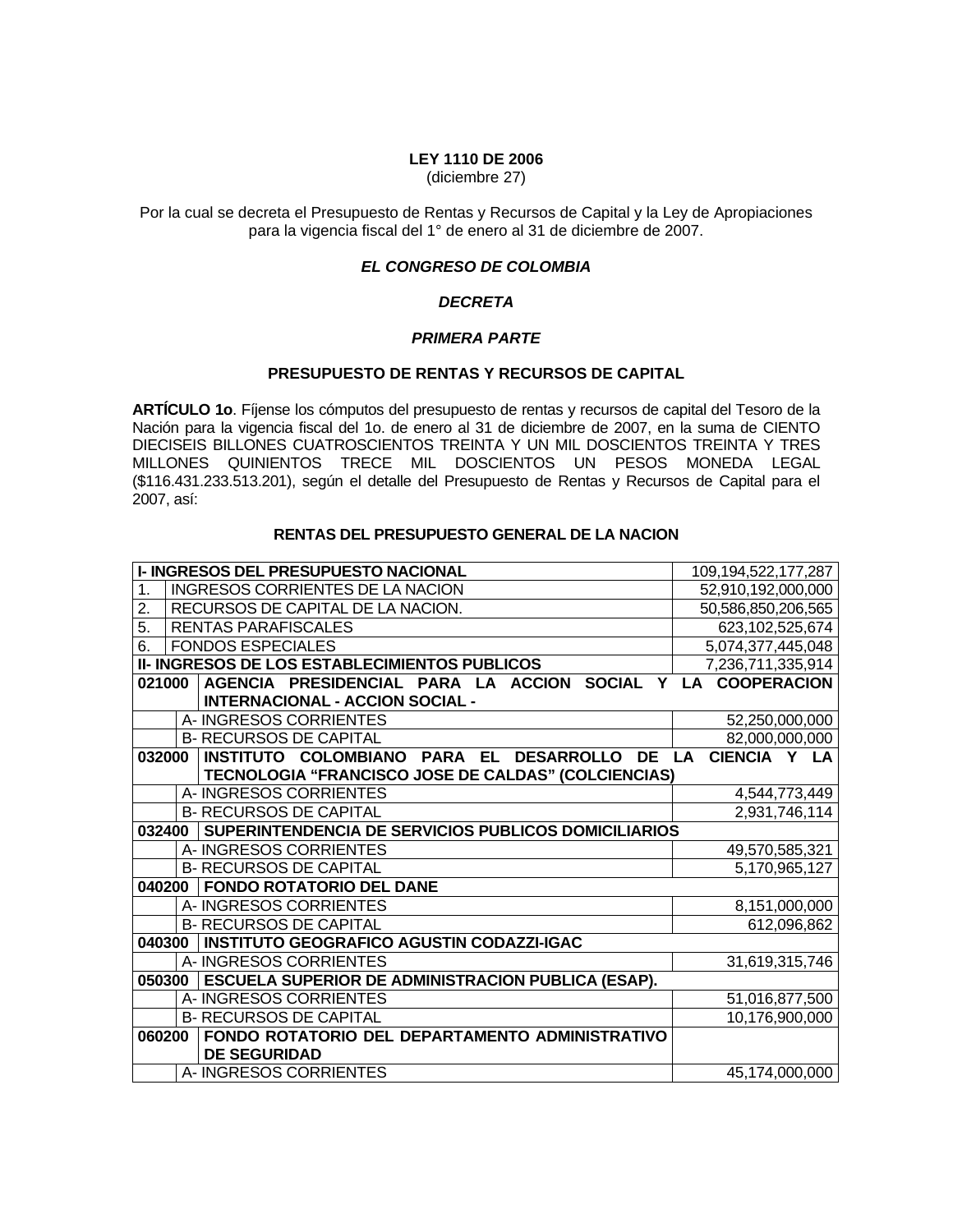**LEY 1110 DE 2006**
(diciembre 27)

Por la cual se decreta el Presupuesto de Rentas y Recursos de Capital y la Ley de Apropiaciones para la vigencia fiscal del 1° de enero al 31 de diciembre de 2007.

***EL CONGRESO DE COLOMBIA***

***DECRETA***

***PRIMERA PARTE***

**PRESUPUESTO DE RENTAS Y RECURSOS DE CAPITAL**

**ARTÍCULO 1o**. Fíjense los cómputos del presupuesto de rentas y recursos de capital del Tesoro de la Nación para la vigencia fiscal del 1o. de enero al 31 de diciembre de 2007, en la suma de CIENTO DIECISEIS BILLONES CUATROSCIENTOS TREINTA Y UN MIL DOSCIENTOS TREINTA Y TRES MILLONES QUINIENTOS TRECE MIL DOSCIENTOS UN PESOS MONEDA LEGAL ($116.431.233.513.201), según el detalle del Presupuesto de Rentas y Recursos de Capital para el 2007, así:

**RENTAS DEL PRESUPUESTO GENERAL DE LA NACION**

| | | |
|---|---|---|
| **I- INGRESOS DEL PRESUPUESTO NACIONAL** | | 109,194,522,177,287 |
| 1. | INGRESOS CORRIENTES DE LA NACION | 52,910,192,000,000 |
| 2. | RECURSOS DE CAPITAL DE LA NACION. | 50,586,850,206,565 |
| 5. | RENTAS PARAFISCALES | 623,102,525,674 |
| 6. | FONDOS ESPECIALES | 5,074,377,445,048 |
| **II- INGRESOS DE LOS ESTABLECIMIENTOS PUBLICOS** | | 7,236,711,335,914 |
| **021000** | **AGENCIA PRESIDENCIAL PARA LA ACCION SOCIAL Y LA COOPERACION INTERNACIONAL - ACCION SOCIAL -** | |
| | A- INGRESOS CORRIENTES | 52,250,000,000 |
| | B- RECURSOS DE CAPITAL | 82,000,000,000 |
| **032000** | **INSTITUTO COLOMBIANO PARA EL DESARROLLO DE LA CIENCIA Y LA TECNOLOGIA "FRANCISCO JOSE DE CALDAS" (COLCIENCIAS)** | |
| | A- INGRESOS CORRIENTES | 4,544,773,449 |
| | B- RECURSOS DE CAPITAL | 2,931,746,114 |
| **032400** | **SUPERINTENDENCIA DE SERVICIOS PUBLICOS DOMICILIARIOS** | |
| | A- INGRESOS CORRIENTES | 49,570,585,321 |
| | B- RECURSOS DE CAPITAL | 5,170,965,127 |
| **040200** | **FONDO ROTATORIO DEL DANE** | |
| | A- INGRESOS CORRIENTES | 8,151,000,000 |
| | B- RECURSOS DE CAPITAL | 612,096,862 |
| **040300** | **INSTITUTO GEOGRAFICO AGUSTIN CODAZZI-IGAC** | |
| | A- INGRESOS CORRIENTES | 31,619,315,746 |
| **050300** | **ESCUELA SUPERIOR DE ADMINISTRACION PUBLICA (ESAP).** | |
| | A- INGRESOS CORRIENTES | 51,016,877,500 |
| | B- RECURSOS DE CAPITAL | 10,176,900,000 |
| **060200** | **FONDO ROTATORIO DEL DEPARTAMENTO ADMINISTRATIVO DE SEGURIDAD** | |
| | A- INGRESOS CORRIENTES | 45,174,000,000 |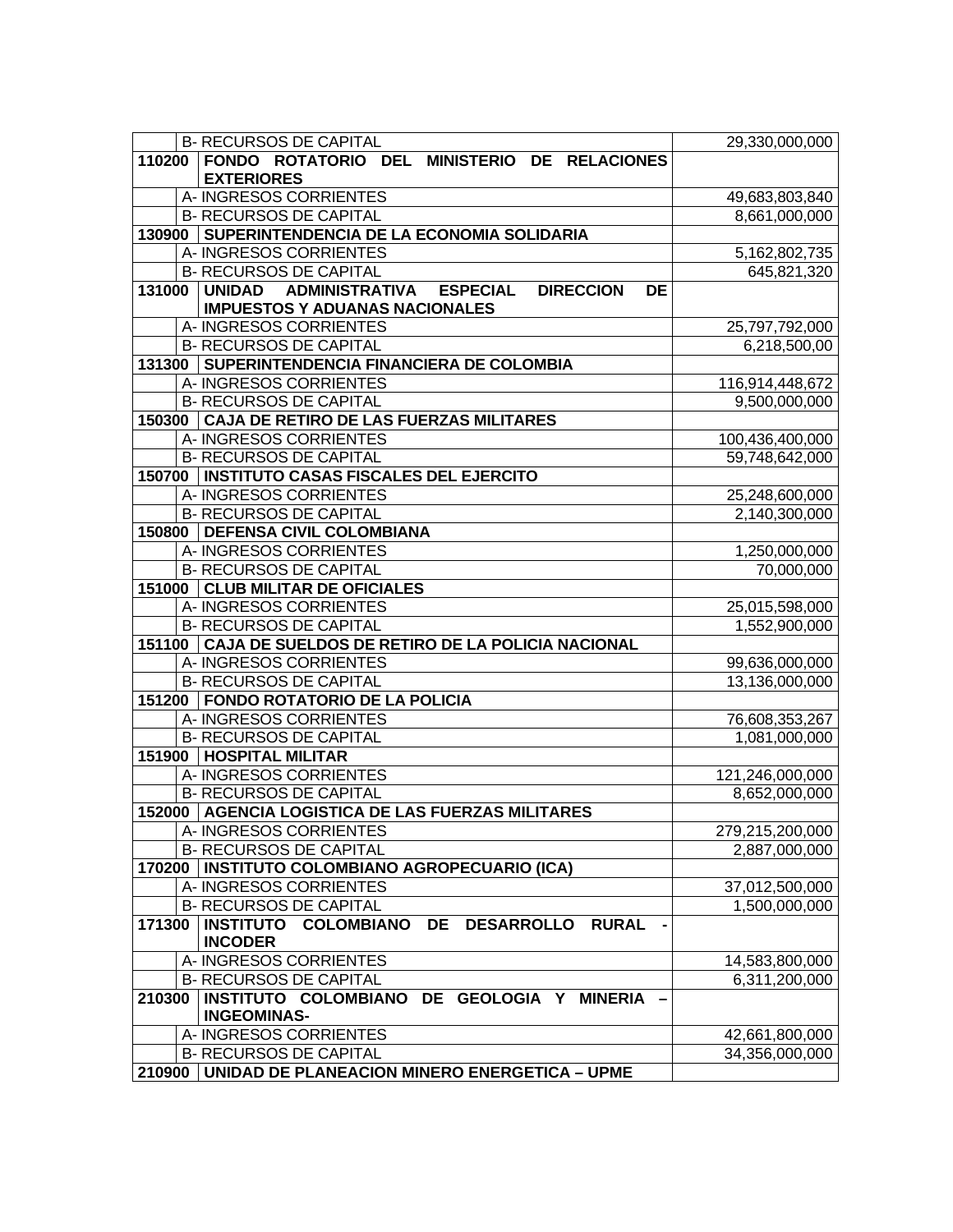| | | |
|---|---|---|
| | B- RECURSOS DE CAPITAL | 29,330,000,000 |
| **110200** | **FONDO ROTATORIO DEL MINISTERIO DE RELACIONES EXTERIORES** | |
| | A- INGRESOS CORRIENTES | 49,683,803,840 |
| | B- RECURSOS DE CAPITAL | 8,661,000,000 |
| **130900** | **SUPERINTENDENCIA DE LA ECONOMIA SOLIDARIA** | |
| | A- INGRESOS CORRIENTES | 5,162,802,735 |
| | B- RECURSOS DE CAPITAL | 645,821,320 |
| **131000** | **UNIDAD ADMINISTRATIVA ESPECIAL DIRECCION DE IMPUESTOS Y ADUANAS NACIONALES** | |
| | A- INGRESOS CORRIENTES | 25,797,792,000 |
| | B- RECURSOS DE CAPITAL | 6,218,500,00 |
| **131300** | **SUPERINTENDENCIA FINANCIERA DE COLOMBIA** | |
| | A- INGRESOS CORRIENTES | 116,914,448,672 |
| | B- RECURSOS DE CAPITAL | 9,500,000,000 |
| **150300** | **CAJA DE RETIRO DE LAS FUERZAS MILITARES** | |
| | A- INGRESOS CORRIENTES | 100,436,400,000 |
| | B- RECURSOS DE CAPITAL | 59,748,642,000 |
| **150700** | **INSTITUTO CASAS FISCALES DEL EJERCITO** | |
| | A- INGRESOS CORRIENTES | 25,248,600,000 |
| | B- RECURSOS DE CAPITAL | 2,140,300,000 |
| **150800** | **DEFENSA CIVIL COLOMBIANA** | |
| | A- INGRESOS CORRIENTES | 1,250,000,000 |
| | B- RECURSOS DE CAPITAL | 70,000,000 |
| **151000** | **CLUB MILITAR DE OFICIALES** | |
| | A- INGRESOS CORRIENTES | 25,015,598,000 |
| | B- RECURSOS DE CAPITAL | 1,552,900,000 |
| **151100** | **CAJA DE SUELDOS DE RETIRO DE LA POLICIA NACIONAL** | |
| | A- INGRESOS CORRIENTES | 99,636,000,000 |
| | B- RECURSOS DE CAPITAL | 13,136,000,000 |
| **151200** | **FONDO ROTATORIO DE LA POLICIA** | |
| | A- INGRESOS CORRIENTES | 76,608,353,267 |
| | B- RECURSOS DE CAPITAL | 1,081,000,000 |
| **151900** | **HOSPITAL MILITAR** | |
| | A- INGRESOS CORRIENTES | 121,246,000,000 |
| | B- RECURSOS DE CAPITAL | 8,652,000,000 |
| **152000** | **AGENCIA LOGISTICA DE LAS FUERZAS MILITARES** | |
| | A- INGRESOS CORRIENTES | 279,215,200,000 |
| | B- RECURSOS DE CAPITAL | 2,887,000,000 |
| **170200** | **INSTITUTO COLOMBIANO AGROPECUARIO (ICA)** | |
| | A- INGRESOS CORRIENTES | 37,012,500,000 |
| | B- RECURSOS DE CAPITAL | 1,500,000,000 |
| **171300** | **INSTITUTO COLOMBIANO DE DESARROLLO RURAL - INCODER** | |
| | A- INGRESOS CORRIENTES | 14,583,800,000 |
| | B- RECURSOS DE CAPITAL | 6,311,200,000 |
| **210300** | **INSTITUTO COLOMBIANO DE GEOLOGIA Y MINERIA – INGEOMINAS-** | |
| | A- INGRESOS CORRIENTES | 42,661,800,000 |
| | B- RECURSOS DE CAPITAL | 34,356,000,000 |
| **210900** | **UNIDAD DE PLANEACION MINERO ENERGETICA – UPME** | |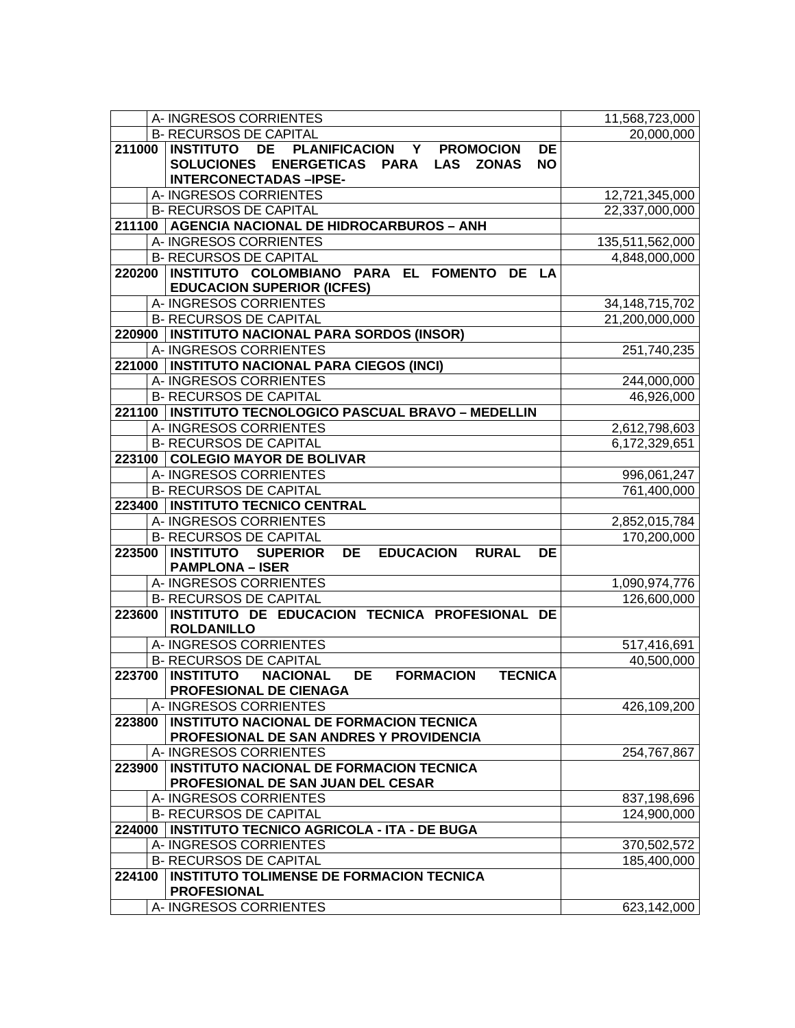| | | |
|---|---|---|
| | A- INGRESOS CORRIENTES | 11,568,723,000 |
| | B- RECURSOS DE CAPITAL | 20,000,000 |
| **211000** | **INSTITUTO DE PLANIFICACION Y PROMOCION DE SOLUCIONES ENERGETICAS PARA LAS ZONAS NO INTERCONECTADAS –IPSE-** | |
| | A- INGRESOS CORRIENTES | 12,721,345,000 |
| | B- RECURSOS DE CAPITAL | 22,337,000,000 |
| **211100** | **AGENCIA NACIONAL DE HIDROCARBUROS – ANH** | |
| | A- INGRESOS CORRIENTES | 135,511,562,000 |
| | B- RECURSOS DE CAPITAL | 4,848,000,000 |
| **220200** | **INSTITUTO COLOMBIANO PARA EL FOMENTO DE LA EDUCACION SUPERIOR (ICFES)** | |
| | A- INGRESOS CORRIENTES | 34,148,715,702 |
| | B- RECURSOS DE CAPITAL | 21,200,000,000 |
| **220900** | **INSTITUTO NACIONAL PARA SORDOS (INSOR)** | |
| | A- INGRESOS CORRIENTES | 251,740,235 |
| **221000** | **INSTITUTO NACIONAL PARA CIEGOS (INCI)** | |
| | A- INGRESOS CORRIENTES | 244,000,000 |
| | B- RECURSOS DE CAPITAL | 46,926,000 |
| **221100** | **INSTITUTO TECNOLOGICO PASCUAL BRAVO – MEDELLIN** | |
| | A- INGRESOS CORRIENTES | 2,612,798,603 |
| | B- RECURSOS DE CAPITAL | 6,172,329,651 |
| **223100** | **COLEGIO MAYOR DE BOLIVAR** | |
| | A- INGRESOS CORRIENTES | 996,061,247 |
| | B- RECURSOS DE CAPITAL | 761,400,000 |
| **223400** | **INSTITUTO TECNICO CENTRAL** | |
| | A- INGRESOS CORRIENTES | 2,852,015,784 |
| | B- RECURSOS DE CAPITAL | 170,200,000 |
| **223500** | **INSTITUTO SUPERIOR DE EDUCACION RURAL DE PAMPLONA – ISER** | |
| | A- INGRESOS CORRIENTES | 1,090,974,776 |
| | B- RECURSOS DE CAPITAL | 126,600,000 |
| **223600** | **INSTITUTO DE EDUCACION TECNICA PROFESIONAL DE ROLDANILLO** | |
| | A- INGRESOS CORRIENTES | 517,416,691 |
| | B- RECURSOS DE CAPITAL | 40,500,000 |
| **223700** | **INSTITUTO NACIONAL DE FORMACION TECNICA PROFESIONAL DE CIENAGA** | |
| | A- INGRESOS CORRIENTES | 426,109,200 |
| **223800** | **INSTITUTO NACIONAL DE FORMACION TECNICA PROFESIONAL DE SAN ANDRES Y PROVIDENCIA** | |
| | A- INGRESOS CORRIENTES | 254,767,867 |
| **223900** | **INSTITUTO NACIONAL DE FORMACION TECNICA PROFESIONAL DE SAN JUAN DEL CESAR** | |
| | A- INGRESOS CORRIENTES | 837,198,696 |
| | B- RECURSOS DE CAPITAL | 124,900,000 |
| **224000** | **INSTITUTO TECNICO AGRICOLA - ITA - DE BUGA** | |
| | A- INGRESOS CORRIENTES | 370,502,572 |
| | B- RECURSOS DE CAPITAL | 185,400,000 |
| **224100** | **INSTITUTO TOLIMENSE DE FORMACION TECNICA PROFESIONAL** | |
| | A- INGRESOS CORRIENTES | 623,142,000 |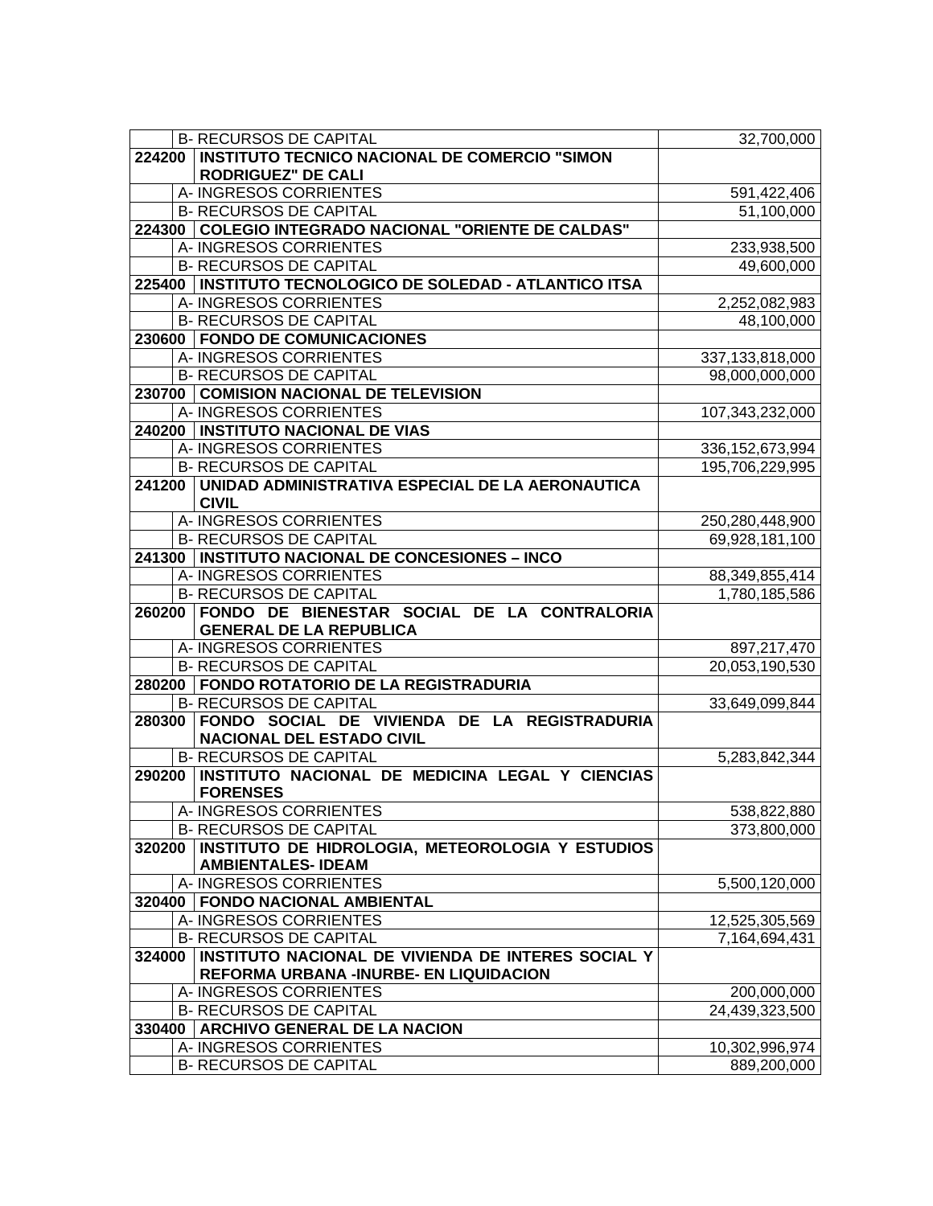| | | |
|---|---|---|
| | B- RECURSOS DE CAPITAL | 32,700,000 |
| **224200** | **INSTITUTO TECNICO NACIONAL DE COMERCIO "SIMON RODRIGUEZ" DE CALI** | |
| | A- INGRESOS CORRIENTES | 591,422,406 |
| | B- RECURSOS DE CAPITAL | 51,100,000 |
| **224300** | **COLEGIO INTEGRADO NACIONAL "ORIENTE DE CALDAS"** | |
| | A- INGRESOS CORRIENTES | 233,938,500 |
| | B- RECURSOS DE CAPITAL | 49,600,000 |
| **225400** | **INSTITUTO TECNOLOGICO DE SOLEDAD - ATLANTICO ITSA** | |
| | A- INGRESOS CORRIENTES | 2,252,082,983 |
| | B- RECURSOS DE CAPITAL | 48,100,000 |
| **230600** | **FONDO DE COMUNICACIONES** | |
| | A- INGRESOS CORRIENTES | 337,133,818,000 |
| | B- RECURSOS DE CAPITAL | 98,000,000,000 |
| **230700** | **COMISION NACIONAL DE TELEVISION** | |
| | A- INGRESOS CORRIENTES | 107,343,232,000 |
| **240200** | **INSTITUTO NACIONAL DE VIAS** | |
| | A- INGRESOS CORRIENTES | 336,152,673,994 |
| | B- RECURSOS DE CAPITAL | 195,706,229,995 |
| **241200** | **UNIDAD ADMINISTRATIVA ESPECIAL DE LA AERONAUTICA CIVIL** | |
| | A- INGRESOS CORRIENTES | 250,280,448,900 |
| | B- RECURSOS DE CAPITAL | 69,928,181,100 |
| **241300** | **INSTITUTO NACIONAL DE CONCESIONES – INCO** | |
| | A- INGRESOS CORRIENTES | 88,349,855,414 |
| | B- RECURSOS DE CAPITAL | 1,780,185,586 |
| **260200** | **FONDO DE BIENESTAR SOCIAL DE LA CONTRALORIA GENERAL DE LA REPUBLICA** | |
| | A- INGRESOS CORRIENTES | 897,217,470 |
| | B- RECURSOS DE CAPITAL | 20,053,190,530 |
| **280200** | **FONDO ROTATORIO DE LA REGISTRADURIA** | |
| | B- RECURSOS DE CAPITAL | 33,649,099,844 |
| **280300** | **FONDO SOCIAL DE VIVIENDA DE LA REGISTRADURIA NACIONAL DEL ESTADO CIVIL** | |
| | B- RECURSOS DE CAPITAL | 5,283,842,344 |
| **290200** | **INSTITUTO NACIONAL DE MEDICINA LEGAL Y CIENCIAS FORENSES** | |
| | A- INGRESOS CORRIENTES | 538,822,880 |
| | B- RECURSOS DE CAPITAL | 373,800,000 |
| **320200** | **INSTITUTO DE HIDROLOGIA, METEOROLOGIA Y ESTUDIOS AMBIENTALES- IDEAM** | |
| | A- INGRESOS CORRIENTES | 5,500,120,000 |
| **320400** | **FONDO NACIONAL AMBIENTAL** | |
| | A- INGRESOS CORRIENTES | 12,525,305,569 |
| | B- RECURSOS DE CAPITAL | 7,164,694,431 |
| **324000** | **INSTITUTO NACIONAL DE VIVIENDA DE INTERES SOCIAL Y REFORMA URBANA -INURBE- EN LIQUIDACION** | |
| | A- INGRESOS CORRIENTES | 200,000,000 |
| | B- RECURSOS DE CAPITAL | 24,439,323,500 |
| **330400** | **ARCHIVO GENERAL DE LA NACION** | |
| | A- INGRESOS CORRIENTES | 10,302,996,974 |
| | B- RECURSOS DE CAPITAL | 889,200,000 |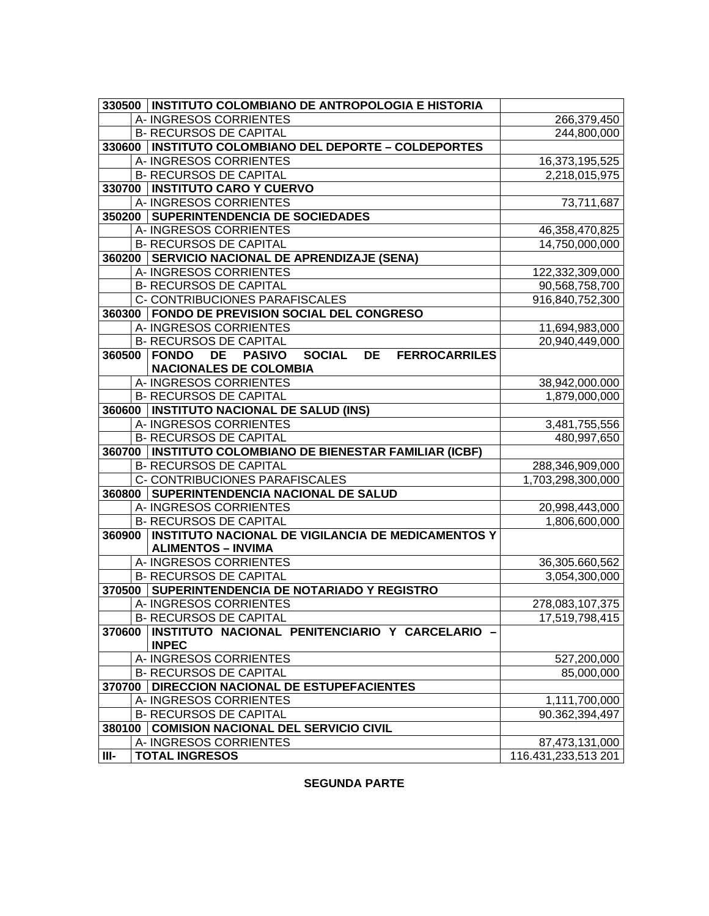| | | |
|---|---|---|
| **330500** | **INSTITUTO COLOMBIANO DE ANTROPOLOGIA E HISTORIA** | |
| | A- INGRESOS CORRIENTES | 266,379,450 |
| | B- RECURSOS DE CAPITAL | 244,800,000 |
| **330600** | **INSTITUTO COLOMBIANO DEL DEPORTE – COLDEPORTES** | |
| | A- INGRESOS CORRIENTES | 16,373,195,525 |
| | B- RECURSOS DE CAPITAL | 2,218,015,975 |
| **330700** | **INSTITUTO CARO Y CUERVO** | |
| | A- INGRESOS CORRIENTES | 73,711,687 |
| **350200** | **SUPERINTENDENCIA DE SOCIEDADES** | |
| | A- INGRESOS CORRIENTES | 46,358,470,825 |
| | B- RECURSOS DE CAPITAL | 14,750,000,000 |
| **360200** | **SERVICIO NACIONAL DE APRENDIZAJE (SENA)** | |
| | A- INGRESOS CORRIENTES | 122,332,309,000 |
| | B- RECURSOS DE CAPITAL | 90,568,758,700 |
| | C- CONTRIBUCIONES PARAFISCALES | 916,840,752,300 |
| **360300** | **FONDO DE PREVISION SOCIAL DEL CONGRESO** | |
| | A- INGRESOS CORRIENTES | 11,694,983,000 |
| | B- RECURSOS DE CAPITAL | 20,940,449,000 |
| **360500** | **FONDO DE PASIVO SOCIAL DE FERROCARRILES NACIONALES DE COLOMBIA** | |
| | A- INGRESOS CORRIENTES | 38,942,000.000 |
| | B- RECURSOS DE CAPITAL | 1,879,000,000 |
| **360600** | **INSTITUTO NACIONAL DE SALUD (INS)** | |
| | A- INGRESOS CORRIENTES | 3,481,755,556 |
| | B- RECURSOS DE CAPITAL | 480,997,650 |
| **360700** | **INSTITUTO COLOMBIANO DE BIENESTAR FAMILIAR (ICBF)** | |
| | B- RECURSOS DE CAPITAL | 288,346,909,000 |
| | C- CONTRIBUCIONES PARAFISCALES | 1,703,298,300,000 |
| **360800** | **SUPERINTENDENCIA NACIONAL DE SALUD** | |
| | A- INGRESOS CORRIENTES | 20,998,443,000 |
| | B- RECURSOS DE CAPITAL | 1,806,600,000 |
| **360900** | **INSTITUTO NACIONAL DE VIGILANCIA DE MEDICAMENTOS Y ALIMENTOS – INVIMA** | |
| | A- INGRESOS CORRIENTES | 36,305.660,562 |
| | B- RECURSOS DE CAPITAL | 3,054,300,000 |
| **370500** | **SUPERINTENDENCIA DE NOTARIADO Y REGISTRO** | |
| | A- INGRESOS CORRIENTES | 278,083,107,375 |
| | B- RECURSOS DE CAPITAL | 17,519,798,415 |
| **370600** | **INSTITUTO NACIONAL PENITENCIARIO Y CARCELARIO – INPEC** | |
| | A- INGRESOS CORRIENTES | 527,200,000 |
| | B- RECURSOS DE CAPITAL | 85,000,000 |
| **370700** | **DIRECCION NACIONAL DE ESTUPEFACIENTES** | |
| | A- INGRESOS CORRIENTES | 1,111,700,000 |
| | B- RECURSOS DE CAPITAL | 90.362,394,497 |
| **380100** | **COMISION NACIONAL DEL SERVICIO CIVIL** | |
| | A- INGRESOS CORRIENTES | 87,473,131,000 |
| **III-** | **TOTAL INGRESOS** | 116.431,233,513 201 |

**SEGUNDA PARTE**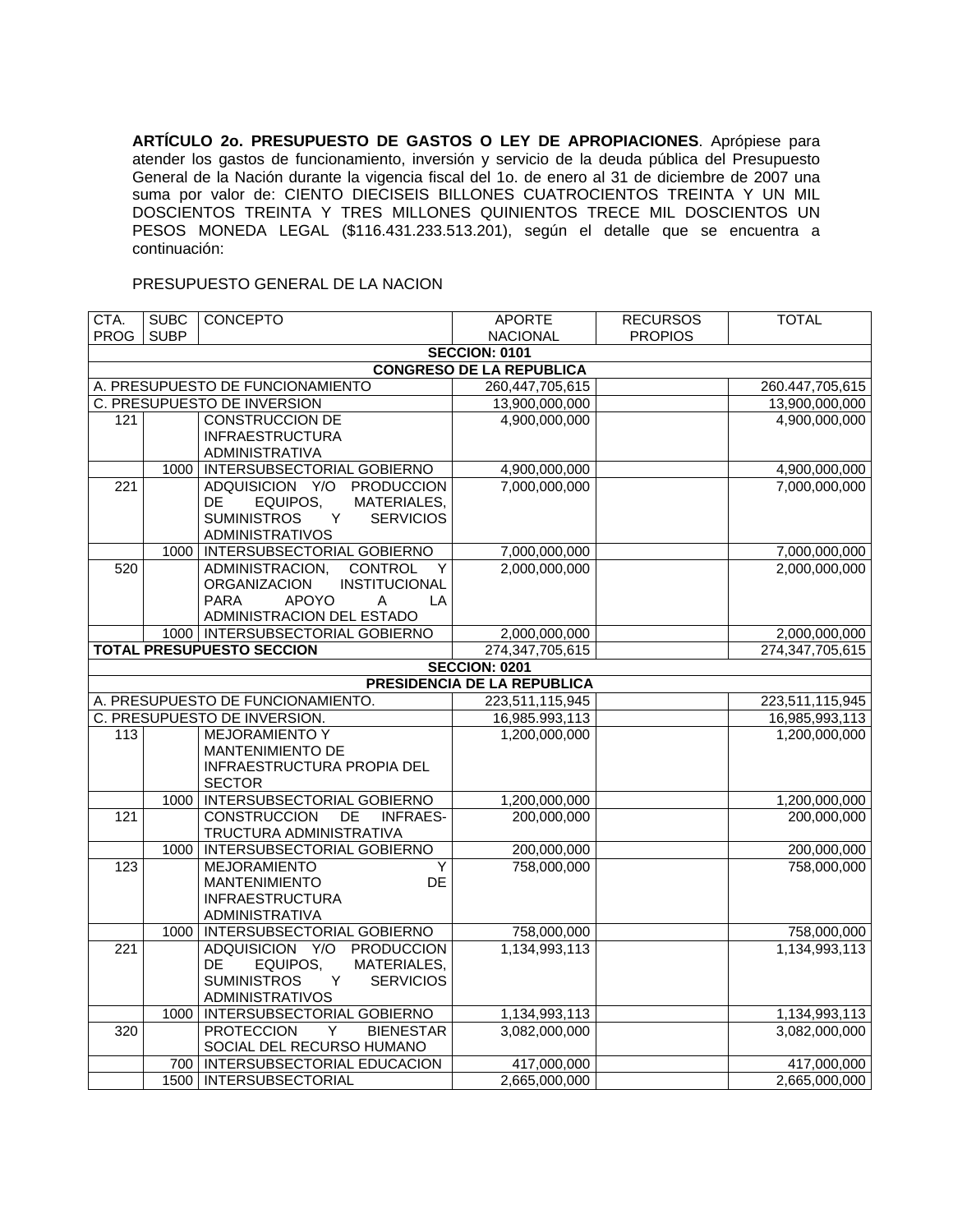**ARTÍCULO 2o. PRESUPUESTO DE GASTOS O LEY DE APROPIACIONES**. Aprópiese para atender los gastos de funcionamiento, inversión y servicio de la deuda pública del Presupuesto General de la Nación durante la vigencia fiscal del 1o. de enero al 31 de diciembre de 2007 una suma por valor de: CIENTO DIECISEIS BILLONES CUATROCIENTOS TREINTA Y UN MIL DOSCIENTOS TREINTA Y TRES MILLONES QUINIENTOS TRECE MIL DOSCIENTOS UN PESOS MONEDA LEGAL ($116.431.233.513.201), según el detalle que se encuentra a continuación:

PRESUPUESTO GENERAL DE LA NACION

| CTA. PROG | SUBC SUBP | CONCEPTO | APORTE NACIONAL | RECURSOS PROPIOS | TOTAL |
|---|---|---|---|---|---|
| | | **SECCION: 0101** | | | |
| | | **CONGRESO DE LA REPUBLICA** | | | |
| A. PRESUPUESTO DE FUNCIONAMIENTO | | | 260,447,705,615 | | 260.447,705,615 |
| C. PRESUPUESTO DE INVERSION | | | 13,900,000,000 | | 13,900,000,000 |
| 121 | | CONSTRUCCION DE INFRAESTRUCTURA ADMINISTRATIVA | 4,900,000,000 | | 4,900,000,000 |
| | 1000 | INTERSUBSECTORIAL GOBIERNO | 4,900,000,000 | | 4,900,000,000 |
| 221 | | ADQUISICION Y/O PRODUCCION DE EQUIPOS, MATERIALES, SUMINISTROS Y SERVICIOS ADMINISTRATIVOS | 7,000,000,000 | | 7,000,000,000 |
| | 1000 | INTERSUBSECTORIAL GOBIERNO | 7,000,000,000 | | 7,000,000,000 |
| 520 | | ADMINISTRACION, CONTROL Y ORGANIZACION INSTITUCIONAL PARA APOYO A LA ADMINISTRACION DEL ESTADO | 2,000,000,000 | | 2,000,000,000 |
| | 1000 | INTERSUBSECTORIAL GOBIERNO | 2,000,000,000 | | 2,000,000,000 |
| **TOTAL PRESUPUESTO SECCION** | | | 274,347,705,615 | | 274,347,705,615 |
| | | **SECCION: 0201** | | | |
| | | **PRESIDENCIA DE LA REPUBLICA** | | | |
| A. PRESUPUESTO DE FUNCIONAMIENTO. | | | 223,511,115,945 | | 223,511,115,945 |
| C. PRESUPUESTO DE INVERSION. | | | 16,985,993,113 | | 16,985,993,113 |
| 113 | | MEJORAMIENTO Y MANTENIMIENTO DE INFRAESTRUCTURA PROPIA DEL SECTOR | 1,200,000,000 | | 1,200,000,000 |
| | 1000 | INTERSUBSECTORIAL GOBIERNO | 1,200,000,000 | | 1,200,000,000 |
| 121 | | CONSTRUCCION DE INFRAES-TRUCTURA ADMINISTRATIVA | 200,000,000 | | 200,000,000 |
| | 1000 | INTERSUBSECTORIAL GOBIERNO | 200,000,000 | | 200,000,000 |
| 123 | | MEJORAMIENTO Y MANTENIMIENTO DE INFRAESTRUCTURA ADMINISTRATIVA | 758,000,000 | | 758,000,000 |
| | 1000 | INTERSUBSECTORIAL GOBIERNO | 758,000,000 | | 758,000,000 |
| 221 | | ADQUISICION Y/O PRODUCCION DE EQUIPOS, MATERIALES, SUMINISTROS Y SERVICIOS ADMINISTRATIVOS | 1,134,993,113 | | 1,134,993,113 |
| | 1000 | INTERSUBSECTORIAL GOBIERNO | 1,134,993,113 | | 1,134,993,113 |
| 320 | | PROTECCION Y BIENESTAR SOCIAL DEL RECURSO HUMANO | 3,082,000,000 | | 3,082,000,000 |
| | 700 | INTERSUBSECTORIAL EDUCACION | 417,000,000 | | 417,000,000 |
| | 1500 | INTERSUBSECTORIAL | 2,665,000,000 | | 2,665,000,000 |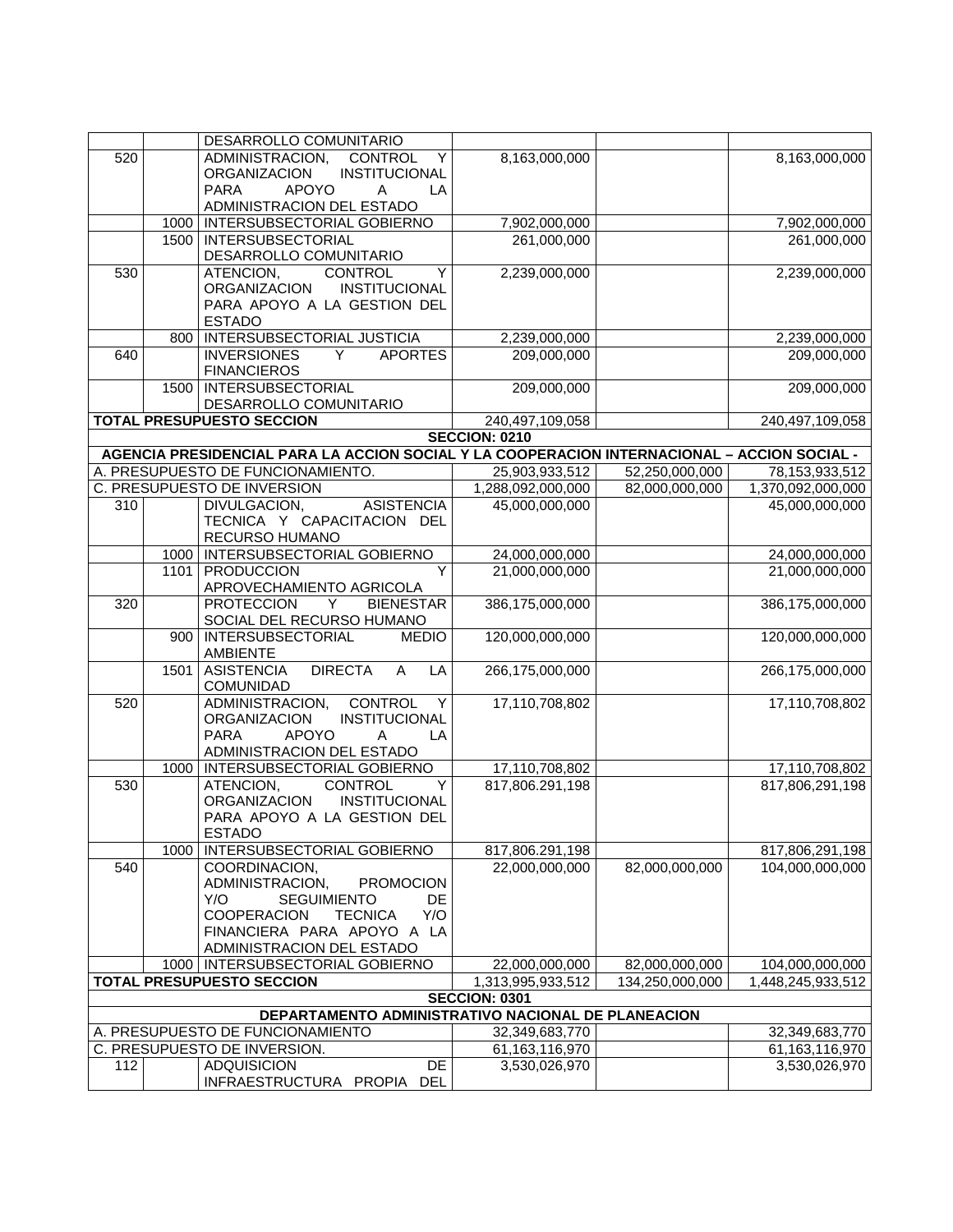| | | DESARROLLO COMUNITARIO | | | |
|---|---|---|---|---|---|
| 520 | | ADMINISTRACION, CONTROL Y ORGANIZACION INSTITUCIONAL PARA APOYO A LA ADMINISTRACION DEL ESTADO | 8,163,000,000 | | 8,163,000,000 |
| | 1000 | INTERSUBSECTORIAL GOBIERNO | 7,902,000,000 | | 7,902,000,000 |
| | 1500 | INTERSUBSECTORIAL DESARROLLO COMUNITARIO | 261,000,000 | | 261,000,000 |
| 530 | | ATENCION, CONTROL Y ORGANIZACION INSTITUCIONAL PARA APOYO A LA GESTION DEL ESTADO | 2,239,000,000 | | 2,239,000,000 |
| | 800 | INTERSUBSECTORIAL JUSTICIA | 2,239,000,000 | | 2,239,000,000 |
| 640 | | INVERSIONES Y APORTES FINANCIEROS | 209,000,000 | | 209,000,000 |
| | 1500 | INTERSUBSECTORIAL DESARROLLO COMUNITARIO | 209,000,000 | | 209,000,000 |
| **TOTAL PRESUPUESTO SECCION** | | | 240,497,109,058 | | 240,497,109,058 |
| | | | **SECCION: 0210** | | |
| **AGENCIA PRESIDENCIAL PARA LA ACCION SOCIAL Y LA COOPERACION INTERNACIONAL – ACCION SOCIAL -** | | | | | |
| A. PRESUPUESTO DE FUNCIONAMIENTO. | | | 25,903,933,512 | 52,250,000,000 | 78,153,933,512 |
| C. PRESUPUESTO DE INVERSION | | | 1,288,092,000,000 | 82,000,000,000 | 1,370,092,000,000 |
| 310 | | DIVULGACION, ASISTENCIA TECNICA Y CAPACITACION DEL RECURSO HUMANO | 45,000,000,000 | | 45,000,000,000 |
| | 1000 | INTERSUBSECTORIAL GOBIERNO | 24,000,000,000 | | 24,000,000,000 |
| | 1101 | PRODUCCION Y APROVECHAMIENTO AGRICOLA | 21,000,000,000 | | 21,000,000,000 |
| 320 | | PROTECCION Y BIENESTAR SOCIAL DEL RECURSO HUMANO | 386,175,000,000 | | 386,175,000,000 |
| | 900 | INTERSUBSECTORIAL MEDIO AMBIENTE | 120,000,000,000 | | 120,000,000,000 |
| | 1501 | ASISTENCIA DIRECTA A LA COMUNIDAD | 266,175,000,000 | | 266,175,000,000 |
| 520 | | ADMINISTRACION, CONTROL Y ORGANIZACION INSTITUCIONAL PARA APOYO A LA ADMINISTRACION DEL ESTADO | 17,110,708,802 | | 17,110,708,802 |
| | 1000 | INTERSUBSECTORIAL GOBIERNO | 17,110,708,802 | | 17,110,708,802 |
| 530 | | ATENCION, CONTROL Y ORGANIZACION INSTITUCIONAL PARA APOYO A LA GESTION DEL ESTADO | 817,806.291,198 | | 817,806,291,198 |
| | 1000 | INTERSUBSECTORIAL GOBIERNO | 817,806.291,198 | | 817,806,291,198 |
| 540 | | COORDINACION, ADMINISTRACION, PROMOCION Y/O SEGUIMIENTO DE COOPERACION TECNICA Y/O FINANCIERA PARA APOYO A LA ADMINISTRACION DEL ESTADO | 22,000,000,000 | 82,000,000,000 | 104,000,000,000 |
| | 1000 | INTERSUBSECTORIAL GOBIERNO | 22,000,000,000 | 82,000,000,000 | 104,000,000,000 |
| **TOTAL PRESUPUESTO SECCION** | | | 1,313,995,933,512 | 134,250,000,000 | 1,448,245,933,512 |
| | | | **SECCION: 0301** | | |
| **DEPARTAMENTO ADMINISTRATIVO NACIONAL DE PLANEACION** | | | | | |
| A. PRESUPUESTO DE FUNCIONAMIENTO | | | 32,349,683,770 | | 32,349,683,770 |
| C. PRESUPUESTO DE INVERSION. | | | 61,163,116,970 | | 61,163,116,970 |
| 112 | | ADQUISICION DE INFRAESTRUCTURA PROPIA DEL | 3,530,026,970 | | 3,530,026,970 |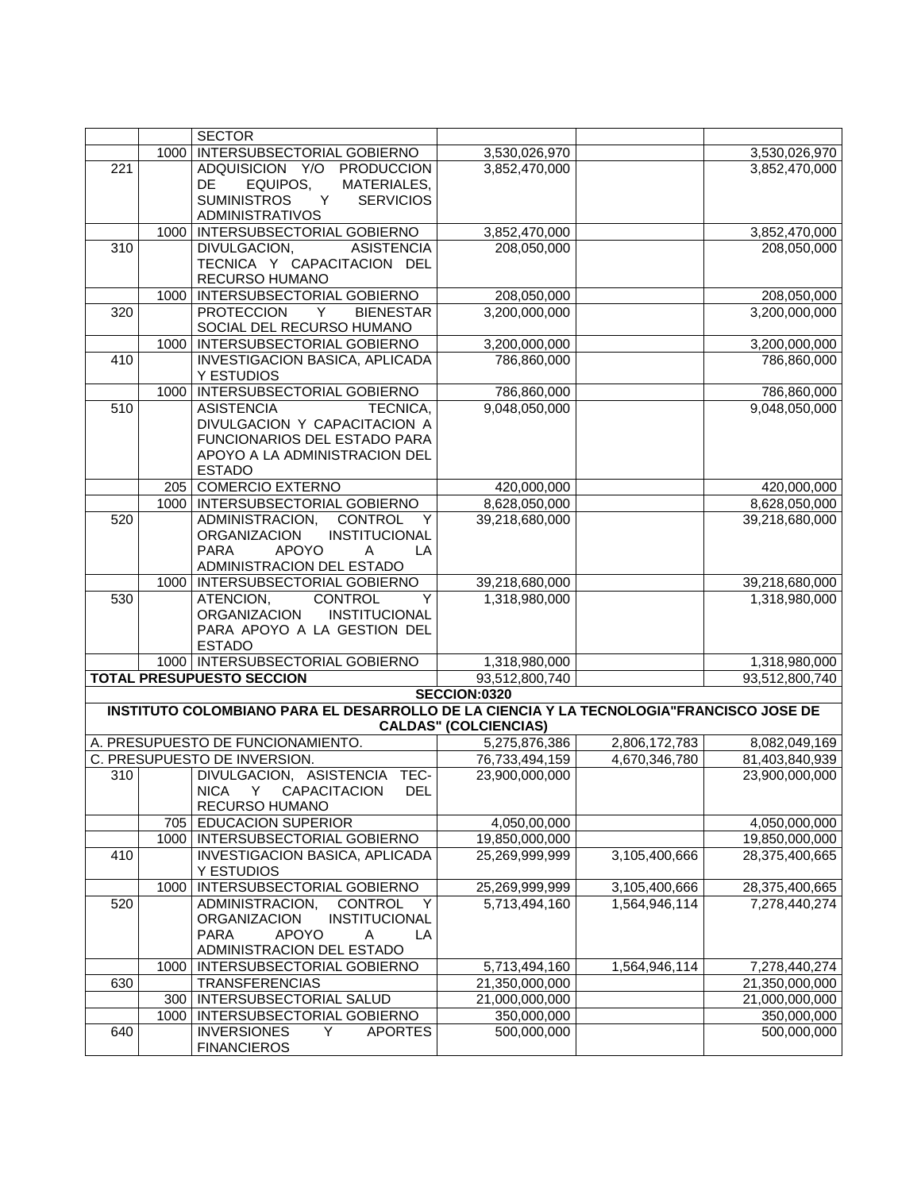| | | | | | |
|---|---|---|---|---|---|
| | | SECTOR | | | |
| | 1000 | INTERSUBSECTORIAL GOBIERNO | 3,530,026,970 | | 3,530,026,970 |
| 221 | | ADQUISICION Y/O PRODUCCION DE EQUIPOS, MATERIALES, SUMINISTROS Y SERVICIOS ADMINISTRATIVOS | 3,852,470,000 | | 3,852,470,000 |
| | 1000 | INTERSUBSECTORIAL GOBIERNO | 3,852,470,000 | | 3,852,470,000 |
| 310 | | DIVULGACION, ASISTENCIA TECNICA Y CAPACITACION DEL RECURSO HUMANO | 208,050,000 | | 208,050,000 |
| | 1000 | INTERSUBSECTORIAL GOBIERNO | 208,050,000 | | 208,050,000 |
| 320 | | PROTECCION Y BIENESTAR SOCIAL DEL RECURSO HUMANO | 3,200,000,000 | | 3,200,000,000 |
| | 1000 | INTERSUBSECTORIAL GOBIERNO | 3,200,000,000 | | 3,200,000,000 |
| 410 | | INVESTIGACION BASICA, APLICADA Y ESTUDIOS | 786,860,000 | | 786,860,000 |
| | 1000 | INTERSUBSECTORIAL GOBIERNO | 786,860,000 | | 786,860,000 |
| 510 | | ASISTENCIA TECNICA, DIVULGACION Y CAPACITACION A FUNCIONARIOS DEL ESTADO PARA APOYO A LA ADMINISTRACION DEL ESTADO | 9,048,050,000 | | 9,048,050,000 |
| | 205 | COMERCIO EXTERNO | 420,000,000 | | 420,000,000 |
| | 1000 | INTERSUBSECTORIAL GOBIERNO | 8,628,050,000 | | 8,628,050,000 |
| 520 | | ADMINISTRACION, CONTROL Y ORGANIZACION INSTITUCIONAL PARA APOYO A LA ADMINISTRACION DEL ESTADO | 39,218,680,000 | | 39,218,680,000 |
| | 1000 | INTERSUBSECTORIAL GOBIERNO | 39,218,680,000 | | 39,218,680,000 |
| 530 | | ATENCION, CONTROL Y ORGANIZACION INSTITUCIONAL PARA APOYO A LA GESTION DEL ESTADO | 1,318,980,000 | | 1,318,980,000 |
| | 1000 | INTERSUBSECTORIAL GOBIERNO | 1,318,980,000 | | 1,318,980,000 |
| **TOTAL PRESUPUESTO SECCION** | | | 93,512,800,740 | | 93,512,800,740 |
| **SECCION:0320** | | | | | |
| **INSTITUTO COLOMBIANO PARA EL DESARROLLO DE LA CIENCIA Y LA TECNOLOGIA"FRANCISCO JOSE DE CALDAS" (COLCIENCIAS)** | | | | | |
| A. PRESUPUESTO DE FUNCIONAMIENTO. | | | 5,275,876,386 | 2,806,172,783 | 8,082,049,169 |
| C. PRESUPUESTO DE INVERSION. | | | 76,733,494,159 | 4,670,346,780 | 81,403,840,939 |
| 310 | | DIVULGACION, ASISTENCIA TEC-NICA Y CAPACITACION DEL RECURSO HUMANO | 23,900,000,000 | | 23,900,000,000 |
| | 705 | EDUCACION SUPERIOR | 4,050,00,000 | | 4,050,000,000 |
| | 1000 | INTERSUBSECTORIAL GOBIERNO | 19,850,000,000 | | 19,850,000,000 |
| 410 | | INVESTIGACION BASICA, APLICADA Y ESTUDIOS | 25,269,999,999 | 3,105,400,666 | 28,375,400,665 |
| | 1000 | INTERSUBSECTORIAL GOBIERNO | 25,269,999,999 | 3,105,400,666 | 28,375,400,665 |
| 520 | | ADMINISTRACION, CONTROL Y ORGANIZACION INSTITUCIONAL PARA APOYO A LA ADMINISTRACION DEL ESTADO | 5,713,494,160 | 1,564,946,114 | 7,278,440,274 |
| | 1000 | INTERSUBSECTORIAL GOBIERNO | 5,713,494,160 | 1,564,946,114 | 7,278,440,274 |
| 630 | | TRANSFERENCIAS | 21,350,000,000 | | 21,350,000,000 |
| | 300 | INTERSUBSECTORIAL SALUD | 21,000,000,000 | | 21,000,000,000 |
| | 1000 | INTERSUBSECTORIAL GOBIERNO | 350,000,000 | | 350,000,000 |
| 640 | | INVERSIONES Y APORTES FINANCIEROS | 500,000,000 | | 500,000,000 |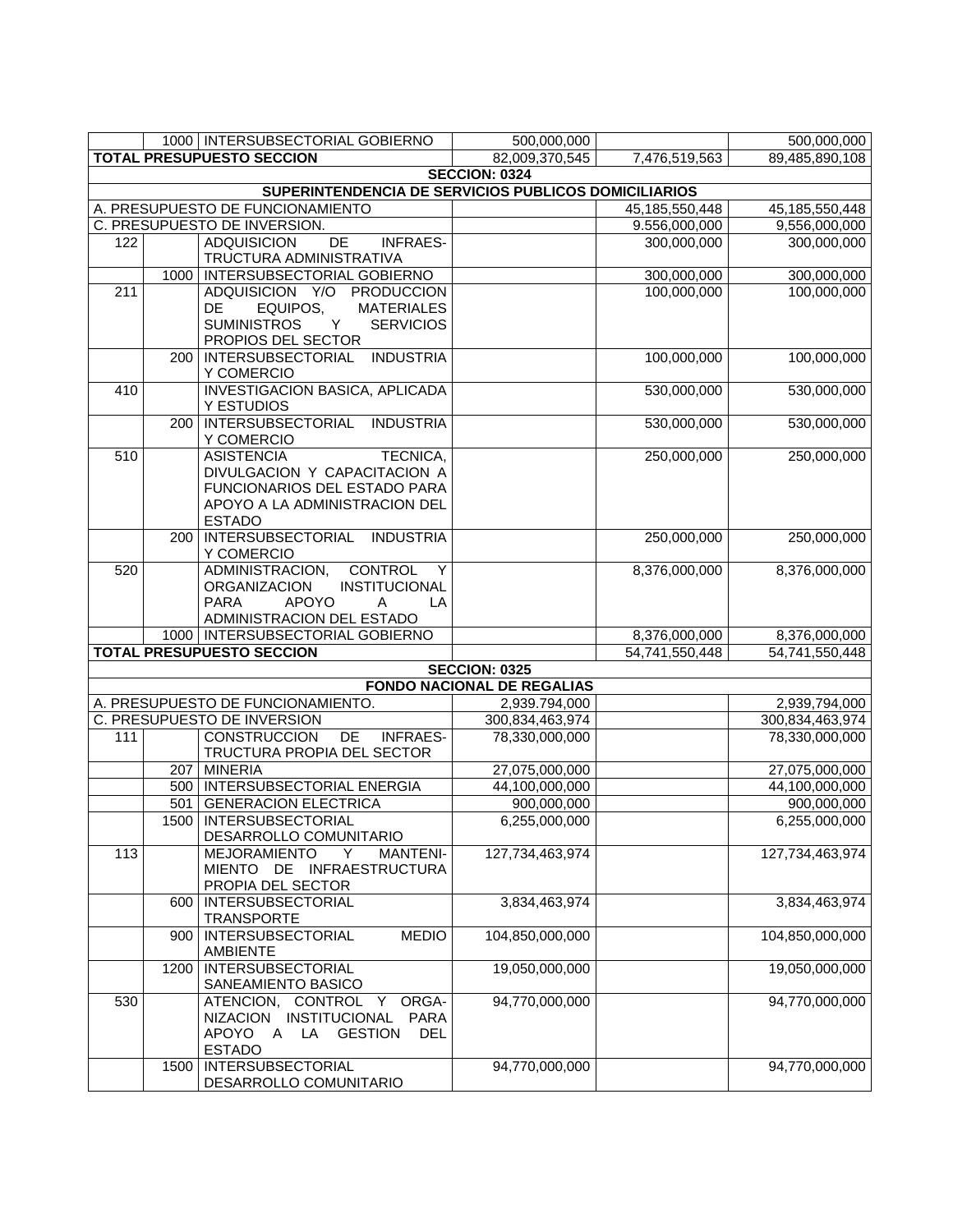| | | | | | |
|---|---|---|---|---|---|
| | 1000 | INTERSUBSECTORIAL GOBIERNO | 500,000,000 | | 500,000,000 |
| **TOTAL PRESUPUESTO SECCION** | | | 82,009,370,545 | 7,476,519,563 | 89,485,890,108 |
| **SECCION: 0324** | | | | | |
| **SUPERINTENDENCIA DE SERVICIOS PUBLICOS DOMICILIARIOS** | | | | | |
| A. PRESUPUESTO DE FUNCIONAMIENTO | | | | 45,185,550,448 | 45,185,550,448 |
| C. PRESUPUESTO DE INVERSION. | | | | 9.556,000,000 | 9,556,000,000 |
| 122 | | ADQUISICION DE INFRAES-TRUCTURA ADMINISTRATIVA | | 300,000,000 | 300,000,000 |
| | 1000 | INTERSUBSECTORIAL GOBIERNO | | 300,000,000 | 300,000,000 |
| 211 | | ADQUISICION Y/O PRODUCCION DE EQUIPOS, MATERIALES SUMINISTROS Y SERVICIOS PROPIOS DEL SECTOR | | 100,000,000 | 100,000,000 |
| | 200 | INTERSUBSECTORIAL INDUSTRIA Y COMERCIO | | 100,000,000 | 100,000,000 |
| 410 | | INVESTIGACION BASICA, APLICADA Y ESTUDIOS | | 530,000,000 | 530,000,000 |
| | 200 | INTERSUBSECTORIAL INDUSTRIA Y COMERCIO | | 530,000,000 | 530,000,000 |
| 510 | | ASISTENCIA TECNICA, DIVULGACION Y CAPACITACION A FUNCIONARIOS DEL ESTADO PARA APOYO A LA ADMINISTRACION DEL ESTADO | | 250,000,000 | 250,000,000 |
| | 200 | INTERSUBSECTORIAL INDUSTRIA Y COMERCIO | | 250,000,000 | 250,000,000 |
| 520 | | ADMINISTRACION, CONTROL Y ORGANIZACION INSTITUCIONAL PARA APOYO A LA ADMINISTRACION DEL ESTADO | | 8,376,000,000 | 8,376,000,000 |
| | 1000 | INTERSUBSECTORIAL GOBIERNO | | 8,376,000,000 | 8,376,000,000 |
| **TOTAL PRESUPUESTO SECCION** | | | | 54,741,550,448 | 54,741,550,448 |
| **SECCION: 0325** | | | | | |
| **FONDO NACIONAL DE REGALIAS** | | | | | |
| A. PRESUPUESTO DE FUNCIONAMIENTO. | | | 2,939,794,000 | | 2,939,794,000 |
| C. PRESUPUESTO DE INVERSION | | | 300,834,463,974 | | 300,834,463,974 |
| 111 | | CONSTRUCCION DE INFRAES-TRUCTURA PROPIA DEL SECTOR | 78,330,000,000 | | 78,330,000,000 |
| | 207 | MINERIA | 27,075,000,000 | | 27,075,000,000 |
| | 500 | INTERSUBSECTORIAL ENERGIA | 44,100,000,000 | | 44,100,000,000 |
| | 501 | GENERACION ELECTRICA | 900,000,000 | | 900,000,000 |
| | 1500 | INTERSUBSECTORIAL DESARROLLO COMUNITARIO | 6,255,000,000 | | 6,255,000,000 |
| 113 | | MEJORAMIENTO Y MANTENI-MIENTO DE INFRAESTRUCTURA PROPIA DEL SECTOR | 127,734,463,974 | | 127,734,463,974 |
| | 600 | INTERSUBSECTORIAL TRANSPORTE | 3,834,463,974 | | 3,834,463,974 |
| | 900 | INTERSUBSECTORIAL MEDIO AMBIENTE | 104,850,000,000 | | 104,850,000,000 |
| | 1200 | INTERSUBSECTORIAL SANEAMIENTO BASICO | 19,050,000,000 | | 19,050,000,000 |
| 530 | | ATENCION, CONTROL Y ORGA-NIZACION INSTITUCIONAL PARA APOYO A LA GESTION DEL ESTADO | 94,770,000,000 | | 94,770,000,000 |
| | 1500 | INTERSUBSECTORIAL DESARROLLO COMUNITARIO | 94,770,000,000 | | 94,770,000,000 |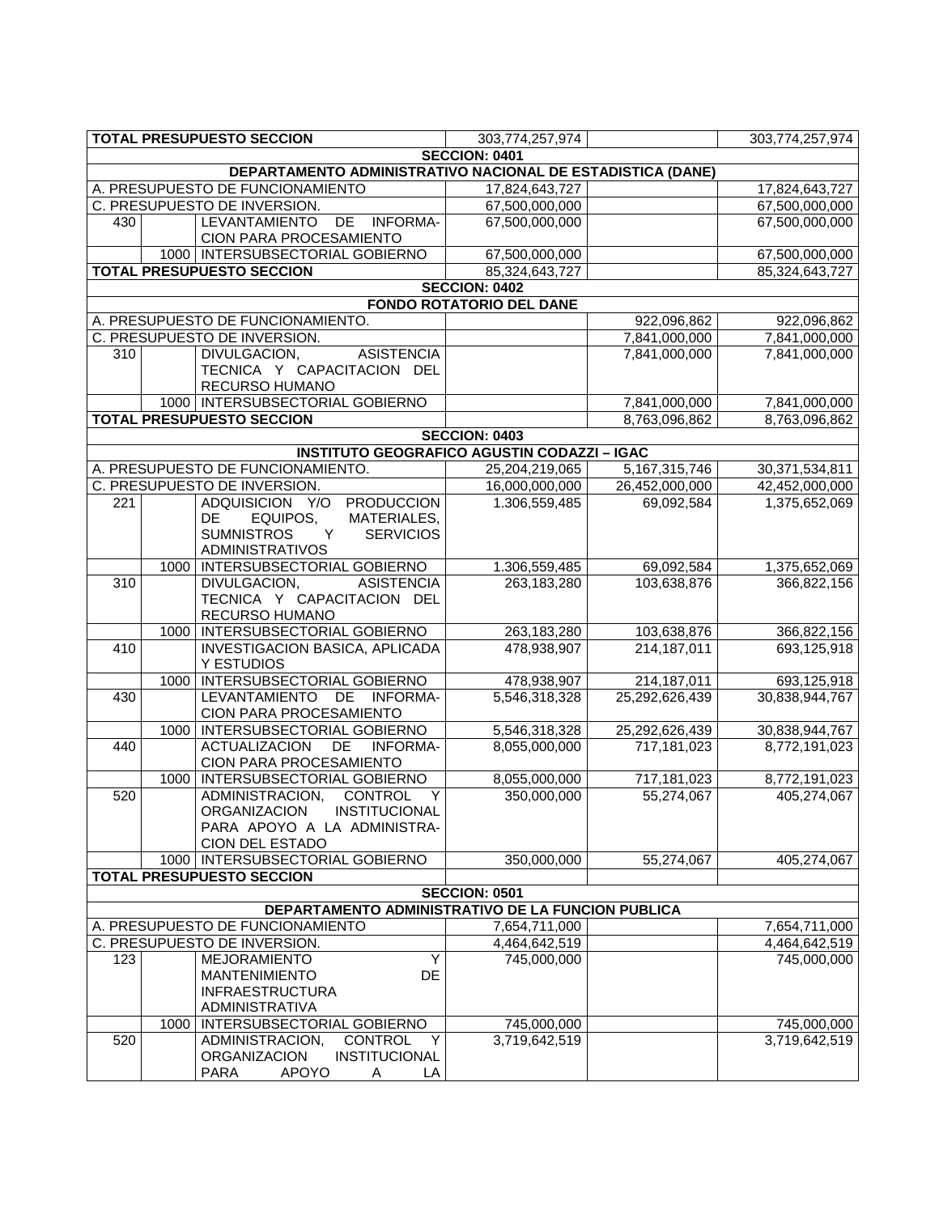| | | | | | |
|---|---|---|---|---|---|
| **TOTAL PRESUPUESTO SECCION** | | | 303,774,257,974 | | 303,774,257,974 |
| **SECCION: 0401** | | | | | |
| **DEPARTAMENTO ADMINISTRATIVO NACIONAL DE ESTADISTICA (DANE)** | | | | | |
| A. PRESUPUESTO DE FUNCIONAMIENTO | | | 17,824,643,727 | | 17,824,643,727 |
| C. PRESUPUESTO DE INVERSION. | | | 67,500,000,000 | | 67,500,000,000 |
| 430 | | LEVANTAMIENTO DE INFORMACION PARA PROCESAMIENTO | 67,500,000,000 | | 67,500,000,000 |
| | 1000 | INTERSUBSECTORIAL GOBIERNO | 67,500,000,000 | | 67,500,000,000 |
| **TOTAL PRESUPUESTO SECCION** | | | 85,324,643,727 | | 85,324,643,727 |
| **SECCION: 0402** | | | | | |
| **FONDO ROTATORIO DEL DANE** | | | | | |
| A. PRESUPUESTO DE FUNCIONAMIENTO. | | | | 922,096,862 | 922,096,862 |
| C. PRESUPUESTO DE INVERSION. | | | | 7,841,000,000 | 7,841,000,000 |
| 310 | | DIVULGACION, ASISTENCIA TECNICA Y CAPACITACION DEL RECURSO HUMANO | | 7,841,000,000 | 7,841,000,000 |
| | 1000 | INTERSUBSECTORIAL GOBIERNO | | 7,841,000,000 | 7,841,000,000 |
| **TOTAL PRESUPUESTO SECCION** | | | | 8,763,096,862 | 8,763,096,862 |
| **SECCION: 0403** | | | | | |
| **INSTITUTO GEOGRAFICO AGUSTIN CODAZZI – IGAC** | | | | | |
| A. PRESUPUESTO DE FUNCIONAMIENTO. | | | 25,204,219,065 | 5,167,315,746 | 30,371,534,811 |
| C. PRESUPUESTO DE INVERSION. | | | 16,000,000,000 | 26,452,000,000 | 42,452,000,000 |
| 221 | | ADQUISICION Y/O PRODUCCION DE EQUIPOS, MATERIALES, SUMNISTROS Y SERVICIOS ADMINISTRATIVOS | 1.306,559,485 | 69,092,584 | 1,375,652,069 |
| | 1000 | INTERSUBSECTORIAL GOBIERNO | 1.306,559,485 | 69,092,584 | 1,375,652,069 |
| 310 | | DIVULGACION, ASISTENCIA TECNICA Y CAPACITACION DEL RECURSO HUMANO | 263,183,280 | 103,638,876 | 366,822,156 |
| | 1000 | INTERSUBSECTORIAL GOBIERNO | 263,183,280 | 103,638,876 | 366,822,156 |
| 410 | | INVESTIGACION BASICA, APLICADA Y ESTUDIOS | 478,938,907 | 214,187,011 | 693,125,918 |
| | 1000 | INTERSUBSECTORIAL GOBIERNO | 478,938,907 | 214,187,011 | 693,125,918 |
| 430 | | LEVANTAMIENTO DE INFORMACION PARA PROCESAMIENTO | 5,546,318,328 | 25,292,626,439 | 30,838,944,767 |
| | 1000 | INTERSUBSECTORIAL GOBIERNO | 5,546,318,328 | 25,292,626,439 | 30,838,944,767 |
| 440 | | ACTUALIZACION DE INFORMACION PARA PROCESAMIENTO | 8,055,000,000 | 717,181,023 | 8,772,191,023 |
| | 1000 | INTERSUBSECTORIAL GOBIERNO | 8,055,000,000 | 717,181,023 | 8,772,191,023 |
| 520 | | ADMINISTRACION, CONTROL Y ORGANIZACION INSTITUCIONAL PARA APOYO A LA ADMINISTRACION DEL ESTADO | 350,000,000 | 55,274,067 | 405,274,067 |
| | 1000 | INTERSUBSECTORIAL GOBIERNO | 350,000,000 | 55,274,067 | 405,274,067 |
| **TOTAL PRESUPUESTO SECCION** | | | | | |
| **SECCION: 0501** | | | | | |
| **DEPARTAMENTO ADMINISTRATIVO DE LA FUNCION PUBLICA** | | | | | |
| A. PRESUPUESTO DE FUNCIONAMIENTO | | | 7,654,711,000 | | 7,654,711,000 |
| C. PRESUPUESTO DE INVERSION. | | | 4,464,642,519 | | 4,464,642,519 |
| 123 | | MEJORAMIENTO Y MANTENIMIENTO DE INFRAESTRUCTURA ADMINISTRATIVA | 745,000,000 | | 745,000,000 |
| | 1000 | INTERSUBSECTORIAL GOBIERNO | 745,000,000 | | 745,000,000 |
| 520 | | ADMINISTRACION, CONTROL Y ORGANIZACION INSTITUCIONAL PARA APOYO A LA | 3,719,642,519 | | 3,719,642,519 |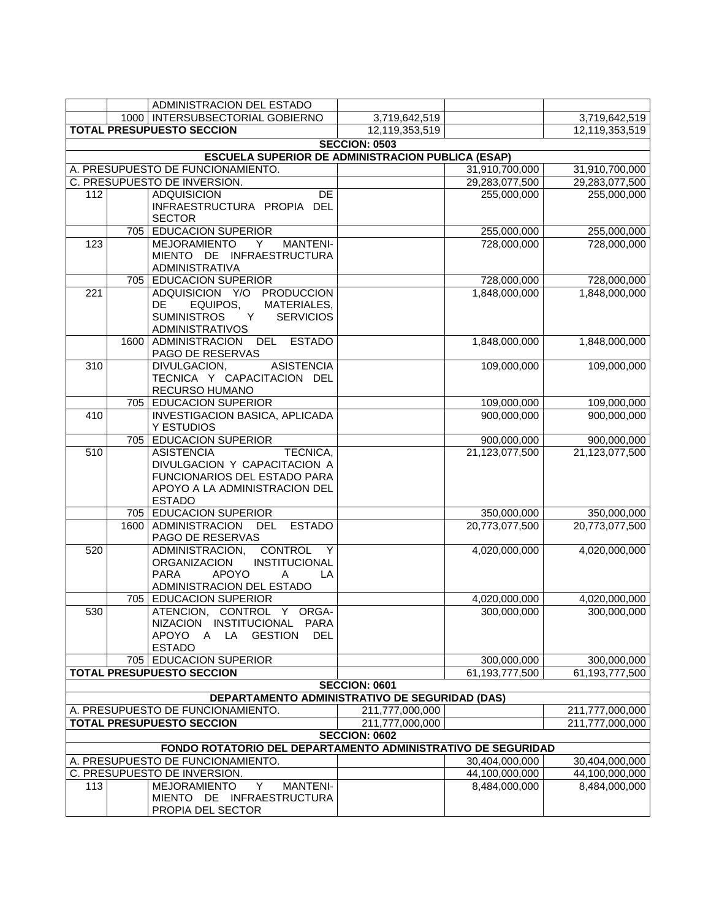| | | | | | |
|---|---|---|---|---|---|
| | | ADMINISTRACION DEL ESTADO | | | |
| | 1000 | INTERSUBSECTORIAL GOBIERNO | 3,719,642,519 | | 3,719,642,519 |
| **TOTAL PRESUPUESTO SECCION** | | | 12,119,353,519 | | 12,119,353,519 |
| **SECCION: 0503** | | | | | |
| **ESCUELA SUPERIOR DE ADMINISTRACION PUBLICA (ESAP)** | | | | | |
| A. PRESUPUESTO DE FUNCIONAMIENTO. | | | | 31,910,700,000 | 31,910,700,000 |
| C. PRESUPUESTO DE INVERSION. | | | | 29,283,077,500 | 29,283,077,500 |
| 112 | | ADQUISICION DE INFRAESTRUCTURA PROPIA DEL SECTOR | | 255,000,000 | 255,000,000 |
| | 705 | EDUCACION SUPERIOR | | 255,000,000 | 255,000,000 |
| 123 | | MEJORAMIENTO Y MANTENIMIENTO DE INFRAESTRUCTURA ADMINISTRATIVA | | 728,000,000 | 728,000,000 |
| | 705 | EDUCACION SUPERIOR | | 728,000,000 | 728,000,000 |
| 221 | | ADQUISICION Y/O PRODUCCION DE EQUIPOS, MATERIALES, SUMINISTROS Y SERVICIOS ADMINISTRATIVOS | | 1,848,000,000 | 1,848,000,000 |
| | 1600 | ADMINISTRACION DEL ESTADO PAGO DE RESERVAS | | 1,848,000,000 | 1,848,000,000 |
| 310 | | DIVULGACION, ASISTENCIA TECNICA Y CAPACITACION DEL RECURSO HUMANO | | 109,000,000 | 109,000,000 |
| | 705 | EDUCACION SUPERIOR | | 109,000,000 | 109,000,000 |
| 410 | | INVESTIGACION BASICA, APLICADA Y ESTUDIOS | | 900,000,000 | 900,000,000 |
| | 705 | EDUCACION SUPERIOR | | 900,000,000 | 900,000,000 |
| 510 | | ASISTENCIA TECNICA, DIVULGACION Y CAPACITACION A FUNCIONARIOS DEL ESTADO PARA APOYO A LA ADMINISTRACION DEL ESTADO | | 21,123,077,500 | 21,123,077,500 |
| | 705 | EDUCACION SUPERIOR | | 350,000,000 | 350,000,000 |
| | 1600 | ADMINISTRACION DEL ESTADO PAGO DE RESERVAS | | 20,773,077,500 | 20,773,077,500 |
| 520 | | ADMINISTRACION, CONTROL Y ORGANIZACION INSTITUCIONAL PARA APOYO A LA ADMINISTRACION DEL ESTADO | | 4,020,000,000 | 4,020,000,000 |
| | 705 | EDUCACION SUPERIOR | | 4,020,000,000 | 4,020,000,000 |
| 530 | | ATENCION, CONTROL Y ORGANIZACION INSTITUCIONAL PARA APOYO A LA GESTION DEL ESTADO | | 300,000,000 | 300,000,000 |
| | 705 | EDUCACION SUPERIOR | | 300,000,000 | 300,000,000 |
| **TOTAL PRESUPUESTO SECCION** | | | | 61,193,777,500 | 61,193,777,500 |
| **SECCION: 0601** | | | | | |
| **DEPARTAMENTO ADMINISTRATIVO DE SEGURIDAD (DAS)** | | | | | |
| A. PRESUPUESTO DE FUNCIONAMIENTO. | | | 211,777,000,000 | | 211,777,000,000 |
| **TOTAL PRESUPUESTO SECCION** | | | 211,777,000,000 | | 211,777,000,000 |
| **SECCION: 0602** | | | | | |
| **FONDO ROTATORIO DEL DEPARTAMENTO ADMINISTRATIVO DE SEGURIDAD** | | | | | |
| A. PRESUPUESTO DE FUNCIONAMIENTO. | | | | 30,404,000,000 | 30,404,000,000 |
| C. PRESUPUESTO DE INVERSION. | | | | 44,100,000,000 | 44,100,000,000 |
| 113 | | MEJORAMIENTO Y MANTENIMIENTO DE INFRAESTRUCTURA PROPIA DEL SECTOR | | 8,484,000,000 | 8,484,000,000 |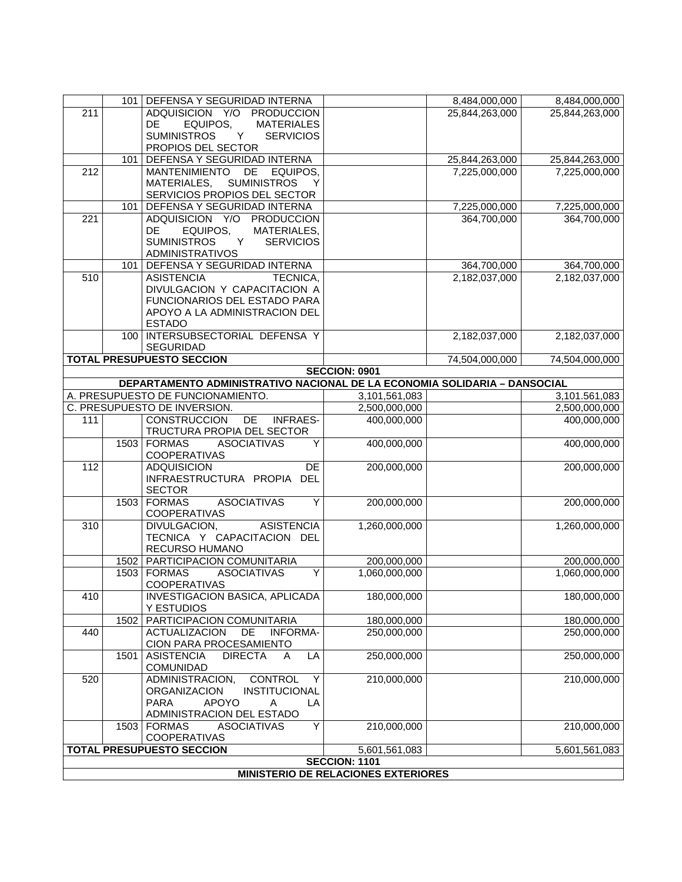| | | | | | |
|---|---|---|---|---|---|
| | 101 | DEFENSA Y SEGURIDAD INTERNA | | 8,484,000,000 | 8,484,000,000 |
| 211 | | ADQUISICION Y/O PRODUCCION DE EQUIPOS, MATERIALES SUMINISTROS Y SERVICIOS PROPIOS DEL SECTOR | | 25,844,263,000 | 25,844,263,000 |
| | 101 | DEFENSA Y SEGURIDAD INTERNA | | 25,844,263,000 | 25,844,263,000 |
| 212 | | MANTENIMIENTO DE EQUIPOS, MATERIALES, SUMINISTROS Y SERVICIOS PROPIOS DEL SECTOR | | 7,225,000,000 | 7,225,000,000 |
| | 101 | DEFENSA Y SEGURIDAD INTERNA | | 7,225,000,000 | 7,225,000,000 |
| 221 | | ADQUISICION Y/O PRODUCCION DE EQUIPOS, MATERIALES, SUMINISTROS Y SERVICIOS ADMINISTRATIVOS | | 364,700,000 | 364,700,000 |
| | 101 | DEFENSA Y SEGURIDAD INTERNA | | 364,700,000 | 364,700,000 |
| 510 | | ASISTENCIA TECNICA, DIVULGACION Y CAPACITACION A FUNCIONARIOS DEL ESTADO PARA APOYO A LA ADMINISTRACION DEL ESTADO | | 2,182,037,000 | 2,182,037,000 |
| | 100 | INTERSUBSECTORIAL DEFENSA Y SEGURIDAD | | 2,182,037,000 | 2,182,037,000 |
| **TOTAL PRESUPUESTO SECCION** | | | | 74,504,000,000 | 74,504,000,000 |
| **SECCION: 0901** | | | | | |
| **DEPARTAMENTO ADMINISTRATIVO NACIONAL DE LA ECONOMIA SOLIDARIA – DANSOCIAL** | | | | | |
| A. PRESUPUESTO DE FUNCIONAMIENTO. | | | 3,101,561,083 | | 3.101.561,083 |
| C. PRESUPUESTO DE INVERSION. | | | 2,500,000,000 | | 2,500,000,000 |
| 111 | | CONSTRUCCION DE INFRAES-TRUCTURA PROPIA DEL SECTOR | 400,000,000 | | 400,000,000 |
| | 1503 | FORMAS ASOCIATIVAS Y COOPERATIVAS | 400,000,000 | | 400,000,000 |
| 112 | | ADQUISICION DE INFRAESTRUCTURA PROPIA DEL SECTOR | 200,000,000 | | 200,000,000 |
| | 1503 | FORMAS ASOCIATIVAS Y COOPERATIVAS | 200,000,000 | | 200,000,000 |
| 310 | | DIVULGACION, ASISTENCIA TECNICA Y CAPACITACION DEL RECURSO HUMANO | 1,260,000,000 | | 1,260,000,000 |
| | 1502 | PARTICIPACION COMUNITARIA | 200,000,000 | | 200,000,000 |
| | 1503 | FORMAS ASOCIATIVAS Y COOPERATIVAS | 1,060,000,000 | | 1,060,000,000 |
| 410 | | INVESTIGACION BASICA, APLICADA Y ESTUDIOS | 180,000,000 | | 180,000,000 |
| | 1502 | PARTICIPACION COMUNITARIA | 180,000,000 | | 180,000,000 |
| 440 | | ACTUALIZACION DE INFORMA-CION PARA PROCESAMIENTO | 250,000,000 | | 250,000,000 |
| | 1501 | ASISTENCIA DIRECTA A LA COMUNIDAD | 250,000,000 | | 250,000,000 |
| 520 | | ADMINISTRACION, CONTROL Y ORGANIZACION INSTITUCIONAL PARA APOYO A LA ADMINISTRACION DEL ESTADO | 210,000,000 | | 210,000,000 |
| | 1503 | FORMAS ASOCIATIVAS Y COOPERATIVAS | 210,000,000 | | 210,000,000 |
| **TOTAL PRESUPUESTO SECCION** | | | 5,601,561,083 | | 5,601,561,083 |
| **SECCION: 1101** | | | | | |
| **MINISTERIO DE RELACIONES EXTERIORES** | | | | | |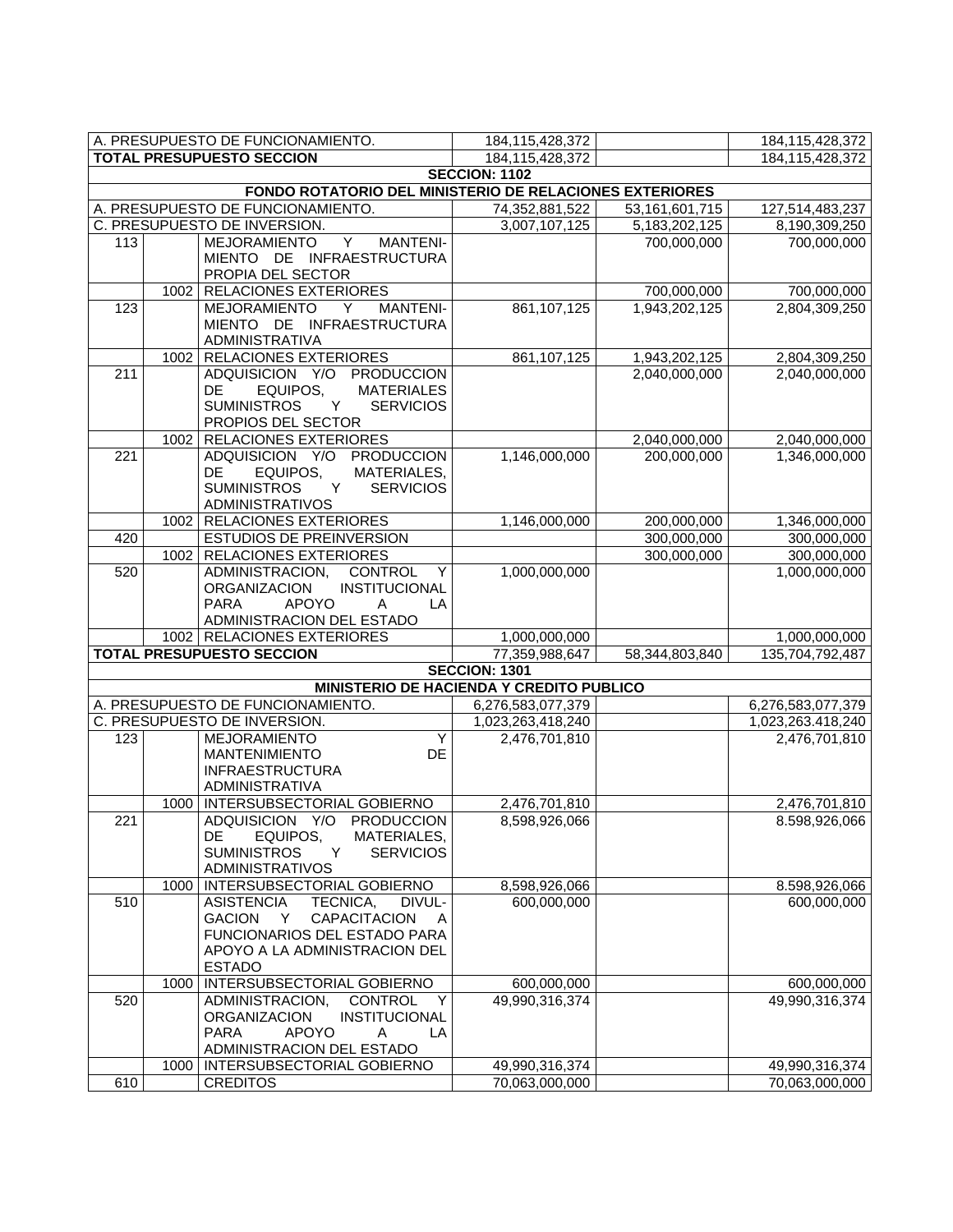| | | | | | |
|---|---|---|---|---|---|
| A. PRESUPUESTO DE FUNCIONAMIENTO. | | | 184,115,428,372 | | 184,115,428,372 |
| **TOTAL PRESUPUESTO SECCION** | | | 184,115,428,372 | | 184,115,428,372 |
| **SECCION: 1102** | | | | | |
| **FONDO ROTATORIO DEL MINISTERIO DE RELACIONES EXTERIORES** | | | | | |
| A. PRESUPUESTO DE FUNCIONAMIENTO. | | | 74,352,881,522 | 53,161,601,715 | 127,514,483,237 |
| C. PRESUPUESTO DE INVERSION. | | | 3,007,107,125 | 5,183,202,125 | 8,190,309,250 |
| 113 | | MEJORAMIENTO Y MANTENIMIENTO DE INFRAESTRUCTURA PROPIA DEL SECTOR | | 700,000,000 | 700,000,000 |
| | 1002 | RELACIONES EXTERIORES | | 700,000,000 | 700,000,000 |
| 123 | | MEJORAMIENTO Y MANTENIMIENTO DE INFRAESTRUCTURA ADMINISTRATIVA | 861,107,125 | 1,943,202,125 | 2,804,309,250 |
| | 1002 | RELACIONES EXTERIORES | 861,107,125 | 1,943,202,125 | 2,804,309,250 |
| 211 | | ADQUISICION Y/O PRODUCCION DE EQUIPOS, MATERIALES SUMINISTROS Y SERVICIOS PROPIOS DEL SECTOR | | 2,040,000,000 | 2,040,000,000 |
| | 1002 | RELACIONES EXTERIORES | | 2,040,000,000 | 2,040,000,000 |
| 221 | | ADQUISICION Y/O PRODUCCION DE EQUIPOS, MATERIALES, SUMINISTROS Y SERVICIOS ADMINISTRATIVOS | 1,146,000,000 | 200,000,000 | 1,346,000,000 |
| | 1002 | RELACIONES EXTERIORES | 1,146,000,000 | 200,000,000 | 1,346,000,000 |
| 420 | | ESTUDIOS DE PREINVERSION | | 300,000,000 | 300,000,000 |
| | 1002 | RELACIONES EXTERIORES | | 300,000,000 | 300,000,000 |
| 520 | | ADMINISTRACION, CONTROL Y ORGANIZACION INSTITUCIONAL PARA APOYO A LA ADMINISTRACION DEL ESTADO | 1,000,000,000 | | 1,000,000,000 |
| | 1002 | RELACIONES EXTERIORES | 1,000,000,000 | | 1,000,000,000 |
| **TOTAL PRESUPUESTO SECCION** | | | 77,359,988,647 | 58,344,803,840 | 135,704,792,487 |
| **SECCION: 1301** | | | | | |
| **MINISTERIO DE HACIENDA Y CREDITO PUBLICO** | | | | | |
| A. PRESUPUESTO DE FUNCIONAMIENTO. | | | 6,276,583,077,379 | | 6,276,583,077,379 |
| C. PRESUPUESTO DE INVERSION. | | | 1,023,263,418,240 | | 1,023,263.418,240 |
| 123 | | MEJORAMIENTO Y MANTENIMIENTO DE INFRAESTRUCTURA ADMINISTRATIVA | 2,476,701,810 | | 2,476,701,810 |
| | 1000 | INTERSUBSECTORIAL GOBIERNO | 2,476,701,810 | | 2,476,701,810 |
| 221 | | ADQUISICION Y/O PRODUCCION DE EQUIPOS, MATERIALES, SUMINISTROS Y SERVICIOS ADMINISTRATIVOS | 8,598,926,066 | | 8.598,926,066 |
| | 1000 | INTERSUBSECTORIAL GOBIERNO | 8,598,926,066 | | 8.598,926,066 |
| 510 | | ASISTENCIA TECNICA, DIVULGACION Y CAPACITACION A FUNCIONARIOS DEL ESTADO PARA APOYO A LA ADMINISTRACION DEL ESTADO | 600,000,000 | | 600,000,000 |
| | 1000 | INTERSUBSECTORIAL GOBIERNO | 600,000,000 | | 600,000,000 |
| 520 | | ADMINISTRACION, CONTROL Y ORGANIZACION INSTITUCIONAL PARA APOYO A LA ADMINISTRACION DEL ESTADO | 49,990,316,374 | | 49,990,316,374 |
| | 1000 | INTERSUBSECTORIAL GOBIERNO | 49,990,316,374 | | 49,990,316,374 |
| 610 | | CREDITOS | 70,063,000,000 | | 70,063,000,000 |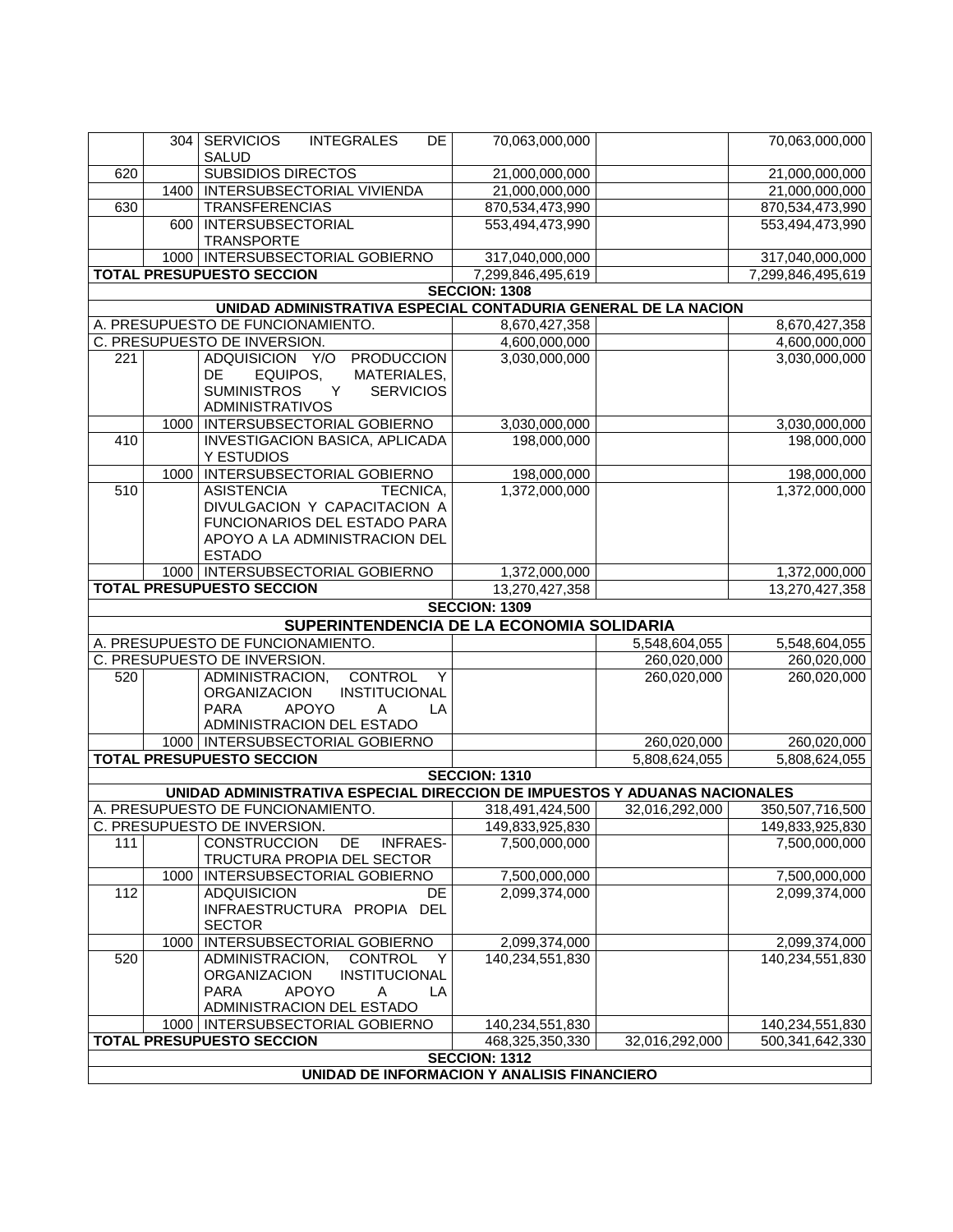| | | | | | |
|---|---|---|---|---|---|
| | 304 | SERVICIOS INTEGRALES DE SALUD | 70,063,000,000 | | 70,063,000,000 |
| 620 | | SUBSIDIOS DIRECTOS | 21,000,000,000 | | 21,000,000,000 |
| | 1400 | INTERSUBSECTORIAL VIVIENDA | 21,000,000,000 | | 21,000,000,000 |
| 630 | | TRANSFERENCIAS | 870,534,473,990 | | 870,534,473,990 |
| | 600 | INTERSUBSECTORIAL TRANSPORTE | 553,494,473,990 | | 553,494,473,990 |
| | 1000 | INTERSUBSECTORIAL GOBIERNO | 317,040,000,000 | | 317,040,000,000 |
| **TOTAL PRESUPUESTO SECCION** | | | 7,299,846,495,619 | | 7,299,846,495,619 |
| **SECCION: 1308** | | | | | |
| **UNIDAD ADMINISTRATIVA ESPECIAL CONTADURIA GENERAL DE LA NACION** | | | | | |
| A. PRESUPUESTO DE FUNCIONAMIENTO. | | | 8,670,427,358 | | 8,670,427,358 |
| C. PRESUPUESTO DE INVERSION. | | | 4,600,000,000 | | 4,600,000,000 |
| 221 | | ADQUISICION Y/O PRODUCCION DE EQUIPOS, MATERIALES, SUMINISTROS Y SERVICIOS ADMINISTRATIVOS | 3,030,000,000 | | 3,030,000,000 |
| | 1000 | INTERSUBSECTORIAL GOBIERNO | 3,030,000,000 | | 3,030,000,000 |
| 410 | | INVESTIGACION BASICA, APLICADA Y ESTUDIOS | 198,000,000 | | 198,000,000 |
| | 1000 | INTERSUBSECTORIAL GOBIERNO | 198,000,000 | | 198,000,000 |
| 510 | | ASISTENCIA TECNICA, DIVULGACION Y CAPACITACION A FUNCIONARIOS DEL ESTADO PARA APOYO A LA ADMINISTRACION DEL ESTADO | 1,372,000,000 | | 1,372,000,000 |
| | 1000 | INTERSUBSECTORIAL GOBIERNO | 1,372,000,000 | | 1,372,000,000 |
| **TOTAL PRESUPUESTO SECCION** | | | 13,270,427,358 | | 13,270,427,358 |
| **SECCION: 1309** | | | | | |
| **SUPERINTENDENCIA DE LA ECONOMIA SOLIDARIA** | | | | | |
| A. PRESUPUESTO DE FUNCIONAMIENTO. | | | | 5,548,604,055 | 5,548,604,055 |
| C. PRESUPUESTO DE INVERSION. | | | | 260,020,000 | 260,020,000 |
| 520 | | ADMINISTRACION, CONTROL Y ORGANIZACION INSTITUCIONAL PARA APOYO A LA ADMINISTRACION DEL ESTADO | | 260,020,000 | 260,020,000 |
| | 1000 | INTERSUBSECTORIAL GOBIERNO | | 260,020,000 | 260,020,000 |
| **TOTAL PRESUPUESTO SECCION** | | | | 5,808,624,055 | 5,808,624,055 |
| **SECCION: 1310** | | | | | |
| **UNIDAD ADMINISTRATIVA ESPECIAL DIRECCION DE IMPUESTOS Y ADUANAS NACIONALES** | | | | | |
| A. PRESUPUESTO DE FUNCIONAMIENTO. | | | 318,491,424,500 | 32,016,292,000 | 350,507,716,500 |
| C. PRESUPUESTO DE INVERSION. | | | 149,833,925,830 | | 149,833,925,830 |
| 111 | | CONSTRUCCION DE INFRAES-TRUCTURA PROPIA DEL SECTOR | 7,500,000,000 | | 7,500,000,000 |
| | 1000 | INTERSUBSECTORIAL GOBIERNO | 7,500,000,000 | | 7,500,000,000 |
| 112 | | ADQUISICION DE INFRAESTRUCTURA PROPIA DEL SECTOR | 2,099,374,000 | | 2,099,374,000 |
| | 1000 | INTERSUBSECTORIAL GOBIERNO | 2,099,374,000 | | 2,099,374,000 |
| 520 | | ADMINISTRACION, CONTROL Y ORGANIZACION INSTITUCIONAL PARA APOYO A LA ADMINISTRACION DEL ESTADO | 140,234,551,830 | | 140,234,551,830 |
| | 1000 | INTERSUBSECTORIAL GOBIERNO | 140,234,551,830 | | 140,234,551,830 |
| **TOTAL PRESUPUESTO SECCION** | | | 468,325,350,330 | 32,016,292,000 | 500,341,642,330 |
| **SECCION: 1312** | | | | | |
| **UNIDAD DE INFORMACION Y ANALISIS FINANCIERO** | | | | | |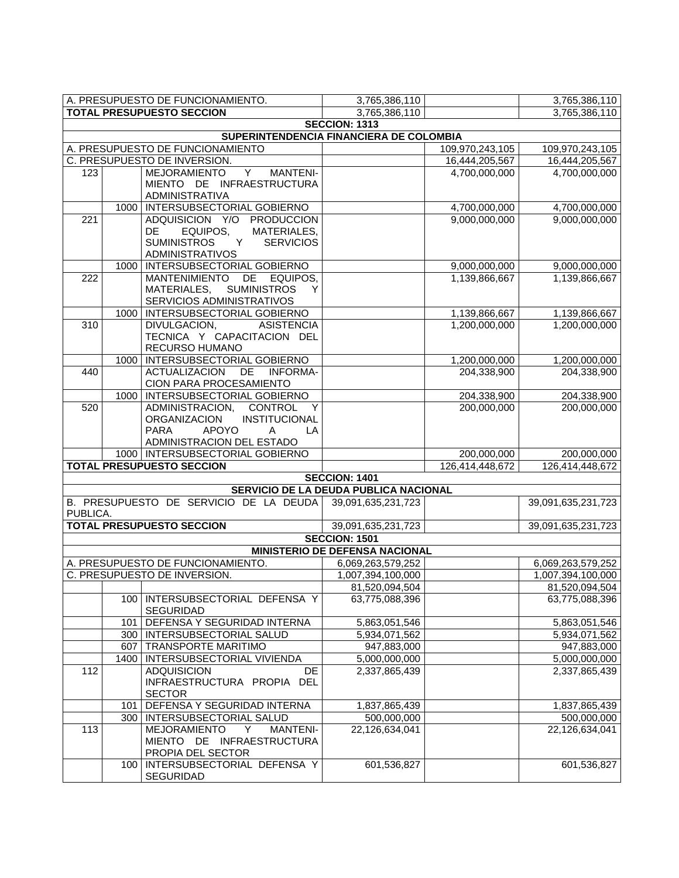| | | | | | |
|---|---|---|---|---|---|
| A. PRESUPUESTO DE FUNCIONAMIENTO. | | | 3,765,386,110 | | 3,765,386,110 |
| **TOTAL PRESUPUESTO SECCION** | | | 3,765,386,110 | | 3,765,386,110 |
| **SECCION: 1313** | | | | | |
| **SUPERINTENDENCIA FINANCIERA DE COLOMBIA** | | | | | |
| A. PRESUPUESTO DE FUNCIONAMIENTO | | | | 109,970,243,105 | 109,970,243,105 |
| C. PRESUPUESTO DE INVERSION. | | | | 16,444,205,567 | 16,444,205,567 |
| 123 | | MEJORAMIENTO Y MANTENIMIENTO DE INFRAESTRUCTURA ADMINISTRATIVA | | 4,700,000,000 | 4,700,000,000 |
| | 1000 | INTERSUBSECTORIAL GOBIERNO | | 4,700,000,000 | 4,700,000,000 |
| 221 | | ADQUISICION Y/O PRODUCCION DE EQUIPOS, MATERIALES, SUMINISTROS Y SERVICIOS ADMINISTRATIVOS | | 9,000,000,000 | 9,000,000,000 |
| | 1000 | INTERSUBSECTORIAL GOBIERNO | | 9,000,000,000 | 9,000,000,000 |
| 222 | | MANTENIMIENTO DE EQUIPOS, MATERIALES, SUMINISTROS Y SERVICIOS ADMINISTRATIVOS | | 1,139,866,667 | 1,139,866,667 |
| | 1000 | INTERSUBSECTORIAL GOBIERNO | | 1,139,866,667 | 1,139,866,667 |
| 310 | | DIVULGACION, ASISTENCIA TECNICA Y CAPACITACION DEL RECURSO HUMANO | | 1,200,000,000 | 1,200,000,000 |
| | 1000 | INTERSUBSECTORIAL GOBIERNO | | 1,200,000,000 | 1,200,000,000 |
| 440 | | ACTUALIZACION DE INFORMACION PARA PROCESAMIENTO | | 204,338,900 | 204,338,900 |
| | 1000 | INTERSUBSECTORIAL GOBIERNO | | 204,338,900 | 204,338,900 |
| 520 | | ADMINISTRACION, CONTROL Y ORGANIZACION INSTITUCIONAL PARA APOYO A LA ADMINISTRACION DEL ESTADO | | 200,000,000 | 200,000,000 |
| | 1000 | INTERSUBSECTORIAL GOBIERNO | | 200,000,000 | 200,000,000 |
| **TOTAL PRESUPUESTO SECCION** | | | | 126,414,448,672 | 126,414,448,672 |
| **SECCION: 1401** | | | | | |
| **SERVICIO DE LA DEUDA PUBLICA NACIONAL** | | | | | |
| B. PRESUPUESTO DE SERVICIO DE LA DEUDA PUBLICA. | | | 39,091,635,231,723 | | 39,091,635,231,723 |
| **TOTAL PRESUPUESTO SECCION** | | | 39,091,635,231,723 | | 39,091,635,231,723 |
| **SECCION: 1501** | | | | | |
| **MINISTERIO DE DEFENSA NACIONAL** | | | | | |
| A. PRESUPUESTO DE FUNCIONAMIENTO. | | | 6,069,263,579,252 | | 6,069,263,579,252 |
| C. PRESUPUESTO DE INVERSION. | | | 1,007,394,100,000 | | 1,007,394,100,000 |
| | | | 81,520,094,504 | | 81,520,094,504 |
| | 100 | INTERSUBSECTORIAL DEFENSA Y SEGURIDAD | 63,775,088,396 | | 63,775,088,396 |
| | 101 | DEFENSA Y SEGURIDAD INTERNA | 5,863,051,546 | | 5,863,051,546 |
| | 300 | INTERSUBSECTORIAL SALUD | 5,934,071,562 | | 5,934,071,562 |
| | 607 | TRANSPORTE MARITIMO | 947,883,000 | | 947,883,000 |
| | 1400 | INTERSUBSECTORIAL VIVIENDA | 5,000,000,000 | | 5,000,000,000 |
| 112 | | ADQUISICION DE INFRAESTRUCTURA PROPIA DEL SECTOR | 2,337,865,439 | | 2,337,865,439 |
| | 101 | DEFENSA Y SEGURIDAD INTERNA | 1,837,865,439 | | 1,837,865,439 |
| | 300 | INTERSUBSECTORIAL SALUD | 500,000,000 | | 500,000,000 |
| 113 | | MEJORAMIENTO Y MANTENIMIENTO DE INFRAESTRUCTURA PROPIA DEL SECTOR | 22,126,634,041 | | 22,126,634,041 |
| | 100 | INTERSUBSECTORIAL DEFENSA Y SEGURIDAD | 601,536,827 | | 601,536,827 |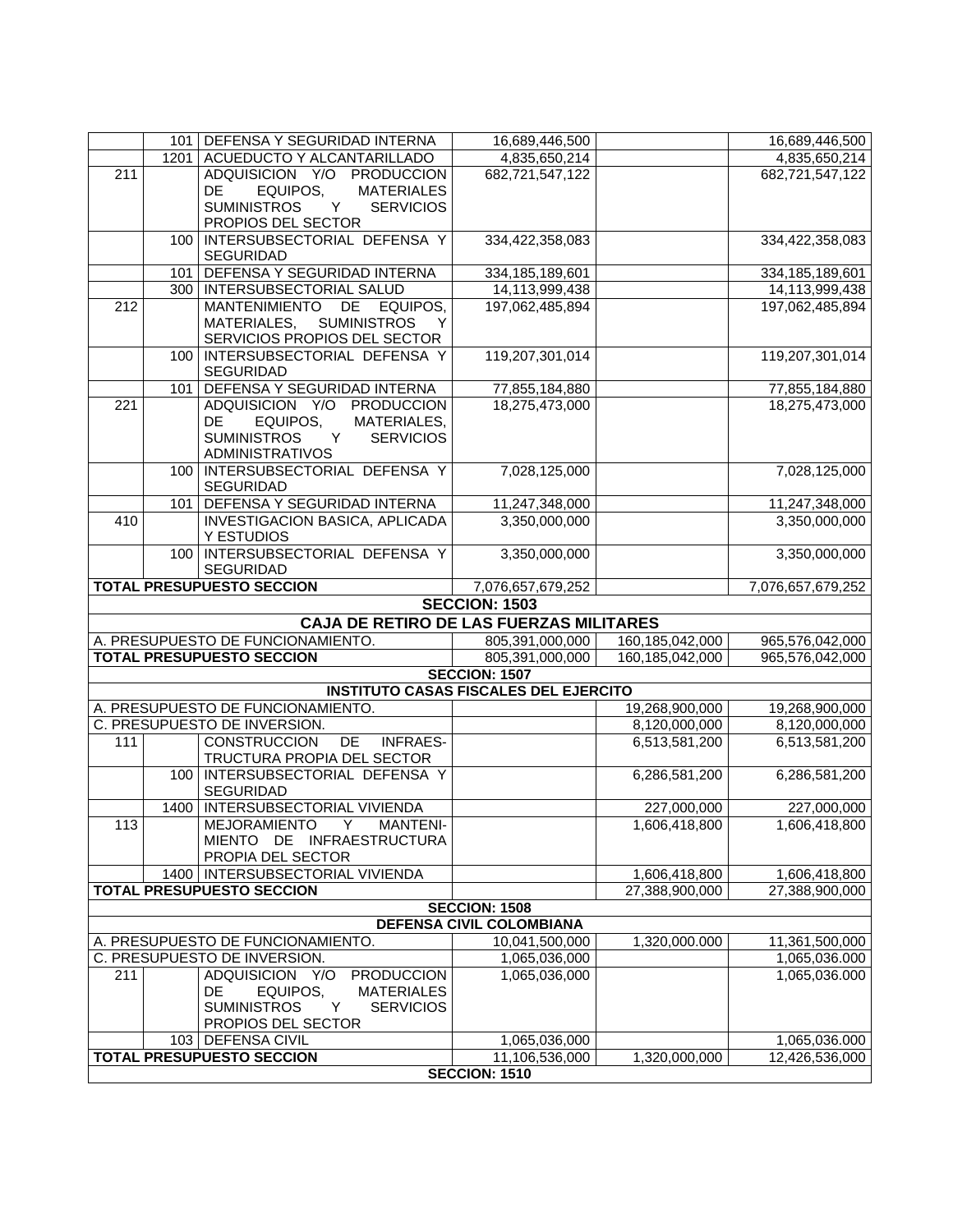| | | | | | |
|---|---|---|---|---|---|
| | 101 | DEFENSA Y SEGURIDAD INTERNA | 16,689,446,500 | | 16,689,446,500 |
| | 1201 | ACUEDUCTO Y ALCANTARILLADO | 4,835,650,214 | | 4,835,650,214 |
| 211 | | ADQUISICION Y/O PRODUCCION DE EQUIPOS, MATERIALES SUMINISTROS Y SERVICIOS PROPIOS DEL SECTOR | 682,721,547,122 | | 682,721,547,122 |
| | 100 | INTERSUBSECTORIAL DEFENSA Y SEGURIDAD | 334,422,358,083 | | 334,422,358,083 |
| | 101 | DEFENSA Y SEGURIDAD INTERNA | 334,185,189,601 | | 334,185,189,601 |
| | 300 | INTERSUBSECTORIAL SALUD | 14,113,999,438 | | 14,113,999,438 |
| 212 | | MANTENIMIENTO DE EQUIPOS, MATERIALES, SUMINISTROS Y SERVICIOS PROPIOS DEL SECTOR | 197,062,485,894 | | 197,062,485,894 |
| | 100 | INTERSUBSECTORIAL DEFENSA Y SEGURIDAD | 119,207,301,014 | | 119,207,301,014 |
| | 101 | DEFENSA Y SEGURIDAD INTERNA | 77,855,184,880 | | 77,855,184,880 |
| 221 | | ADQUISICION Y/O PRODUCCION DE EQUIPOS, MATERIALES, SUMINISTROS Y SERVICIOS ADMINISTRATIVOS | 18,275,473,000 | | 18,275,473,000 |
| | 100 | INTERSUBSECTORIAL DEFENSA Y SEGURIDAD | 7,028,125,000 | | 7,028,125,000 |
| | 101 | DEFENSA Y SEGURIDAD INTERNA | 11,247,348,000 | | 11,247,348,000 |
| 410 | | INVESTIGACION BASICA, APLICADA Y ESTUDIOS | 3,350,000,000 | | 3,350,000,000 |
| | 100 | INTERSUBSECTORIAL DEFENSA Y SEGURIDAD | 3,350,000,000 | | 3,350,000,000 |
| **TOTAL PRESUPUESTO SECCION** | | | 7,076,657,679,252 | | 7,076,657,679,252 |
| **SECCION: 1503** | | | | | |
| **CAJA DE RETIRO DE LAS FUERZAS MILITARES** | | | | | |
| A. PRESUPUESTO DE FUNCIONAMIENTO. | | | 805,391,000,000 | 160,185,042,000 | 965,576,042,000 |
| **TOTAL PRESUPUESTO SECCION** | | | 805,391,000,000 | 160,185,042,000 | 965,576,042,000 |
| **SECCION: 1507** | | | | | |
| **INSTITUTO CASAS FISCALES DEL EJERCITO** | | | | | |
| A. PRESUPUESTO DE FUNCIONAMIENTO. | | | | 19,268,900,000 | 19,268,900,000 |
| C. PRESUPUESTO DE INVERSION. | | | | 8,120,000,000 | 8,120,000,000 |
| 111 | | CONSTRUCCION DE INFRAES-TRUCTURA PROPIA DEL SECTOR | | 6,513,581,200 | 6,513,581,200 |
| | 100 | INTERSUBSECTORIAL DEFENSA Y SEGURIDAD | | 6,286,581,200 | 6,286,581,200 |
| | 1400 | INTERSUBSECTORIAL VIVIENDA | | 227,000,000 | 227,000,000 |
| 113 | | MEJORAMIENTO Y MANTENI-MIENTO DE INFRAESTRUCTURA PROPIA DEL SECTOR | | 1,606,418,800 | 1,606,418,800 |
| | 1400 | INTERSUBSECTORIAL VIVIENDA | | 1,606,418,800 | 1,606,418,800 |
| **TOTAL PRESUPUESTO SECCION** | | | | 27,388,900,000 | 27,388,900,000 |
| **SECCION: 1508** | | | | | |
| **DEFENSA CIVIL COLOMBIANA** | | | | | |
| A. PRESUPUESTO DE FUNCIONAMIENTO. | | | 10,041,500,000 | 1,320,000.000 | 11,361,500,000 |
| C. PRESUPUESTO DE INVERSION. | | | 1,065,036,000 | | 1,065,036.000 |
| 211 | | ADQUISICION Y/O PRODUCCION DE EQUIPOS, MATERIALES SUMINISTROS Y SERVICIOS PROPIOS DEL SECTOR | 1,065,036,000 | | 1,065,036.000 |
| | 103 | DEFENSA CIVIL | 1,065,036,000 | | 1,065,036.000 |
| **TOTAL PRESUPUESTO SECCION** | | | 11,106,536,000 | 1,320,000,000 | 12,426,536,000 |
| **SECCION: 1510** | | | | | |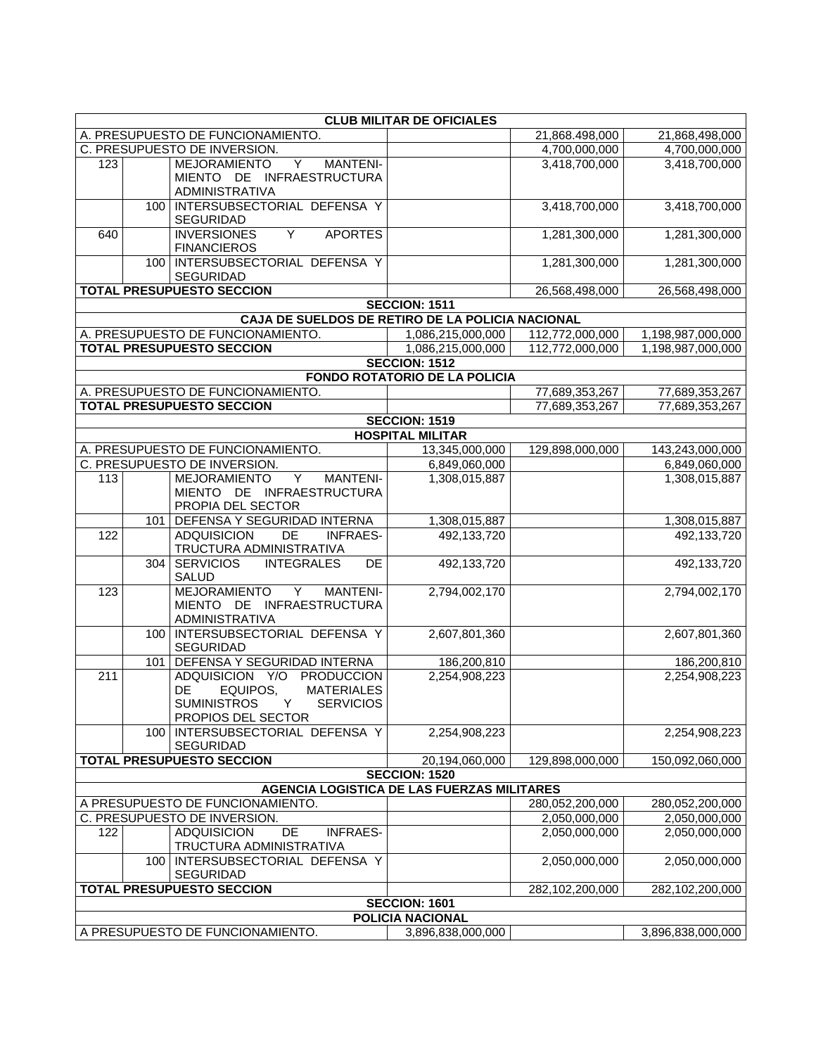| | | | | | |
|---|---|---|---|---|---|
| **CLUB MILITAR DE OFICIALES** | | | | | |
| A. PRESUPUESTO DE FUNCIONAMIENTO. | | | | 21,868.498,000 | 21,868,498,000 |
| C. PRESUPUESTO DE INVERSION. | | | | 4,700,000,000 | 4,700,000,000 |
| 123 | | MEJORAMIENTO Y MANTENIMIENTO DE INFRAESTRUCTURA ADMINISTRATIVA | | 3,418,700,000 | 3,418,700,000 |
| | 100 | INTERSUBSECTORIAL DEFENSA Y SEGURIDAD | | 3,418,700,000 | 3,418,700,000 |
| 640 | | INVERSIONES Y APORTES FINANCIEROS | | 1,281,300,000 | 1,281,300,000 |
| | 100 | INTERSUBSECTORIAL DEFENSA Y SEGURIDAD | | 1,281,300,000 | 1,281,300,000 |
| **TOTAL PRESUPUESTO SECCION** | | | | 26,568,498,000 | 26,568,498,000 |
| **SECCION: 1511** | | | | | |
| **CAJA DE SUELDOS DE RETIRO DE LA POLICIA NACIONAL** | | | | | |
| A. PRESUPUESTO DE FUNCIONAMIENTO. | | | 1,086,215,000,000 | 112,772,000,000 | 1,198,987,000,000 |
| **TOTAL PRESUPUESTO SECCION** | | | 1,086,215,000,000 | 112,772,000,000 | 1,198,987,000,000 |
| **SECCION: 1512** | | | | | |
| **FONDO ROTATORIO DE LA POLICIA** | | | | | |
| A. PRESUPUESTO DE FUNCIONAMIENTO. | | | | 77,689,353,267 | 77,689,353,267 |
| **TOTAL PRESUPUESTO SECCION** | | | | 77,689,353,267 | 77,689,353,267 |
| **SECCION: 1519** | | | | | |
| **HOSPITAL MILITAR** | | | | | |
| A. PRESUPUESTO DE FUNCIONAMIENTO. | | | 13,345,000,000 | 129,898,000,000 | 143,243,000,000 |
| C. PRESUPUESTO DE INVERSION. | | | 6,849,060,000 | | 6,849,060,000 |
| 113 | | MEJORAMIENTO Y MANTENIMIENTO DE INFRAESTRUCTURA PROPIA DEL SECTOR | 1,308,015,887 | | 1,308,015,887 |
| | 101 | DEFENSA Y SEGURIDAD INTERNA | 1,308,015,887 | | 1,308,015,887 |
| 122 | | ADQUISICION DE INFRAESTRUCTURA ADMINISTRATIVA | 492,133,720 | | 492,133,720 |
| | 304 | SERVICIOS INTEGRALES DE SALUD | 492,133,720 | | 492,133,720 |
| 123 | | MEJORAMIENTO Y MANTENIMIENTO DE INFRAESTRUCTURA ADMINISTRATIVA | 2,794,002,170 | | 2,794,002,170 |
| | 100 | INTERSUBSECTORIAL DEFENSA Y SEGURIDAD | 2,607,801,360 | | 2,607,801,360 |
| | 101 | DEFENSA Y SEGURIDAD INTERNA | 186,200,810 | | 186,200,810 |
| 211 | | ADQUISICION Y/O PRODUCCION DE EQUIPOS, MATERIALES SUMINISTROS Y SERVICIOS PROPIOS DEL SECTOR | 2,254,908,223 | | 2,254,908,223 |
| | 100 | INTERSUBSECTORIAL DEFENSA Y SEGURIDAD | 2,254,908,223 | | 2,254,908,223 |
| **TOTAL PRESUPUESTO SECCION** | | | 20,194,060,000 | 129,898,000,000 | 150,092,060,000 |
| **SECCION: 1520** | | | | | |
| **AGENCIA LOGISTICA DE LAS FUERZAS MILITARES** | | | | | |
| A PRESUPUESTO DE FUNCIONAMIENTO. | | | | 280,052,200,000 | 280,052,200,000 |
| C. PRESUPUESTO DE INVERSION. | | | | 2,050,000,000 | 2,050,000,000 |
| 122 | | ADQUISICION DE INFRAESTRUCTURA ADMINISTRATIVA | | 2,050,000,000 | 2,050,000,000 |
| | 100 | INTERSUBSECTORIAL DEFENSA Y SEGURIDAD | | 2,050,000,000 | 2,050,000,000 |
| **TOTAL PRESUPUESTO SECCION** | | | | 282,102,200,000 | 282,102,200,000 |
| **SECCION: 1601** | | | | | |
| **POLICIA NACIONAL** | | | | | |
| A PRESUPUESTO DE FUNCIONAMIENTO. | | | 3,896,838,000,000 | | 3,896,838,000,000 |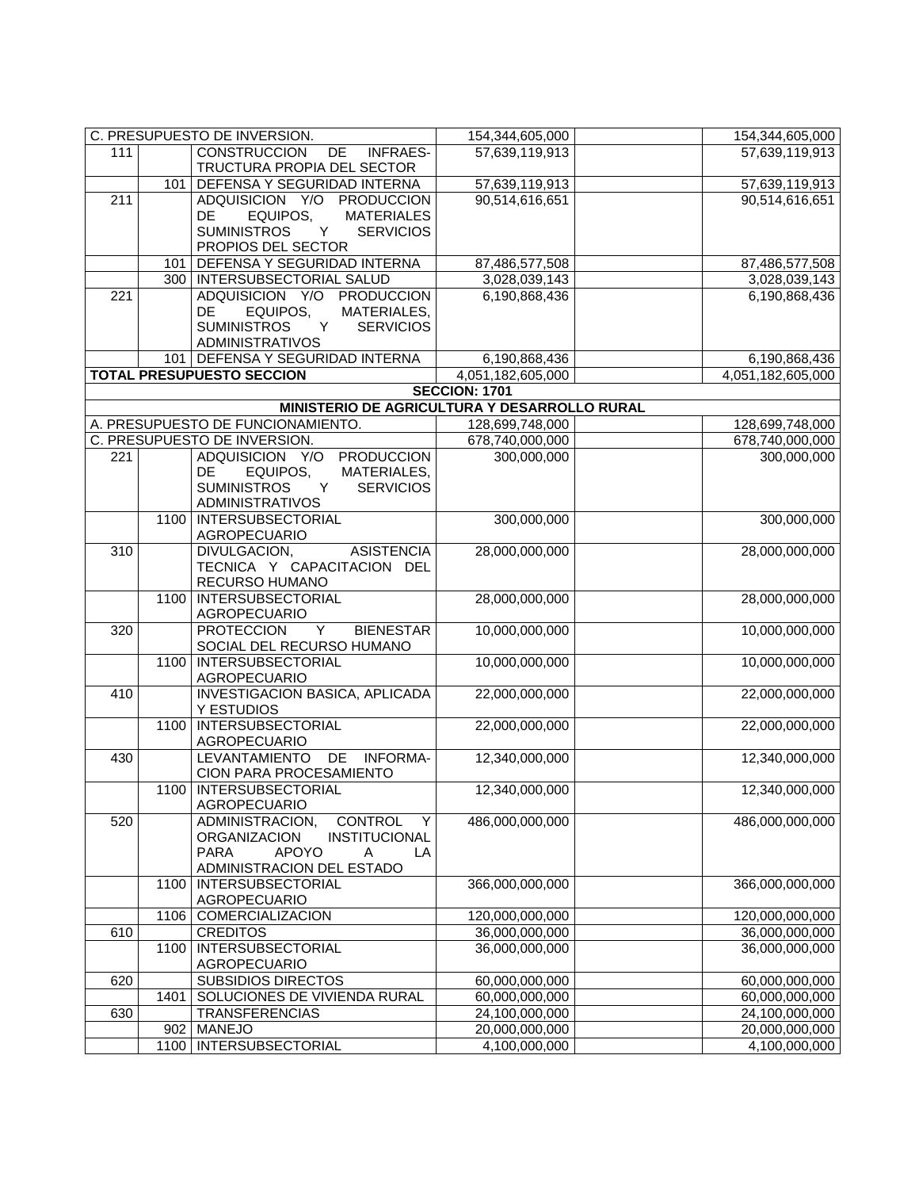| | | | | | |
|---|---|---|---|---|---|
| C. PRESUPUESTO DE INVERSION. | | | 154,344,605,000 | | 154,344,605,000 |
| 111 | | CONSTRUCCION DE INFRAES-TRUCTURA PROPIA DEL SECTOR | 57,639,119,913 | | 57,639,119,913 |
| | 101 | DEFENSA Y SEGURIDAD INTERNA | 57,639,119,913 | | 57,639,119,913 |
| 211 | | ADQUISICION Y/O PRODUCCION DE EQUIPOS, MATERIALES SUMINISTROS Y SERVICIOS PROPIOS DEL SECTOR | 90,514,616,651 | | 90,514,616,651 |
| | 101 | DEFENSA Y SEGURIDAD INTERNA | 87,486,577,508 | | 87,486,577,508 |
| | 300 | INTERSUBSECTORIAL SALUD | 3,028,039,143 | | 3,028,039,143 |
| 221 | | ADQUISICION Y/O PRODUCCION DE EQUIPOS, MATERIALES, SUMINISTROS Y SERVICIOS ADMINISTRATIVOS | 6,190,868,436 | | 6,190,868,436 |
| | 101 | DEFENSA Y SEGURIDAD INTERNA | 6,190,868,436 | | 6,190,868,436 |
| **TOTAL PRESUPUESTO SECCION** | | | 4,051,182,605,000 | | 4,051,182,605,000 |
| **SECCION: 1701** | | | | | |
| **MINISTERIO DE AGRICULTURA Y DESARROLLO RURAL** | | | | | |
| A. PRESUPUESTO DE FUNCIONAMIENTO. | | | 128,699,748,000 | | 128,699,748,000 |
| C. PRESUPUESTO DE INVERSION. | | | 678,740,000,000 | | 678,740,000,000 |
| 221 | | ADQUISICION Y/O PRODUCCION DE EQUIPOS, MATERIALES, SUMINISTROS Y SERVICIOS ADMINISTRATIVOS | 300,000,000 | | 300,000,000 |
| | 1100 | INTERSUBSECTORIAL AGROPECUARIO | 300,000,000 | | 300,000,000 |
| 310 | | DIVULGACION, ASISTENCIA TECNICA Y CAPACITACION DEL RECURSO HUMANO | 28,000,000,000 | | 28,000,000,000 |
| | 1100 | INTERSUBSECTORIAL AGROPECUARIO | 28,000,000,000 | | 28,000,000,000 |
| 320 | | PROTECCION Y BIENESTAR SOCIAL DEL RECURSO HUMANO | 10,000,000,000 | | 10,000,000,000 |
| | 1100 | INTERSUBSECTORIAL AGROPECUARIO | 10,000,000,000 | | 10,000,000,000 |
| 410 | | INVESTIGACION BASICA, APLICADA Y ESTUDIOS | 22,000,000,000 | | 22,000,000,000 |
| | 1100 | INTERSUBSECTORIAL AGROPECUARIO | 22,000,000,000 | | 22,000,000,000 |
| 430 | | LEVANTAMIENTO DE INFORMA-CION PARA PROCESAMIENTO | 12,340,000,000 | | 12,340,000,000 |
| | 1100 | INTERSUBSECTORIAL AGROPECUARIO | 12,340,000,000 | | 12,340,000,000 |
| 520 | | ADMINISTRACION, CONTROL Y ORGANIZACION INSTITUCIONAL PARA APOYO A LA ADMINISTRACION DEL ESTADO | 486,000,000,000 | | 486,000,000,000 |
| | 1100 | INTERSUBSECTORIAL AGROPECUARIO | 366,000,000,000 | | 366,000,000,000 |
| | 1106 | COMERCIALIZACION | 120,000,000,000 | | 120,000,000,000 |
| 610 | | CREDITOS | 36,000,000,000 | | 36,000,000,000 |
| | 1100 | INTERSUBSECTORIAL AGROPECUARIO | 36,000,000,000 | | 36,000,000,000 |
| 620 | | SUBSIDIOS DIRECTOS | 60,000,000,000 | | 60,000,000,000 |
| | 1401 | SOLUCIONES DE VIVIENDA RURAL | 60,000,000,000 | | 60,000,000,000 |
| 630 | | TRANSFERENCIAS | 24,100,000,000 | | 24,100,000,000 |
| | 902 | MANEJO | 20,000,000,000 | | 20,000,000,000 |
| | 1100 | INTERSUBSECTORIAL | 4,100,000,000 | | 4,100,000,000 |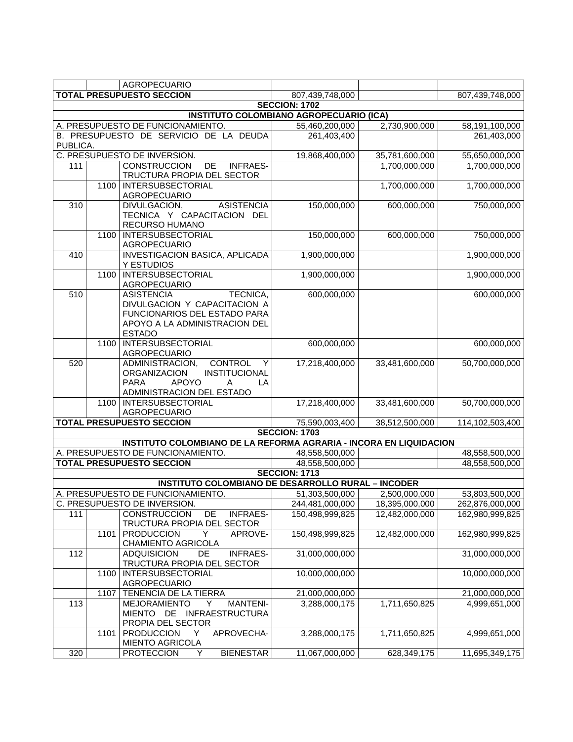| | | | | | |
|---|---|---|---|---|---|
| | | AGROPECUARIO | | | |
| **TOTAL PRESUPUESTO SECCION** | | | 807,439,748,000 | | 807,439,748,000 |
| **SECCION: 1702** | | | | | |
| **INSTITUTO COLOMBIANO AGROPECUARIO (ICA)** | | | | | |
| A. PRESUPUESTO DE FUNCIONAMIENTO. | | | 55,460,200,000 | 2,730,900,000 | 58,191,100,000 |
| B. PRESUPUESTO DE SERVICIO DE LA DEUDA PUBLICA. | | | 261,403,400 | | 261,403,000 |
| C. PRESUPUESTO DE INVERSION. | | | 19,868,400,000 | 35,781,600,000 | 55,650,000,000 |
| 111 | | CONSTRUCCION DE INFRAES-TRUCTURA PROPIA DEL SECTOR | | 1,700,000,000 | 1,700,000,000 |
| | 1100 | INTERSUBSECTORIAL AGROPECUARIO | | 1,700,000,000 | 1,700,000,000 |
| 310 | | DIVULGACION, ASISTENCIA TECNICA Y CAPACITACION DEL RECURSO HUMANO | 150,000,000 | 600,000,000 | 750,000,000 |
| | 1100 | INTERSUBSECTORIAL AGROPECUARIO | 150,000,000 | 600,000,000 | 750,000,000 |
| 410 | | INVESTIGACION BASICA, APLICADA Y ESTUDIOS | 1,900,000,000 | | 1,900,000,000 |
| | 1100 | INTERSUBSECTORIAL AGROPECUARIO | 1,900,000,000 | | 1,900,000,000 |
| 510 | | ASISTENCIA TECNICA, DIVULGACION Y CAPACITACION A FUNCIONARIOS DEL ESTADO PARA APOYO A LA ADMINISTRACION DEL ESTADO | 600,000,000 | | 600,000,000 |
| | 1100 | INTERSUBSECTORIAL AGROPECUARIO | 600,000,000 | | 600,000,000 |
| 520 | | ADMINISTRACION, CONTROL Y ORGANIZACION INSTITUCIONAL PARA APOYO A LA ADMINISTRACION DEL ESTADO | 17,218,400,000 | 33,481,600,000 | 50,700,000,000 |
| | 1100 | INTERSUBSECTORIAL AGROPECUARIO | 17,218,400,000 | 33,481,600,000 | 50,700,000,000 |
| **TOTAL PRESUPUESTO SECCION** | | | 75,590,003,400 | 38,512,500,000 | 114,102,503,400 |
| **SECCION: 1703** | | | | | |
| **INSTITUTO COLOMBIANO DE LA REFORMA AGRARIA - INCORA EN LIQUIDACION** | | | | | |
| A. PRESUPUESTO DE FUNCIONAMIENTO. | | | 48,558,500,000 | | 48,558,500,000 |
| **TOTAL PRESUPUESTO SECCION** | | | 48,558,500,000 | | 48,558,500,000 |
| **SECCION: 1713** | | | | | |
| **INSTITUTO COLOMBIANO DE DESARROLLO RURAL – INCODER** | | | | | |
| A. PRESUPUESTO DE FUNCIONAMIENTO. | | | 51,303,500,000 | 2,500,000,000 | 53,803,500,000 |
| C. PRESUPUESTO DE INVERSION. | | | 244,481,000,000 | 18,395,000,000 | 262,876,000,000 |
| 111 | | CONSTRUCCION DE INFRAES-TRUCTURA PROPIA DEL SECTOR | 150,498,999,825 | 12,482,000,000 | 162,980,999,825 |
| | 1101 | PRODUCCION Y APROVE-CHAMIENTO AGRICOLA | 150,498,999,825 | 12,482,000,000 | 162,980,999,825 |
| 112 | | ADQUISICION DE INFRAES-TRUCTURA PROPIA DEL SECTOR | 31,000,000,000 | | 31,000,000,000 |
| | 1100 | INTERSUBSECTORIAL AGROPECUARIO | 10,000,000,000 | | 10,000,000,000 |
| | 1107 | TENENCIA DE LA TIERRA | 21,000,000,000 | | 21,000,000,000 |
| 113 | | MEJORAMIENTO Y MANTENI-MIENTO DE INFRAESTRUCTURA PROPIA DEL SECTOR | 3,288,000,175 | 1,711,650,825 | 4,999,651,000 |
| | 1101 | PRODUCCION Y APROVECHA-MIENTO AGRICOLA | 3,288,000,175 | 1,711,650,825 | 4,999,651,000 |
| 320 | | PROTECCION Y BIENESTAR | 11,067,000,000 | 628,349,175 | 11,695,349,175 |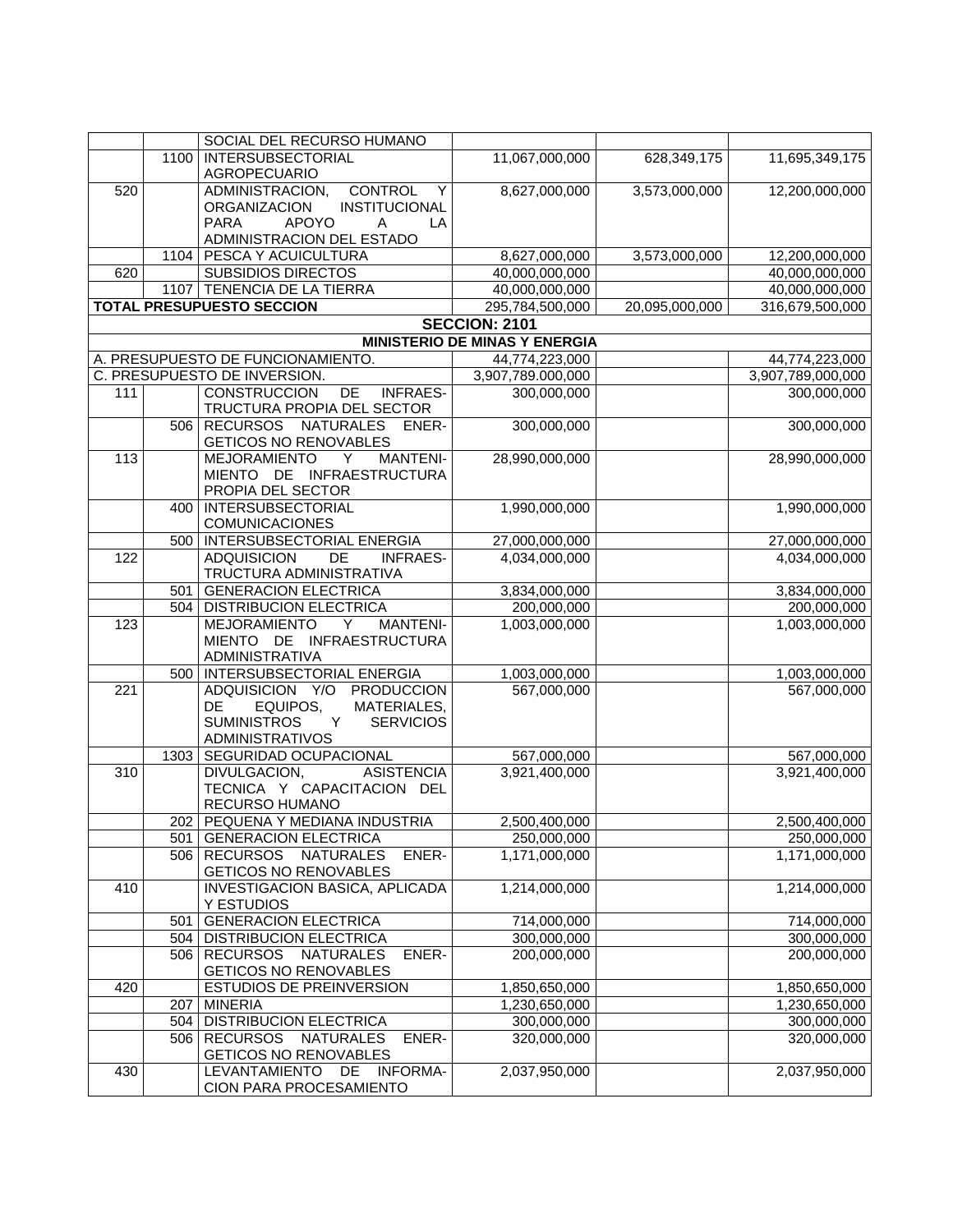| | | | | | |
|---|---|---|---|---|---|
| | | SOCIAL DEL RECURSO HUMANO | | | |
| | 1100 | INTERSUBSECTORIAL AGROPECUARIO | 11,067,000,000 | 628,349,175 | 11,695,349,175 |
| 520 | | ADMINISTRACION, CONTROL Y ORGANIZACION INSTITUCIONAL PARA APOYO A LA ADMINISTRACION DEL ESTADO | 8,627,000,000 | 3,573,000,000 | 12,200,000,000 |
| | 1104 | PESCA Y ACUICULTURA | 8,627,000,000 | 3,573,000,000 | 12,200,000,000 |
| 620 | | SUBSIDIOS DIRECTOS | 40,000,000,000 | | 40,000,000,000 |
| | 1107 | TENENCIA DE LA TIERRA | 40,000,000,000 | | 40,000,000,000 |
| **TOTAL PRESUPUESTO SECCION** | | | 295,784,500,000 | 20,095,000,000 | 316,679,500,000 |
| | | | **SECCION: 2101** | | |
| | | | **MINISTERIO DE MINAS Y ENERGIA** | | |
| A. PRESUPUESTO DE FUNCIONAMIENTO. | | | 44,774,223,000 | | 44,774,223,000 |
| C. PRESUPUESTO DE INVERSION. | | | 3,907,789,000,000 | | 3,907,789,000,000 |
| 111 | | CONSTRUCCION DE INFRAES-TRUCTURA PROPIA DEL SECTOR | 300,000,000 | | 300,000,000 |
| | 506 | RECURSOS NATURALES ENER-GETICOS NO RENOVABLES | 300,000,000 | | 300,000,000 |
| 113 | | MEJORAMIENTO Y MANTENI-MIENTO DE INFRAESTRUCTURA PROPIA DEL SECTOR | 28,990,000,000 | | 28,990,000,000 |
| | 400 | INTERSUBSECTORIAL COMUNICACIONES | 1,990,000,000 | | 1,990,000,000 |
| | 500 | INTERSUBSECTORIAL ENERGIA | 27,000,000,000 | | 27,000,000,000 |
| 122 | | ADQUISICION DE INFRAES-TRUCTURA ADMINISTRATIVA | 4,034,000,000 | | 4,034,000,000 |
| | 501 | GENERACION ELECTRICA | 3,834,000,000 | | 3,834,000,000 |
| | 504 | DISTRIBUCION ELECTRICA | 200,000,000 | | 200,000,000 |
| 123 | | MEJORAMIENTO Y MANTENI-MIENTO DE INFRAESTRUCTURA ADMINISTRATIVA | 1,003,000,000 | | 1,003,000,000 |
| | 500 | INTERSUBSECTORIAL ENERGIA | 1,003,000,000 | | 1,003,000,000 |
| 221 | | ADQUISICION Y/O PRODUCCION DE EQUIPOS, MATERIALES, SUMINISTROS Y SERVICIOS ADMINISTRATIVOS | 567,000,000 | | 567,000,000 |
| | 1303 | SEGURIDAD OCUPACIONAL | 567,000,000 | | 567,000,000 |
| 310 | | DIVULGACION, ASISTENCIA TECNICA Y CAPACITACION DEL RECURSO HUMANO | 3,921,400,000 | | 3,921,400,000 |
| | 202 | PEQUENA Y MEDIANA INDUSTRIA | 2,500,400,000 | | 2,500,400,000 |
| | 501 | GENERACION ELECTRICA | 250,000,000 | | 250,000,000 |
| | 506 | RECURSOS NATURALES ENER-GETICOS NO RENOVABLES | 1,171,000,000 | | 1,171,000,000 |
| 410 | | INVESTIGACION BASICA, APLICADA Y ESTUDIOS | 1,214,000,000 | | 1,214,000,000 |
| | 501 | GENERACION ELECTRICA | 714,000,000 | | 714,000,000 |
| | 504 | DISTRIBUCION ELECTRICA | 300,000,000 | | 300,000,000 |
| | 506 | RECURSOS NATURALES ENER-GETICOS NO RENOVABLES | 200,000,000 | | 200,000,000 |
| 420 | | ESTUDIOS DE PREINVERSION | 1,850,650,000 | | 1,850,650,000 |
| | 207 | MINERIA | 1,230,650,000 | | 1,230,650,000 |
| | 504 | DISTRIBUCION ELECTRICA | 300,000,000 | | 300,000,000 |
| | 506 | RECURSOS NATURALES ENER-GETICOS NO RENOVABLES | 320,000,000 | | 320,000,000 |
| 430 | | LEVANTAMIENTO DE INFORMA-CION PARA PROCESAMIENTO | 2,037,950,000 | | 2,037,950,000 |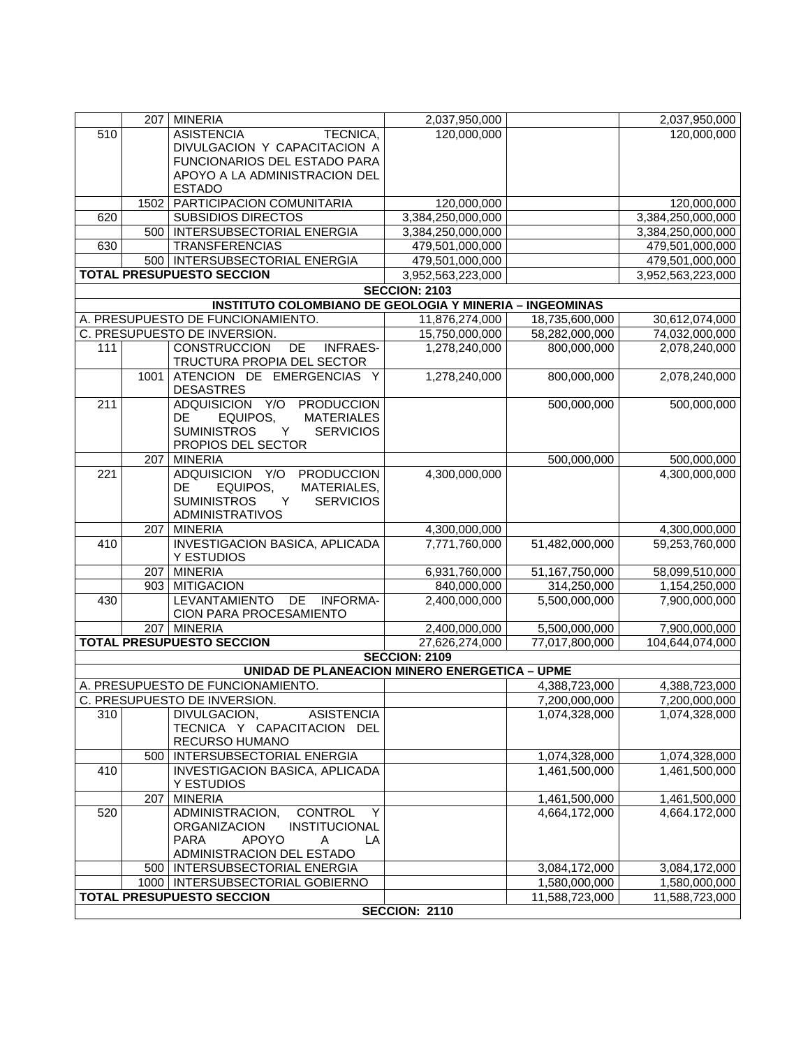| | | | | | |
|---|---|---|---|---|---|
| | 207 | MINERIA | 2,037,950,000 | | 2,037,950,000 |
| 510 | | ASISTENCIA TECNICA, DIVULGACION Y CAPACITACION A FUNCIONARIOS DEL ESTADO PARA APOYO A LA ADMINISTRACION DEL ESTADO | 120,000,000 | | 120,000,000 |
| | 1502 | PARTICIPACION COMUNITARIA | 120,000,000 | | 120,000,000 |
| 620 | | SUBSIDIOS DIRECTOS | 3,384,250,000,000 | | 3,384,250,000,000 |
| | 500 | INTERSUBSECTORIAL ENERGIA | 3,384,250,000,000 | | 3,384,250,000,000 |
| 630 | | TRANSFERENCIAS | 479,501,000,000 | | 479,501,000,000 |
| | 500 | INTERSUBSECTORIAL ENERGIA | 479,501,000,000 | | 479,501,000,000 |
| **TOTAL PRESUPUESTO SECCION** | | | 3,952,563,223,000 | | 3,952,563,223,000 |
| | | | **SECCION: 2103** | | |
| | | **INSTITUTO COLOMBIANO DE GEOLOGIA Y MINERIA – INGEOMINAS** | | | |
| A. PRESUPUESTO DE FUNCIONAMIENTO. | | | 11,876,274,000 | 18,735,600,000 | 30,612,074,000 |
| C. PRESUPUESTO DE INVERSION. | | | 15,750,000,000 | 58,282,000,000 | 74,032,000,000 |
| 111 | | CONSTRUCCION DE INFRAES-TRUCTURA PROPIA DEL SECTOR | 1,278,240,000 | 800,000,000 | 2,078,240,000 |
| | 1001 | ATENCION DE EMERGENCIAS Y DESASTRES | 1,278,240,000 | 800,000,000 | 2,078,240,000 |
| 211 | | ADQUISICION Y/O PRODUCCION DE EQUIPOS, MATERIALES SUMINISTROS Y SERVICIOS PROPIOS DEL SECTOR | | 500,000,000 | 500,000,000 |
| | 207 | MINERIA | | 500,000,000 | 500,000,000 |
| 221 | | ADQUISICION Y/O PRODUCCION DE EQUIPOS, MATERIALES, SUMINISTROS Y SERVICIOS ADMINISTRATIVOS | 4,300,000,000 | | 4,300,000,000 |
| | 207 | MINERIA | 4,300,000,000 | | 4,300,000,000 |
| 410 | | INVESTIGACION BASICA, APLICADA Y ESTUDIOS | 7,771,760,000 | 51,482,000,000 | 59,253,760,000 |
| | 207 | MINERIA | 6,931,760,000 | 51,167,750,000 | 58,099,510,000 |
| | 903 | MITIGACION | 840,000,000 | 314,250,000 | 1,154,250,000 |
| 430 | | LEVANTAMIENTO DE INFORMA-CION PARA PROCESAMIENTO | 2,400,000,000 | 5,500,000,000 | 7,900,000,000 |
| | 207 | MINERIA | 2,400,000,000 | 5,500,000,000 | 7,900,000,000 |
| **TOTAL PRESUPUESTO SECCION** | | | 27,626,274,000 | 77,017,800,000 | 104,644,074,000 |
| | | | **SECCION: 2109** | | |
| | | **UNIDAD DE PLANEACION MINERO ENERGETICA – UPME** | | | |
| A. PRESUPUESTO DE FUNCIONAMIENTO. | | | | 4,388,723,000 | 4,388,723,000 |
| C. PRESUPUESTO DE INVERSION. | | | | 7,200,000,000 | 7,200,000,000 |
| 310 | | DIVULGACION, ASISTENCIA TECNICA Y CAPACITACION DEL RECURSO HUMANO | | 1,074,328,000 | 1,074,328,000 |
| | 500 | INTERSUBSECTORIAL ENERGIA | | 1,074,328,000 | 1,074,328,000 |
| 410 | | INVESTIGACION BASICA, APLICADA Y ESTUDIOS | | 1,461,500,000 | 1,461,500,000 |
| | 207 | MINERIA | | 1,461,500,000 | 1,461,500,000 |
| 520 | | ADMINISTRACION, CONTROL Y ORGANIZACION INSTITUCIONAL PARA APOYO A LA ADMINISTRACION DEL ESTADO | | 4,664,172,000 | 4.664.172,000 |
| | 500 | INTERSUBSECTORIAL ENERGIA | | 3,084,172,000 | 3,084,172,000 |
| | 1000 | INTERSUBSECTORIAL GOBIERNO | | 1,580,000,000 | 1,580,000,000 |
| **TOTAL PRESUPUESTO SECCION** | | | | 11,588,723,000 | 11,588,723,000 |
| | | | **SECCION: 2110** | | |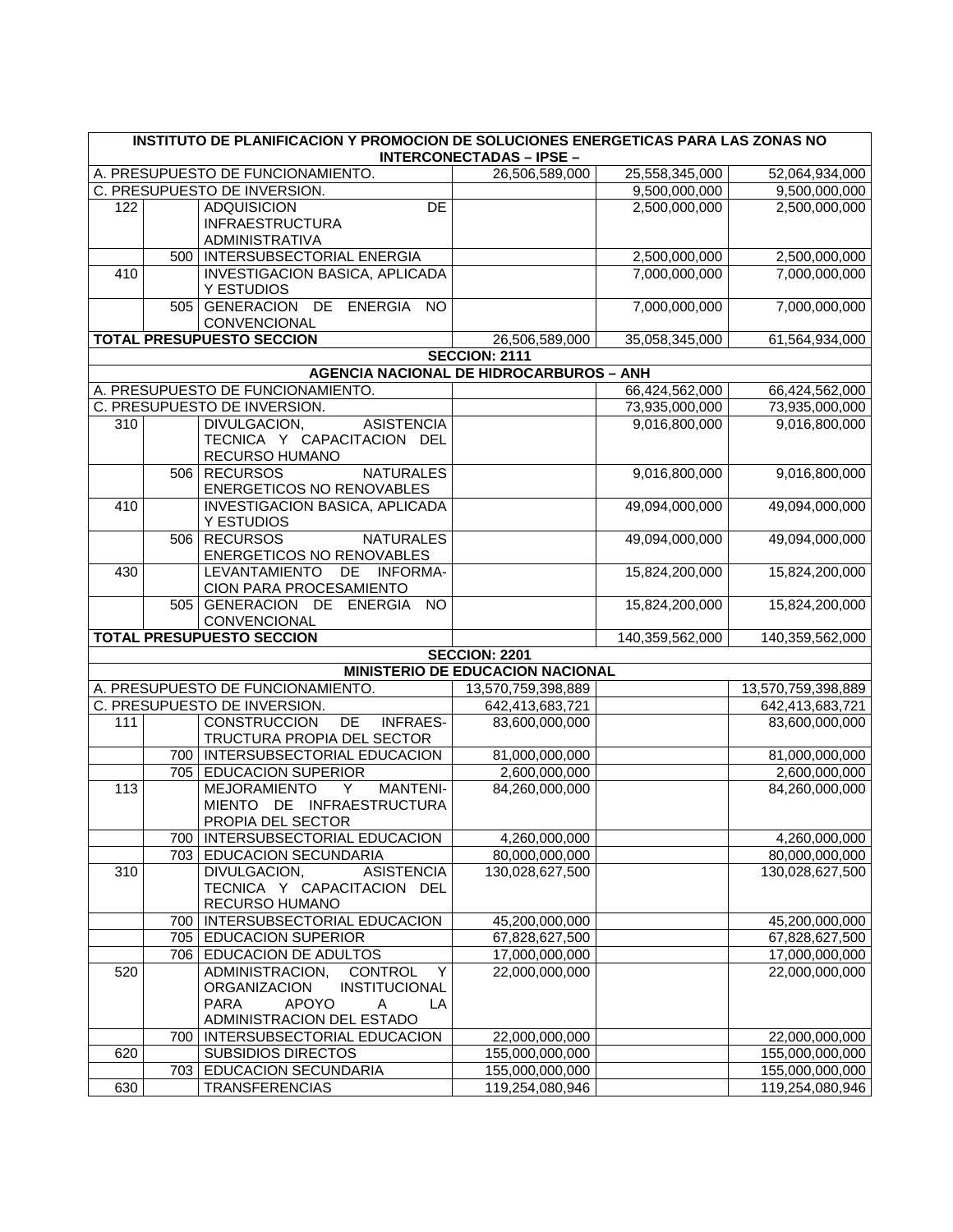| | | | | | |
|---|---|---|---|---|---|
| **INSTITUTO DE PLANIFICACION Y PROMOCION DE SOLUCIONES ENERGETICAS PARA LAS ZONAS NO INTERCONECTADAS – IPSE –** | | | | | |
| A. PRESUPUESTO DE FUNCIONAMIENTO. | | | 26,506,589,000 | 25,558,345,000 | 52,064,934,000 |
| C. PRESUPUESTO DE INVERSION. | | | | 9,500,000,000 | 9,500,000,000 |
| 122 | | ADQUISICION DE INFRAESTRUCTURA ADMINISTRATIVA | | 2,500,000,000 | 2,500,000,000 |
| | 500 | INTERSUBSECTORIAL ENERGIA | | 2,500,000,000 | 2,500,000,000 |
| 410 | | INVESTIGACION BASICA, APLICADA Y ESTUDIOS | | 7,000,000,000 | 7,000,000,000 |
| | 505 | GENERACION DE ENERGIA NO CONVENCIONAL | | 7,000,000,000 | 7,000,000,000 |
| **TOTAL PRESUPUESTO SECCION** | | | 26,506,589,000 | 35,058,345,000 | 61,564,934,000 |
| **SECCION: 2111** | | | | | |
| **AGENCIA NACIONAL DE HIDROCARBUROS – ANH** | | | | | |
| A. PRESUPUESTO DE FUNCIONAMIENTO. | | | | 66,424,562,000 | 66,424,562,000 |
| C. PRESUPUESTO DE INVERSION. | | | | 73,935,000,000 | 73,935,000,000 |
| 310 | | DIVULGACION, ASISTENCIA TECNICA Y CAPACITACION DEL RECURSO HUMANO | | 9,016,800,000 | 9,016,800,000 |
| | 506 | RECURSOS NATURALES ENERGETICOS NO RENOVABLES | | 9,016,800,000 | 9,016,800,000 |
| 410 | | INVESTIGACION BASICA, APLICADA Y ESTUDIOS | | 49,094,000,000 | 49,094,000,000 |
| | 506 | RECURSOS NATURALES ENERGETICOS NO RENOVABLES | | 49,094,000,000 | 49,094,000,000 |
| 430 | | LEVANTAMIENTO DE INFORMACION PARA PROCESAMIENTO | | 15,824,200,000 | 15,824,200,000 |
| | 505 | GENERACION DE ENERGIA NO CONVENCIONAL | | 15,824,200,000 | 15,824,200,000 |
| **TOTAL PRESUPUESTO SECCION** | | | | 140,359,562,000 | 140,359,562,000 |
| **SECCION: 2201** | | | | | |
| **MINISTERIO DE EDUCACION NACIONAL** | | | | | |
| A. PRESUPUESTO DE FUNCIONAMIENTO. | | | 13,570,759,398,889 | | 13,570,759,398,889 |
| C. PRESUPUESTO DE INVERSION. | | | 642,413,683,721 | | 642,413,683,721 |
| 111 | | CONSTRUCCION DE INFRAESTRUCTURA PROPIA DEL SECTOR | 83,600,000,000 | | 83,600,000,000 |
| | 700 | INTERSUBSECTORIAL EDUCACION | 81,000,000,000 | | 81,000,000,000 |
| | 705 | EDUCACION SUPERIOR | 2,600,000,000 | | 2,600,000,000 |
| 113 | | MEJORAMIENTO Y MANTENIMIENTO DE INFRAESTRUCTURA PROPIA DEL SECTOR | 84,260,000,000 | | 84,260,000,000 |
| | 700 | INTERSUBSECTORIAL EDUCACION | 4,260,000,000 | | 4,260,000,000 |
| | 703 | EDUCACION SECUNDARIA | 80,000,000,000 | | 80,000,000,000 |
| 310 | | DIVULGACION, ASISTENCIA TECNICA Y CAPACITACION DEL RECURSO HUMANO | 130,028,627,500 | | 130,028,627,500 |
| | 700 | INTERSUBSECTORIAL EDUCACION | 45,200,000,000 | | 45,200,000,000 |
| | 705 | EDUCACION SUPERIOR | 67,828,627,500 | | 67,828,627,500 |
| | 706 | EDUCACION DE ADULTOS | 17,000,000,000 | | 17,000,000,000 |
| 520 | | ADMINISTRACION, CONTROL Y ORGANIZACION INSTITUCIONAL PARA APOYO A LA ADMINISTRACION DEL ESTADO | 22,000,000,000 | | 22,000,000,000 |
| | 700 | INTERSUBSECTORIAL EDUCACION | 22,000,000,000 | | 22,000,000,000 |
| 620 | | SUBSIDIOS DIRECTOS | 155,000,000,000 | | 155,000,000,000 |
| | 703 | EDUCACION SECUNDARIA | 155,000,000,000 | | 155,000,000,000 |
| 630 | | TRANSFERENCIAS | 119,254,080,946 | | 119,254,080,946 |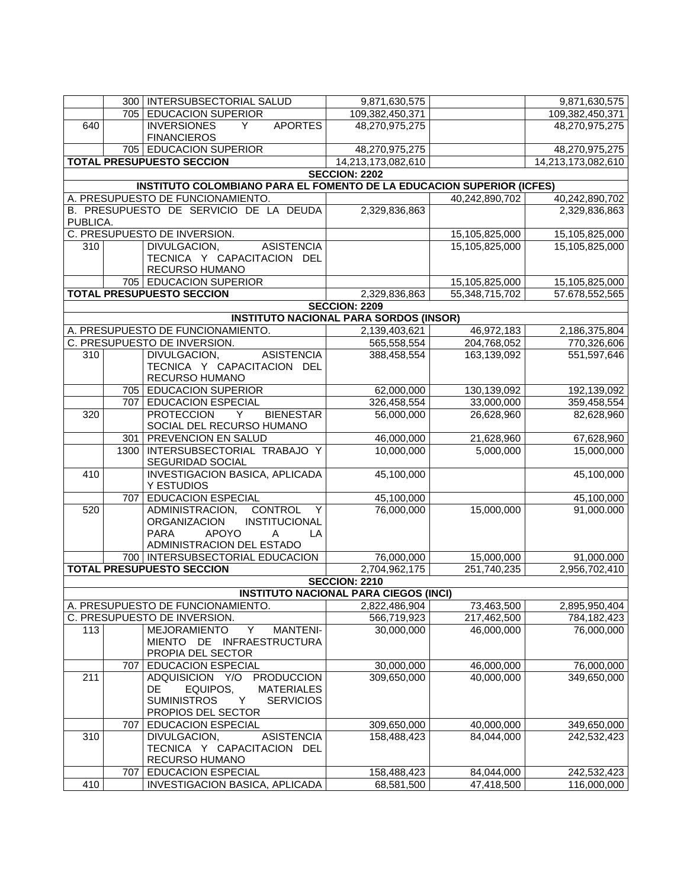|  |  |  |  |  |  |
|---|---|---|---|---|---|
|  | 300 | INTERSUBSECTORIAL SALUD | 9,871,630,575 |  | 9,871,630,575 |
|  | 705 | EDUCACION SUPERIOR | 109,382,450,371 |  | 109,382,450,371 |
| 640 |  | INVERSIONES Y APORTES FINANCIEROS | 48,270,975,275 |  | 48,270,975,275 |
|  | 705 | EDUCACION SUPERIOR | 48,270,975,275 |  | 48,270,975,275 |
| **TOTAL PRESUPUESTO SECCION** |  |  | 14,213,173,082,610 |  | 14,213,173,082,610 |
| **SECCION: 2202** |  |  |  |  |  |
| **INSTITUTO COLOMBIANO PARA EL FOMENTO DE LA EDUCACION SUPERIOR (ICFES)** |  |  |  |  |  |
| A. PRESUPUESTO DE FUNCIONAMIENTO. |  |  |  | 40,242,890,702 | 40,242,890,702 |
| B. PRESUPUESTO DE SERVICIO DE LA DEUDA PUBLICA. |  |  | 2,329,836,863 |  | 2,329,836,863 |
| C. PRESUPUESTO DE INVERSION. |  |  |  | 15,105,825,000 | 15,105,825,000 |
| 310 |  | DIVULGACION, ASISTENCIA TECNICA Y CAPACITACION DEL RECURSO HUMANO |  | 15,105,825,000 | 15,105,825,000 |
|  | 705 | EDUCACION SUPERIOR |  | 15,105,825,000 | 15,105,825,000 |
| **TOTAL PRESUPUESTO SECCION** |  |  | 2,329,836,863 | 55,348,715,702 | 57.678,552,565 |
| **SECCION: 2209** |  |  |  |  |  |
| **INSTITUTO NACIONAL PARA SORDOS (INSOR)** |  |  |  |  |  |
| A. PRESUPUESTO DE FUNCIONAMIENTO. |  |  | 2,139,403,621 | 46,972,183 | 2,186,375,804 |
| C. PRESUPUESTO DE INVERSION. |  |  | 565,558,554 | 204,768,052 | 770,326,606 |
| 310 |  | DIVULGACION, ASISTENCIA TECNICA Y CAPACITACION DEL RECURSO HUMANO | 388,458,554 | 163,139,092 | 551,597,646 |
|  | 705 | EDUCACION SUPERIOR | 62,000,000 | 130,139,092 | 192,139,092 |
|  | 707 | EDUCACION ESPECIAL | 326,458,554 | 33,000,000 | 359,458,554 |
| 320 |  | PROTECCION Y BIENESTAR SOCIAL DEL RECURSO HUMANO | 56,000,000 | 26,628,960 | 82,628,960 |
|  | 301 | PREVENCION EN SALUD | 46,000,000 | 21,628,960 | 67,628,960 |
|  | 1300 | INTERSUBSECTORIAL TRABAJO Y SEGURIDAD SOCIAL | 10,000,000 | 5,000,000 | 15,000,000 |
| 410 |  | INVESTIGACION BASICA, APLICADA Y ESTUDIOS | 45,100,000 |  | 45,100,000 |
|  | 707 | EDUCACION ESPECIAL | 45,100,000 |  | 45,100,000 |
| 520 |  | ADMINISTRACION, CONTROL Y ORGANIZACION INSTITUCIONAL PARA APOYO A LA ADMINISTRACION DEL ESTADO | 76,000,000 | 15,000,000 | 91,000.000 |
|  | 700 | INTERSUBSECTORIAL EDUCACION | 76,000,000 | 15,000,000 | 91,000.000 |
| **TOTAL PRESUPUESTO SECCION** |  |  | 2,704,962,175 | 251,740,235 | 2,956,702,410 |
| **SECCION: 2210** |  |  |  |  |  |
| **INSTITUTO NACIONAL PARA CIEGOS (INCI)** |  |  |  |  |  |
| A. PRESUPUESTO DE FUNCIONAMIENTO. |  |  | 2,822,486,904 | 73,463,500 | 2,895,950,404 |
| C. PRESUPUESTO DE INVERSION. |  |  | 566,719,923 | 217,462,500 | 784,182,423 |
| 113 |  | MEJORAMIENTO Y MANTENI-MIENTO DE INFRAESTRUCTURA PROPIA DEL SECTOR | 30,000,000 | 46,000,000 | 76,000,000 |
|  | 707 | EDUCACION ESPECIAL | 30,000,000 | 46,000,000 | 76,000,000 |
| 211 |  | ADQUISICION Y/O PRODUCCION DE EQUIPOS, MATERIALES SUMINISTROS Y SERVICIOS PROPIOS DEL SECTOR | 309,650,000 | 40,000,000 | 349,650,000 |
|  | 707 | EDUCACION ESPECIAL | 309,650,000 | 40,000,000 | 349,650,000 |
| 310 |  | DIVULGACION, ASISTENCIA TECNICA Y CAPACITACION DEL RECURSO HUMANO | 158,488,423 | 84,044,000 | 242,532,423 |
|  | 707 | EDUCACION ESPECIAL | 158,488,423 | 84,044,000 | 242,532,423 |
| 410 |  | INVESTIGACION BASICA, APLICADA | 68,581,500 | 47,418,500 | 116,000,000 |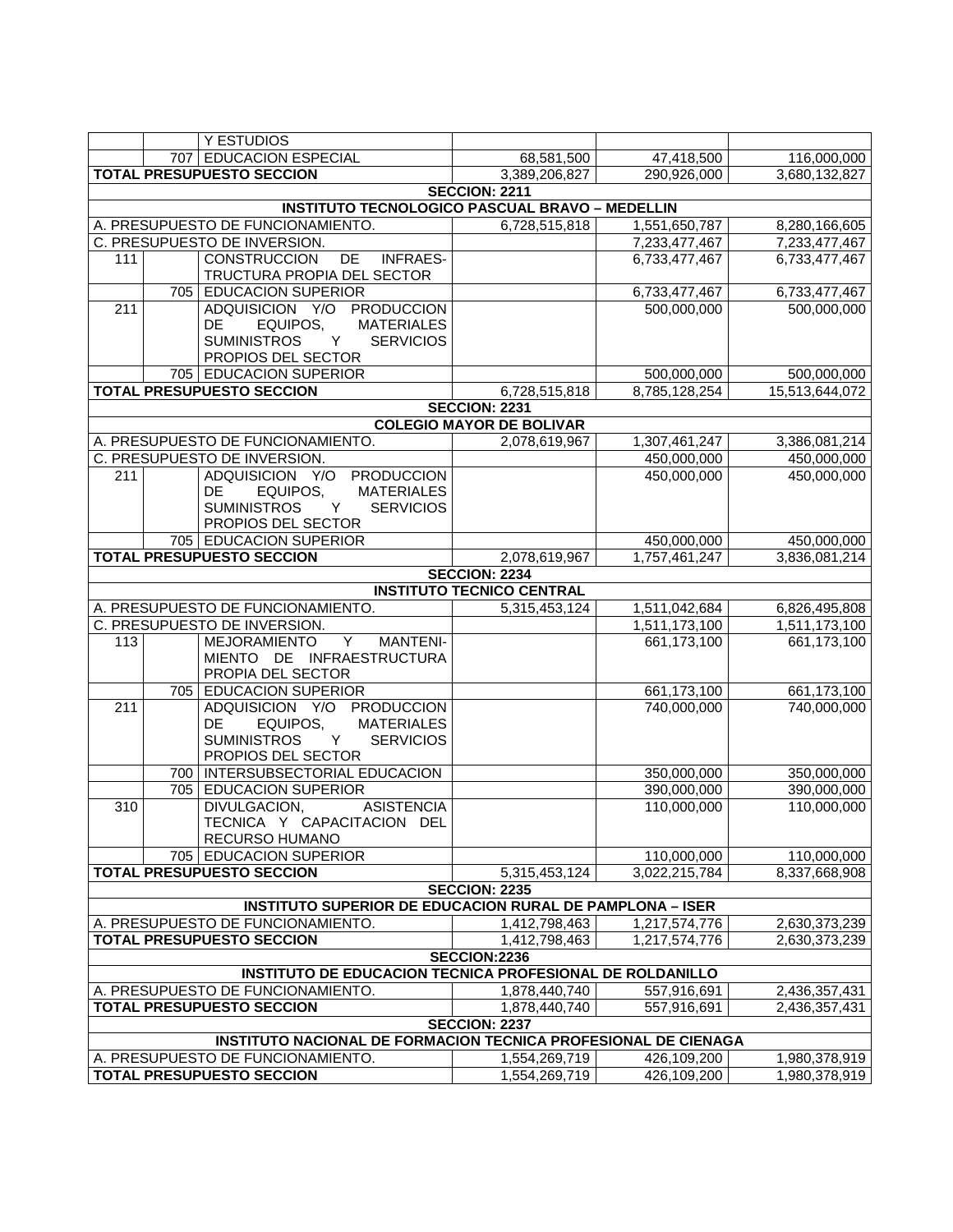| | | | | | |
|---|---|---|---|---|---|
| | | Y ESTUDIOS | | | |
| | 707 | EDUCACION ESPECIAL | 68,581,500 | 47,418,500 | 116,000,000 |
| **TOTAL PRESUPUESTO SECCION** | | | 3,389,206,827 | 290,926,000 | 3,680,132,827 |
| **SECCION: 2211** | | | | | |
| **INSTITUTO TECNOLOGICO PASCUAL BRAVO – MEDELLIN** | | | | | |
| A. PRESUPUESTO DE FUNCIONAMIENTO. | | | 6,728,515,818 | 1,551,650,787 | 8,280,166,605 |
| C. PRESUPUESTO DE INVERSION. | | | | 7,233,477,467 | 7,233,477,467 |
| 111 | | CONSTRUCCION DE INFRAESTRUCTURA PROPIA DEL SECTOR | | 6,733,477,467 | 6,733,477,467 |
| | 705 | EDUCACION SUPERIOR | | 6,733,477,467 | 6,733,477,467 |
| 211 | | ADQUISICION Y/O PRODUCCION DE EQUIPOS, MATERIALES SUMINISTROS Y SERVICIOS PROPIOS DEL SECTOR | | 500,000,000 | 500,000,000 |
| | 705 | EDUCACION SUPERIOR | | 500,000,000 | 500,000,000 |
| **TOTAL PRESUPUESTO SECCION** | | | 6,728,515,818 | 8,785,128,254 | 15,513,644,072 |
| **SECCION: 2231** | | | | | |
| **COLEGIO MAYOR DE BOLIVAR** | | | | | |
| A. PRESUPUESTO DE FUNCIONAMIENTO. | | | 2,078,619,967 | 1,307,461,247 | 3,386,081,214 |
| C. PRESUPUESTO DE INVERSION. | | | | 450,000,000 | 450,000,000 |
| 211 | | ADQUISICION Y/O PRODUCCION DE EQUIPOS, MATERIALES SUMINISTROS Y SERVICIOS PROPIOS DEL SECTOR | | 450,000,000 | 450,000,000 |
| | 705 | EDUCACION SUPERIOR | | 450,000,000 | 450,000,000 |
| **TOTAL PRESUPUESTO SECCION** | | | 2,078,619,967 | 1,757,461,247 | 3,836,081,214 |
| **SECCION: 2234** | | | | | |
| **INSTITUTO TECNICO CENTRAL** | | | | | |
| A. PRESUPUESTO DE FUNCIONAMIENTO. | | | 5,315,453,124 | 1,511,042,684 | 6,826,495,808 |
| C. PRESUPUESTO DE INVERSION. | | | | 1,511,173,100 | 1,511,173,100 |
| 113 | | MEJORAMIENTO Y MANTENIMIENTO DE INFRAESTRUCTURA PROPIA DEL SECTOR | | 661,173,100 | 661,173,100 |
| | 705 | EDUCACION SUPERIOR | | 661,173,100 | 661,173,100 |
| 211 | | ADQUISICION Y/O PRODUCCION DE EQUIPOS, MATERIALES SUMINISTROS Y SERVICIOS PROPIOS DEL SECTOR | | 740,000,000 | 740,000,000 |
| | 700 | INTERSUBSECTORIAL EDUCACION | | 350,000,000 | 350,000,000 |
| | 705 | EDUCACION SUPERIOR | | 390,000,000 | 390,000,000 |
| 310 | | DIVULGACION, ASISTENCIA TECNICA Y CAPACITACION DEL RECURSO HUMANO | | 110,000,000 | 110,000,000 |
| | 705 | EDUCACION SUPERIOR | | 110,000,000 | 110,000,000 |
| **TOTAL PRESUPUESTO SECCION** | | | 5,315,453,124 | 3,022,215,784 | 8,337,668,908 |
| **SECCION: 2235** | | | | | |
| **INSTITUTO SUPERIOR DE EDUCACION RURAL DE PAMPLONA – ISER** | | | | | |
| A. PRESUPUESTO DE FUNCIONAMIENTO. | | | 1,412,798,463 | 1,217,574,776 | 2,630,373,239 |
| **TOTAL PRESUPUESTO SECCION** | | | 1,412,798,463 | 1,217,574,776 | 2,630,373,239 |
| **SECCION:2236** | | | | | |
| **INSTITUTO DE EDUCACION TECNICA PROFESIONAL DE ROLDANILLO** | | | | | |
| A. PRESUPUESTO DE FUNCIONAMIENTO. | | | 1,878,440,740 | 557,916,691 | 2,436,357,431 |
| **TOTAL PRESUPUESTO SECCION** | | | 1,878,440,740 | 557,916,691 | 2,436,357,431 |
| **SECCION: 2237** | | | | | |
| **INSTITUTO NACIONAL DE FORMACION TECNICA PROFESIONAL DE CIENAGA** | | | | | |
| A. PRESUPUESTO DE FUNCIONAMIENTO. | | | 1,554,269,719 | 426,109,200 | 1,980,378,919 |
| **TOTAL PRESUPUESTO SECCION** | | | 1,554,269,719 | 426,109,200 | 1,980,378,919 |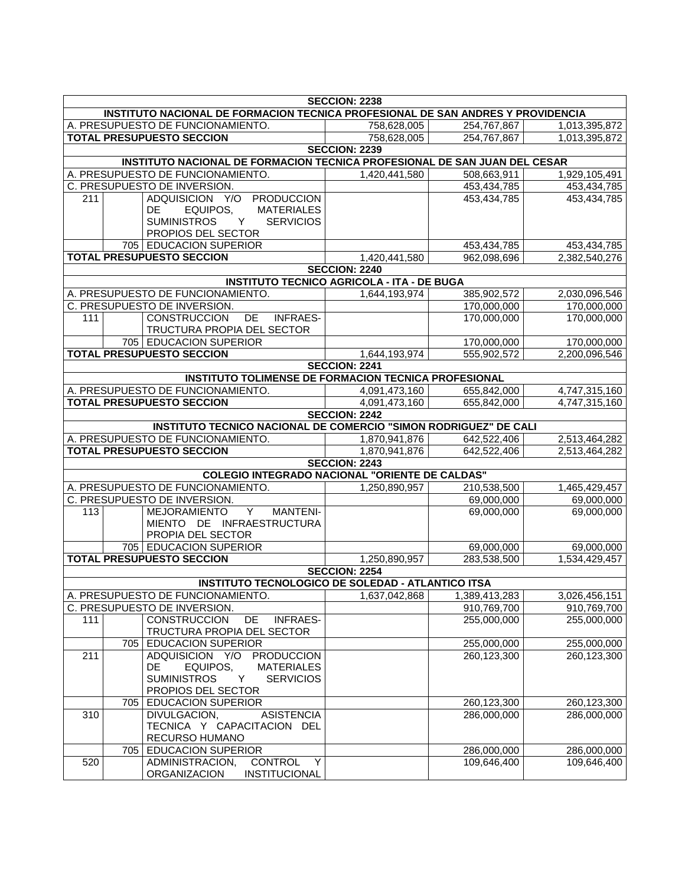| | | | | | |
|---|---|---|---|---|---|
| **SECCION: 2238** | | | | | |
| **INSTITUTO NACIONAL DE FORMACION TECNICA PROFESIONAL DE SAN ANDRES Y PROVIDENCIA** | | | | | |
| A. PRESUPUESTO DE FUNCIONAMIENTO. | | | 758,628,005 | 254,767,867 | 1,013,395,872 |
| **TOTAL PRESUPUESTO SECCION** | | | 758,628,005 | 254,767,867 | 1,013,395,872 |
| **SECCION: 2239** | | | | | |
| **INSTITUTO NACIONAL DE FORMACION TECNICA PROFESIONAL DE SAN JUAN DEL CESAR** | | | | | |
| A. PRESUPUESTO DE FUNCIONAMIENTO. | | | 1,420,441,580 | 508,663,911 | 1,929,105,491 |
| C. PRESUPUESTO DE INVERSION. | | | | 453,434,785 | 453,434,785 |
| 211 | | ADQUISICION Y/O PRODUCCION DE EQUIPOS, MATERIALES SUMINISTROS Y SERVICIOS PROPIOS DEL SECTOR | | 453,434,785 | 453,434,785 |
| | 705 | EDUCACION SUPERIOR | | 453,434,785 | 453,434,785 |
| **TOTAL PRESUPUESTO SECCION** | | | 1,420,441,580 | 962,098,696 | 2,382,540,276 |
| **SECCION: 2240** | | | | | |
| **INSTITUTO TECNICO AGRICOLA - ITA - DE BUGA** | | | | | |
| A. PRESUPUESTO DE FUNCIONAMIENTO. | | | 1,644,193,974 | 385,902,572 | 2,030,096,546 |
| C. PRESUPUESTO DE INVERSION. | | | | 170,000,000 | 170,000,000 |
| 111 | | CONSTRUCCION DE INFRAES-TRUCTURA PROPIA DEL SECTOR | | 170,000,000 | 170,000,000 |
| | 705 | EDUCACION SUPERIOR | | 170,000,000 | 170,000,000 |
| **TOTAL PRESUPUESTO SECCION** | | | 1,644,193,974 | 555,902,572 | 2,200,096,546 |
| **SECCION: 2241** | | | | | |
| **INSTITUTO TOLIMENSE DE FORMACION TECNICA PROFESIONAL** | | | | | |
| A. PRESUPUESTO DE FUNCIONAMIENTO. | | | 4,091,473,160 | 655,842,000 | 4,747,315,160 |
| **TOTAL PRESUPUESTO SECCION** | | | 4,091,473,160 | 655,842,000 | 4,747,315,160 |
| **SECCION: 2242** | | | | | |
| **INSTITUTO TECNICO NACIONAL DE COMERCIO "SIMON RODRIGUEZ" DE CALI** | | | | | |
| A. PRESUPUESTO DE FUNCIONAMIENTO. | | | 1,870,941,876 | 642,522,406 | 2,513,464,282 |
| **TOTAL PRESUPUESTO SECCION** | | | 1,870,941,876 | 642,522,406 | 2,513,464,282 |
| **SECCION: 2243** | | | | | |
| **COLEGIO INTEGRADO NACIONAL "ORIENTE DE CALDAS"** | | | | | |
| A. PRESUPUESTO DE FUNCIONAMIENTO. | | | 1,250,890,957 | 210,538,500 | 1,465,429,457 |
| C. PRESUPUESTO DE INVERSION. | | | | 69,000,000 | 69,000,000 |
| 113 | | MEJORAMIENTO Y MANTENI-MIENTO DE INFRAESTRUCTURA PROPIA DEL SECTOR | | 69,000,000 | 69,000,000 |
| | 705 | EDUCACION SUPERIOR | | 69,000,000 | 69,000,000 |
| **TOTAL PRESUPUESTO SECCION** | | | 1,250,890,957 | 283,538,500 | 1,534,429,457 |
| **SECCION: 2254** | | | | | |
| **INSTITUTO TECNOLOGICO DE SOLEDAD - ATLANTICO ITSA** | | | | | |
| A. PRESUPUESTO DE FUNCIONAMIENTO. | | | 1,637,042,868 | 1,389,413,283 | 3,026,456,151 |
| C. PRESUPUESTO DE INVERSION. | | | | 910,769,700 | 910,769,700 |
| 111 | | CONSTRUCCION DE INFRAES-TRUCTURA PROPIA DEL SECTOR | | 255,000,000 | 255,000,000 |
| | 705 | EDUCACION SUPERIOR | | 255,000,000 | 255,000,000 |
| 211 | | ADQUISICION Y/O PRODUCCION DE EQUIPOS, MATERIALES SUMINISTROS Y SERVICIOS PROPIOS DEL SECTOR | | 260,123,300 | 260,123,300 |
| | 705 | EDUCACION SUPERIOR | | 260,123,300 | 260,123,300 |
| 310 | | DIVULGACION, ASISTENCIA TECNICA Y CAPACITACION DEL RECURSO HUMANO | | 286,000,000 | 286,000,000 |
| | 705 | EDUCACION SUPERIOR | | 286,000,000 | 286,000,000 |
| 520 | | ADMINISTRACION, CONTROL Y ORGANIZACION INSTITUCIONAL | | 109,646,400 | 109,646,400 |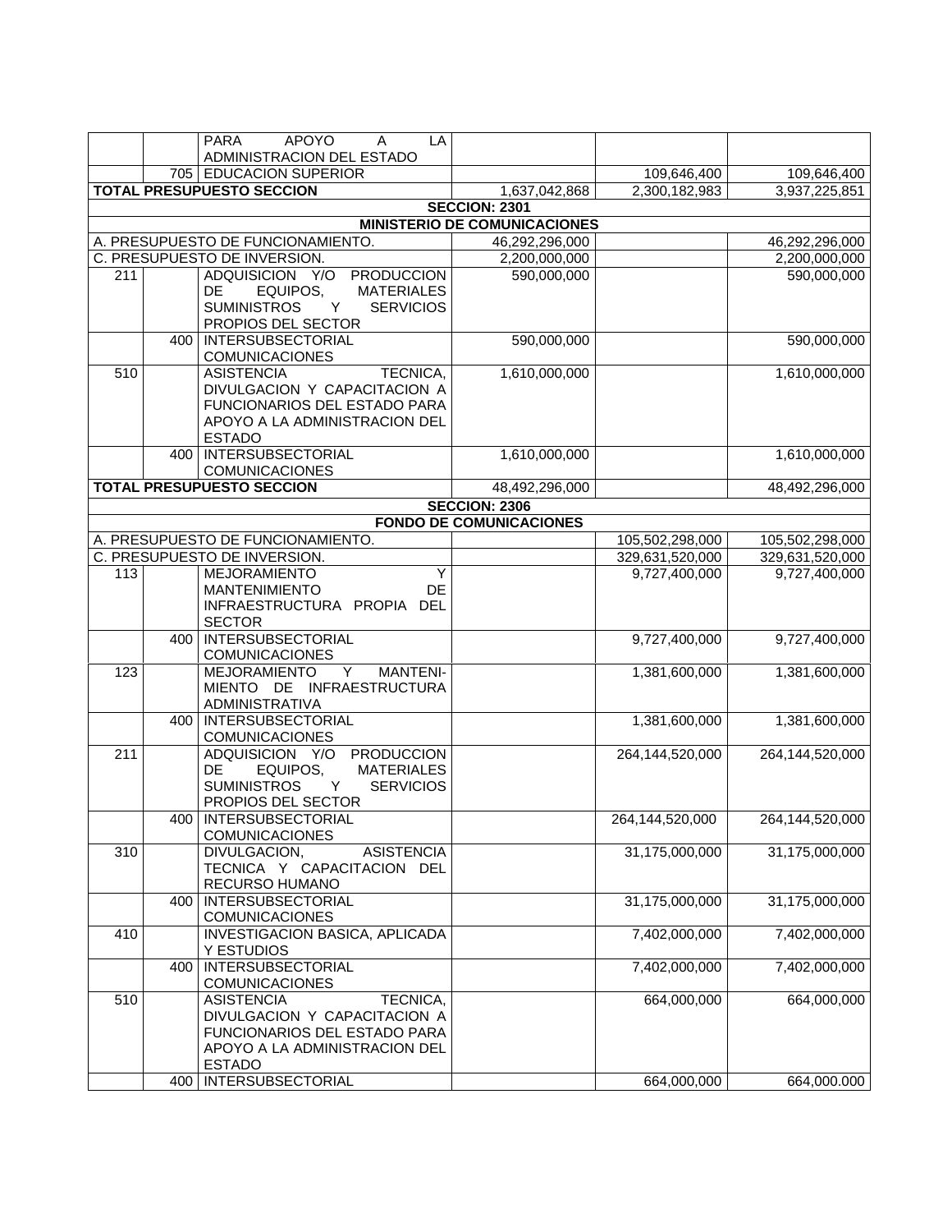| | | | | | |
|---|---|---|---|---|---|
| | | PARA APOYO A LA ADMINISTRACION DEL ESTADO | | | |
| | 705 | EDUCACION SUPERIOR | | 109,646,400 | 109,646,400 |
| **TOTAL PRESUPUESTO SECCION** | | | 1,637,042,868 | 2,300,182,983 | 3,937,225,851 |
| **SECCION: 2301** | | | | | |
| **MINISTERIO DE COMUNICACIONES** | | | | | |
| A. PRESUPUESTO DE FUNCIONAMIENTO. | | | 46,292,296,000 | | 46,292,296,000 |
| C. PRESUPUESTO DE INVERSION. | | | 2,200,000,000 | | 2,200,000,000 |
| 211 | | ADQUISICION Y/O PRODUCCION DE EQUIPOS, MATERIALES SUMINISTROS Y SERVICIOS PROPIOS DEL SECTOR | 590,000,000 | | 590,000,000 |
| | 400 | INTERSUBSECTORIAL COMUNICACIONES | 590,000,000 | | 590,000,000 |
| 510 | | ASISTENCIA TECNICA, DIVULGACION Y CAPACITACION A FUNCIONARIOS DEL ESTADO PARA APOYO A LA ADMINISTRACION DEL ESTADO | 1,610,000,000 | | 1,610,000,000 |
| | 400 | INTERSUBSECTORIAL COMUNICACIONES | 1,610,000,000 | | 1,610,000,000 |
| **TOTAL PRESUPUESTO SECCION** | | | 48,492,296,000 | | 48,492,296,000 |
| **SECCION: 2306** | | | | | |
| **FONDO DE COMUNICACIONES** | | | | | |
| A. PRESUPUESTO DE FUNCIONAMIENTO. | | | | 105,502,298,000 | 105,502,298,000 |
| C. PRESUPUESTO DE INVERSION. | | | | 329,631,520,000 | 329,631,520,000 |
| 113 | | MEJORAMIENTO Y MANTENIMIENTO DE INFRAESTRUCTURA PROPIA DEL SECTOR | | 9,727,400,000 | 9,727,400,000 |
| | 400 | INTERSUBSECTORIAL COMUNICACIONES | | 9,727,400,000 | 9,727,400,000 |
| 123 | | MEJORAMIENTO Y MANTENI-MIENTO DE INFRAESTRUCTURA ADMINISTRATIVA | | 1,381,600,000 | 1,381,600,000 |
| | 400 | INTERSUBSECTORIAL COMUNICACIONES | | 1,381,600,000 | 1,381,600,000 |
| 211 | | ADQUISICION Y/O PRODUCCION DE EQUIPOS, MATERIALES SUMINISTROS Y SERVICIOS PROPIOS DEL SECTOR | | 264,144,520,000 | 264,144,520,000 |
| | 400 | INTERSUBSECTORIAL COMUNICACIONES | | 264,144,520,000 | 264,144,520,000 |
| 310 | | DIVULGACION, ASISTENCIA TECNICA Y CAPACITACION DEL RECURSO HUMANO | | 31,175,000,000 | 31,175,000,000 |
| | 400 | INTERSUBSECTORIAL COMUNICACIONES | | 31,175,000,000 | 31,175,000,000 |
| 410 | | INVESTIGACION BASICA, APLICADA Y ESTUDIOS | | 7,402,000,000 | 7,402,000,000 |
| | 400 | INTERSUBSECTORIAL COMUNICACIONES | | 7,402,000,000 | 7,402,000,000 |
| 510 | | ASISTENCIA TECNICA, DIVULGACION Y CAPACITACION A FUNCIONARIOS DEL ESTADO PARA APOYO A LA ADMINISTRACION DEL ESTADO | | 664,000,000 | 664,000,000 |
| | 400 | INTERSUBSECTORIAL | | 664,000,000 | 664,000.000 |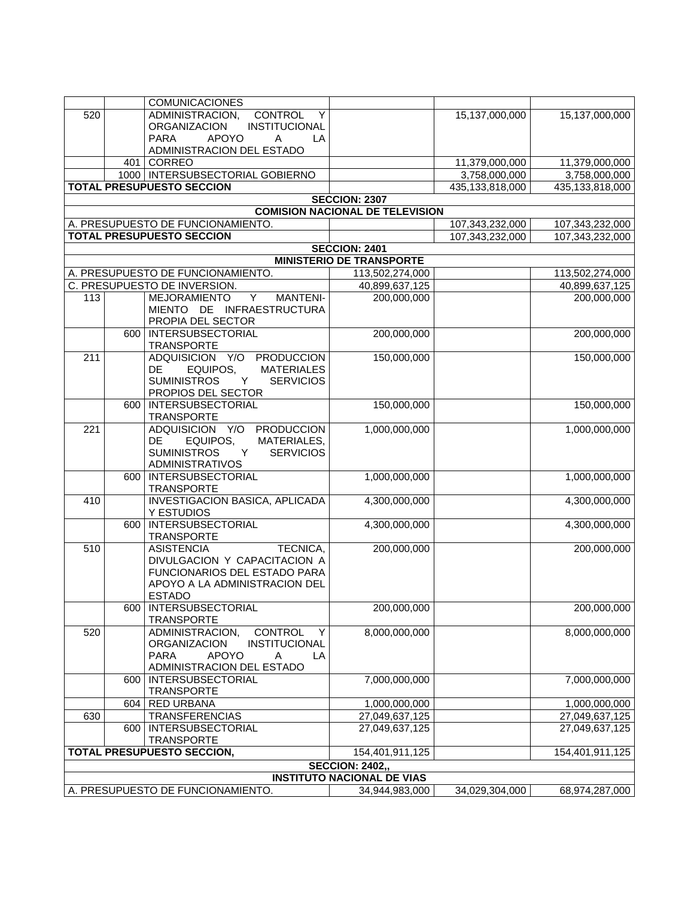| | | | | | |
|---|---|---|---|---|---|
| | | COMUNICACIONES | | | |
| 520 | | ADMINISTRACION, CONTROL Y ORGANIZACION INSTITUCIONAL PARA APOYO A LA ADMINISTRACION DEL ESTADO | | 15,137,000,000 | 15,137,000,000 |
| | 401 | CORREO | | 11,379,000,000 | 11,379,000,000 |
| | 1000 | INTERSUBSECTORIAL GOBIERNO | | 3,758,000,000 | 3,758,000,000 |
| **TOTAL PRESUPUESTO SECCION** | | | | 435,133,818,000 | 435,133,818,000 |
| | | | **SECCION: 2307** | | |
| | | | **COMISION NACIONAL DE TELEVISION** | | |
| A. PRESUPUESTO DE FUNCIONAMIENTO. | | | | 107,343,232,000 | 107,343,232,000 |
| **TOTAL PRESUPUESTO SECCION** | | | | 107,343,232,000 | 107,343,232,000 |
| | | | **SECCION: 2401** | | |
| | | | **MINISTERIO DE TRANSPORTE** | | |
| A. PRESUPUESTO DE FUNCIONAMIENTO. | | | 113,502,274,000 | | 113,502,274,000 |
| C. PRESUPUESTO DE INVERSION. | | | 40,899,637,125 | | 40,899,637,125 |
| 113 | | MEJORAMIENTO Y MANTENIMIENTO DE INFRAESTRUCTURA PROPIA DEL SECTOR | 200,000,000 | | 200,000,000 |
| | 600 | INTERSUBSECTORIAL TRANSPORTE | 200,000,000 | | 200,000,000 |
| 211 | | ADQUISICION Y/O PRODUCCION DE EQUIPOS, MATERIALES SUMINISTROS Y SERVICIOS PROPIOS DEL SECTOR | 150,000,000 | | 150,000,000 |
| | 600 | INTERSUBSECTORIAL TRANSPORTE | 150,000,000 | | 150,000,000 |
| 221 | | ADQUISICION Y/O PRODUCCION DE EQUIPOS, MATERIALES, SUMINISTROS Y SERVICIOS ADMINISTRATIVOS | 1,000,000,000 | | 1,000,000,000 |
| | 600 | INTERSUBSECTORIAL TRANSPORTE | 1,000,000,000 | | 1,000,000,000 |
| 410 | | INVESTIGACION BASICA, APLICADA Y ESTUDIOS | 4,300,000,000 | | 4,300,000,000 |
| | 600 | INTERSUBSECTORIAL TRANSPORTE | 4,300,000,000 | | 4,300,000,000 |
| 510 | | ASISTENCIA TECNICA, DIVULGACION Y CAPACITACION A FUNCIONARIOS DEL ESTADO PARA APOYO A LA ADMINISTRACION DEL ESTADO | 200,000,000 | | 200,000,000 |
| | 600 | INTERSUBSECTORIAL TRANSPORTE | 200,000,000 | | 200,000,000 |
| 520 | | ADMINISTRACION, CONTROL Y ORGANIZACION INSTITUCIONAL PARA APOYO A LA ADMINISTRACION DEL ESTADO | 8,000,000,000 | | 8,000,000,000 |
| | 600 | INTERSUBSECTORIAL TRANSPORTE | 7,000,000,000 | | 7,000,000,000 |
| | 604 | RED URBANA | 1,000,000,000 | | 1,000,000,000 |
| 630 | | TRANSFERENCIAS | 27,049,637,125 | | 27,049,637,125 |
| | 600 | INTERSUBSECTORIAL TRANSPORTE | 27,049,637,125 | | 27,049,637,125 |
| **TOTAL PRESUPUESTO SECCION,** | | | 154,401,911,125 | | 154,401,911,125 |
| | | | **SECCION: 2402,,** | | |
| | | | **INSTITUTO NACIONAL DE VIAS** | | |
| A. PRESUPUESTO DE FUNCIONAMIENTO. | | | 34,944,983,000 | 34,029,304,000 | 68,974,287,000 |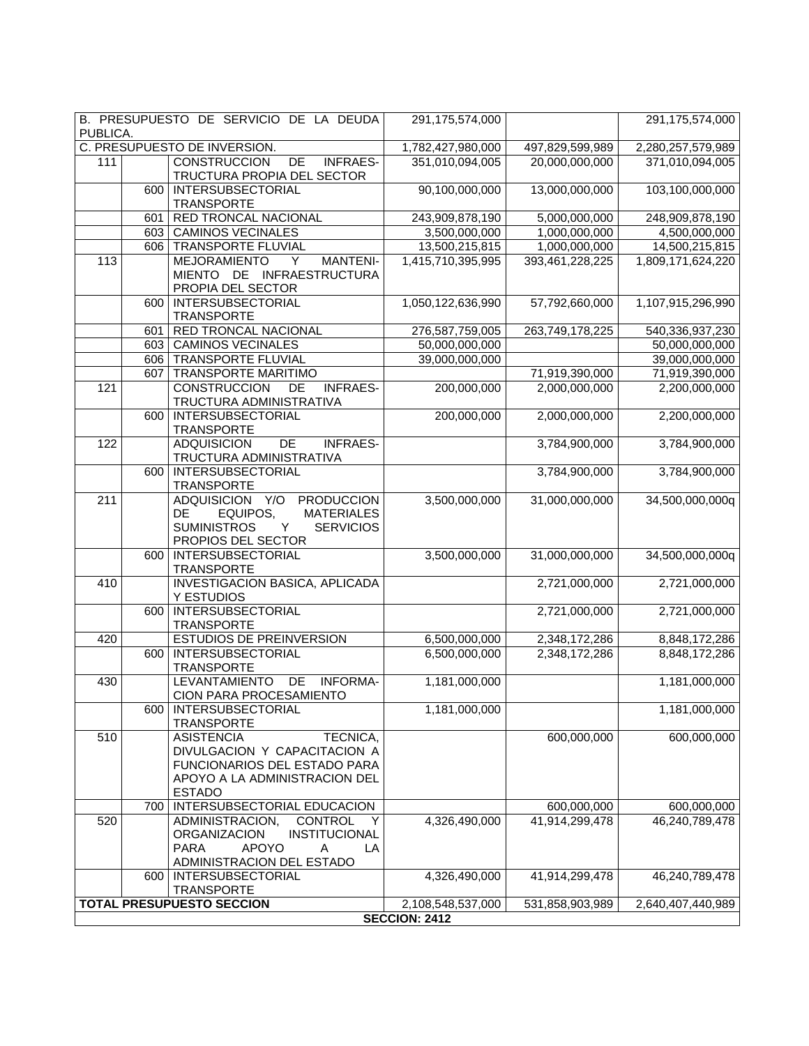| | | | | | |
|---|---|---|---|---|---|
| B. PRESUPUESTO DE SERVICIO DE LA DEUDA PUBLICA. | | | 291,175,574,000 | | 291,175,574,000 |
| C. PRESUPUESTO DE INVERSION. | | | 1,782,427,980,000 | 497,829,599,989 | 2,280,257,579,989 |
| 111 | | CONSTRUCCION DE INFRAES-TRUCTURA PROPIA DEL SECTOR | 351,010,094,005 | 20,000,000,000 | 371,010,094,005 |
| | 600 | INTERSUBSECTORIAL TRANSPORTE | 90,100,000,000 | 13,000,000,000 | 103,100,000,000 |
| | 601 | RED TRONCAL NACIONAL | 243,909,878,190 | 5,000,000,000 | 248,909,878,190 |
| | 603 | CAMINOS VECINALES | 3,500,000,000 | 1,000,000,000 | 4,500,000,000 |
| | 606 | TRANSPORTE FLUVIAL | 13,500,215,815 | 1,000,000,000 | 14,500,215,815 |
| 113 | | MEJORAMIENTO Y MANTENI-MIENTO DE INFRAESTRUCTURA PROPIA DEL SECTOR | 1,415,710,395,995 | 393,461,228,225 | 1,809,171,624,220 |
| | 600 | INTERSUBSECTORIAL TRANSPORTE | 1,050,122,636,990 | 57,792,660,000 | 1,107,915,296,990 |
| | 601 | RED TRONCAL NACIONAL | 276,587,759,005 | 263,749,178,225 | 540,336,937,230 |
| | 603 | CAMINOS VECINALES | 50,000,000,000 | | 50,000,000,000 |
| | 606 | TRANSPORTE FLUVIAL | 39,000,000,000 | | 39,000,000,000 |
| | 607 | TRANSPORTE MARITIMO | | 71,919,390,000 | 71,919,390,000 |
| 121 | | CONSTRUCCION DE INFRAES-TRUCTURA ADMINISTRATIVA | 200,000,000 | 2,000,000,000 | 2,200,000,000 |
| | 600 | INTERSUBSECTORIAL TRANSPORTE | 200,000,000 | 2,000,000,000 | 2,200,000,000 |
| 122 | | ADQUISICION DE INFRAES-TRUCTURA ADMINISTRATIVA | | 3,784,900,000 | 3,784,900,000 |
| | 600 | INTERSUBSECTORIAL TRANSPORTE | | 3,784,900,000 | 3,784,900,000 |
| 211 | | ADQUISICION Y/O PRODUCCION DE EQUIPOS, MATERIALES SUMINISTROS Y SERVICIOS PROPIOS DEL SECTOR | 3,500,000,000 | 31,000,000,000 | 34,500,000,000q |
| | 600 | INTERSUBSECTORIAL TRANSPORTE | 3,500,000,000 | 31,000,000,000 | 34,500,000,000q |
| 410 | | INVESTIGACION BASICA, APLICADA Y ESTUDIOS | | 2,721,000,000 | 2,721,000,000 |
| | 600 | INTERSUBSECTORIAL TRANSPORTE | | 2,721,000,000 | 2,721,000,000 |
| 420 | | ESTUDIOS DE PREINVERSION | 6,500,000,000 | 2,348,172,286 | 8,848,172,286 |
| | 600 | INTERSUBSECTORIAL TRANSPORTE | 6,500,000,000 | 2,348,172,286 | 8,848,172,286 |
| 430 | | LEVANTAMIENTO DE INFORMA-CION PARA PROCESAMIENTO | 1,181,000,000 | | 1,181,000,000 |
| | 600 | INTERSUBSECTORIAL TRANSPORTE | 1,181,000,000 | | 1,181,000,000 |
| 510 | | ASISTENCIA TECNICA, DIVULGACION Y CAPACITACION A FUNCIONARIOS DEL ESTADO PARA APOYO A LA ADMINISTRACION DEL ESTADO | | 600,000,000 | 600,000,000 |
| | 700 | INTERSUBSECTORIAL EDUCACION | | 600,000,000 | 600,000,000 |
| 520 | | ADMINISTRACION, CONTROL Y ORGANIZACION INSTITUCIONAL PARA APOYO A LA ADMINISTRACION DEL ESTADO | 4,326,490,000 | 41,914,299,478 | 46,240,789,478 |
| | 600 | INTERSUBSECTORIAL TRANSPORTE | 4,326,490,000 | 41,914,299,478 | 46,240,789,478 |
| **TOTAL PRESUPUESTO SECCION** | | | 2,108,548,537,000 | 531,858,903,989 | 2,640,407,440,989 |
| **SECCION: 2412** | | | | | |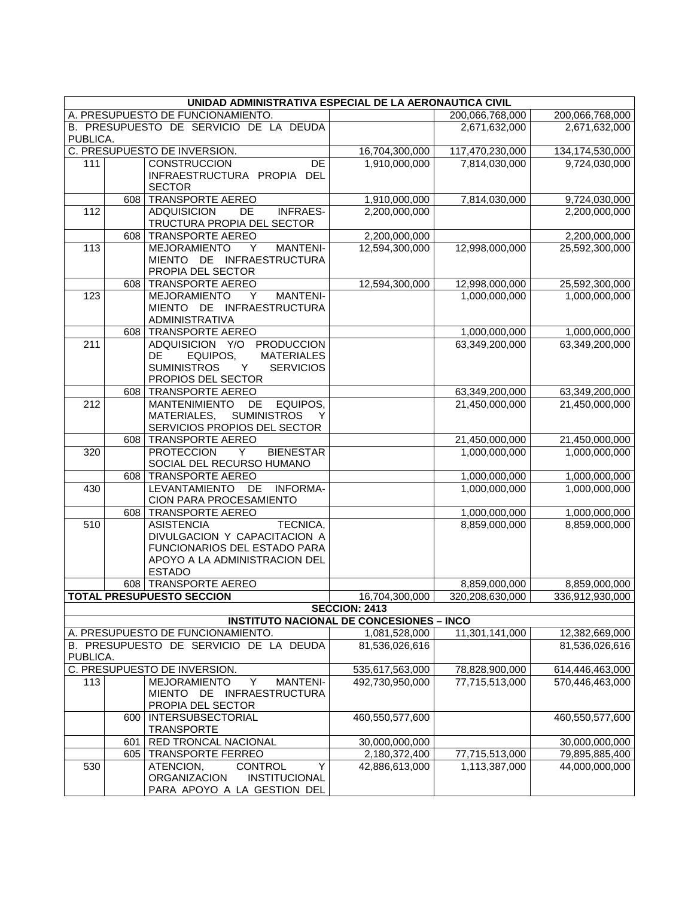| | | | | | |
|---|---|---|---|---|---|
| **UNIDAD ADMINISTRATIVA ESPECIAL DE LA AERONAUTICA CIVIL** | | | | | |
| A. PRESUPUESTO DE FUNCIONAMIENTO. | | | | 200,066,768,000 | 200,066,768,000 |
| B. PRESUPUESTO DE SERVICIO DE LA DEUDA PUBLICA. | | | | 2,671,632,000 | 2,671,632,000 |
| C. PRESUPUESTO DE INVERSION. | | | 16,704,300,000 | 117,470,230,000 | 134,174,530,000 |
| 111 | | CONSTRUCCION DE INFRAESTRUCTURA PROPIA DEL SECTOR | 1,910,000,000 | 7,814,030,000 | 9,724,030,000 |
| | 608 | TRANSPORTE AEREO | 1,910,000,000 | 7,814,030,000 | 9,724,030,000 |
| 112 | | ADQUISICION DE INFRAESTRUCTURA PROPIA DEL SECTOR | 2,200,000,000 | | 2,200,000,000 |
| | 608 | TRANSPORTE AEREO | 2,200,000,000 | | 2,200,000,000 |
| 113 | | MEJORAMIENTO Y MANTENIMIENTO DE INFRAESTRUCTURA PROPIA DEL SECTOR | 12,594,300,000 | 12,998,000,000 | 25,592,300,000 |
| | 608 | TRANSPORTE AEREO | 12,594,300,000 | 12,998,000,000 | 25,592,300,000 |
| 123 | | MEJORAMIENTO Y MANTENIMIENTO DE INFRAESTRUCTURA ADMINISTRATIVA | | 1,000,000,000 | 1,000,000,000 |
| | 608 | TRANSPORTE AEREO | | 1,000,000,000 | 1,000,000,000 |
| 211 | | ADQUISICION Y/O PRODUCCION DE EQUIPOS, MATERIALES SUMINISTROS Y SERVICIOS PROPIOS DEL SECTOR | | 63,349,200,000 | 63,349,200,000 |
| | 608 | TRANSPORTE AEREO | | 63,349,200,000 | 63,349,200,000 |
| 212 | | MANTENIMIENTO DE EQUIPOS, MATERIALES, SUMINISTROS Y SERVICIOS PROPIOS DEL SECTOR | | 21,450,000,000 | 21,450,000,000 |
| | 608 | TRANSPORTE AEREO | | 21,450,000,000 | 21,450,000,000 |
| 320 | | PROTECCION Y BIENESTAR SOCIAL DEL RECURSO HUMANO | | 1,000,000,000 | 1,000,000,000 |
| | 608 | TRANSPORTE AEREO | | 1,000,000,000 | 1,000,000,000 |
| 430 | | LEVANTAMIENTO DE INFORMACION PARA PROCESAMIENTO | | 1,000,000,000 | 1,000,000,000 |
| | 608 | TRANSPORTE AEREO | | 1,000,000,000 | 1,000,000,000 |
| 510 | | ASISTENCIA TECNICA, DIVULGACION Y CAPACITACION A FUNCIONARIOS DEL ESTADO PARA APOYO A LA ADMINISTRACION DEL ESTADO | | 8,859,000,000 | 8,859,000,000 |
| | 608 | TRANSPORTE AEREO | | 8,859,000,000 | 8,859,000,000 |
| **TOTAL PRESUPUESTO SECCION** | | | 16,704,300,000 | 320,208,630,000 | 336,912,930,000 |
| **SECCION: 2413** | | | | | |
| **INSTITUTO NACIONAL DE CONCESIONES – INCO** | | | | | |
| A. PRESUPUESTO DE FUNCIONAMIENTO. | | | 1,081,528,000 | 11,301,141,000 | 12,382,669,000 |
| B. PRESUPUESTO DE SERVICIO DE LA DEUDA PUBLICA. | | | 81,536,026,616 | | 81,536,026,616 |
| C. PRESUPUESTO DE INVERSION. | | | 535,617,563,000 | 78,828,900,000 | 614,446,463,000 |
| 113 | | MEJORAMIENTO Y MANTENIMIENTO DE INFRAESTRUCTURA PROPIA DEL SECTOR | 492,730,950,000 | 77,715,513,000 | 570,446,463,000 |
| | 600 | INTERSUBSECTORIAL TRANSPORTE | 460,550,577,600 | | 460,550,577,600 |
| | 601 | RED TRONCAL NACIONAL | 30,000,000,000 | | 30,000,000,000 |
| | 605 | TRANSPORTE FERREO | 2,180,372,400 | 77,715,513,000 | 79,895,885,400 |
| 530 | | ATENCION, CONTROL Y ORGANIZACION INSTITUCIONAL PARA APOYO A LA GESTION DEL | 42,886,613,000 | 1,113,387,000 | 44,000,000,000 |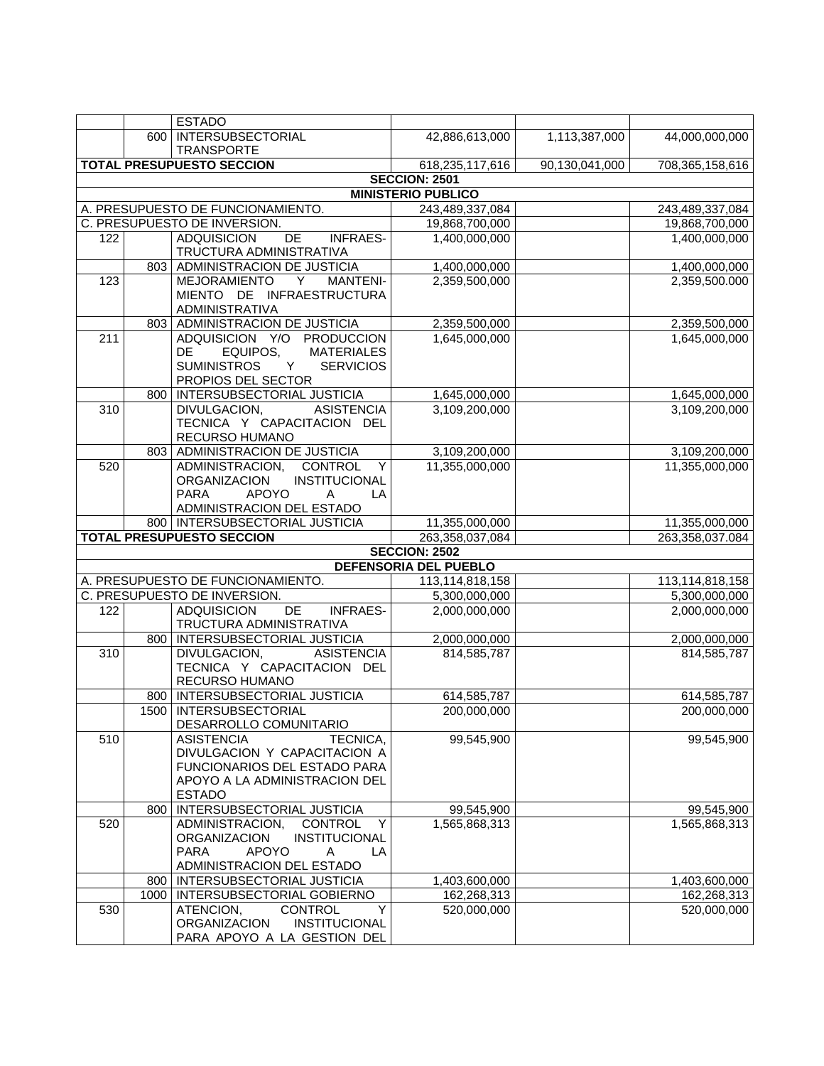| | | | | | |
|---|---|---|---|---|---|
| | | ESTADO | | | |
| | 600 | INTERSUBSECTORIAL TRANSPORTE | 42,886,613,000 | 1,113,387,000 | 44,000,000,000 |
| **TOTAL PRESUPUESTO SECCION** | | | 618,235,117,616 | 90,130,041,000 | 708,365,158,616 |
| | | | **SECCION: 2501** | | |
| | | | **MINISTERIO PUBLICO** | | |
| A. PRESUPUESTO DE FUNCIONAMIENTO. | | | 243,489,337,084 | | 243,489,337,084 |
| C. PRESUPUESTO DE INVERSION. | | | 19,868,700,000 | | 19,868,700,000 |
| 122 | | ADQUISICION DE INFRAES-TRUCTURA ADMINISTRATIVA | 1,400,000,000 | | 1,400,000,000 |
| | 803 | ADMINISTRACION DE JUSTICIA | 1,400,000,000 | | 1,400,000,000 |
| 123 | | MEJORAMIENTO Y MANTENI-MIENTO DE INFRAESTRUCTURA ADMINISTRATIVA | 2,359,500,000 | | 2,359,500.000 |
| | 803 | ADMINISTRACION DE JUSTICIA | 2,359,500,000 | | 2,359,500,000 |
| 211 | | ADQUISICION Y/O PRODUCCION DE EQUIPOS, MATERIALES SUMINISTROS Y SERVICIOS PROPIOS DEL SECTOR | 1,645,000,000 | | 1,645,000,000 |
| | 800 | INTERSUBSECTORIAL JUSTICIA | 1,645,000,000 | | 1,645,000,000 |
| 310 | | DIVULGACION, ASISTENCIA TECNICA Y CAPACITACION DEL RECURSO HUMANO | 3,109,200,000 | | 3,109,200,000 |
| | 803 | ADMINISTRACION DE JUSTICIA | 3,109,200,000 | | 3,109,200,000 |
| 520 | | ADMINISTRACION, CONTROL Y ORGANIZACION INSTITUCIONAL PARA APOYO A LA ADMINISTRACION DEL ESTADO | 11,355,000,000 | | 11,355,000,000 |
| | 800 | INTERSUBSECTORIAL JUSTICIA | 11,355,000,000 | | 11,355,000,000 |
| **TOTAL PRESUPUESTO SECCION** | | | 263,358,037,084 | | 263,358,037.084 |
| | | | **SECCION: 2502** | | |
| | | | **DEFENSORIA DEL PUEBLO** | | |
| A. PRESUPUESTO DE FUNCIONAMIENTO. | | | 113,114,818,158 | | 113,114,818,158 |
| C. PRESUPUESTO DE INVERSION. | | | 5,300,000,000 | | 5,300,000,000 |
| 122 | | ADQUISICION DE INFRAES-TRUCTURA ADMINISTRATIVA | 2,000,000,000 | | 2,000,000,000 |
| | 800 | INTERSUBSECTORIAL JUSTICIA | 2,000,000,000 | | 2,000,000,000 |
| 310 | | DIVULGACION, ASISTENCIA TECNICA Y CAPACITACION DEL RECURSO HUMANO | 814,585,787 | | 814,585,787 |
| | 800 | INTERSUBSECTORIAL JUSTICIA | 614,585,787 | | 614,585,787 |
| | 1500 | INTERSUBSECTORIAL DESARROLLO COMUNITARIO | 200,000,000 | | 200,000,000 |
| 510 | | ASISTENCIA TECNICA, DIVULGACION Y CAPACITACION A FUNCIONARIOS DEL ESTADO PARA APOYO A LA ADMINISTRACION DEL ESTADO | 99,545,900 | | 99,545,900 |
| | 800 | INTERSUBSECTORIAL JUSTICIA | 99,545,900 | | 99,545,900 |
| 520 | | ADMINISTRACION, CONTROL Y ORGANIZACION INSTITUCIONAL PARA APOYO A LA ADMINISTRACION DEL ESTADO | 1,565,868,313 | | 1,565,868,313 |
| | 800 | INTERSUBSECTORIAL JUSTICIA | 1,403,600,000 | | 1,403,600,000 |
| | 1000 | INTERSUBSECTORIAL GOBIERNO | 162,268,313 | | 162,268,313 |
| 530 | | ATENCION, CONTROL Y ORGANIZACION INSTITUCIONAL PARA APOYO A LA GESTION DEL | 520,000,000 | | 520,000,000 |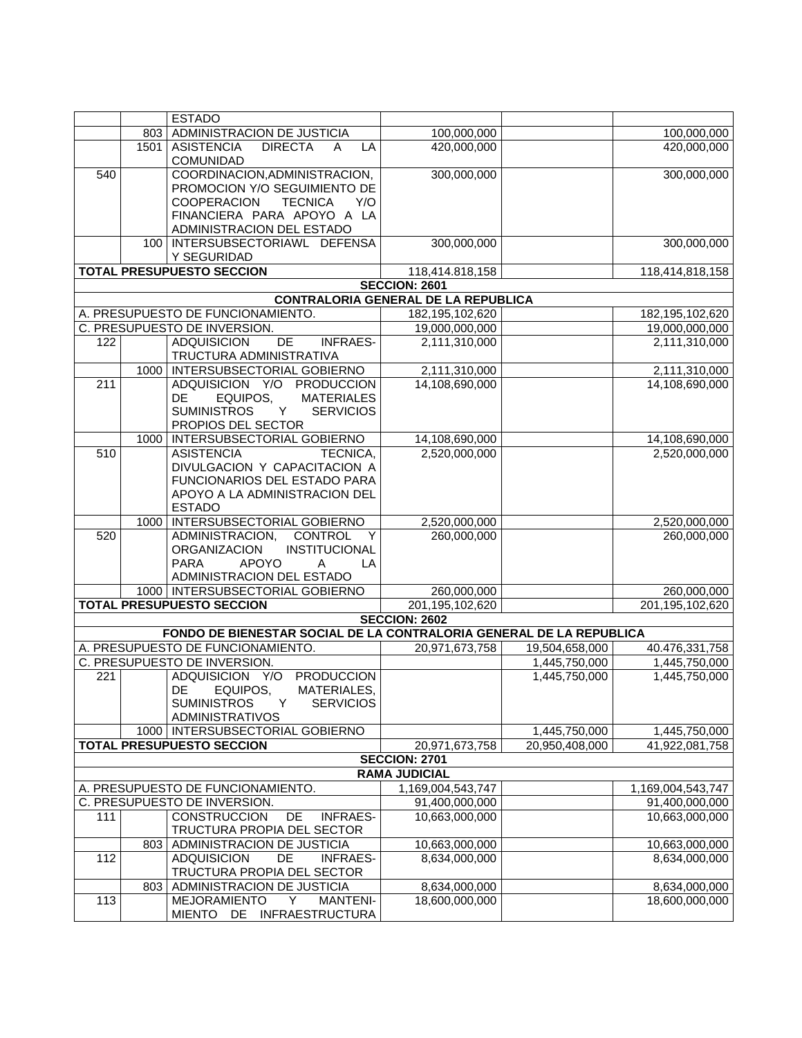| | | | | | |
|---|---|---|---|---|---|
| | | ESTADO | | | |
| | 803 | ADMINISTRACION DE JUSTICIA | 100,000,000 | | 100,000,000 |
| | 1501 | ASISTENCIA DIRECTA A LA COMUNIDAD | 420,000,000 | | 420,000,000 |
| 540 | | COORDINACION,ADMINISTRACION, PROMOCION Y/O SEGUIMIENTO DE COOPERACION TECNICA Y/O FINANCIERA PARA APOYO A LA ADMINISTRACION DEL ESTADO | 300,000,000 | | 300,000,000 |
| | 100 | INTERSUBSECTORIAWL DEFENSA Y SEGURIDAD | 300,000,000 | | 300,000,000 |
| **TOTAL PRESUPUESTO SECCION** | | | 118,414,818,158 | | 118,414,818,158 |
| **SECCION: 2601** | | | | | |
| **CONTRALORIA GENERAL DE LA REPUBLICA** | | | | | |
| A. PRESUPUESTO DE FUNCIONAMIENTO. | | | 182,195,102,620 | | 182,195,102,620 |
| C. PRESUPUESTO DE INVERSION. | | | 19,000,000,000 | | 19,000,000,000 |
| 122 | | ADQUISICION DE INFRAES-TRUCTURA ADMINISTRATIVA | 2,111,310,000 | | 2,111,310,000 |
| | 1000 | INTERSUBSECTORIAL GOBIERNO | 2,111,310,000 | | 2,111,310,000 |
| 211 | | ADQUISICION Y/O PRODUCCION DE EQUIPOS, MATERIALES SUMINISTROS Y SERVICIOS PROPIOS DEL SECTOR | 14,108,690,000 | | 14,108,690,000 |
| | 1000 | INTERSUBSECTORIAL GOBIERNO | 14,108,690,000 | | 14,108,690,000 |
| 510 | | ASISTENCIA TECNICA, DIVULGACION Y CAPACITACION A FUNCIONARIOS DEL ESTADO PARA APOYO A LA ADMINISTRACION DEL ESTADO | 2,520,000,000 | | 2,520,000,000 |
| | 1000 | INTERSUBSECTORIAL GOBIERNO | 2,520,000,000 | | 2,520,000,000 |
| 520 | | ADMINISTRACION, CONTROL Y ORGANIZACION INSTITUCIONAL PARA APOYO A LA ADMINISTRACION DEL ESTADO | 260,000,000 | | 260,000,000 |
| | 1000 | INTERSUBSECTORIAL GOBIERNO | 260,000,000 | | 260,000,000 |
| **TOTAL PRESUPUESTO SECCION** | | | 201,195,102,620 | | 201,195,102,620 |
| **SECCION: 2602** | | | | | |
| **FONDO DE BIENESTAR SOCIAL DE LA CONTRALORIA GENERAL DE LA REPUBLICA** | | | | | |
| A. PRESUPUESTO DE FUNCIONAMIENTO. | | | 20,971,673,758 | 19,504,658,000 | 40.476,331,758 |
| C. PRESUPUESTO DE INVERSION. | | | | 1,445,750,000 | 1,445,750,000 |
| 221 | | ADQUISICION Y/O PRODUCCION DE EQUIPOS, MATERIALES, SUMINISTROS Y SERVICIOS ADMINISTRATIVOS | | 1,445,750,000 | 1,445,750,000 |
| | 1000 | INTERSUBSECTORIAL GOBIERNO | | 1,445,750,000 | 1,445,750,000 |
| **TOTAL PRESUPUESTO SECCION** | | | 20,971,673,758 | 20,950,408,000 | 41,922,081,758 |
| **SECCION: 2701** | | | | | |
| **RAMA JUDICIAL** | | | | | |
| A. PRESUPUESTO DE FUNCIONAMIENTO. | | | 1,169,004,543,747 | | 1,169,004,543,747 |
| C. PRESUPUESTO DE INVERSION. | | | 91,400,000,000 | | 91,400,000,000 |
| 111 | | CONSTRUCCION DE INFRAES-TRUCTURA PROPIA DEL SECTOR | 10,663,000,000 | | 10,663,000,000 |
| | 803 | ADMINISTRACION DE JUSTICIA | 10,663,000,000 | | 10,663,000,000 |
| 112 | | ADQUISICION DE INFRAES-TRUCTURA PROPIA DEL SECTOR | 8,634,000,000 | | 8,634,000,000 |
| | 803 | ADMINISTRACION DE JUSTICIA | 8,634,000,000 | | 8,634,000,000 |
| 113 | | MEJORAMIENTO Y MANTENI-MIENTO DE INFRAESTRUCTURA | 18,600,000,000 | | 18,600,000,000 |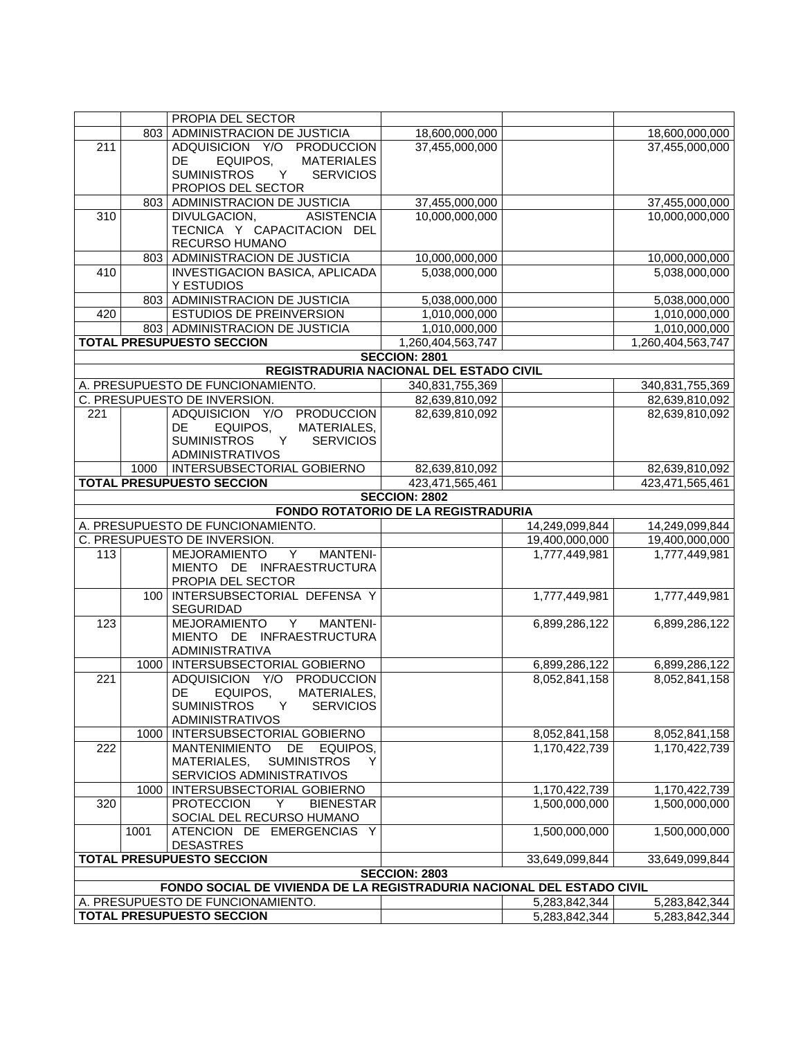| | | | | | |
|---|---|---|---|---|---|
| | | PROPIA DEL SECTOR | | | |
| | 803 | ADMINISTRACION DE JUSTICIA | 18,600,000,000 | | 18,600,000,000 |
| 211 | | ADQUISICION Y/O PRODUCCION DE EQUIPOS, MATERIALES SUMINISTROS Y SERVICIOS PROPIOS DEL SECTOR | 37,455,000,000 | | 37,455,000,000 |
| | 803 | ADMINISTRACION DE JUSTICIA | 37,455,000,000 | | 37,455,000,000 |
| 310 | | DIVULGACION, ASISTENCIA TECNICA Y CAPACITACION DEL RECURSO HUMANO | 10,000,000,000 | | 10,000,000,000 |
| | 803 | ADMINISTRACION DE JUSTICIA | 10,000,000,000 | | 10,000,000,000 |
| 410 | | INVESTIGACION BASICA, APLICADA Y ESTUDIOS | 5,038,000,000 | | 5,038,000,000 |
| | 803 | ADMINISTRACION DE JUSTICIA | 5,038,000,000 | | 5,038,000,000 |
| 420 | | ESTUDIOS DE PREINVERSION | 1,010,000,000 | | 1,010,000,000 |
| | 803 | ADMINISTRACION DE JUSTICIA | 1,010,000,000 | | 1,010,000,000 |
| **TOTAL PRESUPUESTO SECCION** | | | 1,260,404,563,747 | | 1,260,404,563,747 |
| **SECCION: 2801** | | | | | |
| **REGISTRADURIA NACIONAL DEL ESTADO CIVIL** | | | | | |
| A. PRESUPUESTO DE FUNCIONAMIENTO. | | | 340,831,755,369 | | 340,831,755,369 |
| C. PRESUPUESTO DE INVERSION. | | | 82,639,810,092 | | 82,639,810,092 |
| 221 | | ADQUISICION Y/O PRODUCCION DE EQUIPOS, MATERIALES, SUMINISTROS Y SERVICIOS ADMINISTRATIVOS | 82,639,810,092 | | 82,639,810,092 |
| | 1000 | INTERSUBSECTORIAL GOBIERNO | 82,639,810,092 | | 82,639,810,092 |
| **TOTAL PRESUPUESTO SECCION** | | | 423,471,565,461 | | 423,471,565,461 |
| **SECCION: 2802** | | | | | |
| **FONDO ROTATORIO DE LA REGISTRADURIA** | | | | | |
| A. PRESUPUESTO DE FUNCIONAMIENTO. | | | | 14,249,099,844 | 14,249,099,844 |
| C. PRESUPUESTO DE INVERSION. | | | | 19,400,000,000 | 19,400,000,000 |
| 113 | | MEJORAMIENTO Y MANTENI-MIENTO DE INFRAESTRUCTURA PROPIA DEL SECTOR | | 1,777,449,981 | 1,777,449,981 |
| | 100 | INTERSUBSECTORIAL DEFENSA Y SEGURIDAD | | 1,777,449,981 | 1,777,449,981 |
| 123 | | MEJORAMIENTO Y MANTENI-MIENTO DE INFRAESTRUCTURA ADMINISTRATIVA | | 6,899,286,122 | 6,899,286,122 |
| | 1000 | INTERSUBSECTORIAL GOBIERNO | | 6,899,286,122 | 6,899,286,122 |
| 221 | | ADQUISICION Y/O PRODUCCION DE EQUIPOS, MATERIALES, SUMINISTROS Y SERVICIOS ADMINISTRATIVOS | | 8,052,841,158 | 8,052,841,158 |
| | 1000 | INTERSUBSECTORIAL GOBIERNO | | 8,052,841,158 | 8,052,841,158 |
| 222 | | MANTENIMIENTO DE EQUIPOS, MATERIALES, SUMINISTROS Y SERVICIOS ADMINISTRATIVOS | | 1,170,422,739 | 1,170,422,739 |
| | 1000 | INTERSUBSECTORIAL GOBIERNO | | 1,170,422,739 | 1,170,422,739 |
| 320 | | PROTECCION Y BIENESTAR SOCIAL DEL RECURSO HUMANO | | 1,500,000,000 | 1,500,000,000 |
| | 1001 | ATENCION DE EMERGENCIAS Y DESASTRES | | 1,500,000,000 | 1,500,000,000 |
| **TOTAL PRESUPUESTO SECCION** | | | | 33,649,099,844 | 33,649,099,844 |
| **SECCION: 2803** | | | | | |
| **FONDO SOCIAL DE VIVIENDA DE LA REGISTRADURIA NACIONAL DEL ESTADO CIVIL** | | | | | |
| A. PRESUPUESTO DE FUNCIONAMIENTO. | | | | 5,283,842,344 | 5,283,842,344 |
| **TOTAL PRESUPUESTO SECCION** | | | | 5,283,842,344 | 5,283,842,344 |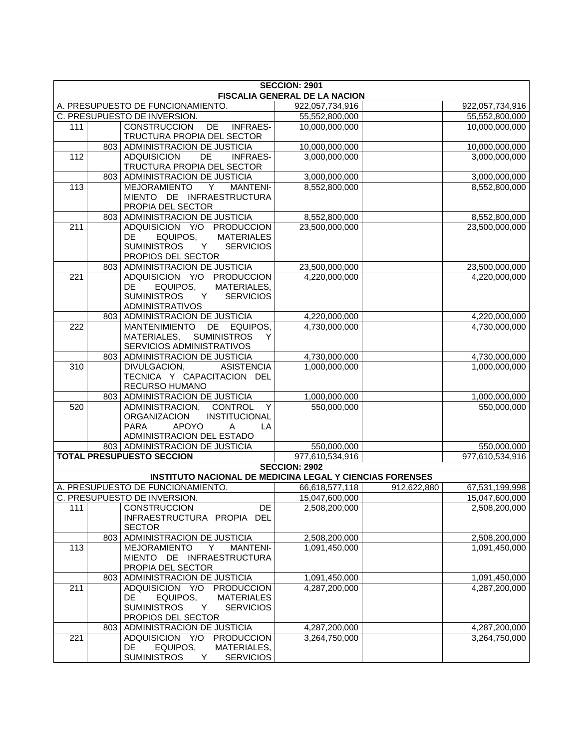| | | | | | |
|---|---|---|---|---|---|
| **SECCION: 2901** | | | | | |
| **FISCALIA GENERAL DE LA NACION** | | | | | |
| A. PRESUPUESTO DE FUNCIONAMIENTO. | | | 922,057,734,916 | | 922,057,734,916 |
| C. PRESUPUESTO DE INVERSION. | | | 55,552,800,000 | | 55,552,800,000 |
| 111 | | CONSTRUCCION DE INFRAES-TRUCTURA PROPIA DEL SECTOR | 10,000,000,000 | | 10,000,000,000 |
| | 803 | ADMINISTRACION DE JUSTICIA | 10,000,000,000 | | 10,000,000,000 |
| 112 | | ADQUISICION DE INFRAES-TRUCTURA PROPIA DEL SECTOR | 3,000,000,000 | | 3,000,000,000 |
| | 803 | ADMINISTRACION DE JUSTICIA | 3,000,000,000 | | 3,000,000,000 |
| 113 | | MEJORAMIENTO Y MANTENI-MIENTO DE INFRAESTRUCTURA PROPIA DEL SECTOR | 8,552,800,000 | | 8,552,800,000 |
| | 803 | ADMINISTRACION DE JUSTICIA | 8,552,800,000 | | 8,552,800,000 |
| 211 | | ADQUISICION Y/O PRODUCCION DE EQUIPOS, MATERIALES SUMINISTROS Y SERVICIOS PROPIOS DEL SECTOR | 23,500,000,000 | | 23,500,000,000 |
| | 803 | ADMINISTRACION DE JUSTICIA | 23,500,000,000 | | 23,500,000,000 |
| 221 | | ADQUISICION Y/O PRODUCCION DE EQUIPOS, MATERIALES, SUMINISTROS Y SERVICIOS ADMINISTRATIVOS | 4,220,000,000 | | 4,220,000,000 |
| | 803 | ADMINISTRACION DE JUSTICIA | 4,220,000,000 | | 4,220,000,000 |
| 222 | | MANTENIMIENTO DE EQUIPOS, MATERIALES, SUMINISTROS Y SERVICIOS ADMINISTRATIVOS | 4,730,000,000 | | 4,730,000,000 |
| | 803 | ADMINISTRACION DE JUSTICIA | 4,730,000,000 | | 4,730,000,000 |
| 310 | | DIVULGACION, ASISTENCIA TECNICA Y CAPACITACION DEL RECURSO HUMANO | 1,000,000,000 | | 1,000,000,000 |
| | 803 | ADMINISTRACION DE JUSTICIA | 1,000,000,000 | | 1,000,000,000 |
| 520 | | ADMINISTRACION, CONTROL Y ORGANIZACION INSTITUCIONAL PARA APOYO A LA ADMINISTRACION DEL ESTADO | 550,000,000 | | 550,000,000 |
| | 803 | ADMINISTRACION DE JUSTICIA | 550,000,000 | | 550,000,000 |
| **TOTAL PRESUPUESTO SECCION** | | | 977,610,534,916 | | 977,610,534,916 |
| **SECCION: 2902** | | | | | |
| **INSTITUTO NACIONAL DE MEDICINA LEGAL Y CIENCIAS FORENSES** | | | | | |
| A. PRESUPUESTO DE FUNCIONAMIENTO. | | | 66,618,577,118 | 912,622,880 | 67,531,199,998 |
| C. PRESUPUESTO DE INVERSION. | | | 15,047,600,000 | | 15,047,600,000 |
| 111 | | CONSTRUCCION DE INFRAESTRUCTURA PROPIA DEL SECTOR | 2,508,200,000 | | 2,508,200,000 |
| | 803 | ADMINISTRACION DE JUSTICIA | 2,508,200,000 | | 2,508,200,000 |
| 113 | | MEJORAMIENTO Y MANTENI-MIENTO DE INFRAESTRUCTURA PROPIA DEL SECTOR | 1,091,450,000 | | 1,091,450,000 |
| | 803 | ADMINISTRACION DE JUSTICIA | 1,091,450,000 | | 1,091,450,000 |
| 211 | | ADQUISICION Y/O PRODUCCION DE EQUIPOS, MATERIALES SUMINISTROS Y SERVICIOS PROPIOS DEL SECTOR | 4,287,200,000 | | 4,287,200,000 |
| | 803 | ADMINISTRACION DE JUSTICIA | 4,287,200,000 | | 4,287,200,000 |
| 221 | | ADQUISICION Y/O PRODUCCION DE EQUIPOS, MATERIALES, SUMINISTROS Y SERVICIOS | 3,264,750,000 | | 3,264,750,000 |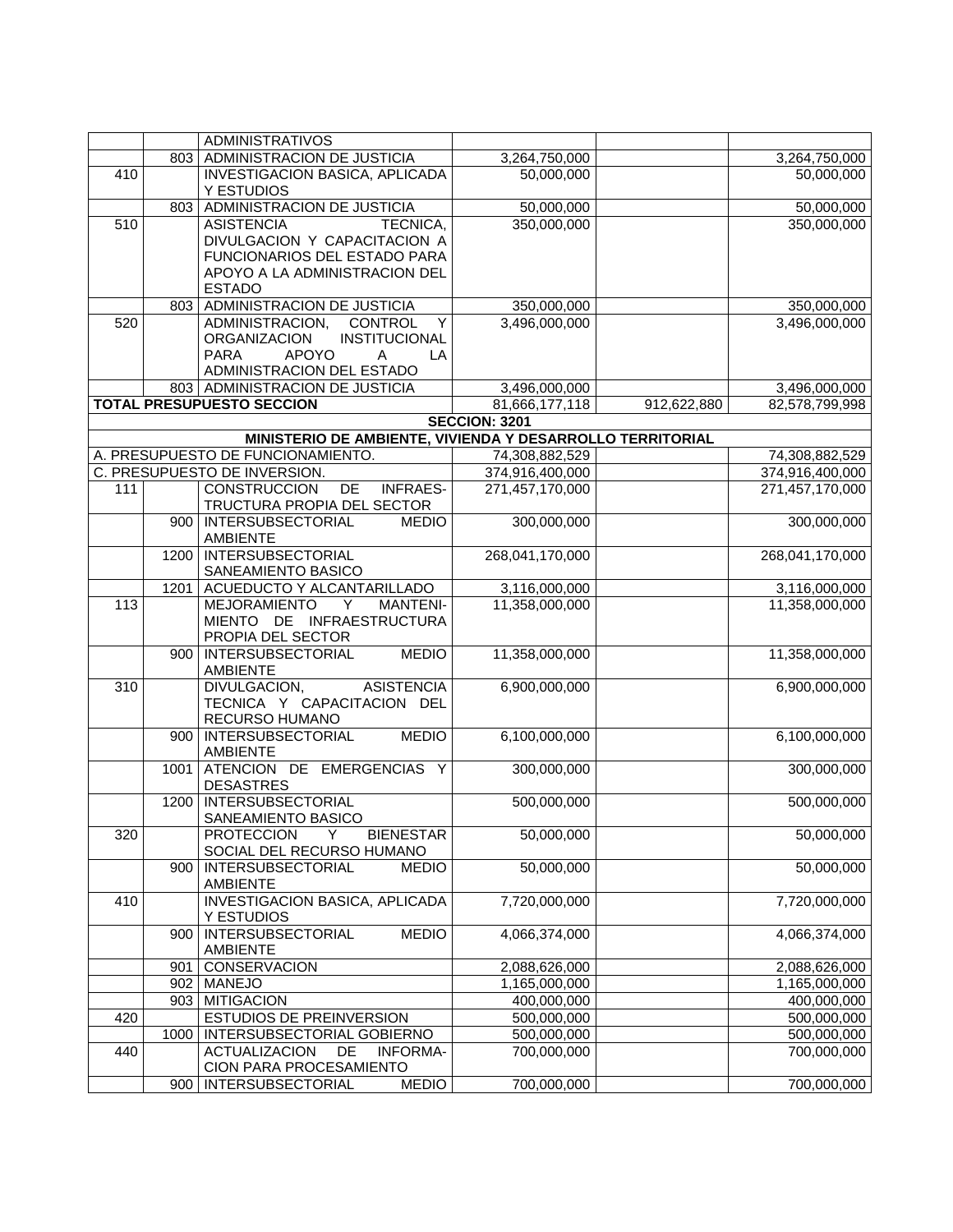| | | | | | |
|---|---|---|---|---|---|
| | | ADMINISTRATIVOS | | | |
| | 803 | ADMINISTRACION DE JUSTICIA | 3,264,750,000 | | 3,264,750,000 |
| 410 | | INVESTIGACION BASICA, APLICADA Y ESTUDIOS | 50,000,000 | | 50,000,000 |
| | 803 | ADMINISTRACION DE JUSTICIA | 50,000,000 | | 50,000,000 |
| 510 | | ASISTENCIA TECNICA, DIVULGACION Y CAPACITACION A FUNCIONARIOS DEL ESTADO PARA APOYO A LA ADMINISTRACION DEL ESTADO | 350,000,000 | | 350,000,000 |
| | 803 | ADMINISTRACION DE JUSTICIA | 350,000,000 | | 350,000,000 |
| 520 | | ADMINISTRACION, CONTROL Y ORGANIZACION INSTITUCIONAL PARA APOYO A LA ADMINISTRACION DEL ESTADO | 3,496,000,000 | | 3,496,000,000 |
| | 803 | ADMINISTRACION DE JUSTICIA | 3,496,000,000 | | 3,496,000,000 |
| **TOTAL PRESUPUESTO SECCION** | | | 81,666,177,118 | 912,622,880 | 82,578,799,998 |
| **SECCION: 3201** | | | | | |
| **MINISTERIO DE AMBIENTE, VIVIENDA Y DESARROLLO TERRITORIAL** | | | | | |
| A. PRESUPUESTO DE FUNCIONAMIENTO. | | | 74,308,882,529 | | 74,308,882,529 |
| C. PRESUPUESTO DE INVERSION. | | | 374,916,400,000 | | 374,916,400,000 |
| 111 | | CONSTRUCCION DE INFRAES-TRUCTURA PROPIA DEL SECTOR | 271,457,170,000 | | 271,457,170,000 |
| | 900 | INTERSUBSECTORIAL MEDIO AMBIENTE | 300,000,000 | | 300,000,000 |
| | 1200 | INTERSUBSECTORIAL SANEAMIENTO BASICO | 268,041,170,000 | | 268,041,170,000 |
| | 1201 | ACUEDUCTO Y ALCANTARILLADO | 3,116,000,000 | | 3,116,000,000 |
| 113 | | MEJORAMIENTO Y MANTENI-MIENTO DE INFRAESTRUCTURA PROPIA DEL SECTOR | 11,358,000,000 | | 11,358,000,000 |
| | 900 | INTERSUBSECTORIAL MEDIO AMBIENTE | 11,358,000,000 | | 11,358,000,000 |
| 310 | | DIVULGACION, ASISTENCIA TECNICA Y CAPACITACION DEL RECURSO HUMANO | 6,900,000,000 | | 6,900,000,000 |
| | 900 | INTERSUBSECTORIAL MEDIO AMBIENTE | 6,100,000,000 | | 6,100,000,000 |
| | 1001 | ATENCION DE EMERGENCIAS Y DESASTRES | 300,000,000 | | 300,000,000 |
| | 1200 | INTERSUBSECTORIAL SANEAMIENTO BASICO | 500,000,000 | | 500,000,000 |
| 320 | | PROTECCION Y BIENESTAR SOCIAL DEL RECURSO HUMANO | 50,000,000 | | 50,000,000 |
| | 900 | INTERSUBSECTORIAL MEDIO AMBIENTE | 50,000,000 | | 50,000,000 |
| 410 | | INVESTIGACION BASICA, APLICADA Y ESTUDIOS | 7,720,000,000 | | 7,720,000,000 |
| | 900 | INTERSUBSECTORIAL MEDIO AMBIENTE | 4,066,374,000 | | 4,066,374,000 |
| | 901 | CONSERVACION | 2,088,626,000 | | 2,088,626,000 |
| | 902 | MANEJO | 1,165,000,000 | | 1,165,000,000 |
| | 903 | MITIGACION | 400,000,000 | | 400,000,000 |
| 420 | | ESTUDIOS DE PREINVERSION | 500,000,000 | | 500,000,000 |
| | 1000 | INTERSUBSECTORIAL GOBIERNO | 500,000,000 | | 500,000,000 |
| 440 | | ACTUALIZACION DE INFORMA-CION PARA PROCESAMIENTO | 700,000,000 | | 700,000,000 |
| | 900 | INTERSUBSECTORIAL MEDIO | 700,000,000 | | 700,000,000 |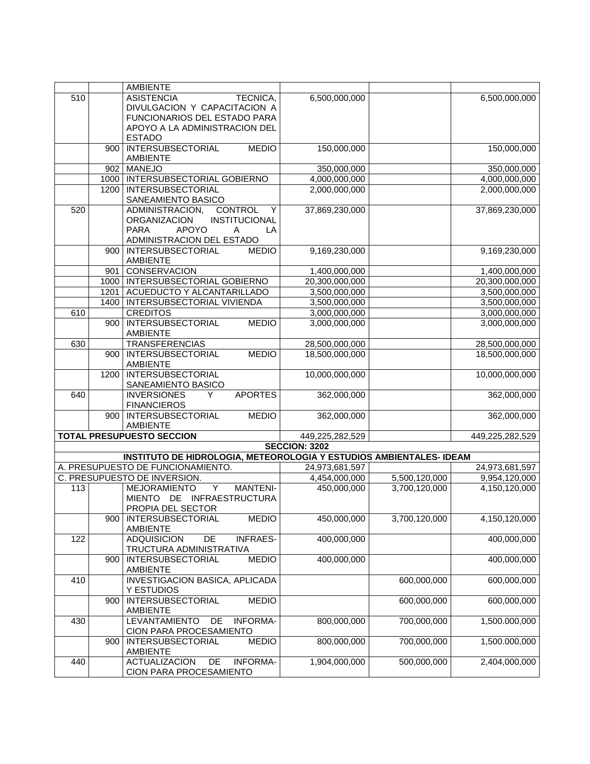|  |  |  |  |  |  |
|---|---|---|---|---|---|
|  |  | AMBIENTE |  |  |  |
| 510 |  | ASISTENCIA TECNICA, DIVULGACION Y CAPACITACION A FUNCIONARIOS DEL ESTADO PARA APOYO A LA ADMINISTRACION DEL ESTADO | 6,500,000,000 |  | 6,500,000,000 |
|  | 900 | INTERSUBSECTORIAL MEDIO AMBIENTE | 150,000,000 |  | 150,000,000 |
|  | 902 | MANEJO | 350,000,000 |  | 350,000,000 |
|  | 1000 | INTERSUBSECTORIAL GOBIERNO | 4,000,000,000 |  | 4,000,000,000 |
|  | 1200 | INTERSUBSECTORIAL SANEAMIENTO BASICO | 2,000,000,000 |  | 2,000,000,000 |
| 520 |  | ADMINISTRACION, CONTROL Y ORGANIZACION INSTITUCIONAL PARA APOYO A LA ADMINISTRACION DEL ESTADO | 37,869,230,000 |  | 37,869,230,000 |
|  | 900 | INTERSUBSECTORIAL MEDIO AMBIENTE | 9,169,230,000 |  | 9,169,230,000 |
|  | 901 | CONSERVACION | 1,400,000,000 |  | 1,400,000,000 |
|  | 1000 | INTERSUBSECTORIAL GOBIERNO | 20,300,000,000 |  | 20,300,000,000 |
|  | 1201 | ACUEDUCTO Y ALCANTARILLADO | 3,500,000,000 |  | 3,500,000,000 |
|  | 1400 | INTERSUBSECTORIAL VIVIENDA | 3,500,000,000 |  | 3,500,000,000 |
| 610 |  | CREDITOS | 3,000,000,000 |  | 3,000,000,000 |
|  | 900 | INTERSUBSECTORIAL MEDIO AMBIENTE | 3,000,000,000 |  | 3,000,000,000 |
| 630 |  | TRANSFERENCIAS | 28,500,000,000 |  | 28,500,000,000 |
|  | 900 | INTERSUBSECTORIAL MEDIO AMBIENTE | 18,500,000,000 |  | 18,500,000,000 |
|  | 1200 | INTERSUBSECTORIAL SANEAMIENTO BASICO | 10,000,000,000 |  | 10,000,000,000 |
| 640 |  | INVERSIONES Y APORTES FINANCIEROS | 362,000,000 |  | 362,000,000 |
|  | 900 | INTERSUBSECTORIAL MEDIO AMBIENTE | 362,000,000 |  | 362,000,000 |
| **TOTAL PRESUPUESTO SECCION** |  |  | 449,225,282,529 |  | 449,225,282,529 |
| **SECCION: 3202** |  |  |  |  |  |
| **INSTITUTO DE HIDROLOGIA, METEOROLOGIA Y ESTUDIOS AMBIENTALES- IDEAM** |  |  |  |  |  |
| A. PRESUPUESTO DE FUNCIONAMIENTO. |  |  | 24,973,681,597 |  | 24,973,681,597 |
| C. PRESUPUESTO DE INVERSION. |  |  | 4,454,000,000 | 5,500,120,000 | 9,954,120,000 |
| 113 |  | MEJORAMIENTO Y MANTENIMIENTO DE INFRAESTRUCTURA PROPIA DEL SECTOR | 450,000,000 | 3,700,120,000 | 4,150,120,000 |
|  | 900 | INTERSUBSECTORIAL MEDIO AMBIENTE | 450,000,000 | 3,700,120,000 | 4,150,120,000 |
| 122 |  | ADQUISICION DE INFRAESTRUCTURA ADMINISTRATIVA | 400,000,000 |  | 400,000,000 |
|  | 900 | INTERSUBSECTORIAL MEDIO AMBIENTE | 400,000,000 |  | 400,000,000 |
| 410 |  | INVESTIGACION BASICA, APLICADA Y ESTUDIOS |  | 600,000,000 | 600,000,000 |
|  | 900 | INTERSUBSECTORIAL MEDIO AMBIENTE |  | 600,000,000 | 600,000,000 |
| 430 |  | LEVANTAMIENTO DE INFORMACION PARA PROCESAMIENTO | 800,000,000 | 700,000,000 | 1,500.000,000 |
|  | 900 | INTERSUBSECTORIAL MEDIO AMBIENTE | 800,000,000 | 700,000,000 | 1,500.000,000 |
| 440 |  | ACTUALIZACION DE INFORMACION PARA PROCESAMIENTO | 1,904,000,000 | 500,000,000 | 2,404,000,000 |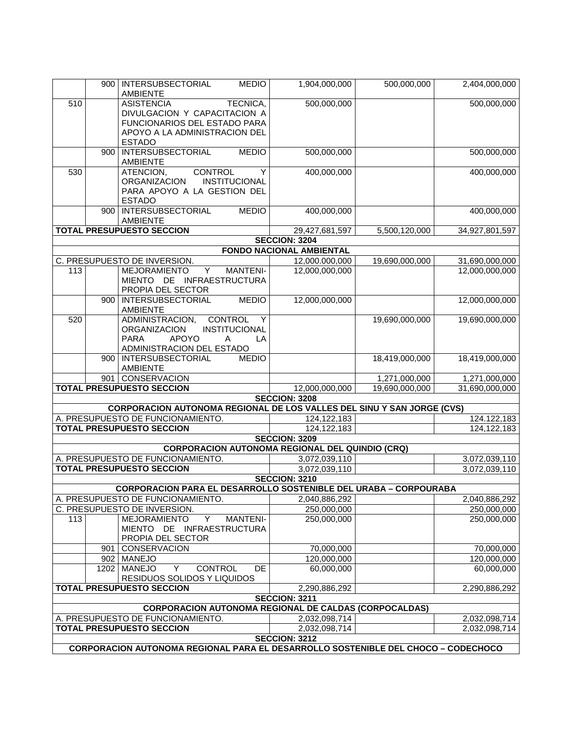| | | | | | |
|---|---|---|---|---|---|
| | 900 | INTERSUBSECTORIAL MEDIO AMBIENTE | 1,904,000,000 | 500,000,000 | 2,404,000,000 |
| 510 | | ASISTENCIA TECNICA, DIVULGACION Y CAPACITACION A FUNCIONARIOS DEL ESTADO PARA APOYO A LA ADMINISTRACION DEL ESTADO | 500,000,000 | | 500,000,000 |
| | 900 | INTERSUBSECTORIAL MEDIO AMBIENTE | 500,000,000 | | 500,000,000 |
| 530 | | ATENCION, CONTROL Y ORGANIZACION INSTITUCIONAL PARA APOYO A LA GESTION DEL ESTADO | 400,000,000 | | 400,000,000 |
| | 900 | INTERSUBSECTORIAL MEDIO AMBIENTE | 400,000,000 | | 400,000,000 |
| **TOTAL PRESUPUESTO SECCION** | | | 29,427,681,597 | 5,500,120,000 | 34,927,801,597 |
| **SECCION: 3204** | | | | | |
| **FONDO NACIONAL AMBIENTAL** | | | | | |
| C. PRESUPUESTO DE INVERSION. | | | 12,000,000,000 | 19,690,000,000 | 31,690,000,000 |
| 113 | | MEJORAMIENTO Y MANTENI-MIENTO DE INFRAESTRUCTURA PROPIA DEL SECTOR | 12,000,000,000 | | 12,000,000,000 |
| | 900 | INTERSUBSECTORIAL MEDIO AMBIENTE | 12,000,000,000 | | 12,000,000,000 |
| 520 | | ADMINISTRACION, CONTROL Y ORGANIZACION INSTITUCIONAL PARA APOYO A LA ADMINISTRACION DEL ESTADO | | 19,690,000,000 | 19,690,000,000 |
| | 900 | INTERSUBSECTORIAL MEDIO AMBIENTE | | 18,419,000,000 | 18,419,000,000 |
| | 901 | CONSERVACION | | 1,271,000,000 | 1,271,000,000 |
| **TOTAL PRESUPUESTO SECCION** | | | 12,000,000,000 | 19,690,000,000 | 31,690,000,000 |
| **SECCION: 3208** | | | | | |
| **CORPORACION AUTONOMA REGIONAL DE LOS VALLES DEL SINU Y SAN JORGE (CVS)** | | | | | |
| A. PRESUPUESTO DE FUNCIONAMIENTO. | | | 124,122,183 | | 124.122,183 |
| **TOTAL PRESUPUESTO SECCION** | | | 124,122,183 | | 124,122,183 |
| **SECCION: 3209** | | | | | |
| **CORPORACION AUTONOMA REGIONAL DEL QUINDIO (CRQ)** | | | | | |
| A. PRESUPUESTO DE FUNCIONAMIENTO. | | | 3,072,039,110 | | 3,072,039,110 |
| **TOTAL PRESUPUESTO SECCION** | | | 3,072,039,110 | | 3,072,039,110 |
| **SECCION: 3210** | | | | | |
| **CORPORACION PARA EL DESARROLLO SOSTENIBLE DEL URABA – CORPOURABA** | | | | | |
| A. PRESUPUESTO DE FUNCIONAMIENTO. | | | 2,040,886,292 | | 2,040,886,292 |
| C. PRESUPUESTO DE INVERSION. | | | 250,000,000 | | 250,000,000 |
| 113 | | MEJORAMIENTO Y MANTENI-MIENTO DE INFRAESTRUCTURA PROPIA DEL SECTOR | 250,000,000 | | 250,000,000 |
| | 901 | CONSERVACION | 70,000,000 | | 70,000,000 |
| | 902 | MANEJO | 120,000,000 | | 120,000,000 |
| | 1202 | MANEJO Y CONTROL DE RESIDUOS SOLIDOS Y LIQUIDOS | 60,000,000 | | 60,000,000 |
| **TOTAL PRESUPUESTO SECCION** | | | 2,290,886,292 | | 2,290,886,292 |
| **SECCION: 3211** | | | | | |
| **CORPORACION AUTONOMA REGIONAL DE CALDAS (CORPOCALDAS)** | | | | | |
| A. PRESUPUESTO DE FUNCIONAMIENTO. | | | 2,032,098,714 | | 2,032,098,714 |
| **TOTAL PRESUPUESTO SECCION** | | | 2,032,098,714 | | 2,032,098,714 |
| **SECCION: 3212** | | | | | |
| **CORPORACION AUTONOMA REGIONAL PARA EL DESARROLLO SOSTENIBLE DEL CHOCO – CODECHOCO** | | | | | |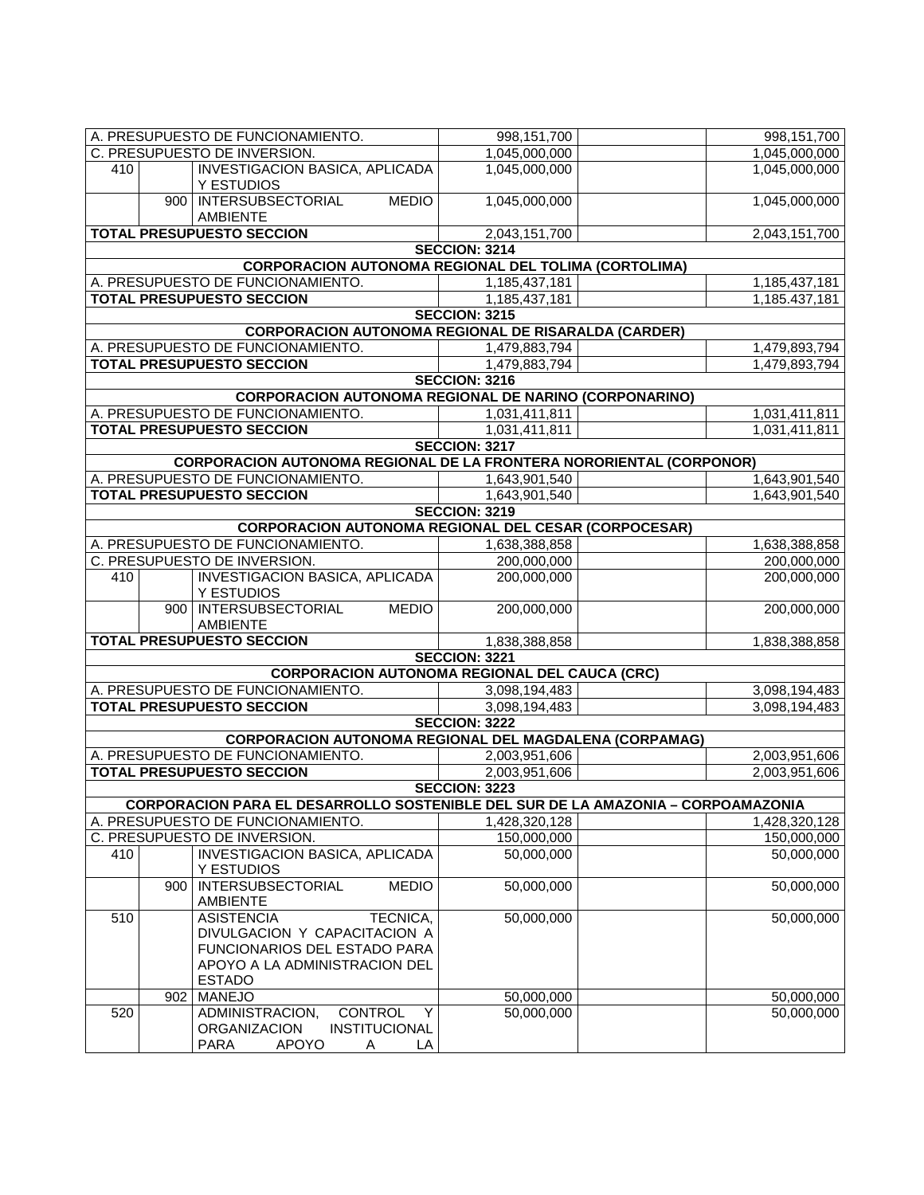| | | | | | |
|---|---|---|---|---|---|
| A. PRESUPUESTO DE FUNCIONAMIENTO. | | | 998,151,700 | | 998,151,700 |
| C. PRESUPUESTO DE INVERSION. | | | 1,045,000,000 | | 1,045,000,000 |
| 410 | | INVESTIGACION BASICA, APLICADA Y ESTUDIOS | 1,045,000,000 | | 1,045,000,000 |
| | 900 | INTERSUBSECTORIAL MEDIO AMBIENTE | 1,045,000,000 | | 1,045,000,000 |
| **TOTAL PRESUPUESTO SECCION** | | | 2,043,151,700 | | 2,043,151,700 |
| **SECCION: 3214** | | | | | |
| **CORPORACION AUTONOMA REGIONAL DEL TOLIMA (CORTOLIMA)** | | | | | |
| A. PRESUPUESTO DE FUNCIONAMIENTO. | | | 1,185,437,181 | | 1,185,437,181 |
| **TOTAL PRESUPUESTO SECCION** | | | 1,185,437,181 | | 1,185.437,181 |
| **SECCION: 3215** | | | | | |
| **CORPORACION AUTONOMA REGIONAL DE RISARALDA (CARDER)** | | | | | |
| A. PRESUPUESTO DE FUNCIONAMIENTO. | | | 1,479,883,794 | | 1,479,893,794 |
| **TOTAL PRESUPUESTO SECCION** | | | 1,479,883,794 | | 1,479,893,794 |
| **SECCION: 3216** | | | | | |
| **CORPORACION AUTONOMA REGIONAL DE NARINO (CORPONARINO)** | | | | | |
| A. PRESUPUESTO DE FUNCIONAMIENTO. | | | 1,031,411,811 | | 1,031,411,811 |
| **TOTAL PRESUPUESTO SECCION** | | | 1,031,411,811 | | 1,031,411,811 |
| **SECCION: 3217** | | | | | |
| **CORPORACION AUTONOMA REGIONAL DE LA FRONTERA NORORIENTAL (CORPONOR)** | | | | | |
| A. PRESUPUESTO DE FUNCIONAMIENTO. | | | 1,643,901,540 | | 1,643,901,540 |
| **TOTAL PRESUPUESTO SECCION** | | | 1,643,901,540 | | 1,643,901,540 |
| **SECCION: 3219** | | | | | |
| **CORPORACION AUTONOMA REGIONAL DEL CESAR (CORPOCESAR)** | | | | | |
| A. PRESUPUESTO DE FUNCIONAMIENTO. | | | 1,638,388,858 | | 1,638,388,858 |
| C. PRESUPUESTO DE INVERSION. | | | 200,000,000 | | 200,000,000 |
| 410 | | INVESTIGACION BASICA, APLICADA Y ESTUDIOS | 200,000,000 | | 200,000,000 |
| | 900 | INTERSUBSECTORIAL MEDIO AMBIENTE | 200,000,000 | | 200,000,000 |
| **TOTAL PRESUPUESTO SECCION** | | | 1,838,388,858 | | 1,838,388,858 |
| **SECCION: 3221** | | | | | |
| **CORPORACION AUTONOMA REGIONAL DEL CAUCA (CRC)** | | | | | |
| A. PRESUPUESTO DE FUNCIONAMIENTO. | | | 3,098,194,483 | | 3,098,194,483 |
| **TOTAL PRESUPUESTO SECCION** | | | 3,098,194,483 | | 3,098,194,483 |
| **SECCION: 3222** | | | | | |
| **CORPORACION AUTONOMA REGIONAL DEL MAGDALENA (CORPAMAG)** | | | | | |
| A. PRESUPUESTO DE FUNCIONAMIENTO. | | | 2,003,951,606 | | 2,003,951,606 |
| **TOTAL PRESUPUESTO SECCION** | | | 2,003,951,606 | | 2,003,951,606 |
| **SECCION: 3223** | | | | | |
| **CORPORACION PARA EL DESARROLLO SOSTENIBLE DEL SUR DE LA AMAZONIA – CORPOAMAZONIA** | | | | | |
| A. PRESUPUESTO DE FUNCIONAMIENTO. | | | 1,428,320,128 | | 1,428,320,128 |
| C. PRESUPUESTO DE INVERSION. | | | 150,000,000 | | 150,000,000 |
| 410 | | INVESTIGACION BASICA, APLICADA Y ESTUDIOS | 50,000,000 | | 50,000,000 |
| | 900 | INTERSUBSECTORIAL MEDIO AMBIENTE | 50,000,000 | | 50,000,000 |
| 510 | | ASISTENCIA TECNICA, DIVULGACION Y CAPACITACION A FUNCIONARIOS DEL ESTADO PARA APOYO A LA ADMINISTRACION DEL ESTADO | 50,000,000 | | 50,000,000 |
| | 902 | MANEJO | 50,000,000 | | 50,000,000 |
| 520 | | ADMINISTRACION, CONTROL Y ORGANIZACION INSTITUCIONAL PARA APOYO A LA | 50,000,000 | | 50,000,000 |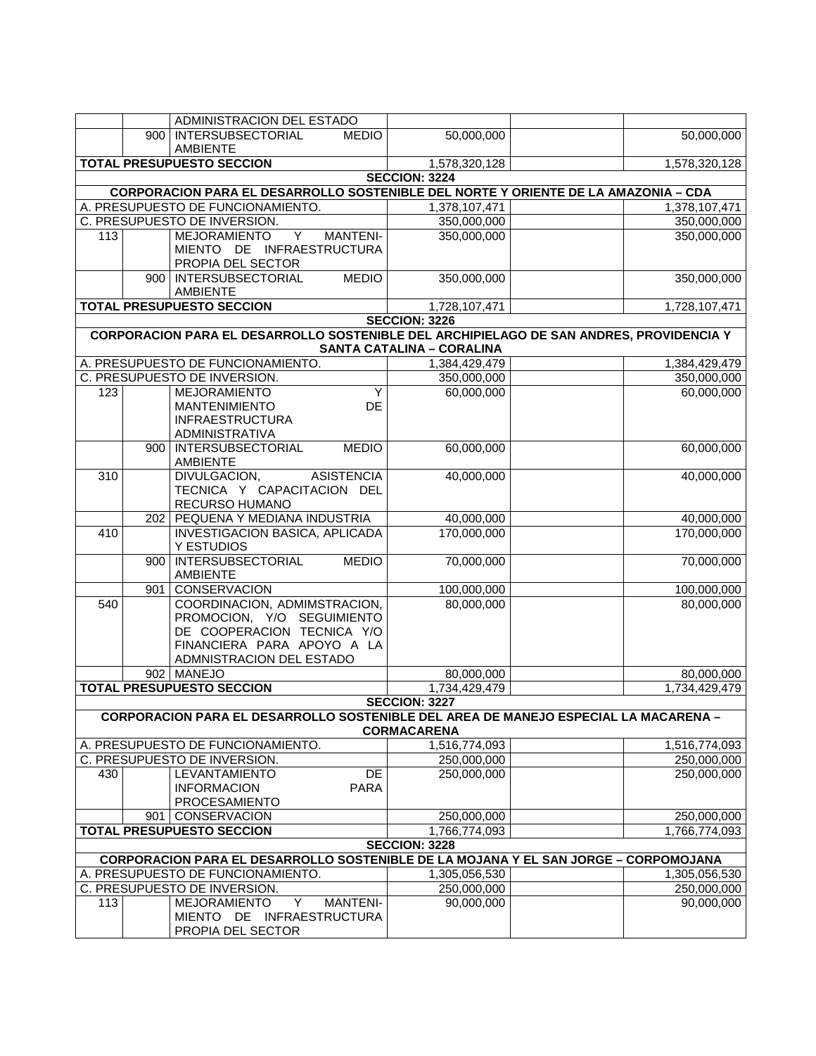| | | | | | |
|---|---|---|---|---|---|
| | | ADMINISTRACION DEL ESTADO | | | |
| | 900 | INTERSUBSECTORIAL MEDIO AMBIENTE | 50,000,000 | | 50,000,000 |
| **TOTAL PRESUPUESTO SECCION** | | | 1,578,320,128 | | 1,578,320,128 |
| | | | **SECCION: 3224** | | |
| **CORPORACION PARA EL DESARROLLO SOSTENIBLE DEL NORTE Y ORIENTE DE LA AMAZONIA – CDA** | | | | | |
| A. PRESUPUESTO DE FUNCIONAMIENTO. | | | 1,378,107,471 | | 1,378,107,471 |
| C. PRESUPUESTO DE INVERSION. | | | 350,000,000 | | 350,000,000 |
| 113 | | MEJORAMIENTO Y MANTENI-MIENTO DE INFRAESTRUCTURA PROPIA DEL SECTOR | 350,000,000 | | 350,000,000 |
| | 900 | INTERSUBSECTORIAL MEDIO AMBIENTE | 350,000,000 | | 350,000,000 |
| **TOTAL PRESUPUESTO SECCION** | | | 1,728,107,471 | | 1,728,107,471 |
| | | | **SECCION: 3226** | | |
| **CORPORACION PARA EL DESARROLLO SOSTENIBLE DEL ARCHIPIELAGO DE SAN ANDRES, PROVIDENCIA Y SANTA CATALINA – CORALINA** | | | | | |
| A. PRESUPUESTO DE FUNCIONAMIENTO. | | | 1,384,429,479 | | 1,384,429,479 |
| C. PRESUPUESTO DE INVERSION. | | | 350,000,000 | | 350,000,000 |
| 123 | | MEJORAMIENTO Y MANTENIMIENTO DE INFRAESTRUCTURA ADMINISTRATIVA | 60,000,000 | | 60,000,000 |
| | 900 | INTERSUBSECTORIAL MEDIO AMBIENTE | 60,000,000 | | 60,000,000 |
| 310 | | DIVULGACION, ASISTENCIA TECNICA Y CAPACITACION DEL RECURSO HUMANO | 40,000,000 | | 40,000,000 |
| | 202 | PEQUEÑA Y MEDIANA INDUSTRIA | 40,000,000 | | 40,000,000 |
| 410 | | INVESTIGACION BASICA, APLICADA Y ESTUDIOS | 170,000,000 | | 170,000,000 |
| | 900 | INTERSUBSECTORIAL MEDIO AMBIENTE | 70,000,000 | | 70,000,000 |
| | 901 | CONSERVACION | 100,000,000 | | 100,000,000 |
| 540 | | COORDINACION, ADMIMSTRACION, PROMOCION, Y/O SEGUIMIENTO DE COOPERACION TECNICA Y/O FINANCIERA PARA APOYO A LA ADMNISTRACION DEL ESTADO | 80,000,000 | | 80,000,000 |
| | 902 | MANEJO | 80,000,000 | | 80,000,000 |
| **TOTAL PRESUPUESTO SECCION** | | | 1,734,429,479 | | 1,734,429,479 |
| | | | **SECCION: 3227** | | |
| **CORPORACION PARA EL DESARROLLO SOSTENIBLE DEL AREA DE MANEJO ESPECIAL LA MACARENA – CORMACARENA** | | | | | |
| A. PRESUPUESTO DE FUNCIONAMIENTO. | | | 1,516,774,093 | | 1,516,774,093 |
| C. PRESUPUESTO DE INVERSION. | | | 250,000,000 | | 250,000,000 |
| 430 | | LEVANTAMIENTO DE INFORMACION PARA PROCESAMIENTO | 250,000,000 | | 250,000,000 |
| | 901 | CONSERVACION | 250,000,000 | | 250,000,000 |
| **TOTAL PRESUPUESTO SECCION** | | | 1,766,774,093 | | 1,766,774,093 |
| | | | **SECCION: 3228** | | |
| **CORPORACION PARA EL DESARROLLO SOSTENIBLE DE LA MOJANA Y EL SAN JORGE – CORPOMOJANA** | | | | | |
| A. PRESUPUESTO DE FUNCIONAMIENTO. | | | 1,305,056,530 | | 1,305,056,530 |
| C. PRESUPUESTO DE INVERSION. | | | 250,000,000 | | 250,000,000 |
| 113 | | MEJORAMIENTO Y MANTENI-MIENTO DE INFRAESTRUCTURA PROPIA DEL SECTOR | 90,000,000 | | 90,000,000 |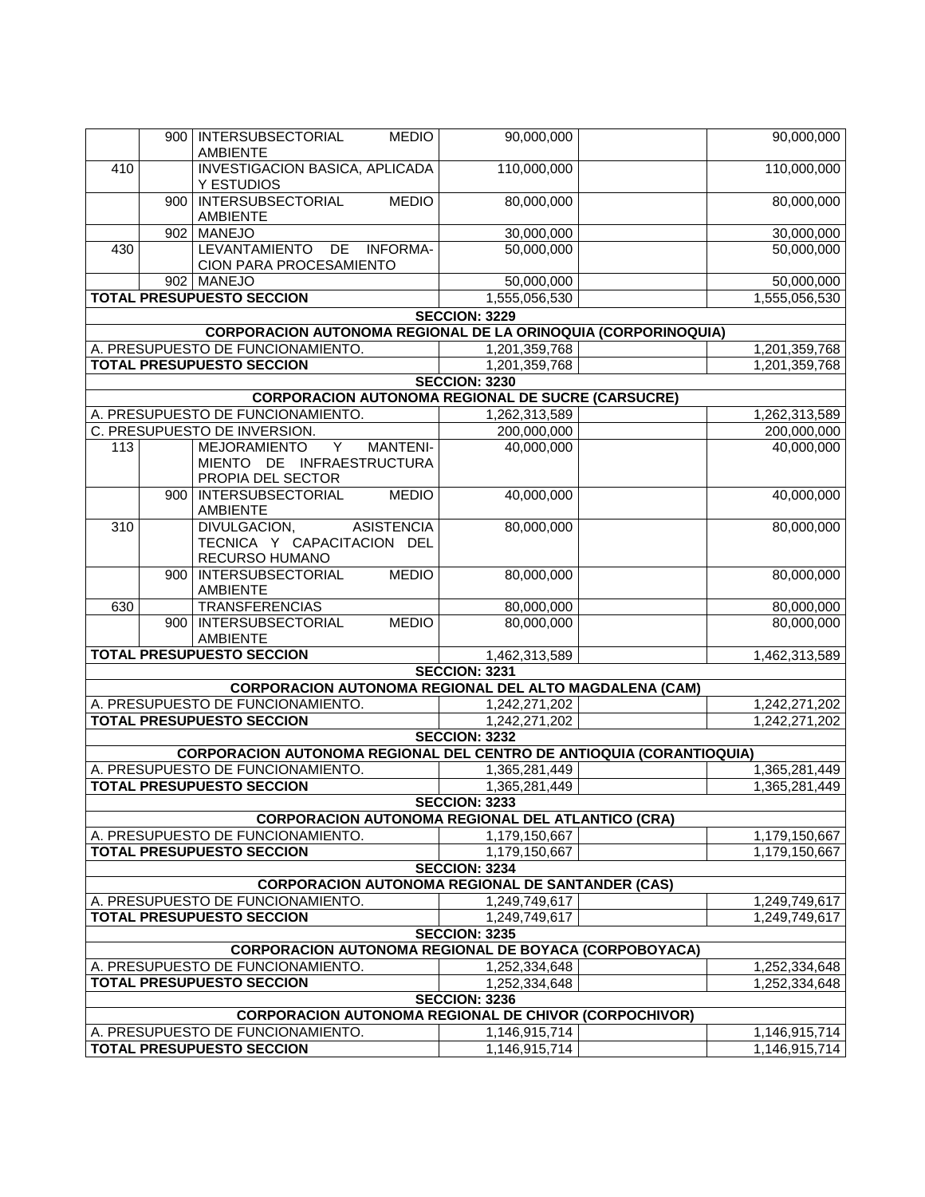| | | | | | |
|---|---|---|---|---|---|
| | 900 | INTERSUBSECTORIAL MEDIO AMBIENTE | 90,000,000 | | 90,000,000 |
| 410 | | INVESTIGACION BASICA, APLICADA Y ESTUDIOS | 110,000,000 | | 110,000,000 |
| | 900 | INTERSUBSECTORIAL MEDIO AMBIENTE | 80,000,000 | | 80,000,000 |
| | 902 | MANEJO | 30,000,000 | | 30,000,000 |
| 430 | | LEVANTAMIENTO DE INFORMACION PARA PROCESAMIENTO | 50,000,000 | | 50,000,000 |
| | 902 | MANEJO | 50,000,000 | | 50,000,000 |
| **TOTAL PRESUPUESTO SECCION** | | | 1,555,056,530 | | 1,555,056,530 |
| **SECCION: 3229** | | | | | |
| **CORPORACION AUTONOMA REGIONAL DE LA ORINOQUIA (CORPORINOQUIA)** | | | | | |
| A. PRESUPUESTO DE FUNCIONAMIENTO. | | | 1,201,359,768 | | 1,201,359,768 |
| **TOTAL PRESUPUESTO SECCION** | | | 1,201,359,768 | | 1,201,359,768 |
| **SECCION: 3230** | | | | | |
| **CORPORACION AUTONOMA REGIONAL DE SUCRE (CARSUCRE)** | | | | | |
| A. PRESUPUESTO DE FUNCIONAMIENTO. | | | 1,262,313,589 | | 1,262,313,589 |
| C. PRESUPUESTO DE INVERSION. | | | 200,000,000 | | 200,000,000 |
| 113 | | MEJORAMIENTO Y MANTENIMIENTO DE INFRAESTRUCTURA PROPIA DEL SECTOR | 40,000,000 | | 40,000,000 |
| | 900 | INTERSUBSECTORIAL MEDIO AMBIENTE | 40,000,000 | | 40,000,000 |
| 310 | | DIVULGACION, ASISTENCIA TECNICA Y CAPACITACION DEL RECURSO HUMANO | 80,000,000 | | 80,000,000 |
| | 900 | INTERSUBSECTORIAL MEDIO AMBIENTE | 80,000,000 | | 80,000,000 |
| 630 | | TRANSFERENCIAS | 80,000,000 | | 80,000,000 |
| | 900 | INTERSUBSECTORIAL MEDIO AMBIENTE | 80,000,000 | | 80,000,000 |
| **TOTAL PRESUPUESTO SECCION** | | | 1,462,313,589 | | 1,462,313,589 |
| **SECCION: 3231** | | | | | |
| **CORPORACION AUTONOMA REGIONAL DEL ALTO MAGDALENA (CAM)** | | | | | |
| A. PRESUPUESTO DE FUNCIONAMIENTO. | | | 1,242,271,202 | | 1,242,271,202 |
| **TOTAL PRESUPUESTO SECCION** | | | 1,242,271,202 | | 1,242,271,202 |
| **SECCION: 3232** | | | | | |
| **CORPORACION AUTONOMA REGIONAL DEL CENTRO DE ANTIOQUIA (CORANTIOQUIA)** | | | | | |
| A. PRESUPUESTO DE FUNCIONAMIENTO. | | | 1,365,281,449 | | 1,365,281,449 |
| **TOTAL PRESUPUESTO SECCION** | | | 1,365,281,449 | | 1,365,281,449 |
| **SECCION: 3233** | | | | | |
| **CORPORACION AUTONOMA REGIONAL DEL ATLANTICO (CRA)** | | | | | |
| A. PRESUPUESTO DE FUNCIONAMIENTO. | | | 1,179,150,667 | | 1,179,150,667 |
| **TOTAL PRESUPUESTO SECCION** | | | 1,179,150,667 | | 1,179,150,667 |
| **SECCION: 3234** | | | | | |
| **CORPORACION AUTONOMA REGIONAL DE SANTANDER (CAS)** | | | | | |
| A. PRESUPUESTO DE FUNCIONAMIENTO. | | | 1,249,749,617 | | 1,249,749,617 |
| **TOTAL PRESUPUESTO SECCION** | | | 1,249,749,617 | | 1,249,749,617 |
| **SECCION: 3235** | | | | | |
| **CORPORACION AUTONOMA REGIONAL DE BOYACA (CORPOBOYACA)** | | | | | |
| A. PRESUPUESTO DE FUNCIONAMIENTO. | | | 1,252,334,648 | | 1,252,334,648 |
| **TOTAL PRESUPUESTO SECCION** | | | 1,252,334,648 | | 1,252,334,648 |
| **SECCION: 3236** | | | | | |
| **CORPORACION AUTONOMA REGIONAL DE CHIVOR (CORPOCHIVOR)** | | | | | |
| A. PRESUPUESTO DE FUNCIONAMIENTO. | | | 1,146,915,714 | | 1,146,915,714 |
| **TOTAL PRESUPUESTO SECCION** | | | 1,146,915,714 | | 1,146,915,714 |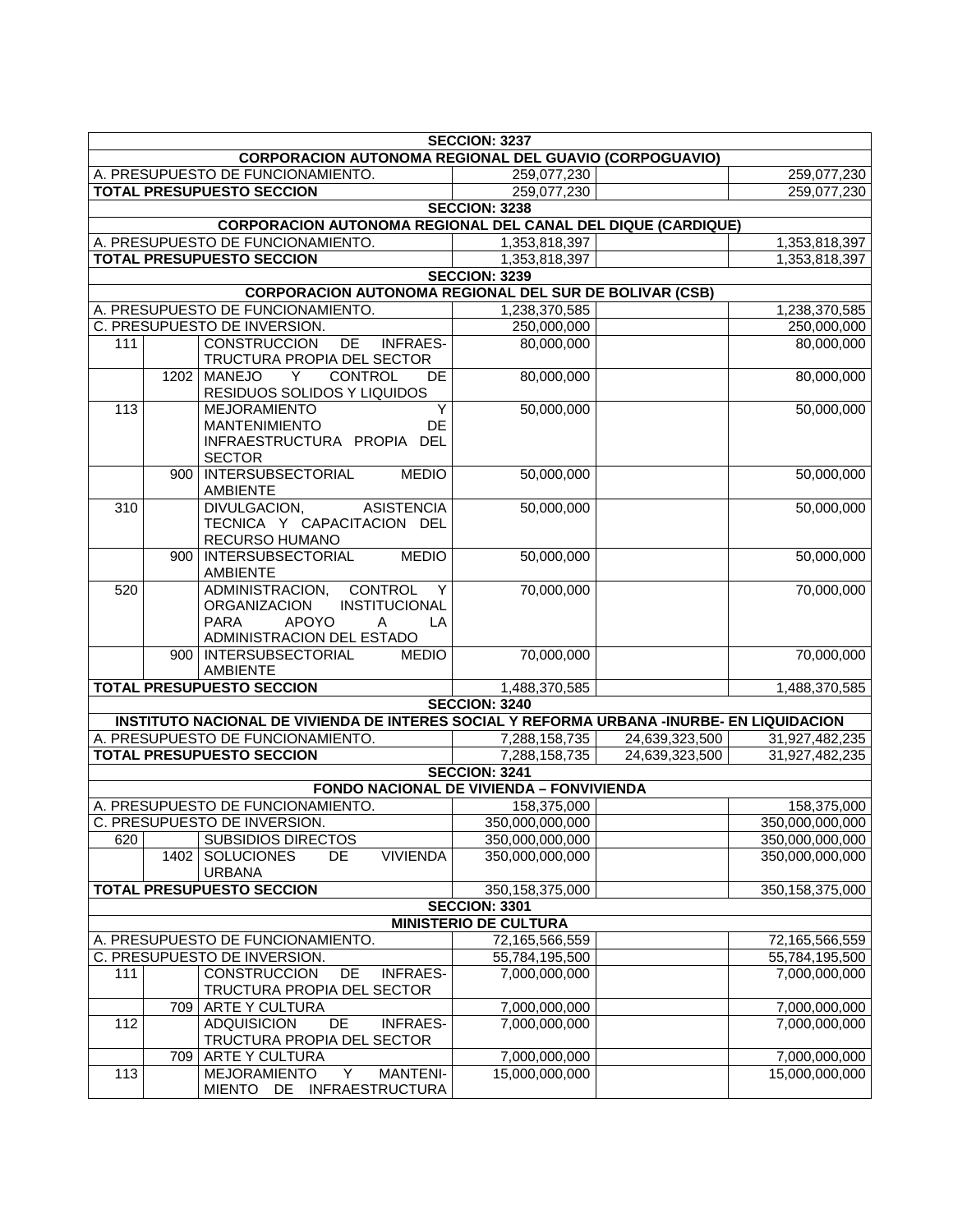| | | | | | |
|---|---|---|---|---|---|
| **SECCION: 3237** | | | | | |
| **CORPORACION AUTONOMA REGIONAL DEL GUAVIO (CORPOGUAVIO)** | | | | | |
| A. PRESUPUESTO DE FUNCIONAMIENTO. | | | 259,077,230 | | 259,077,230 |
| **TOTAL PRESUPUESTO SECCION** | | | 259,077,230 | | 259,077,230 |
| **SECCION: 3238** | | | | | |
| **CORPORACION AUTONOMA REGIONAL DEL CANAL DEL DIQUE (CARDIQUE)** | | | | | |
| A. PRESUPUESTO DE FUNCIONAMIENTO. | | | 1,353,818,397 | | 1,353,818,397 |
| **TOTAL PRESUPUESTO SECCION** | | | 1,353,818,397 | | 1,353,818,397 |
| **SECCION: 3239** | | | | | |
| **CORPORACION AUTONOMA REGIONAL DEL SUR DE BOLIVAR (CSB)** | | | | | |
| A. PRESUPUESTO DE FUNCIONAMIENTO. | | | 1,238,370,585 | | 1,238,370,585 |
| C. PRESUPUESTO DE INVERSION. | | | 250,000,000 | | 250,000,000 |
| 111 | | CONSTRUCCION DE INFRAESTRUCTURA PROPIA DEL SECTOR | 80,000,000 | | 80,000,000 |
| | 1202 | MANEJO Y CONTROL DE RESIDUOS SOLIDOS Y LIQUIDOS | 80,000,000 | | 80,000,000 |
| 113 | | MEJORAMIENTO Y MANTENIMIENTO DE INFRAESTRUCTURA PROPIA DEL SECTOR | 50,000,000 | | 50,000,000 |
| | 900 | INTERSUBSECTORIAL MEDIO AMBIENTE | 50,000,000 | | 50,000,000 |
| 310 | | DIVULGACION, ASISTENCIA TECNICA Y CAPACITACION DEL RECURSO HUMANO | 50,000,000 | | 50,000,000 |
| | 900 | INTERSUBSECTORIAL MEDIO AMBIENTE | 50,000,000 | | 50,000,000 |
| 520 | | ADMINISTRACION, CONTROL Y ORGANIZACION INSTITUCIONAL PARA APOYO A LA ADMINISTRACION DEL ESTADO | 70,000,000 | | 70,000,000 |
| | 900 | INTERSUBSECTORIAL MEDIO AMBIENTE | 70,000,000 | | 70,000,000 |
| **TOTAL PRESUPUESTO SECCION** | | | 1,488,370,585 | | 1,488,370,585 |
| **SECCION: 3240** | | | | | |
| **INSTITUTO NACIONAL DE VIVIENDA DE INTERES SOCIAL Y REFORMA URBANA -INURBE- EN LIQUIDACION** | | | | | |
| A. PRESUPUESTO DE FUNCIONAMIENTO. | | | 7,288,158,735 | 24,639,323,500 | 31,927,482,235 |
| **TOTAL PRESUPUESTO SECCION** | | | 7,288,158,735 | 24,639,323,500 | 31,927,482,235 |
| **SECCION: 3241** | | | | | |
| **FONDO NACIONAL DE VIVIENDA – FONVIVIENDA** | | | | | |
| A. PRESUPUESTO DE FUNCIONAMIENTO. | | | 158,375,000 | | 158,375,000 |
| C. PRESUPUESTO DE INVERSION. | | | 350,000,000,000 | | 350,000,000,000 |
| 620 | | SUBSIDIOS DIRECTOS | 350,000,000,000 | | 350,000,000,000 |
| | 1402 | SOLUCIONES DE VIVIENDA URBANA | 350,000,000,000 | | 350,000,000,000 |
| **TOTAL PRESUPUESTO SECCION** | | | 350,158,375,000 | | 350,158,375,000 |
| **SECCION: 3301** | | | | | |
| **MINISTERIO DE CULTURA** | | | | | |
| A. PRESUPUESTO DE FUNCIONAMIENTO. | | | 72,165,566,559 | | 72,165,566,559 |
| C. PRESUPUESTO DE INVERSION. | | | 55,784,195,500 | | 55,784,195,500 |
| 111 | | CONSTRUCCION DE INFRAESTRUCTURA PROPIA DEL SECTOR | 7,000,000,000 | | 7,000,000,000 |
| | 709 | ARTE Y CULTURA | 7,000,000,000 | | 7,000,000,000 |
| 112 | | ADQUISICION DE INFRAESTRUCTURA PROPIA DEL SECTOR | 7,000,000,000 | | 7,000,000,000 |
| | 709 | ARTE Y CULTURA | 7,000,000,000 | | 7,000,000,000 |
| 113 | | MEJORAMIENTO Y MANTENIMIENTO DE INFRAESTRUCTURA | 15,000,000,000 | | 15,000,000,000 |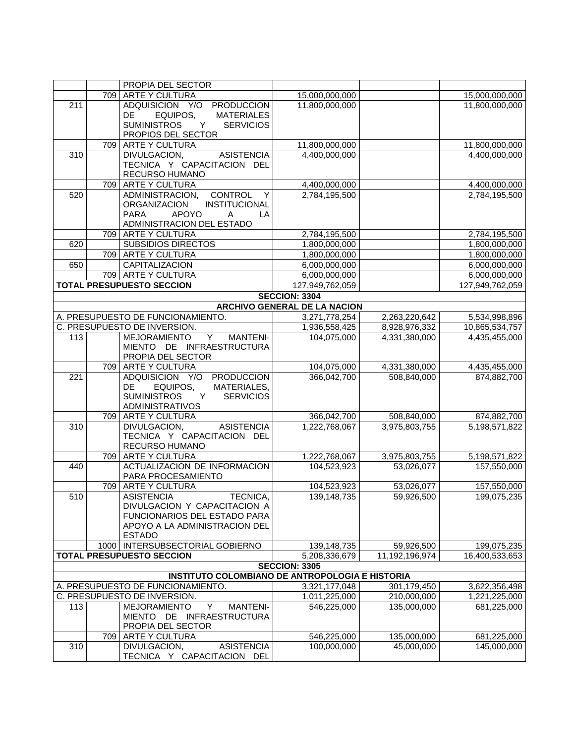| | | | | | |
|---|---|---|---|---|---|
| | | PROPIA DEL SECTOR | | | |
| | 709 | ARTE Y CULTURA | 15,000,000,000 | | 15,000,000,000 |
| 211 | | ADQUISICION Y/O PRODUCCION DE EQUIPOS, MATERIALES SUMINISTROS Y SERVICIOS PROPIOS DEL SECTOR | 11,800,000,000 | | 11,800,000,000 |
| | 709 | ARTE Y CULTURA | 11,800,000,000 | | 11,800,000,000 |
| 310 | | DIVULGACION, ASISTENCIA TECNICA Y CAPACITACION DEL RECURSO HUMANO | 4,400,000,000 | | 4,400,000,000 |
| | 709 | ARTE Y CULTURA | 4,400,000,000 | | 4,400,000,000 |
| 520 | | ADMINISTRACION, CONTROL Y ORGANIZACION INSTITUCIONAL PARA APOYO A LA ADMINISTRACION DEL ESTADO | 2,784,195,500 | | 2,784,195,500 |
| | 709 | ARTE Y CULTURA | 2,784,195,500 | | 2,784,195,500 |
| 620 | | SUBSIDIOS DIRECTOS | 1,800,000,000 | | 1,800,000,000 |
| | 709 | ARTE Y CULTURA | 1,800,000,000 | | 1,800,000,000 |
| 650 | | CAPITALIZACION | 6,000,000,000 | | 6,000,000,000 |
| | 709 | ARTE Y CULTURA | 6,000,000,000 | | 6,000,000,000 |
| **TOTAL PRESUPUESTO SECCION** | | | 127,949,762,059 | | 127,949,762,059 |
| | | | **SECCION: 3304** | | |
| | | | **ARCHIVO GENERAL DE LA NACION** | | |
| A. PRESUPUESTO DE FUNCIONAMIENTO. | | | 3,271,778,254 | 2,263,220,642 | 5,534,998,896 |
| C. PRESUPUESTO DE INVERSION. | | | 1,936,558,425 | 8,928,976,332 | 10,865,534,757 |
| 113 | | MEJORAMIENTO Y MANTENIMIENTO DE INFRAESTRUCTURA PROPIA DEL SECTOR | 104,075,000 | 4,331,380,000 | 4,435,455,000 |
| | 709 | ARTE Y CULTURA | 104,075,000 | 4,331,380,000 | 4,435,455,000 |
| 221 | | ADQUISICION Y/O PRODUCCION DE EQUIPOS, MATERIALES, SUMINISTROS Y SERVICIOS ADMINISTRATIVOS | 366,042,700 | 508,840,000 | 874,882,700 |
| | 709 | ARTE Y CULTURA | 366,042,700 | 508,840,000 | 874,882,700 |
| 310 | | DIVULGACION, ASISTENCIA TECNICA Y CAPACITACION DEL RECURSO HUMANO | 1,222,768,067 | 3,975,803,755 | 5,198,571,822 |
| | 709 | ARTE Y CULTURA | 1,222,768,067 | 3,975,803,755 | 5,198,571,822 |
| 440 | | ACTUALIZACION DE INFORMACION PARA PROCESAMIENTO | 104,523,923 | 53,026,077 | 157,550,000 |
| | 709 | ARTE Y CULTURA | 104,523,923 | 53,026,077 | 157,550,000 |
| 510 | | ASISTENCIA TECNICA, DIVULGACION Y CAPACITACION A FUNCIONARIOS DEL ESTADO PARA APOYO A LA ADMINISTRACION DEL ESTADO | 139,148,735 | 59,926,500 | 199,075,235 |
| | 1000 | INTERSUBSECTORIAL GOBIERNO | 139,148,735 | 59,926,500 | 199,075,235 |
| **TOTAL PRESUPUESTO SECCION** | | | 5,208,336,679 | 11,192,196,974 | 16,400,533,653 |
| | | | **SECCION: 3305** | | |
| | | | **INSTITUTO COLOMBIANO DE ANTROPOLOGIA E HISTORIA** | | |
| A. PRESUPUESTO DE FUNCIONAMIENTO. | | | 3,321,177,048 | 301,179,450 | 3,622,356,498 |
| C. PRESUPUESTO DE INVERSION. | | | 1,011,225,000 | 210,000,000 | 1,221,225,000 |
| 113 | | MEJORAMIENTO Y MANTENIMIENTO DE INFRAESTRUCTURA PROPIA DEL SECTOR | 546,225,000 | 135,000,000 | 681,225,000 |
| | 709 | ARTE Y CULTURA | 546,225,000 | 135,000,000 | 681,225,000 |
| 310 | | DIVULGACION, ASISTENCIA TECNICA Y CAPACITACION DEL | 100,000,000 | 45,000,000 | 145,000,000 |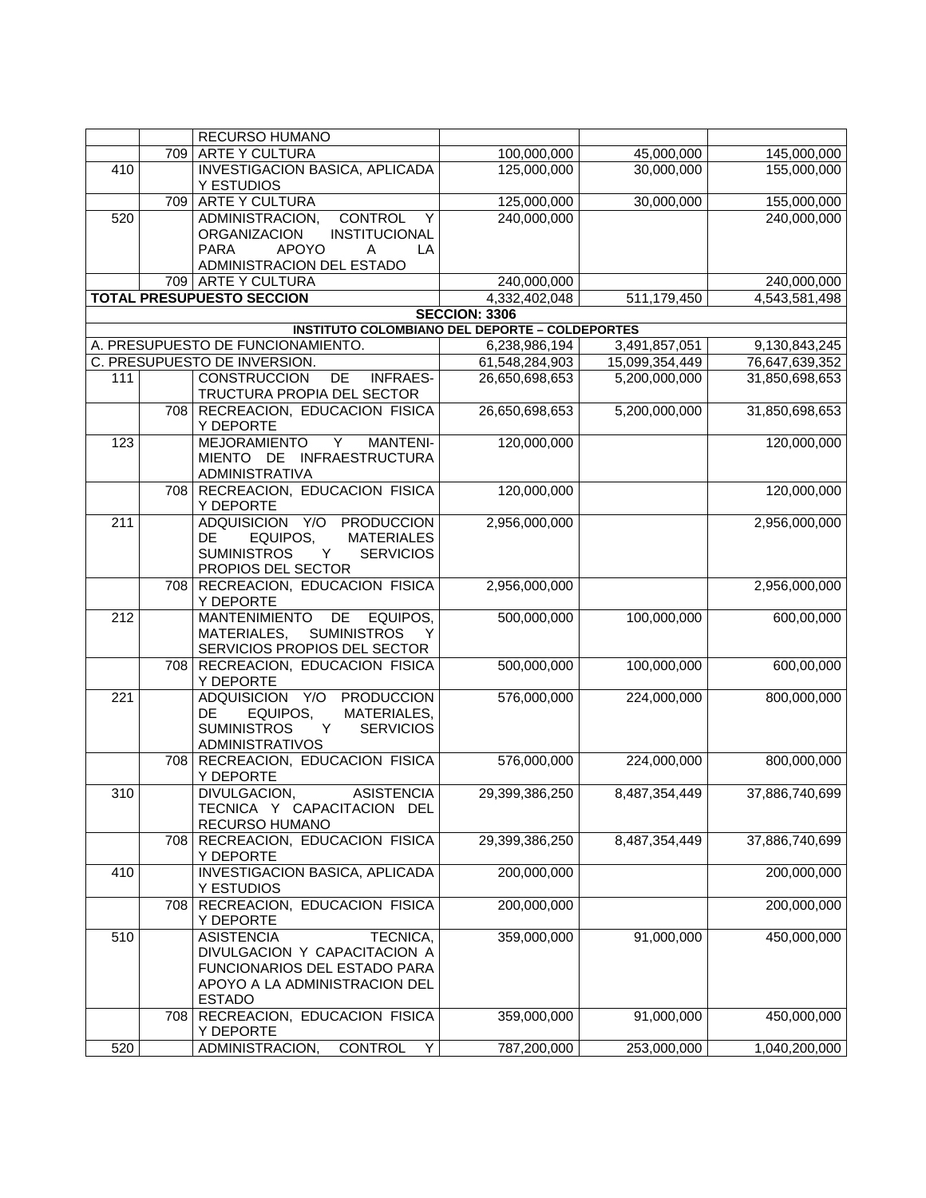| | | | | | |
|---|---|---|---|---|---|
| | | RECURSO HUMANO | | | |
| | 709 | ARTE Y CULTURA | 100,000,000 | 45,000,000 | 145,000,000 |
| 410 | | INVESTIGACION BASICA, APLICADA Y ESTUDIOS | 125,000,000 | 30,000,000 | 155,000,000 |
| | 709 | ARTE Y CULTURA | 125,000,000 | 30,000,000 | 155,000,000 |
| 520 | | ADMINISTRACION, CONTROL Y ORGANIZACION INSTITUCIONAL PARA APOYO A LA ADMINISTRACION DEL ESTADO | 240,000,000 | | 240,000,000 |
| | 709 | ARTE Y CULTURA | 240,000,000 | | 240,000,000 |
| **TOTAL PRESUPUESTO SECCION** | | | 4,332,402,048 | 511,179,450 | 4,543,581,498 |
| | | | **SECCION: 3306** | | |
| | | | **INSTITUTO COLOMBIANO DEL DEPORTE – COLDEPORTES** | | |
| A. PRESUPUESTO DE FUNCIONAMIENTO. | | | 6,238,986,194 | 3,491,857,051 | 9,130,843,245 |
| C. PRESUPUESTO DE INVERSION. | | | 61,548,284,903 | 15,099,354,449 | 76,647,639,352 |
| 111 | | CONSTRUCCION DE INFRAES-TRUCTURA PROPIA DEL SECTOR | 26,650,698,653 | 5,200,000,000 | 31,850,698,653 |
| | 708 | RECREACION, EDUCACION FISICA Y DEPORTE | 26,650,698,653 | 5,200,000,000 | 31,850,698,653 |
| 123 | | MEJORAMIENTO Y MANTENI-MIENTO DE INFRAESTRUCTURA ADMINISTRATIVA | 120,000,000 | | 120,000,000 |
| | 708 | RECREACION, EDUCACION FISICA Y DEPORTE | 120,000,000 | | 120,000,000 |
| 211 | | ADQUISICION Y/O PRODUCCION DE EQUIPOS, MATERIALES SUMINISTROS Y SERVICIOS PROPIOS DEL SECTOR | 2,956,000,000 | | 2,956,000,000 |
| | 708 | RECREACION, EDUCACION FISICA Y DEPORTE | 2,956,000,000 | | 2,956,000,000 |
| 212 | | MANTENIMIENTO DE EQUIPOS, MATERIALES, SUMINISTROS Y SERVICIOS PROPIOS DEL SECTOR | 500,000,000 | 100,000,000 | 600,00,000 |
| | 708 | RECREACION, EDUCACION FISICA Y DEPORTE | 500,000,000 | 100,000,000 | 600,00,000 |
| 221 | | ADQUISICION Y/O PRODUCCION DE EQUIPOS, MATERIALES, SUMINISTROS Y SERVICIOS ADMINISTRATIVOS | 576,000,000 | 224,000,000 | 800,000,000 |
| | 708 | RECREACION, EDUCACION FISICA Y DEPORTE | 576,000,000 | 224,000,000 | 800,000,000 |
| 310 | | DIVULGACION, ASISTENCIA TECNICA Y CAPACITACION DEL RECURSO HUMANO | 29,399,386,250 | 8,487,354,449 | 37,886,740,699 |
| | 708 | RECREACION, EDUCACION FISICA Y DEPORTE | 29,399,386,250 | 8,487,354,449 | 37,886,740,699 |
| 410 | | INVESTIGACION BASICA, APLICADA Y ESTUDIOS | 200,000,000 | | 200,000,000 |
| | 708 | RECREACION, EDUCACION FISICA Y DEPORTE | 200,000,000 | | 200,000,000 |
| 510 | | ASISTENCIA TECNICA, DIVULGACION Y CAPACITACION A FUNCIONARIOS DEL ESTADO PARA APOYO A LA ADMINISTRACION DEL ESTADO | 359,000,000 | 91,000,000 | 450,000,000 |
| | 708 | RECREACION, EDUCACION FISICA Y DEPORTE | 359,000,000 | 91,000,000 | 450,000,000 |
| 520 | | ADMINISTRACION, CONTROL Y | 787,200,000 | 253,000,000 | 1,040,200,000 |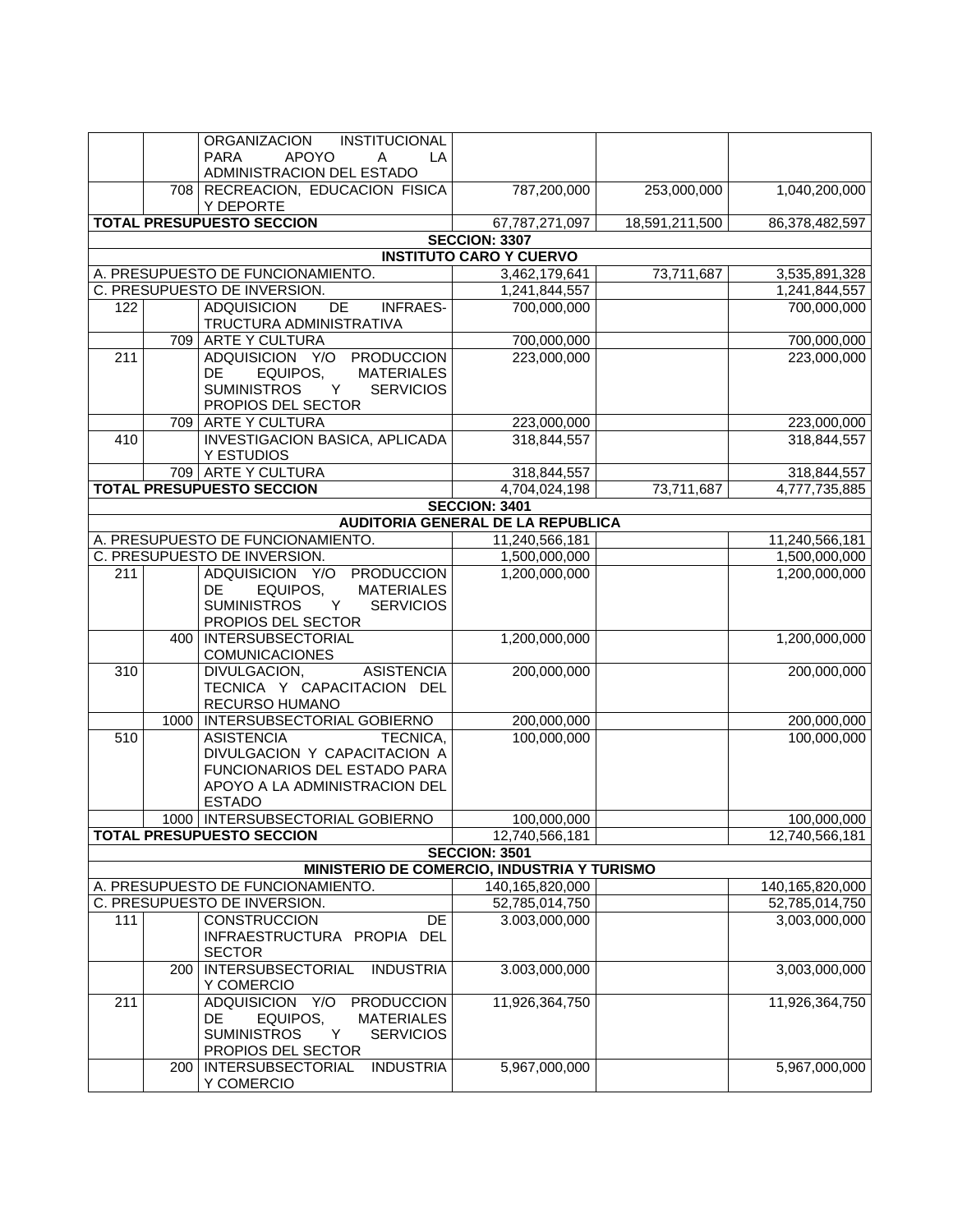| | | | | | |
|---|---|---|---|---|---|
| | | ORGANIZACION INSTITUCIONAL PARA APOYO A LA ADMINISTRACION DEL ESTADO | | | |
| | 708 | RECREACION, EDUCACION FISICA Y DEPORTE | 787,200,000 | 253,000,000 | 1,040,200,000 |
| **TOTAL PRESUPUESTO SECCION** | | | 67,787,271,097 | 18,591,211,500 | 86,378,482,597 |
| | | **SECCION: 3307** | | | |
| | | **INSTITUTO CARO Y CUERVO** | | | |
| A. PRESUPUESTO DE FUNCIONAMIENTO. | | | 3,462,179,641 | 73,711,687 | 3,535,891,328 |
| C. PRESUPUESTO DE INVERSION. | | | 1,241,844,557 | | 1,241,844,557 |
| 122 | | ADQUISICION DE INFRAESTRUCTURA ADMINISTRATIVA | 700,000,000 | | 700,000,000 |
| | 709 | ARTE Y CULTURA | 700,000,000 | | 700,000,000 |
| 211 | | ADQUISICION Y/O PRODUCCION DE EQUIPOS, MATERIALES SUMINISTROS Y SERVICIOS PROPIOS DEL SECTOR | 223,000,000 | | 223,000,000 |
| | 709 | ARTE Y CULTURA | 223,000,000 | | 223,000,000 |
| 410 | | INVESTIGACION BASICA, APLICADA Y ESTUDIOS | 318,844,557 | | 318,844,557 |
| | 709 | ARTE Y CULTURA | 318,844,557 | | 318,844,557 |
| **TOTAL PRESUPUESTO SECCION** | | | 4,704,024,198 | 73,711,687 | 4,777,735,885 |
| | | **SECCION: 3401** | | | |
| | | **AUDITORIA GENERAL DE LA REPUBLICA** | | | |
| A. PRESUPUESTO DE FUNCIONAMIENTO. | | | 11,240,566,181 | | 11,240,566,181 |
| C. PRESUPUESTO DE INVERSION. | | | 1,500,000,000 | | 1,500,000,000 |
| 211 | | ADQUISICION Y/O PRODUCCION DE EQUIPOS, MATERIALES SUMINISTROS Y SERVICIOS PROPIOS DEL SECTOR | 1,200,000,000 | | 1,200,000,000 |
| | 400 | INTERSUBSECTORIAL COMUNICACIONES | 1,200,000,000 | | 1,200,000,000 |
| 310 | | DIVULGACION, ASISTENCIA TECNICA Y CAPACITACION DEL RECURSO HUMANO | 200,000,000 | | 200,000,000 |
| | 1000 | INTERSUBSECTORIAL GOBIERNO | 200,000,000 | | 200,000,000 |
| 510 | | ASISTENCIA TECNICA, DIVULGACION Y CAPACITACION A FUNCIONARIOS DEL ESTADO PARA APOYO A LA ADMINISTRACION DEL ESTADO | 100,000,000 | | 100,000,000 |
| | 1000 | INTERSUBSECTORIAL GOBIERNO | 100,000,000 | | 100,000,000 |
| **TOTAL PRESUPUESTO SECCION** | | | 12,740,566,181 | | 12,740,566,181 |
| | | **SECCION: 3501** | | | |
| | | **MINISTERIO DE COMERCIO, INDUSTRIA Y TURISMO** | | | |
| A. PRESUPUESTO DE FUNCIONAMIENTO. | | | 140,165,820,000 | | 140,165,820,000 |
| C. PRESUPUESTO DE INVERSION. | | | 52,785,014,750 | | 52,785,014,750 |
| 111 | | CONSTRUCCION DE INFRAESTRUCTURA PROPIA DEL SECTOR | 3.003,000,000 | | 3,003,000,000 |
| | 200 | INTERSUBSECTORIAL INDUSTRIA Y COMERCIO | 3.003,000,000 | | 3,003,000,000 |
| 211 | | ADQUISICION Y/O PRODUCCION DE EQUIPOS, MATERIALES SUMINISTROS Y SERVICIOS PROPIOS DEL SECTOR | 11,926,364,750 | | 11,926,364,750 |
| | 200 | INTERSUBSECTORIAL INDUSTRIA Y COMERCIO | 5,967,000,000 | | 5,967,000,000 |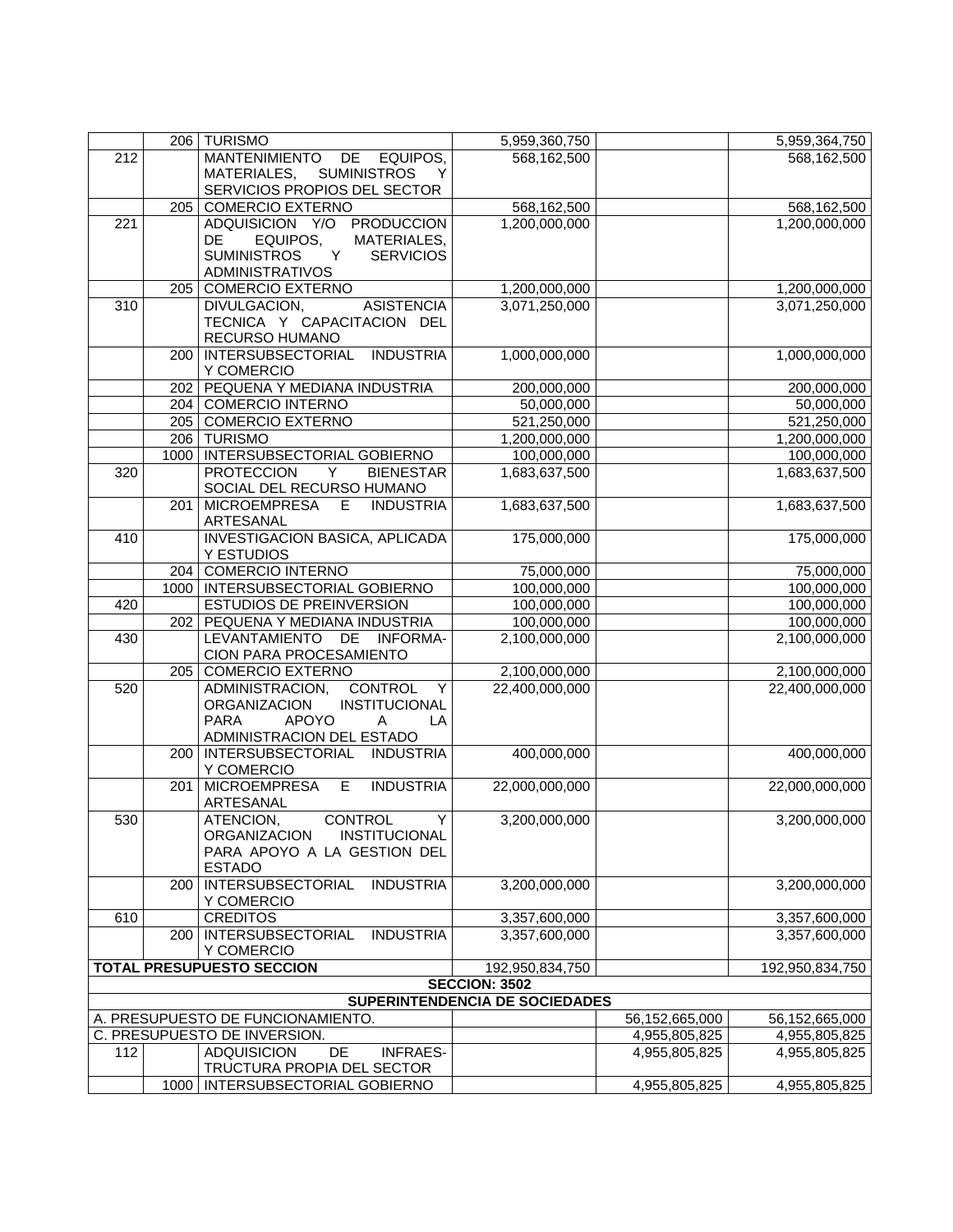| | | | | | |
|---|---|---|---|---|---|
| | 206 | TURISMO | 5,959,360,750 | | 5,959,364,750 |
| 212 | | MANTENIMIENTO DE EQUIPOS, MATERIALES, SUMINISTROS Y SERVICIOS PROPIOS DEL SECTOR | 568,162,500 | | 568,162,500 |
| | 205 | COMERCIO EXTERNO | 568,162,500 | | 568,162,500 |
| 221 | | ADQUISICION Y/O PRODUCCION DE EQUIPOS, MATERIALES, SUMINISTROS Y SERVICIOS ADMINISTRATIVOS | 1,200,000,000 | | 1,200,000,000 |
| | 205 | COMERCIO EXTERNO | 1,200,000,000 | | 1,200,000,000 |
| 310 | | DIVULGACION, ASISTENCIA TECNICA Y CAPACITACION DEL RECURSO HUMANO | 3,071,250,000 | | 3,071,250,000 |
| | 200 | INTERSUBSECTORIAL INDUSTRIA Y COMERCIO | 1,000,000,000 | | 1,000,000,000 |
| | 202 | PEQUENA Y MEDIANA INDUSTRIA | 200,000,000 | | 200,000,000 |
| | 204 | COMERCIO INTERNO | 50,000,000 | | 50,000,000 |
| | 205 | COMERCIO EXTERNO | 521,250,000 | | 521,250,000 |
| | 206 | TURISMO | 1,200,000,000 | | 1,200,000,000 |
| | 1000 | INTERSUBSECTORIAL GOBIERNO | 100,000,000 | | 100,000,000 |
| 320 | | PROTECCION Y BIENESTAR SOCIAL DEL RECURSO HUMANO | 1,683,637,500 | | 1,683,637,500 |
| | 201 | MICROEMPRESA E INDUSTRIA ARTESANAL | 1,683,637,500 | | 1,683,637,500 |
| 410 | | INVESTIGACION BASICA, APLICADA Y ESTUDIOS | 175,000,000 | | 175,000,000 |
| | 204 | COMERCIO INTERNO | 75,000,000 | | 75,000,000 |
| | 1000 | INTERSUBSECTORIAL GOBIERNO | 100,000,000 | | 100,000,000 |
| 420 | | ESTUDIOS DE PREINVERSION | 100,000,000 | | 100,000,000 |
| | 202 | PEQUENA Y MEDIANA INDUSTRIA | 100,000,000 | | 100,000,000 |
| 430 | | LEVANTAMIENTO DE INFORMA-CION PARA PROCESAMIENTO | 2,100,000,000 | | 2,100,000,000 |
| | 205 | COMERCIO EXTERNO | 2,100,000,000 | | 2,100,000,000 |
| 520 | | ADMINISTRACION, CONTROL Y ORGANIZACION INSTITUCIONAL PARA APOYO A LA ADMINISTRACION DEL ESTADO | 22,400,000,000 | | 22,400,000,000 |
| | 200 | INTERSUBSECTORIAL INDUSTRIA Y COMERCIO | 400,000,000 | | 400,000,000 |
| | 201 | MICROEMPRESA E INDUSTRIA ARTESANAL | 22,000,000,000 | | 22,000,000,000 |
| 530 | | ATENCION, CONTROL Y ORGANIZACION INSTITUCIONAL PARA APOYO A LA GESTION DEL ESTADO | 3,200,000,000 | | 3,200,000,000 |
| | 200 | INTERSUBSECTORIAL INDUSTRIA Y COMERCIO | 3,200,000,000 | | 3,200,000,000 |
| 610 | | CREDITOS | 3,357,600,000 | | 3,357,600,000 |
| | 200 | INTERSUBSECTORIAL INDUSTRIA Y COMERCIO | 3,357,600,000 | | 3,357,600,000 |
| **TOTAL PRESUPUESTO SECCION** | | | 192,950,834,750 | | 192,950,834,750 |
| **SECCION: 3502** | | | | | |
| **SUPERINTENDENCIA DE SOCIEDADES** | | | | | |
| A. PRESUPUESTO DE FUNCIONAMIENTO. | | | | 56,152,665,000 | 56,152,665,000 |
| C. PRESUPUESTO DE INVERSION. | | | | 4,955,805,825 | 4,955,805,825 |
| 112 | | ADQUISICION DE INFRAES-TRUCTURA PROPIA DEL SECTOR | | 4,955,805,825 | 4,955,805,825 |
| | 1000 | INTERSUBSECTORIAL GOBIERNO | | 4,955,805,825 | 4,955,805,825 |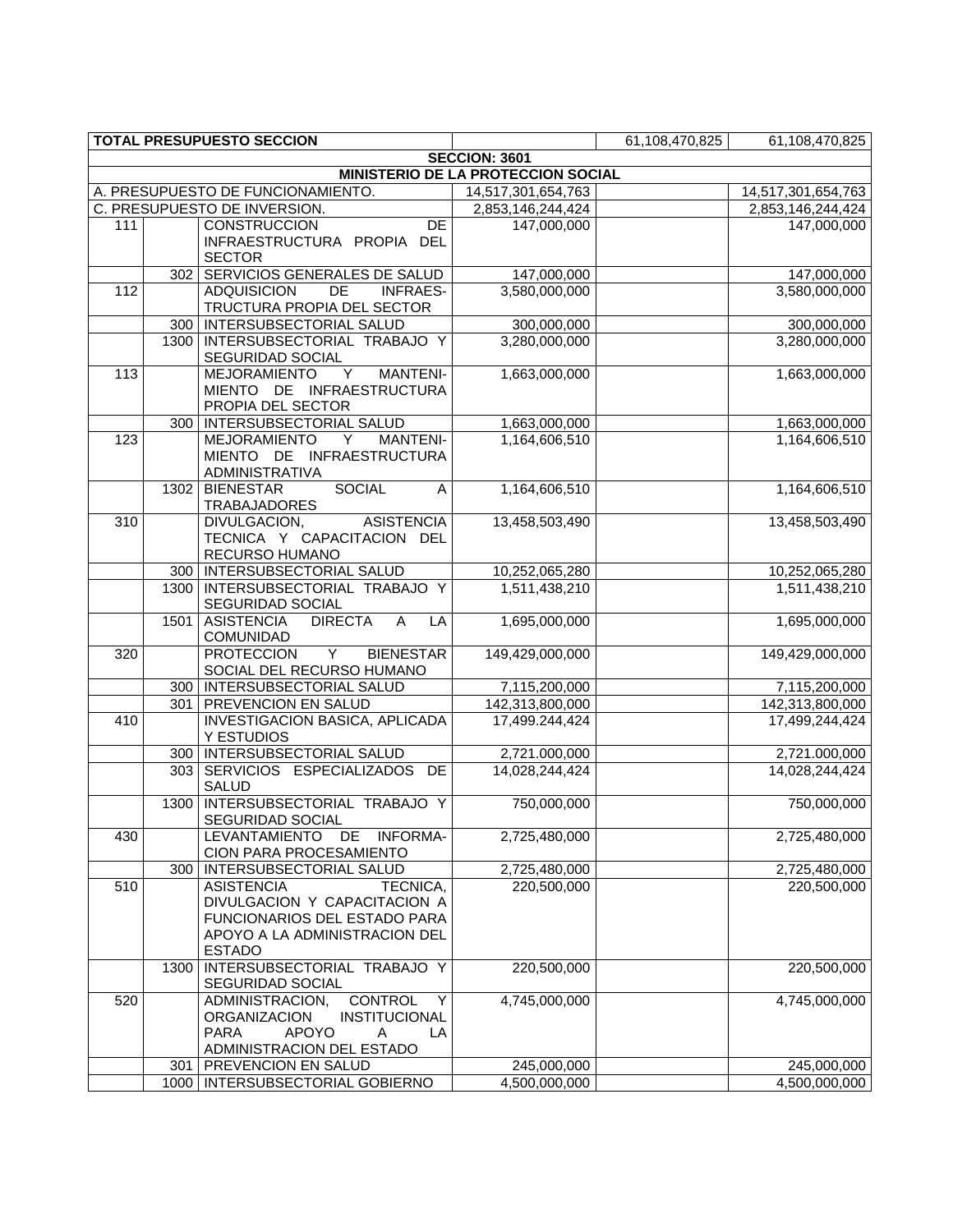| TOTAL PRESUPUESTO SECCION | | | | 61,108,470,825 | 61,108,470,825 |
|---|---|---|---|---|---|
| **SECCION: 3601** | | | | | |
| **MINISTERIO DE LA PROTECCION SOCIAL** | | | | | |
| A. PRESUPUESTO DE FUNCIONAMIENTO. | | | 14,517,301,654,763 | | 14,517,301,654,763 |
| C. PRESUPUESTO DE INVERSION. | | | 2,853,146,244,424 | | 2,853,146,244,424 |
| 111 | | CONSTRUCCION DE INFRAESTRUCTURA PROPIA DEL SECTOR | 147,000,000 | | 147,000,000 |
| | 302 | SERVICIOS GENERALES DE SALUD | 147,000,000 | | 147,000,000 |
| 112 | | ADQUISICION DE INFRAES-TRUCTURA PROPIA DEL SECTOR | 3,580,000,000 | | 3,580,000,000 |
| | 300 | INTERSUBSECTORIAL SALUD | 300,000,000 | | 300,000,000 |
| | 1300 | INTERSUBSECTORIAL TRABAJO Y SEGURIDAD SOCIAL | 3,280,000,000 | | 3,280,000,000 |
| 113 | | MEJORAMIENTO Y MANTENI-MIENTO DE INFRAESTRUCTURA PROPIA DEL SECTOR | 1,663,000,000 | | 1,663,000,000 |
| | 300 | INTERSUBSECTORIAL SALUD | 1,663,000,000 | | 1,663,000,000 |
| 123 | | MEJORAMIENTO Y MANTENI-MIENTO DE INFRAESTRUCTURA ADMINISTRATIVA | 1,164,606,510 | | 1,164,606,510 |
| | 1302 | BIENESTAR SOCIAL A TRABAJADORES | 1,164,606,510 | | 1,164,606,510 |
| 310 | | DIVULGACION, ASISTENCIA TECNICA Y CAPACITACION DEL RECURSO HUMANO | 13,458,503,490 | | 13,458,503,490 |
| | 300 | INTERSUBSECTORIAL SALUD | 10,252,065,280 | | 10,252,065,280 |
| | 1300 | INTERSUBSECTORIAL TRABAJO Y SEGURIDAD SOCIAL | 1,511,438,210 | | 1,511,438,210 |
| | 1501 | ASISTENCIA DIRECTA A LA COMUNIDAD | 1,695,000,000 | | 1,695,000,000 |
| 320 | | PROTECCION Y BIENESTAR SOCIAL DEL RECURSO HUMANO | 149,429,000,000 | | 149,429,000,000 |
| | 300 | INTERSUBSECTORIAL SALUD | 7,115,200,000 | | 7,115,200,000 |
| | 301 | PREVENCION EN SALUD | 142,313,800,000 | | 142,313,800,000 |
| 410 | | INVESTIGACION BASICA, APLICADA Y ESTUDIOS | 17,499.244,424 | | 17,499,244,424 |
| | 300 | INTERSUBSECTORIAL SALUD | 2,721.000,000 | | 2,721.000,000 |
| | 303 | SERVICIOS ESPECIALIZADOS DE SALUD | 14,028,244,424 | | 14,028,244,424 |
| | 1300 | INTERSUBSECTORIAL TRABAJO Y SEGURIDAD SOCIAL | 750,000,000 | | 750,000,000 |
| 430 | | LEVANTAMIENTO DE INFORMA-CION PARA PROCESAMIENTO | 2,725,480,000 | | 2,725,480,000 |
| | 300 | INTERSUBSECTORIAL SALUD | 2,725,480,000 | | 2,725,480,000 |
| 510 | | ASISTENCIA TECNICA, DIVULGACION Y CAPACITACION A FUNCIONARIOS DEL ESTADO PARA APOYO A LA ADMINISTRACION DEL ESTADO | 220,500,000 | | 220,500,000 |
| | 1300 | INTERSUBSECTORIAL TRABAJO Y SEGURIDAD SOCIAL | 220,500,000 | | 220,500,000 |
| 520 | | ADMINISTRACION, CONTROL Y ORGANIZACION INSTITUCIONAL PARA APOYO A LA ADMINISTRACION DEL ESTADO | 4,745,000,000 | | 4,745,000,000 |
| | 301 | PREVENCION EN SALUD | 245,000,000 | | 245,000,000 |
| | 1000 | INTERSUBSECTORIAL GOBIERNO | 4,500,000,000 | | 4,500,000,000 |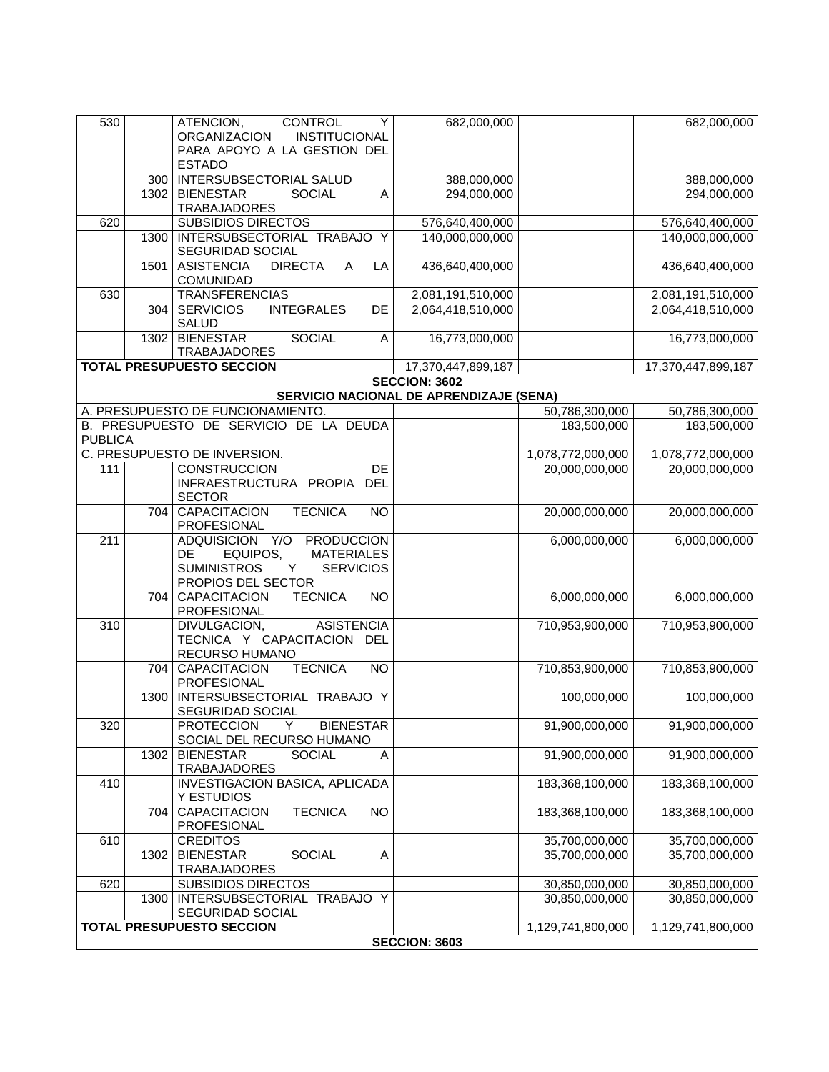|  |  |  |  |  |  |
|---|---|---|---|---|---|
| 530 |  | ATENCION, CONTROL Y ORGANIZACION INSTITUCIONAL PARA APOYO A LA GESTION DEL ESTADO | 682,000,000 |  | 682,000,000 |
|  | 300 | INTERSUBSECTORIAL SALUD | 388,000,000 |  | 388,000,000 |
|  | 1302 | BIENESTAR SOCIAL A TRABAJADORES | 294,000,000 |  | 294,000,000 |
| 620 |  | SUBSIDIOS DIRECTOS | 576,640,400,000 |  | 576,640,400,000 |
|  | 1300 | INTERSUBSECTORIAL TRABAJO Y SEGURIDAD SOCIAL | 140,000,000,000 |  | 140,000,000,000 |
|  | 1501 | ASISTENCIA DIRECTA A LA COMUNIDAD | 436,640,400,000 |  | 436,640,400,000 |
| 630 |  | TRANSFERENCIAS | 2,081,191,510,000 |  | 2,081,191,510,000 |
|  | 304 | SERVICIOS INTEGRALES DE SALUD | 2,064,418,510,000 |  | 2,064,418,510,000 |
|  | 1302 | BIENESTAR SOCIAL A TRABAJADORES | 16,773,000,000 |  | 16,773,000,000 |
| **TOTAL PRESUPUESTO SECCION** |  |  | 17,370,447,899,187 |  | 17,370,447,899,187 |
| **SECCION: 3602** |  |  |  |  |  |
| **SERVICIO NACIONAL DE APRENDIZAJE (SENA)** |  |  |  |  |  |
| A. PRESUPUESTO DE FUNCIONAMIENTO. |  |  |  | 50,786,300,000 | 50,786,300,000 |
| B. PRESUPUESTO DE SERVICIO DE LA DEUDA PUBLICA |  |  |  | 183,500,000 | 183,500,000 |
| C. PRESUPUESTO DE INVERSION. |  |  |  | 1,078,772,000,000 | 1,078,772,000,000 |
| 111 |  | CONSTRUCCION DE INFRAESTRUCTURA PROPIA DEL SECTOR |  | 20,000,000,000 | 20,000,000,000 |
|  | 704 | CAPACITACION TECNICA NO PROFESIONAL |  | 20,000,000,000 | 20,000,000,000 |
| 211 |  | ADQUISICION Y/O PRODUCCION DE EQUIPOS, MATERIALES SUMINISTROS Y SERVICIOS PROPIOS DEL SECTOR |  | 6,000,000,000 | 6,000,000,000 |
|  | 704 | CAPACITACION TECNICA NO PROFESIONAL |  | 6,000,000,000 | 6,000,000,000 |
| 310 |  | DIVULGACION, ASISTENCIA TECNICA Y CAPACITACION DEL RECURSO HUMANO |  | 710,953,900,000 | 710,953,900,000 |
|  | 704 | CAPACITACION TECNICA NO PROFESIONAL |  | 710,853,900,000 | 710,853,900,000 |
|  | 1300 | INTERSUBSECTORIAL TRABAJO Y SEGURIDAD SOCIAL |  | 100,000,000 | 100,000,000 |
| 320 |  | PROTECCION Y BIENESTAR SOCIAL DEL RECURSO HUMANO |  | 91,900,000,000 | 91,900,000,000 |
|  | 1302 | BIENESTAR SOCIAL A TRABAJADORES |  | 91,900,000,000 | 91,900,000,000 |
| 410 |  | INVESTIGACION BASICA, APLICADA Y ESTUDIOS |  | 183,368,100,000 | 183,368,100,000 |
|  | 704 | CAPACITACION TECNICA NO PROFESIONAL |  | 183,368,100,000 | 183,368,100,000 |
| 610 |  | CREDITOS |  | 35,700,000,000 | 35,700,000,000 |
|  | 1302 | BIENESTAR SOCIAL A TRABAJADORES |  | 35,700,000,000 | 35,700,000,000 |
| 620 |  | SUBSIDIOS DIRECTOS |  | 30,850,000,000 | 30,850,000,000 |
|  | 1300 | INTERSUBSECTORIAL TRABAJO Y SEGURIDAD SOCIAL |  | 30,850,000,000 | 30,850,000,000 |
| **TOTAL PRESUPUESTO SECCION** |  |  |  | 1,129,741,800,000 | 1,129,741,800,000 |
| **SECCION: 3603** |  |  |  |  |  |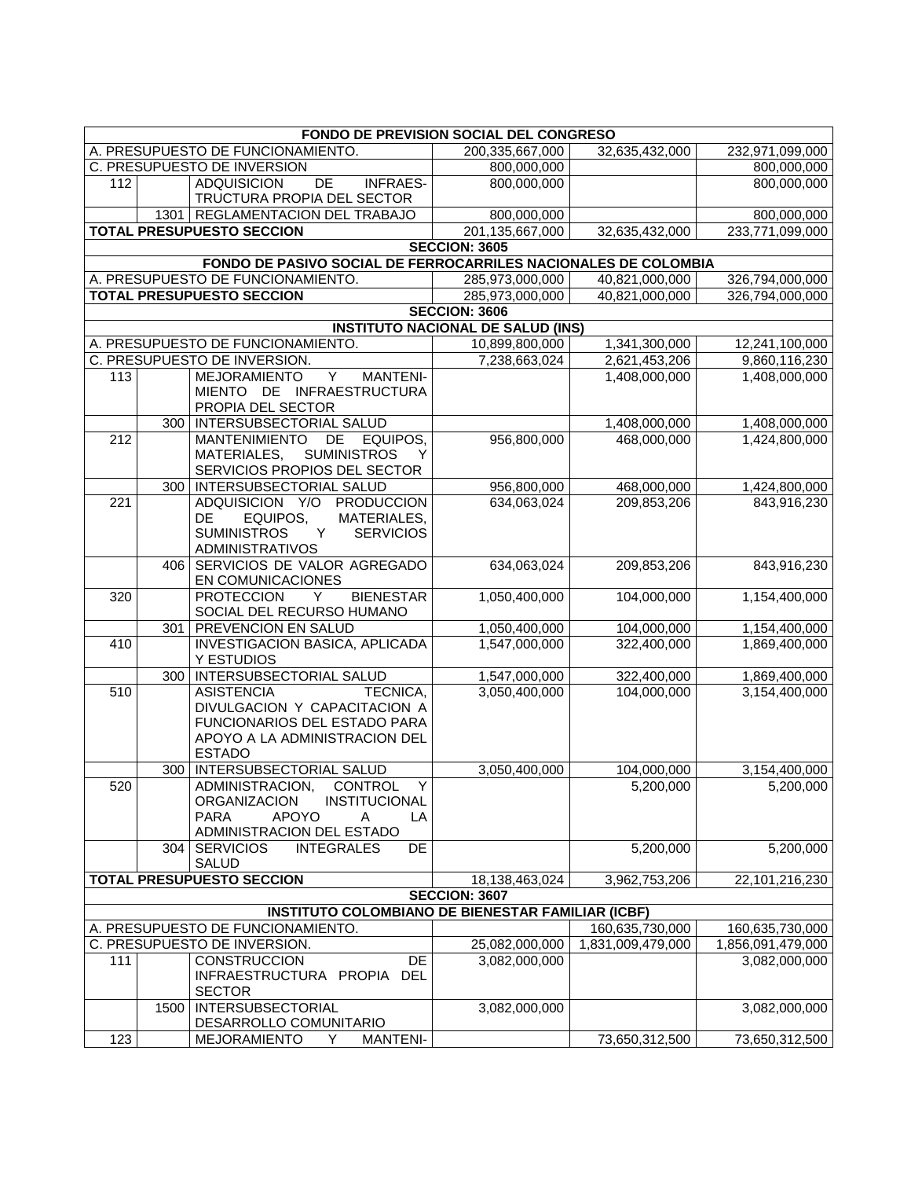| | | | | | |
|---|---|---|---|---|---|
| **FONDO DE PREVISION SOCIAL DEL CONGRESO** | | | | | |
| A. PRESUPUESTO DE FUNCIONAMIENTO. | | | 200,335,667,000 | 32,635,432,000 | 232,971,099,000 |
| C. PRESUPUESTO DE INVERSION | | | 800,000,000 | | 800,000,000 |
| 112 | | ADQUISICION DE INFRAESTRUCTURA PROPIA DEL SECTOR | 800,000,000 | | 800,000,000 |
| | 1301 | REGLAMENTACION DEL TRABAJO | 800,000,000 | | 800,000,000 |
| **TOTAL PRESUPUESTO SECCION** | | | 201,135,667,000 | 32,635,432,000 | 233,771,099,000 |
| **SECCION: 3605** | | | | | |
| **FONDO DE PASIVO SOCIAL DE FERROCARRILES NACIONALES DE COLOMBIA** | | | | | |
| A. PRESUPUESTO DE FUNCIONAMIENTO. | | | 285,973,000,000 | 40,821,000,000 | 326,794,000,000 |
| **TOTAL PRESUPUESTO SECCION** | | | 285,973,000,000 | 40,821,000,000 | 326,794,000,000 |
| **SECCION: 3606** | | | | | |
| **INSTITUTO NACIONAL DE SALUD (INS)** | | | | | |
| A. PRESUPUESTO DE FUNCIONAMIENTO. | | | 10,899,800,000 | 1,341,300,000 | 12,241,100,000 |
| C. PRESUPUESTO DE INVERSION. | | | 7,238,663,024 | 2,621,453,206 | 9,860,116,230 |
| 113 | | MEJORAMIENTO Y MANTENIMIENTO DE INFRAESTRUCTURA PROPIA DEL SECTOR | | 1,408,000,000 | 1,408,000,000 |
| | 300 | INTERSUBSECTORIAL SALUD | | 1,408,000,000 | 1,408,000,000 |
| 212 | | MANTENIMIENTO DE EQUIPOS, MATERIALES, SUMINISTROS Y SERVICIOS PROPIOS DEL SECTOR | 956,800,000 | 468,000,000 | 1,424,800,000 |
| | 300 | INTERSUBSECTORIAL SALUD | 956,800,000 | 468,000,000 | 1,424,800,000 |
| 221 | | ADQUISICION Y/O PRODUCCION DE EQUIPOS, MATERIALES, SUMINISTROS Y SERVICIOS ADMINISTRATIVOS | 634,063,024 | 209,853,206 | 843,916,230 |
| | 406 | SERVICIOS DE VALOR AGREGADO EN COMUNICACIONES | 634,063,024 | 209,853,206 | 843,916,230 |
| 320 | | PROTECCION Y BIENESTAR SOCIAL DEL RECURSO HUMANO | 1,050,400,000 | 104,000,000 | 1,154,400,000 |
| | 301 | PREVENCION EN SALUD | 1,050,400,000 | 104,000,000 | 1,154,400,000 |
| 410 | | INVESTIGACION BASICA, APLICADA Y ESTUDIOS | 1,547,000,000 | 322,400,000 | 1,869,400,000 |
| | 300 | INTERSUBSECTORIAL SALUD | 1,547,000,000 | 322,400,000 | 1,869,400,000 |
| 510 | | ASISTENCIA TECNICA, DIVULGACION Y CAPACITACION A FUNCIONARIOS DEL ESTADO PARA APOYO A LA ADMINISTRACION DEL ESTADO | 3,050,400,000 | 104,000,000 | 3,154,400,000 |
| | 300 | INTERSUBSECTORIAL SALUD | 3,050,400,000 | 104,000,000 | 3,154,400,000 |
| 520 | | ADMINISTRACION, CONTROL Y ORGANIZACION INSTITUCIONAL PARA APOYO A LA ADMINISTRACION DEL ESTADO | | 5,200,000 | 5,200,000 |
| | 304 | SERVICIOS INTEGRALES DE SALUD | | 5,200,000 | 5,200,000 |
| **TOTAL PRESUPUESTO SECCION** | | | 18,138,463,024 | 3,962,753,206 | 22,101,216,230 |
| **SECCION: 3607** | | | | | |
| **INSTITUTO COLOMBIANO DE BIENESTAR FAMILIAR (ICBF)** | | | | | |
| A. PRESUPUESTO DE FUNCIONAMIENTO. | | | | 160,635,730,000 | 160,635,730,000 |
| C. PRESUPUESTO DE INVERSION. | | | 25,082,000,000 | 1,831,009,479,000 | 1,856,091,479,000 |
| 111 | | CONSTRUCCION DE INFRAESTRUCTURA PROPIA DEL SECTOR | 3,082,000,000 | | 3,082,000,000 |
| | 1500 | INTERSUBSECTORIAL DESARROLLO COMUNITARIO | 3,082,000,000 | | 3,082,000,000 |
| 123 | | MEJORAMIENTO Y MANTENI- | | 73,650,312,500 | 73,650,312,500 |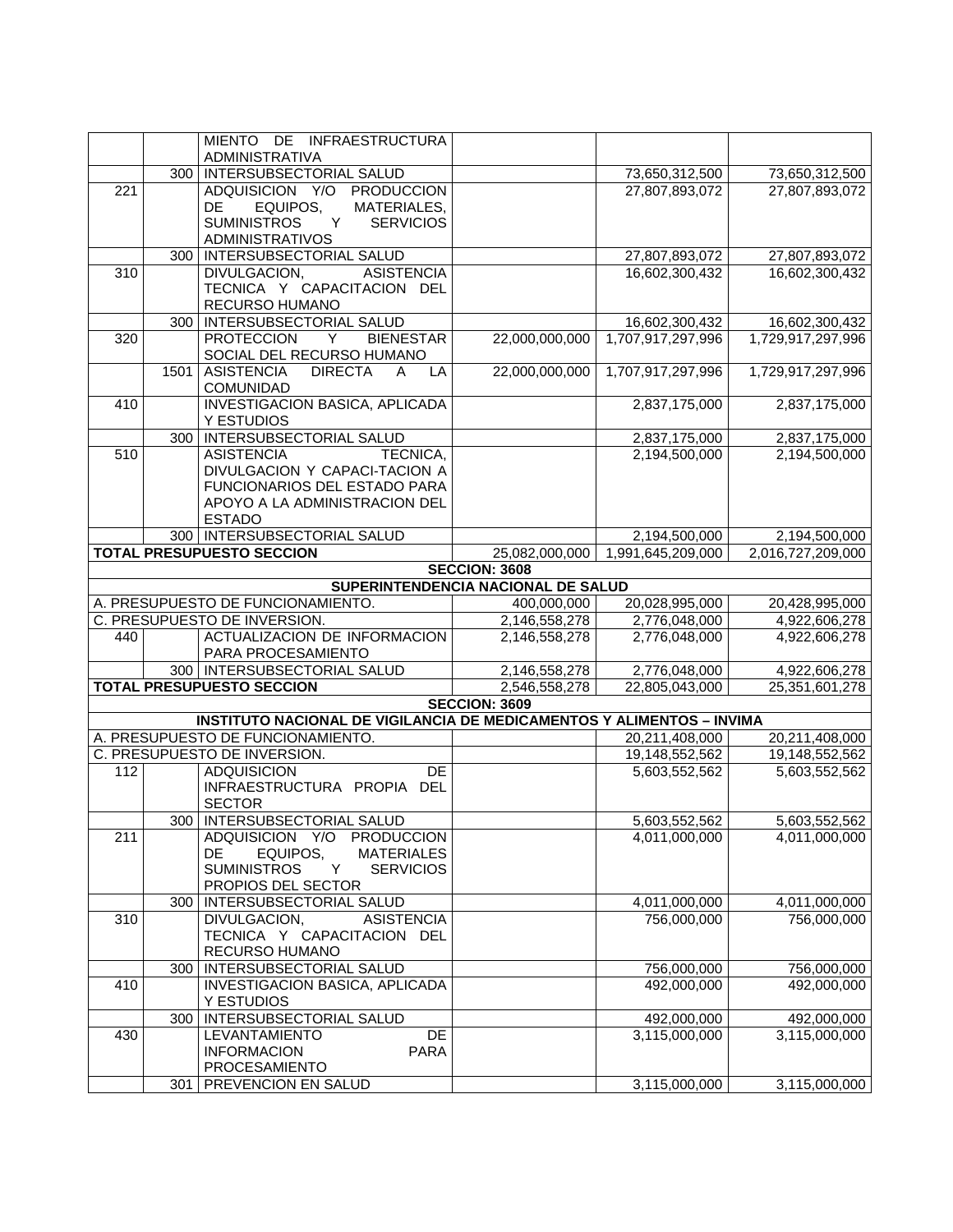| | | | | | |
|---|---|---|---|---|---|
| | | MIENTO DE INFRAESTRUCTURA ADMINISTRATIVA | | | |
| | 300 | INTERSUBSECTORIAL SALUD | | 73,650,312,500 | 73,650,312,500 |
| 221 | | ADQUISICION Y/O PRODUCCION DE EQUIPOS, MATERIALES, SUMINISTROS Y SERVICIOS ADMINISTRATIVOS | | 27,807,893,072 | 27,807,893,072 |
| | 300 | INTERSUBSECTORIAL SALUD | | 27,807,893,072 | 27,807,893,072 |
| 310 | | DIVULGACION, ASISTENCIA TECNICA Y CAPACITACION DEL RECURSO HUMANO | | 16,602,300,432 | 16,602,300,432 |
| | 300 | INTERSUBSECTORIAL SALUD | | 16,602,300,432 | 16,602,300,432 |
| 320 | | PROTECCION Y BIENESTAR SOCIAL DEL RECURSO HUMANO | 22,000,000,000 | 1,707,917,297,996 | 1,729,917,297,996 |
| | 1501 | ASISTENCIA DIRECTA A LA COMUNIDAD | 22,000,000,000 | 1,707,917,297,996 | 1,729,917,297,996 |
| 410 | | INVESTIGACION BASICA, APLICADA Y ESTUDIOS | | 2,837,175,000 | 2,837,175,000 |
| | 300 | INTERSUBSECTORIAL SALUD | | 2,837,175,000 | 2,837,175,000 |
| 510 | | ASISTENCIA TECNICA, DIVULGACION Y CAPACI-TACION A FUNCIONARIOS DEL ESTADO PARA APOYO A LA ADMINISTRACION DEL ESTADO | | 2,194,500,000 | 2,194,500,000 |
| | 300 | INTERSUBSECTORIAL SALUD | | 2,194,500,000 | 2,194,500,000 |
| **TOTAL PRESUPUESTO SECCION** | | | 25,082,000,000 | 1,991,645,209,000 | 2,016,727,209,000 |
| **SECCION: 3608** | | | | | |
| **SUPERINTENDENCIA NACIONAL DE SALUD** | | | | | |
| A. PRESUPUESTO DE FUNCIONAMIENTO. | | | 400,000,000 | 20,028,995,000 | 20,428,995,000 |
| C. PRESUPUESTO DE INVERSION. | | | 2,146,558,278 | 2,776,048,000 | 4,922,606,278 |
| 440 | | ACTUALIZACION DE INFORMACION PARA PROCESAMIENTO | 2,146,558,278 | 2,776,048,000 | 4,922,606,278 |
| | 300 | INTERSUBSECTORIAL SALUD | 2,146,558,278 | 2,776,048,000 | 4,922,606,278 |
| **TOTAL PRESUPUESTO SECCION** | | | 2,546,558,278 | 22,805,043,000 | 25,351,601,278 |
| **SECCION: 3609** | | | | | |
| **INSTITUTO NACIONAL DE VIGILANCIA DE MEDICAMENTOS Y ALIMENTOS – INVIMA** | | | | | |
| A. PRESUPUESTO DE FUNCIONAMIENTO. | | | | 20,211,408,000 | 20,211,408,000 |
| C. PRESUPUESTO DE INVERSION. | | | | 19,148,552,562 | 19,148,552,562 |
| 112 | | ADQUISICION DE INFRAESTRUCTURA PROPIA DEL SECTOR | | 5,603,552,562 | 5,603,552,562 |
| | 300 | INTERSUBSECTORIAL SALUD | | 5,603,552,562 | 5,603,552,562 |
| 211 | | ADQUISICION Y/O PRODUCCION DE EQUIPOS, MATERIALES SUMINISTROS Y SERVICIOS PROPIOS DEL SECTOR | | 4,011,000,000 | 4,011,000,000 |
| | 300 | INTERSUBSECTORIAL SALUD | | 4,011,000,000 | 4,011,000,000 |
| 310 | | DIVULGACION, ASISTENCIA TECNICA Y CAPACITACION DEL RECURSO HUMANO | | 756,000,000 | 756,000,000 |
| | 300 | INTERSUBSECTORIAL SALUD | | 756,000,000 | 756,000,000 |
| 410 | | INVESTIGACION BASICA, APLICADA Y ESTUDIOS | | 492,000,000 | 492,000,000 |
| | 300 | INTERSUBSECTORIAL SALUD | | 492,000,000 | 492,000,000 |
| 430 | | LEVANTAMIENTO DE INFORMACION PARA PROCESAMIENTO | | 3,115,000,000 | 3,115,000,000 |
| | 301 | PREVENCION EN SALUD | | 3,115,000,000 | 3,115,000,000 |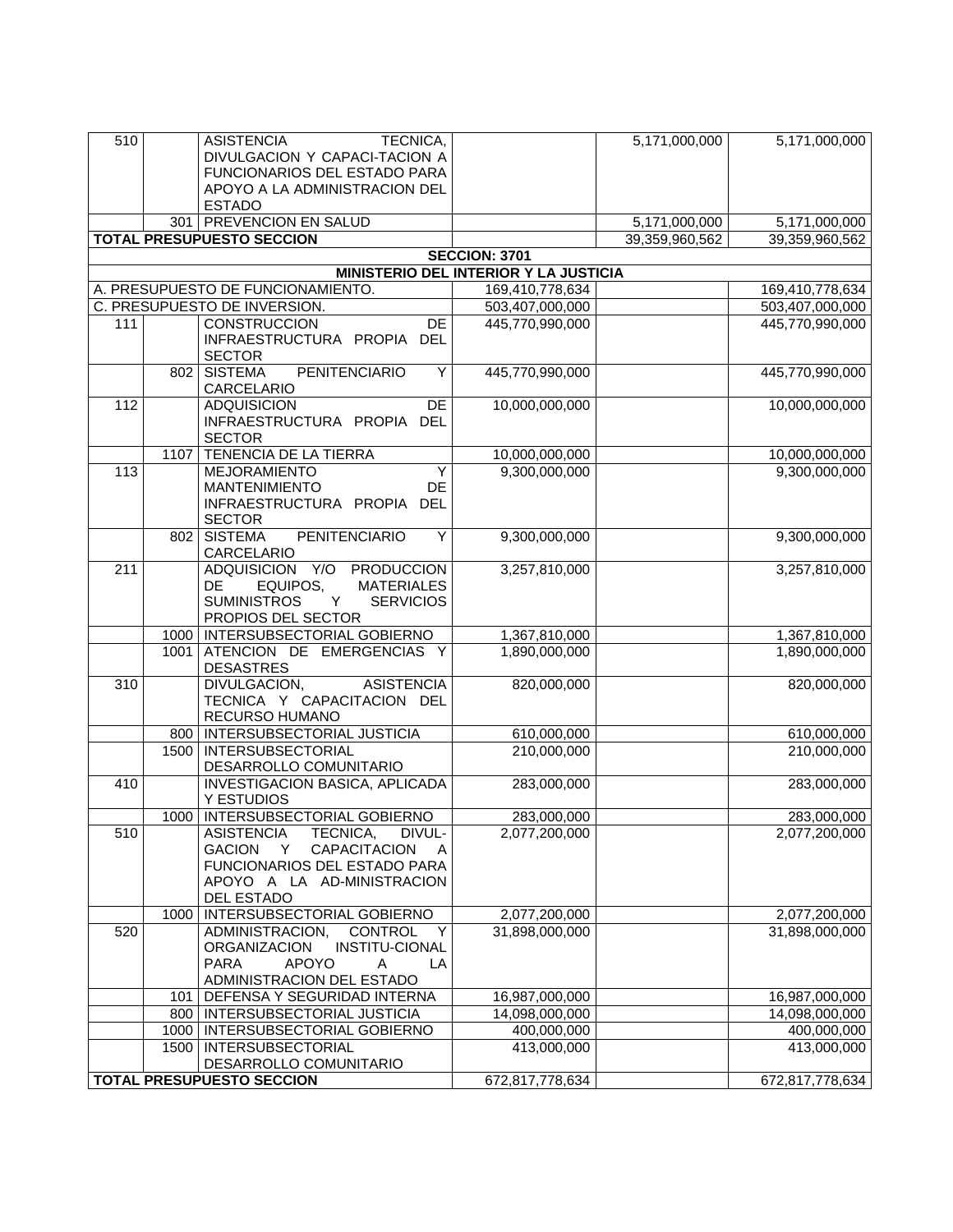| | | | | | |
|---|---|---|---|---|---|
| 510 | | ASISTENCIA TECNICA, DIVULGACION Y CAPACI-TACION A FUNCIONARIOS DEL ESTADO PARA APOYO A LA ADMINISTRACION DEL ESTADO | | 5,171,000,000 | 5,171,000,000 |
| | 301 | PREVENCION EN SALUD | | 5,171,000,000 | 5,171,000,000 |
| **TOTAL PRESUPUESTO SECCION** | | | | 39,359,960,562 | 39,359,960,562 |
| | | | **SECCION: 3701** | | |
| | | | **MINISTERIO DEL INTERIOR Y LA JUSTICIA** | | |
| A. PRESUPUESTO DE FUNCIONAMIENTO. | | | 169,410,778,634 | | 169,410,778,634 |
| C. PRESUPUESTO DE INVERSION. | | | 503,407,000,000 | | 503,407,000,000 |
| 111 | | CONSTRUCCION DE INFRAESTRUCTURA PROPIA DEL SECTOR | 445,770,990,000 | | 445,770,990,000 |
| | 802 | SISTEMA PENITENCIARIO Y CARCELARIO | 445,770,990,000 | | 445,770,990,000 |
| 112 | | ADQUISICION DE INFRAESTRUCTURA PROPIA DEL SECTOR | 10,000,000,000 | | 10,000,000,000 |
| | 1107 | TENENCIA DE LA TIERRA | 10,000,000,000 | | 10,000,000,000 |
| 113 | | MEJORAMIENTO Y MANTENIMIENTO DE INFRAESTRUCTURA PROPIA DEL SECTOR | 9,300,000,000 | | 9,300,000,000 |
| | 802 | SISTEMA PENITENCIARIO Y CARCELARIO | 9,300,000,000 | | 9,300,000,000 |
| 211 | | ADQUISICION Y/O PRODUCCION DE EQUIPOS, MATERIALES SUMINISTROS Y SERVICIOS PROPIOS DEL SECTOR | 3,257,810,000 | | 3,257,810,000 |
| | 1000 | INTERSUBSECTORIAL GOBIERNO | 1,367,810,000 | | 1,367,810,000 |
| | 1001 | ATENCION DE EMERGENCIAS Y DESASTRES | 1,890,000,000 | | 1,890,000,000 |
| 310 | | DIVULGACION, ASISTENCIA TECNICA Y CAPACITACION DEL RECURSO HUMANO | 820,000,000 | | 820,000,000 |
| | 800 | INTERSUBSECTORIAL JUSTICIA | 610,000,000 | | 610,000,000 |
| | 1500 | INTERSUBSECTORIAL DESARROLLO COMUNITARIO | 210,000,000 | | 210,000,000 |
| 410 | | INVESTIGACION BASICA, APLICADA Y ESTUDIOS | 283,000,000 | | 283,000,000 |
| | 1000 | INTERSUBSECTORIAL GOBIERNO | 283,000,000 | | 283,000,000 |
| 510 | | ASISTENCIA TECNICA, DIVUL-GACION Y CAPACITACION A FUNCIONARIOS DEL ESTADO PARA APOYO A LA AD-MINISTRACION DEL ESTADO | 2,077,200,000 | | 2,077,200,000 |
| | 1000 | INTERSUBSECTORIAL GOBIERNO | 2,077,200,000 | | 2,077,200,000 |
| 520 | | ADMINISTRACION, CONTROL Y ORGANIZACION INSTITU-CIONAL PARA APOYO A LA ADMINISTRACION DEL ESTADO | 31,898,000,000 | | 31,898,000,000 |
| | 101 | DEFENSA Y SEGURIDAD INTERNA | 16,987,000,000 | | 16,987,000,000 |
| | 800 | INTERSUBSECTORIAL JUSTICIA | 14,098,000,000 | | 14,098,000,000 |
| | 1000 | INTERSUBSECTORIAL GOBIERNO | 400,000,000 | | 400,000,000 |
| | 1500 | INTERSUBSECTORIAL DESARROLLO COMUNITARIO | 413,000,000 | | 413,000,000 |
| **TOTAL PRESUPUESTO SECCION** | | | 672,817,778,634 | | 672,817,778,634 |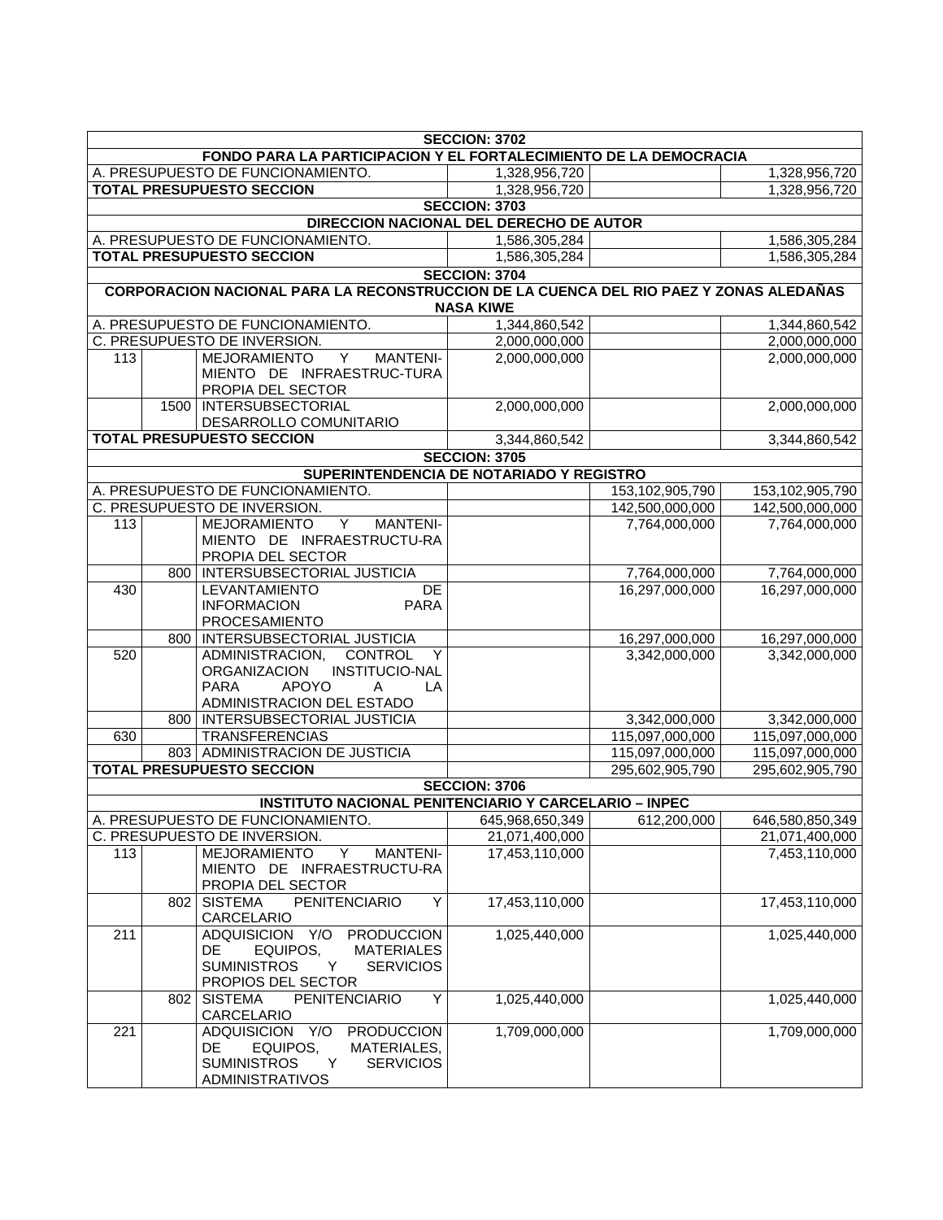| | | | | | |
|---|---|---|---|---|---|
| **SECCION: 3702** | | | | | |
| **FONDO PARA LA PARTICIPACION Y EL FORTALECIMIENTO DE LA DEMOCRACIA** | | | | | |
| A. PRESUPUESTO DE FUNCIONAMIENTO. | | | 1,328,956,720 | | 1,328,956,720 |
| **TOTAL PRESUPUESTO SECCION** | | | 1,328,956,720 | | 1,328,956,720 |
| **SECCION: 3703** | | | | | |
| **DIRECCION NACIONAL DEL DERECHO DE AUTOR** | | | | | |
| A. PRESUPUESTO DE FUNCIONAMIENTO. | | | 1,586,305,284 | | 1,586,305,284 |
| **TOTAL PRESUPUESTO SECCION** | | | 1,586,305,284 | | 1,586,305,284 |
| **SECCION: 3704** | | | | | |
| **CORPORACION NACIONAL PARA LA RECONSTRUCCION DE LA CUENCA DEL RIO PAEZ Y ZONAS ALEDAÑAS NASA KIWE** | | | | | |
| A. PRESUPUESTO DE FUNCIONAMIENTO. | | | 1,344,860,542 | | 1,344,860,542 |
| C. PRESUPUESTO DE INVERSION. | | | 2,000,000,000 | | 2,000,000,000 |
| 113 | | MEJORAMIENTO Y MANTENI-MIENTO DE INFRAESTRUC-TURA PROPIA DEL SECTOR | 2,000,000,000 | | 2,000,000,000 |
| | 1500 | INTERSUBSECTORIAL DESARROLLO COMUNITARIO | 2,000,000,000 | | 2,000,000,000 |
| **TOTAL PRESUPUESTO SECCION** | | | 3,344,860,542 | | 3,344,860,542 |
| **SECCION: 3705** | | | | | |
| **SUPERINTENDENCIA DE NOTARIADO Y REGISTRO** | | | | | |
| A. PRESUPUESTO DE FUNCIONAMIENTO. | | | | 153,102,905,790 | 153,102,905,790 |
| C. PRESUPUESTO DE INVERSION. | | | | 142,500,000,000 | 142,500,000,000 |
| 113 | | MEJORAMIENTO Y MANTENI-MIENTO DE INFRAESTRUCTU-RA PROPIA DEL SECTOR | | 7,764,000,000 | 7,764,000,000 |
| | 800 | INTERSUBSECTORIAL JUSTICIA | | 7,764,000,000 | 7,764,000,000 |
| 430 | | LEVANTAMIENTO DE INFORMACION PARA PROCESAMIENTO | | 16,297,000,000 | 16,297,000,000 |
| | 800 | INTERSUBSECTORIAL JUSTICIA | | 16,297,000,000 | 16,297,000,000 |
| 520 | | ADMINISTRACION, CONTROL Y ORGANIZACION INSTITUCIO-NAL PARA APOYO A LA ADMINISTRACION DEL ESTADO | | 3,342,000,000 | 3,342,000,000 |
| | 800 | INTERSUBSECTORIAL JUSTICIA | | 3,342,000,000 | 3,342,000,000 |
| 630 | | TRANSFERENCIAS | | 115,097,000,000 | 115,097,000,000 |
| | 803 | ADMINISTRACION DE JUSTICIA | | 115,097,000,000 | 115,097,000,000 |
| **TOTAL PRESUPUESTO SECCION** | | | | 295,602,905,790 | 295,602,905,790 |
| **SECCION: 3706** | | | | | |
| **INSTITUTO NACIONAL PENITENCIARIO Y CARCELARIO – INPEC** | | | | | |
| A. PRESUPUESTO DE FUNCIONAMIENTO. | | | 645,968,650,349 | 612,200,000 | 646,580,850,349 |
| C. PRESUPUESTO DE INVERSION. | | | 21,071,400,000 | | 21,071,400,000 |
| 113 | | MEJORAMIENTO Y MANTENI-MIENTO DE INFRAESTRUCTU-RA PROPIA DEL SECTOR | 17,453,110,000 | | 7,453,110,000 |
| | 802 | SISTEMA PENITENCIARIO Y CARCELARIO | 17,453,110,000 | | 17,453,110,000 |
| 211 | | ADQUISICION Y/O PRODUCCION DE EQUIPOS, MATERIALES SUMINISTROS Y SERVICIOS PROPIOS DEL SECTOR | 1,025,440,000 | | 1,025,440,000 |
| | 802 | SISTEMA PENITENCIARIO Y CARCELARIO | 1,025,440,000 | | 1,025,440,000 |
| 221 | | ADQUISICION Y/O PRODUCCION DE EQUIPOS, MATERIALES, SUMINISTROS Y SERVICIOS ADMINISTRATIVOS | 1,709,000,000 | | 1,709,000,000 |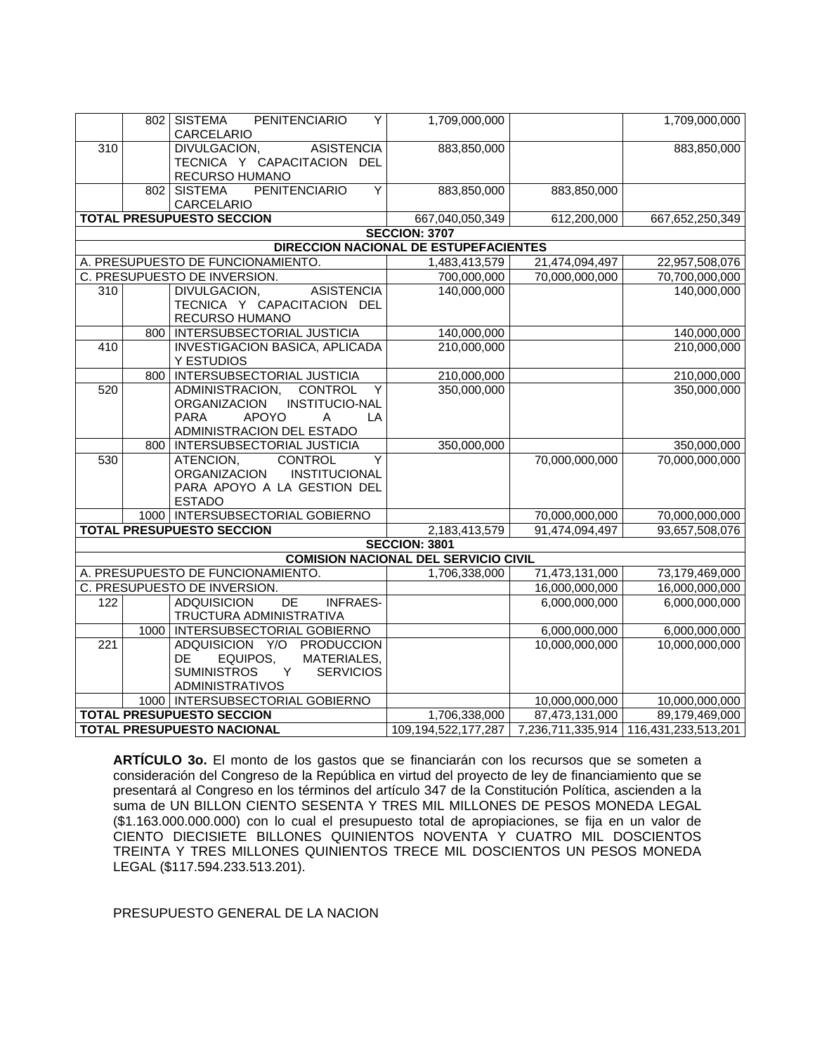| | | | | | |
|---|---|---|---|---|---|
| | 802 | SISTEMA PENITENCIARIO Y CARCELARIO | 1,709,000,000 | | 1,709,000,000 |
| 310 | | DIVULGACION, ASISTENCIA TECNICA Y CAPACITACION DEL RECURSO HUMANO | 883,850,000 | | 883,850,000 |
| | 802 | SISTEMA PENITENCIARIO Y CARCELARIO | 883,850,000 | 883,850,000 | |
| **TOTAL PRESUPUESTO SECCION** | | | 667,040,050,349 | 612,200,000 | 667,652,250,349 |
| | | | **SECCION: 3707** | | |
| | | | **DIRECCION NACIONAL DE ESTUPEFACIENTES** | | |
| A. PRESUPUESTO DE FUNCIONAMIENTO. | | | 1,483,413,579 | 21,474,094,497 | 22,957,508,076 |
| C. PRESUPUESTO DE INVERSION. | | | 700,000,000 | 70,000,000,000 | 70,700,000,000 |
| 310 | | DIVULGACION, ASISTENCIA TECNICA Y CAPACITACION DEL RECURSO HUMANO | 140,000,000 | | 140,000,000 |
| | 800 | INTERSUBSECTORIAL JUSTICIA | 140,000,000 | | 140,000,000 |
| 410 | | INVESTIGACION BASICA, APLICADA Y ESTUDIOS | 210,000,000 | | 210,000,000 |
| | 800 | INTERSUBSECTORIAL JUSTICIA | 210,000,000 | | 210,000,000 |
| 520 | | ADMINISTRACION, CONTROL Y ORGANIZACION INSTITUCIO-NAL PARA APOYO A LA ADMINISTRACION DEL ESTADO | 350,000,000 | | 350,000,000 |
| | 800 | INTERSUBSECTORIAL JUSTICIA | 350,000,000 | | 350,000,000 |
| 530 | | ATENCION, CONTROL Y ORGANIZACION INSTITUCIONAL PARA APOYO A LA GESTION DEL ESTADO | | 70,000,000,000 | 70,000,000,000 |
| | 1000 | INTERSUBSECTORIAL GOBIERNO | | 70,000,000,000 | 70,000,000,000 |
| **TOTAL PRESUPUESTO SECCION** | | | 2,183,413,579 | 91,474,094,497 | 93,657,508,076 |
| | | | **SECCION: 3801** | | |
| | | | **COMISION NACIONAL DEL SERVICIO CIVIL** | | |
| A. PRESUPUESTO DE FUNCIONAMIENTO. | | | 1,706,338,000 | 71,473,131,000 | 73,179,469,000 |
| C. PRESUPUESTO DE INVERSION. | | | | 16,000,000,000 | 16,000,000,000 |
| 122 | | ADQUISICION DE INFRAES-TRUCTURA ADMINISTRATIVA | | 6,000,000,000 | 6,000,000,000 |
| | 1000 | INTERSUBSECTORIAL GOBIERNO | | 6,000,000,000 | 6,000,000,000 |
| 221 | | ADQUISICION Y/O PRODUCCION DE EQUIPOS, MATERIALES, SUMINISTROS Y SERVICIOS ADMINISTRATIVOS | | 10,000,000,000 | 10,000,000,000 |
| | 1000 | INTERSUBSECTORIAL GOBIERNO | | 10,000,000,000 | 10,000,000,000 |
| **TOTAL PRESUPUESTO SECCION** | | | 1,706,338,000 | 87,473,131,000 | 89,179,469,000 |
| **TOTAL PRESUPUESTO NACIONAL** | | | 109,194,522,177,287 | 7,236,711,335,914 | 116,431,233,513,201 |

**ARTÍCULO 3o.** El monto de los gastos que se financiarán con los recursos que se someten a consideración del Congreso de la República en virtud del proyecto de ley de financiamiento que se presentará al Congreso en los términos del artículo 347 de la Constitución Política, ascienden a la suma de UN BILLON CIENTO SESENTA Y TRES MIL MILLONES DE PESOS MONEDA LEGAL ($1.163.000.000.000) con lo cual el presupuesto total de apropiaciones, se fija en un valor de CIENTO DIECISIETE BILLONES QUINIENTOS NOVENTA Y CUATRO MIL DOSCIENTOS TREINTA Y TRES MILLONES QUINIENTOS TRECE MIL DOSCIENTOS UN PESOS MONEDA LEGAL ($117.594.233.513.201).

PRESUPUESTO GENERAL DE LA NACION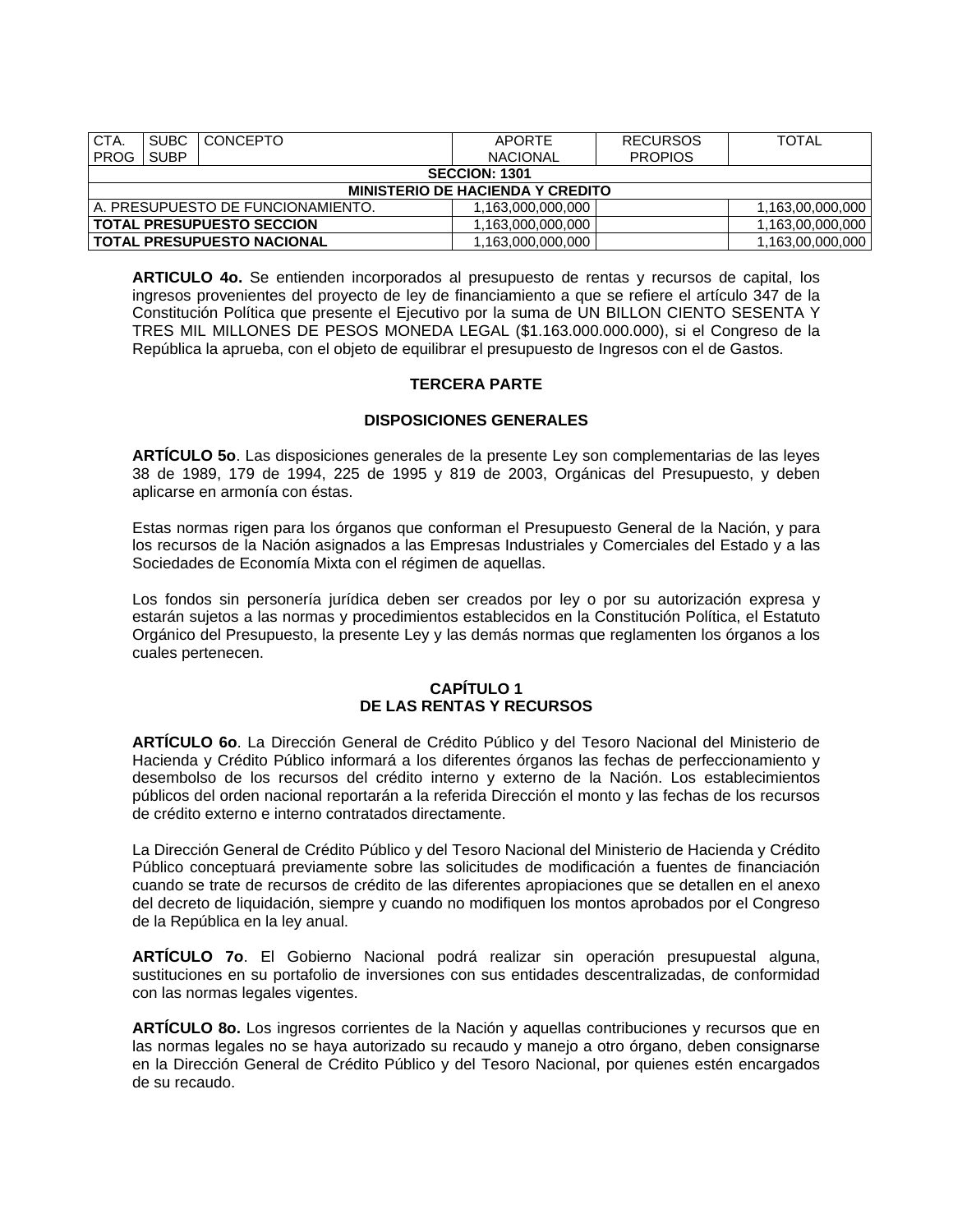| CTA. PROG | SUBC SUBP | CONCEPTO | APORTE NACIONAL | RECURSOS PROPIOS | TOTAL |
|---|---|---|---|---|---|
| **SECCION: 1301** | | | | | |
| **MINISTERIO DE HACIENDA Y CREDITO** | | | | | |
| A. PRESUPUESTO DE FUNCIONAMIENTO. | | | 1,163,000,000,000 | | 1,163,00,000,000 |
| **TOTAL PRESUPUESTO SECCION** | | | 1,163,000,000,000 | | 1,163,00,000,000 |
| **TOTAL PRESUPUESTO NACIONAL** | | | 1,163,000,000,000 | | 1,163,00,000,000 |

**ARTICULO 4o.** Se entienden incorporados al presupuesto de rentas y recursos de capital, los ingresos provenientes del proyecto de ley de financiamiento a que se refiere el artículo 347 de la Constitución Política que presente el Ejecutivo por la suma de UN BILLON CIENTO SESENTA Y TRES MIL MILLONES DE PESOS MONEDA LEGAL ($1.163.000.000.000), si el Congreso de la República la aprueba, con el objeto de equilibrar el presupuesto de Ingresos con el de Gastos.

## TERCERA PARTE

## DISPOSICIONES GENERALES

**ARTÍCULO 5o**. Las disposiciones generales de la presente Ley son complementarias de las leyes 38 de 1989, 179 de 1994, 225 de 1995 y 819 de 2003, Orgánicas del Presupuesto, y deben aplicarse en armonía con éstas.

Estas normas rigen para los órganos que conforman el Presupuesto General de la Nación, y para los recursos de la Nación asignados a las Empresas Industriales y Comerciales del Estado y a las Sociedades de Economía Mixta con el régimen de aquellas.

Los fondos sin personería jurídica deben ser creados por ley o por su autorización expresa y estarán sujetos a las normas y procedimientos establecidos en la Constitución Política, el Estatuto Orgánico del Presupuesto, la presente Ley y las demás normas que reglamenten los órganos a los cuales pertenecen.

### CAPÍTULO 1
### DE LAS RENTAS Y RECURSOS

**ARTÍCULO 6o**. La Dirección General de Crédito Público y del Tesoro Nacional del Ministerio de Hacienda y Crédito Público informará a los diferentes órganos las fechas de perfeccionamiento y desembolso de los recursos del crédito interno y externo de la Nación. Los establecimientos públicos del orden nacional reportarán a la referida Dirección el monto y las fechas de los recursos de crédito externo e interno contratados directamente.

La Dirección General de Crédito Público y del Tesoro Nacional del Ministerio de Hacienda y Crédito Público conceptuará previamente sobre las solicitudes de modificación a fuentes de financiación cuando se trate de recursos de crédito de las diferentes apropiaciones que se detallen en el anexo del decreto de liquidación, siempre y cuando no modifiquen los montos aprobados por el Congreso de la República en la ley anual.

**ARTÍCULO 7o**. El Gobierno Nacional podrá realizar sin operación presupuestal alguna, sustituciones en su portafolio de inversiones con sus entidades descentralizadas, de conformidad con las normas legales vigentes.

**ARTÍCULO 8o.** Los ingresos corrientes de la Nación y aquellas contribuciones y recursos que en las normas legales no se haya autorizado su recaudo y manejo a otro órgano, deben consignarse en la Dirección General de Crédito Público y del Tesoro Nacional, por quienes estén encargados de su recaudo.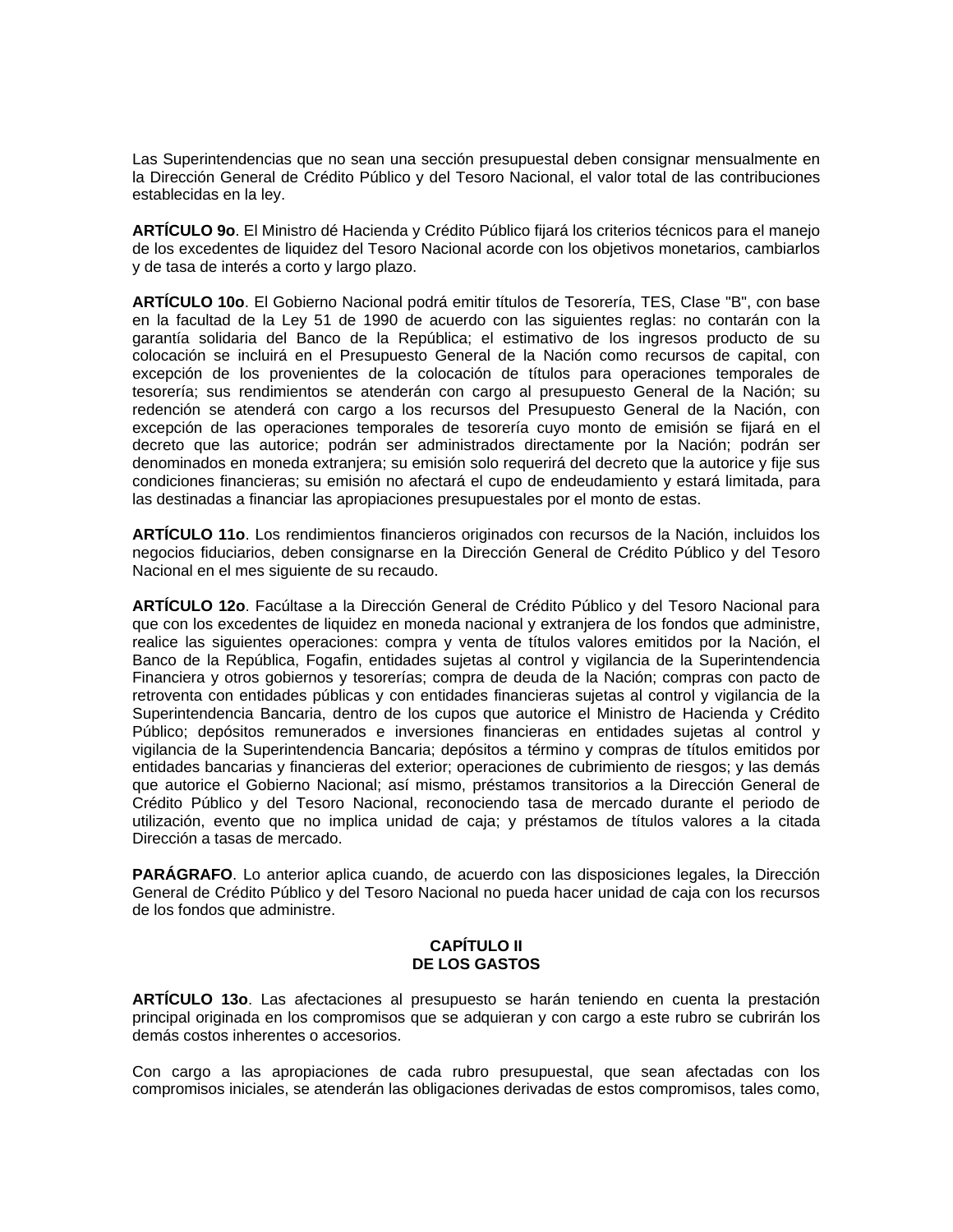Las Superintendencias que no sean una sección presupuestal deben consignar mensualmente en la Dirección General de Crédito Público y del Tesoro Nacional, el valor total de las contribuciones establecidas en la ley.

**ARTÍCULO 9o**. El Ministro dé Hacienda y Crédito Público fijará los criterios técnicos para el manejo de los excedentes de liquidez del Tesoro Nacional acorde con los objetivos monetarios, cambiarlos y de tasa de interés a corto y largo plazo.

**ARTÍCULO 10o**. El Gobierno Nacional podrá emitir títulos de Tesorería, TES, Clase "B", con base en la facultad de la Ley 51 de 1990 de acuerdo con las siguientes reglas: no contarán con la garantía solidaria del Banco de la República; el estimativo de los ingresos producto de su colocación se incluirá en el Presupuesto General de la Nación como recursos de capital, con excepción de los provenientes de la colocación de títulos para operaciones temporales de tesorería; sus rendimientos se atenderán con cargo al presupuesto General de la Nación; su redención se atenderá con cargo a los recursos del Presupuesto General de la Nación, con excepción de las operaciones temporales de tesorería cuyo monto de emisión se fijará en el decreto que las autorice; podrán ser administrados directamente por la Nación; podrán ser denominados en moneda extranjera; su emisión solo requerirá del decreto que la autorice y fije sus condiciones financieras; su emisión no afectará el cupo de endeudamiento y estará limitada, para las destinadas a financiar las apropiaciones presupuestales por el monto de estas.

**ARTÍCULO 11o**. Los rendimientos financieros originados con recursos de la Nación, incluidos los negocios fiduciarios, deben consignarse en la Dirección General de Crédito Público y del Tesoro Nacional en el mes siguiente de su recaudo.

**ARTÍCULO 12o**. Facúltase a la Dirección General de Crédito Público y del Tesoro Nacional para que con los excedentes de liquidez en moneda nacional y extranjera de los fondos que administre, realice las siguientes operaciones: compra y venta de títulos valores emitidos por la Nación, el Banco de la República, Fogafin, entidades sujetas al control y vigilancia de la Superintendencia Financiera y otros gobiernos y tesorerías; compra de deuda de la Nación; compras con pacto de retroventa con entidades públicas y con entidades financieras sujetas al control y vigilancia de la Superintendencia Bancaria, dentro de los cupos que autorice el Ministro de Hacienda y Crédito Público; depósitos remunerados e inversiones financieras en entidades sujetas al control y vigilancia de la Superintendencia Bancaria; depósitos a término y compras de títulos emitidos por entidades bancarias y financieras del exterior; operaciones de cubrimiento de riesgos; y las demás que autorice el Gobierno Nacional; así mismo, préstamos transitorios a la Dirección General de Crédito Público y del Tesoro Nacional, reconociendo tasa de mercado durante el periodo de utilización, evento que no implica unidad de caja; y préstamos de títulos valores a la citada Dirección a tasas de mercado.

**PARÁGRAFO**. Lo anterior aplica cuando, de acuerdo con las disposiciones legales, la Dirección General de Crédito Público y del Tesoro Nacional no pueda hacer unidad de caja con los recursos de los fondos que administre.

## CAPÍTULO II
## DE LOS GASTOS

**ARTÍCULO 13o**. Las afectaciones al presupuesto se harán teniendo en cuenta la prestación principal originada en los compromisos que se adquieran y con cargo a este rubro se cubrirán los demás costos inherentes o accesorios.

Con cargo a las apropiaciones de cada rubro presupuestal, que sean afectadas con los compromisos iniciales, se atenderán las obligaciones derivadas de estos compromisos, tales como,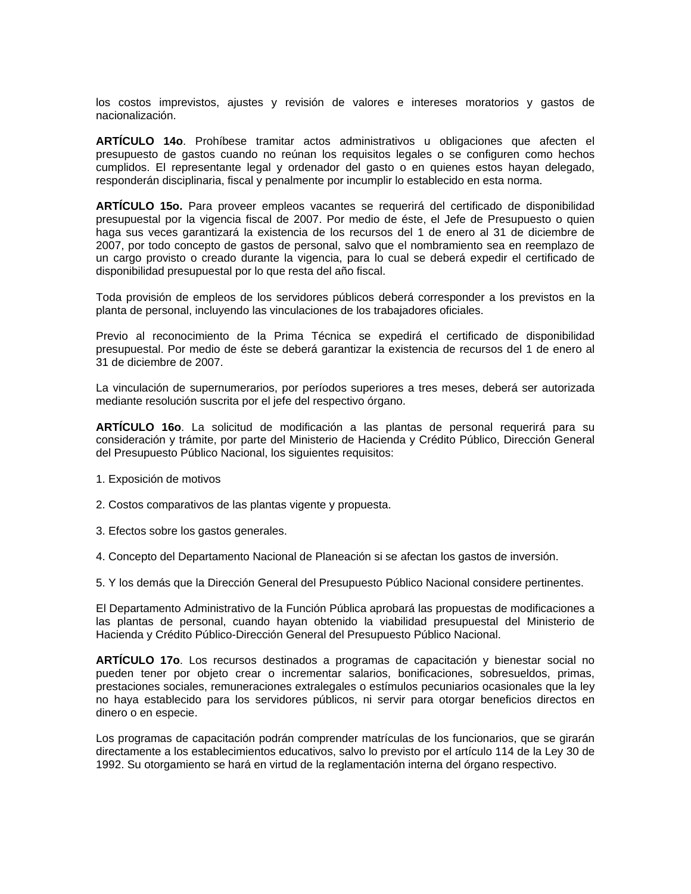los costos imprevistos, ajustes y revisión de valores e intereses moratorios y gastos de nacionalización.

**ARTÍCULO 14o**. Prohíbese tramitar actos administrativos u obligaciones que afecten el presupuesto de gastos cuando no reúnan los requisitos legales o se configuren como hechos cumplidos. El representante legal y ordenador del gasto o en quienes estos hayan delegado, responderán disciplinaria, fiscal y penalmente por incumplir lo establecido en esta norma.

**ARTÍCULO 15o.** Para proveer empleos vacantes se requerirá del certificado de disponibilidad presupuestal por la vigencia fiscal de 2007. Por medio de éste, el Jefe de Presupuesto o quien haga sus veces garantizará la existencia de los recursos del 1 de enero al 31 de diciembre de 2007, por todo concepto de gastos de personal, salvo que el nombramiento sea en reemplazo de un cargo provisto o creado durante la vigencia, para lo cual se deberá expedir el certificado de disponibilidad presupuestal por lo que resta del año fiscal.

Toda provisión de empleos de los servidores públicos deberá corresponder a los previstos en la planta de personal, incluyendo las vinculaciones de los trabajadores oficiales.

Previo al reconocimiento de la Prima Técnica se expedirá el certificado de disponibilidad presupuestal. Por medio de éste se deberá garantizar la existencia de recursos del 1 de enero al 31 de diciembre de 2007.

La vinculación de supernumerarios, por períodos superiores a tres meses, deberá ser autorizada mediante resolución suscrita por el jefe del respectivo órgano.

**ARTÍCULO 16o**. La solicitud de modificación a las plantas de personal requerirá para su consideración y trámite, por parte del Ministerio de Hacienda y Crédito Público, Dirección General del Presupuesto Público Nacional, los siguientes requisitos:

1. Exposición de motivos

2. Costos comparativos de las plantas vigente y propuesta.

3. Efectos sobre los gastos generales.

4. Concepto del Departamento Nacional de Planeación si se afectan los gastos de inversión.

5. Y los demás que la Dirección General del Presupuesto Público Nacional considere pertinentes.

El Departamento Administrativo de la Función Pública aprobará las propuestas de modificaciones a las plantas de personal, cuando hayan obtenido la viabilidad presupuestal del Ministerio de Hacienda y Crédito Público-Dirección General del Presupuesto Público Nacional.

**ARTÍCULO 17o**. Los recursos destinados a programas de capacitación y bienestar social no pueden tener por objeto crear o incrementar salarios, bonificaciones, sobresueldos, primas, prestaciones sociales, remuneraciones extralegales o estímulos pecuniarios ocasionales que la ley no haya establecido para los servidores públicos, ni servir para otorgar beneficios directos en dinero o en especie.

Los programas de capacitación podrán comprender matrículas de los funcionarios, que se girarán directamente a los establecimientos educativos, salvo lo previsto por el artículo 114 de la Ley 30 de 1992. Su otorgamiento se hará en virtud de la reglamentación interna del órgano respectivo.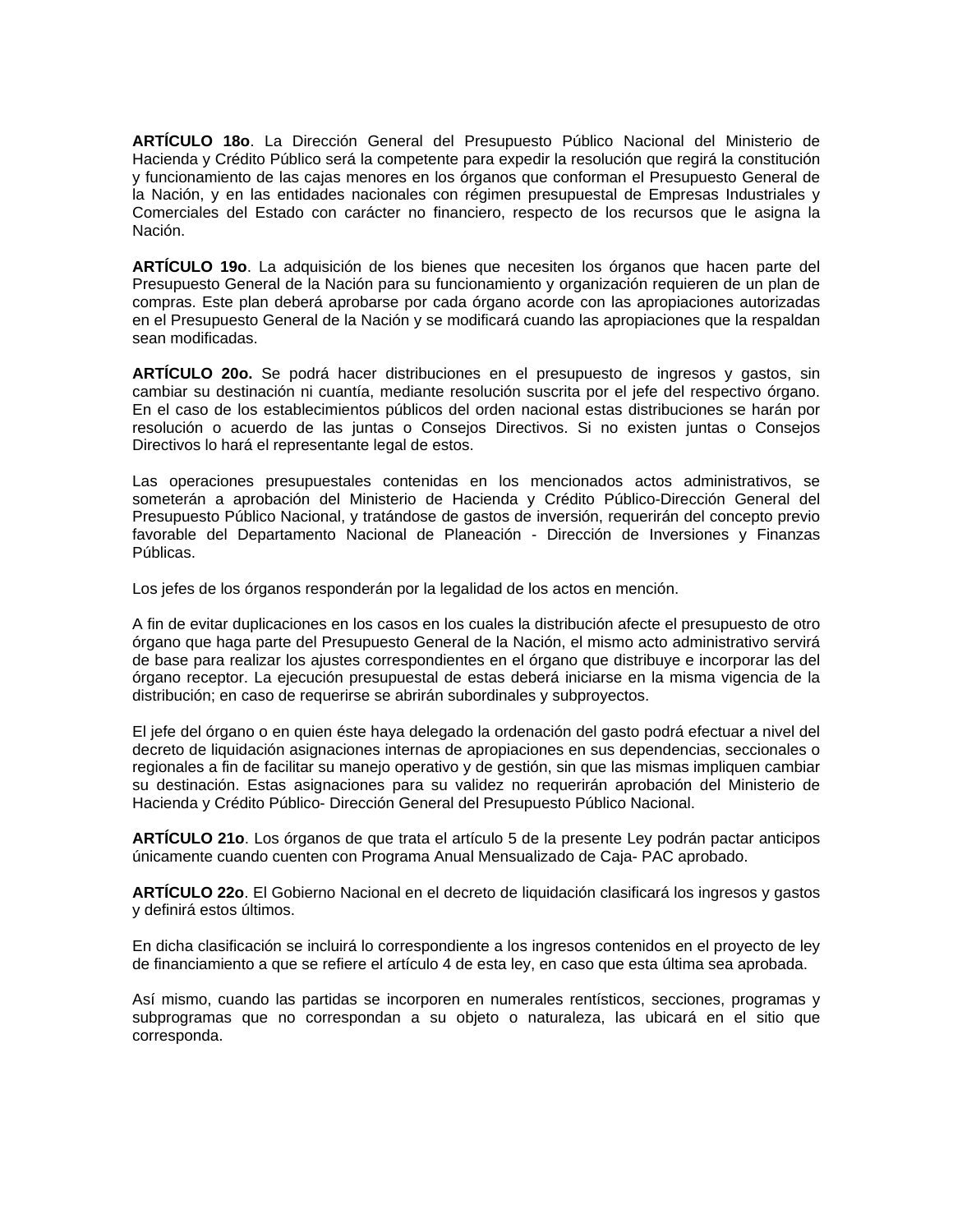**ARTÍCULO 18o**. La Dirección General del Presupuesto Público Nacional del Ministerio de Hacienda y Crédito Público será la competente para expedir la resolución que regirá la constitución y funcionamiento de las cajas menores en los órganos que conforman el Presupuesto General de la Nación, y en las entidades nacionales con régimen presupuestal de Empresas Industriales y Comerciales del Estado con carácter no financiero, respecto de los recursos que le asigna la Nación.

**ARTÍCULO 19o**. La adquisición de los bienes que necesiten los órganos que hacen parte del Presupuesto General de la Nación para su funcionamiento y organización requieren de un plan de compras. Este plan deberá aprobarse por cada órgano acorde con las apropiaciones autorizadas en el Presupuesto General de la Nación y se modificará cuando las apropiaciones que la respaldan sean modificadas.

**ARTÍCULO 20o.** Se podrá hacer distribuciones en el presupuesto de ingresos y gastos, sin cambiar su destinación ni cuantía, mediante resolución suscrita por el jefe del respectivo órgano. En el caso de los establecimientos públicos del orden nacional estas distribuciones se harán por resolución o acuerdo de las juntas o Consejos Directivos. Si no existen juntas o Consejos Directivos lo hará el representante legal de estos.

Las operaciones presupuestales contenidas en los mencionados actos administrativos, se someterán a aprobación del Ministerio de Hacienda y Crédito Público-Dirección General del Presupuesto Público Nacional, y tratándose de gastos de inversión, requerirán del concepto previo favorable del Departamento Nacional de Planeación - Dirección de Inversiones y Finanzas Públicas.

Los jefes de los órganos responderán por la legalidad de los actos en mención.

A fin de evitar duplicaciones en los casos en los cuales la distribución afecte el presupuesto de otro órgano que haga parte del Presupuesto General de la Nación, el mismo acto administrativo servirá de base para realizar los ajustes correspondientes en el órgano que distribuye e incorporar las del órgano receptor. La ejecución presupuestal de estas deberá iniciarse en la misma vigencia de la distribución; en caso de requerirse se abrirán subordinales y subproyectos.

El jefe del órgano o en quien éste haya delegado la ordenación del gasto podrá efectuar a nivel del decreto de liquidación asignaciones internas de apropiaciones en sus dependencias, seccionales o regionales a fin de facilitar su manejo operativo y de gestión, sin que las mismas impliquen cambiar su destinación. Estas asignaciones para su validez no requerirán aprobación del Ministerio de Hacienda y Crédito Público- Dirección General del Presupuesto Público Nacional.

**ARTÍCULO 21o**. Los órganos de que trata el artículo 5 de la presente Ley podrán pactar anticipos únicamente cuando cuenten con Programa Anual Mensualizado de Caja- PAC aprobado.

**ARTÍCULO 22o**. El Gobierno Nacional en el decreto de liquidación clasificará los ingresos y gastos y definirá estos últimos.

En dicha clasificación se incluirá lo correspondiente a los ingresos contenidos en el proyecto de ley de financiamiento a que se refiere el artículo 4 de esta ley, en caso que esta última sea aprobada.

Así mismo, cuando las partidas se incorporen en numerales rentísticos, secciones, programas y subprogramas que no correspondan a su objeto o naturaleza, las ubicará en el sitio que corresponda.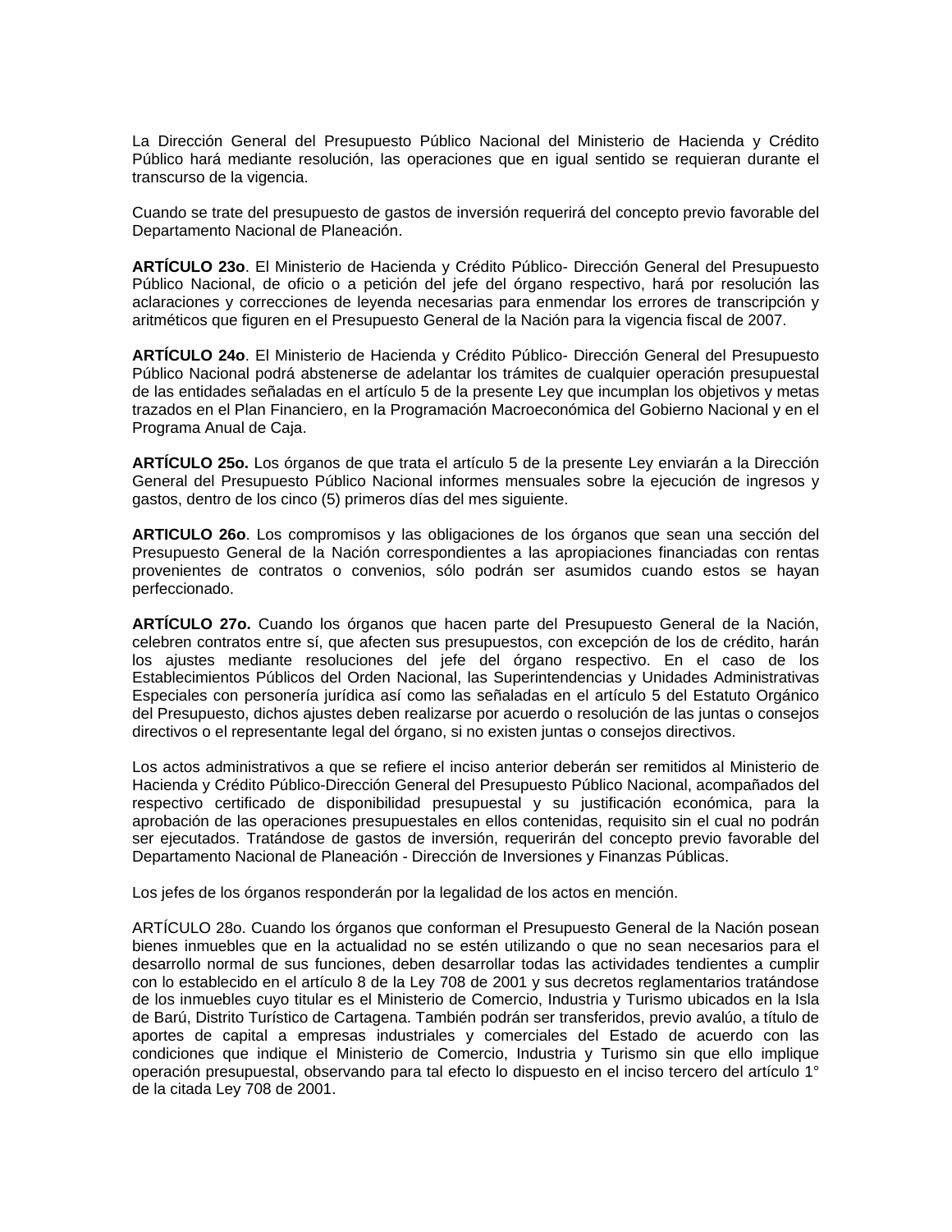La Dirección General del Presupuesto Público Nacional del Ministerio de Hacienda y Crédito Público hará mediante resolución, las operaciones que en igual sentido se requieran durante el transcurso de la vigencia.

Cuando se trate del presupuesto de gastos de inversión requerirá del concepto previo favorable del Departamento Nacional de Planeación.

**ARTÍCULO 23o**. El Ministerio de Hacienda y Crédito Público- Dirección General del Presupuesto Público Nacional, de oficio o a petición del jefe del órgano respectivo, hará por resolución las aclaraciones y correcciones de leyenda necesarias para enmendar los errores de transcripción y aritméticos que figuren en el Presupuesto General de la Nación para la vigencia fiscal de 2007.

**ARTÍCULO 24o**. El Ministerio de Hacienda y Crédito Público- Dirección General del Presupuesto Público Nacional podrá abstenerse de adelantar los trámites de cualquier operación presupuestal de las entidades señaladas en el artículo 5 de la presente Ley que incumplan los objetivos y metas trazados en el Plan Financiero, en la Programación Macroeconómica del Gobierno Nacional y en el Programa Anual de Caja.

**ARTÍCULO 25o.** Los órganos de que trata el artículo 5 de la presente Ley enviarán a la Dirección General del Presupuesto Público Nacional informes mensuales sobre la ejecución de ingresos y gastos, dentro de los cinco (5) primeros días del mes siguiente.

**ARTICULO 26o**. Los compromisos y las obligaciones de los órganos que sean una sección del Presupuesto General de la Nación correspondientes a las apropiaciones financiadas con rentas provenientes de contratos o convenios, sólo podrán ser asumidos cuando estos se hayan perfeccionado.

**ARTÍCULO 27o.** Cuando los órganos que hacen parte del Presupuesto General de la Nación, celebren contratos entre sí, que afecten sus presupuestos, con excepción de los de crédito, harán los ajustes mediante resoluciones del jefe del órgano respectivo. En el caso de los Establecimientos Públicos del Orden Nacional, las Superintendencias y Unidades Administrativas Especiales con personería jurídica así como las señaladas en el artículo 5 del Estatuto Orgánico del Presupuesto, dichos ajustes deben realizarse por acuerdo o resolución de las juntas o consejos directivos o el representante legal del órgano, si no existen juntas o consejos directivos.

Los actos administrativos a que se refiere el inciso anterior deberán ser remitidos al Ministerio de Hacienda y Crédito Público-Dirección General del Presupuesto Público Nacional, acompañados del respectivo certificado de disponibilidad presupuestal y su justificación económica, para la aprobación de las operaciones presupuestales en ellos contenidas, requisito sin el cual no podrán ser ejecutados. Tratándose de gastos de inversión, requerirán del concepto previo favorable del Departamento Nacional de Planeación - Dirección de Inversiones y Finanzas Públicas.

Los jefes de los órganos responderán por la legalidad de los actos en mención.

ARTÍCULO 28o. Cuando los órganos que conforman el Presupuesto General de la Nación posean bienes inmuebles que en la actualidad no se estén utilizando o que no sean necesarios para el desarrollo normal de sus funciones, deben desarrollar todas las actividades tendientes a cumplir con lo establecido en el artículo 8 de la Ley 708 de 2001 y sus decretos reglamentarios tratándose de los inmuebles cuyo titular es el Ministerio de Comercio, Industria y Turismo ubicados en la Isla de Barú, Distrito Turístico de Cartagena. También podrán ser transferidos, previo avalúo, a título de aportes de capital a empresas industriales y comerciales del Estado de acuerdo con las condiciones que indique el Ministerio de Comercio, Industria y Turismo sin que ello implique operación presupuestal, observando para tal efecto lo dispuesto en el inciso tercero del artículo 1° de la citada Ley 708 de 2001.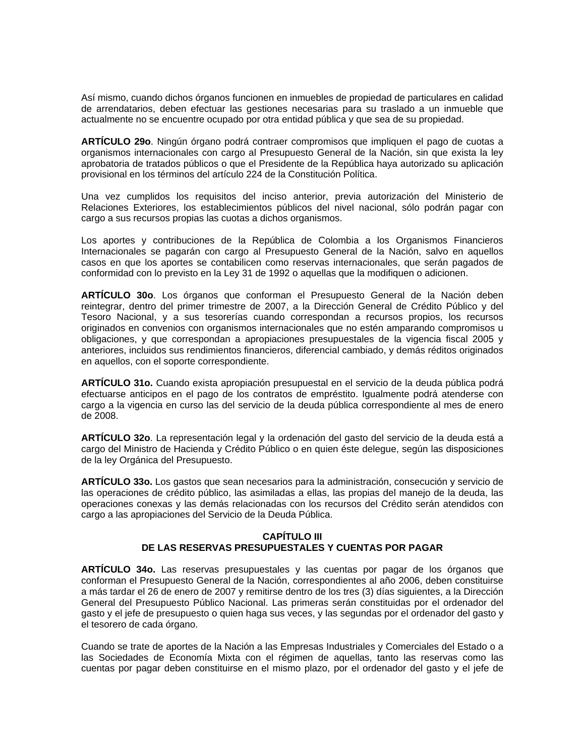Así mismo, cuando dichos órganos funcionen en inmuebles de propiedad de particulares en calidad de arrendatarios, deben efectuar las gestiones necesarias para su traslado a un inmueble que actualmente no se encuentre ocupado por otra entidad pública y que sea de su propiedad.

**ARTÍCULO 29o**. Ningún órgano podrá contraer compromisos que impliquen el pago de cuotas a organismos internacionales con cargo al Presupuesto General de la Nación, sin que exista la ley aprobatoria de tratados públicos o que el Presidente de la República haya autorizado su aplicación provisional en los términos del artículo 224 de la Constitución Política.

Una vez cumplidos los requisitos del inciso anterior, previa autorización del Ministerio de Relaciones Exteriores, los establecimientos públicos del nivel nacional, sólo podrán pagar con cargo a sus recursos propias las cuotas a dichos organismos.

Los aportes y contribuciones de la República de Colombia a los Organismos Financieros Internacionales se pagarán con cargo al Presupuesto General de la Nación, salvo en aquellos casos en que los aportes se contabilicen como reservas internacionales, que serán pagados de conformidad con lo previsto en la Ley 31 de 1992 o aquellas que la modifiquen o adicionen.

**ARTÍCULO 30o**. Los órganos que conforman el Presupuesto General de la Nación deben reintegrar, dentro del primer trimestre de 2007, a la Dirección General de Crédito Público y del Tesoro Nacional, y a sus tesorerías cuando correspondan a recursos propios, los recursos originados en convenios con organismos internacionales que no estén amparando compromisos u obligaciones, y que correspondan a apropiaciones presupuestales de la vigencia fiscal 2005 y anteriores, incluidos sus rendimientos financieros, diferencial cambiado, y demás réditos originados en aquellos, con el soporte correspondiente.

**ARTÍCULO 31o.** Cuando exista apropiación presupuestal en el servicio de la deuda pública podrá efectuarse anticipos en el pago de los contratos de empréstito. Igualmente podrá atenderse con cargo a la vigencia en curso las del servicio de la deuda pública correspondiente al mes de enero de 2008.

**ARTÍCULO 32o**. La representación legal y la ordenación del gasto del servicio de la deuda está a cargo del Ministro de Hacienda y Crédito Público o en quien éste delegue, según las disposiciones de la ley Orgánica del Presupuesto.

**ARTÍCULO 33o.** Los gastos que sean necesarios para la administración, consecución y servicio de las operaciones de crédito público, las asimiladas a ellas, las propias del manejo de la deuda, las operaciones conexas y las demás relacionadas con los recursos del Crédito serán atendidos con cargo a las apropiaciones del Servicio de la Deuda Pública.

## CAPÍTULO III
## DE LAS RESERVAS PRESUPUESTALES Y CUENTAS POR PAGAR

**ARTÍCULO 34o.** Las reservas presupuestales y las cuentas por pagar de los órganos que conforman el Presupuesto General de la Nación, correspondientes al año 2006, deben constituirse a más tardar el 26 de enero de 2007 y remitirse dentro de los tres (3) días siguientes, a la Dirección General del Presupuesto Público Nacional. Las primeras serán constituidas por el ordenador del gasto y el jefe de presupuesto o quien haga sus veces, y las segundas por el ordenador del gasto y el tesorero de cada órgano.

Cuando se trate de aportes de la Nación a las Empresas Industriales y Comerciales del Estado o a las Sociedades de Economía Mixta con el régimen de aquellas, tanto las reservas como las cuentas por pagar deben constituirse en el mismo plazo, por el ordenador del gasto y el jefe de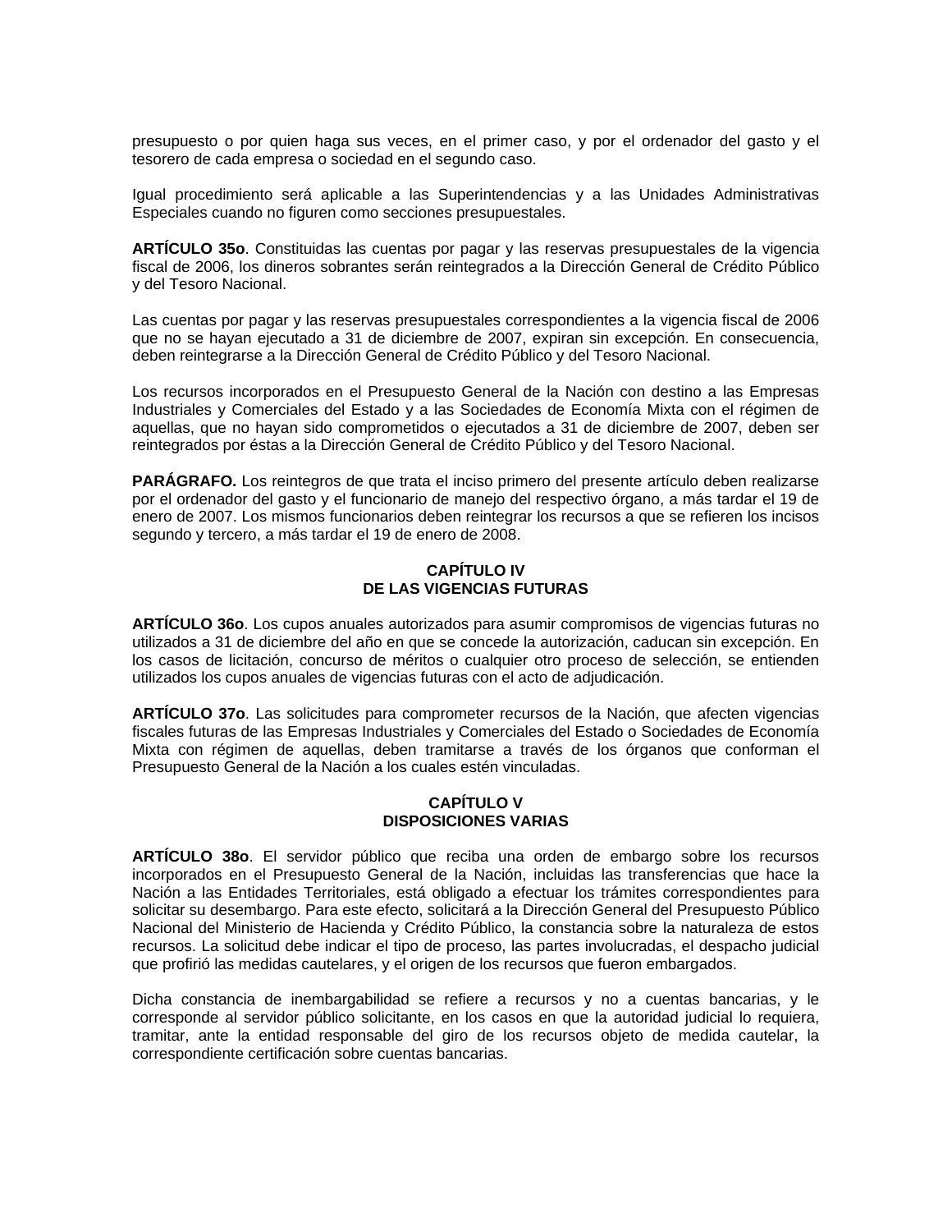presupuesto o por quien haga sus veces, en el primer caso, y por el ordenador del gasto y el tesorero de cada empresa o sociedad en el segundo caso.

Igual procedimiento será aplicable a las Superintendencias y a las Unidades Administrativas Especiales cuando no figuren como secciones presupuestales.

**ARTÍCULO 35o**. Constituidas las cuentas por pagar y las reservas presupuestales de la vigencia fiscal de 2006, los dineros sobrantes serán reintegrados a la Dirección General de Crédito Público y del Tesoro Nacional.

Las cuentas por pagar y las reservas presupuestales correspondientes a la vigencia fiscal de 2006 que no se hayan ejecutado a 31 de diciembre de 2007, expiran sin excepción. En consecuencia, deben reintegrarse a la Dirección General de Crédito Público y del Tesoro Nacional.

Los recursos incorporados en el Presupuesto General de la Nación con destino a las Empresas Industriales y Comerciales del Estado y a las Sociedades de Economía Mixta con el régimen de aquellas, que no hayan sido comprometidos o ejecutados a 31 de diciembre de 2007, deben ser reintegrados por éstas a la Dirección General de Crédito Público y del Tesoro Nacional.

**PARÁGRAFO.** Los reintegros de que trata el inciso primero del presente artículo deben realizarse por el ordenador del gasto y el funcionario de manejo del respectivo órgano, a más tardar el 19 de enero de 2007. Los mismos funcionarios deben reintegrar los recursos a que se refieren los incisos segundo y tercero, a más tardar el 19 de enero de 2008.

## CAPÍTULO IV
## DE LAS VIGENCIAS FUTURAS

**ARTÍCULO 36o**. Los cupos anuales autorizados para asumir compromisos de vigencias futuras no utilizados a 31 de diciembre del año en que se concede la autorización, caducan sin excepción. En los casos de licitación, concurso de méritos o cualquier otro proceso de selección, se entienden utilizados los cupos anuales de vigencias futuras con el acto de adjudicación.

**ARTÍCULO 37o**. Las solicitudes para comprometer recursos de la Nación, que afecten vigencias fiscales futuras de las Empresas Industriales y Comerciales del Estado o Sociedades de Economía Mixta con régimen de aquellas, deben tramitarse a través de los órganos que conforman el Presupuesto General de la Nación a los cuales estén vinculadas.

## CAPÍTULO V
## DISPOSICIONES VARIAS

**ARTÍCULO 38o**. El servidor público que reciba una orden de embargo sobre los recursos incorporados en el Presupuesto General de la Nación, incluidas las transferencias que hace la Nación a las Entidades Territoriales, está obligado a efectuar los trámites correspondientes para solicitar su desembargo. Para este efecto, solicitará a la Dirección General del Presupuesto Público Nacional del Ministerio de Hacienda y Crédito Público, la constancia sobre la naturaleza de estos recursos. La solicitud debe indicar el tipo de proceso, las partes involucradas, el despacho judicial que profirió las medidas cautelares, y el origen de los recursos que fueron embargados.

Dicha constancia de inembargabilidad se refiere a recursos y no a cuentas bancarias, y le corresponde al servidor público solicitante, en los casos en que la autoridad judicial lo requiera, tramitar, ante la entidad responsable del giro de los recursos objeto de medida cautelar, la correspondiente certificación sobre cuentas bancarias.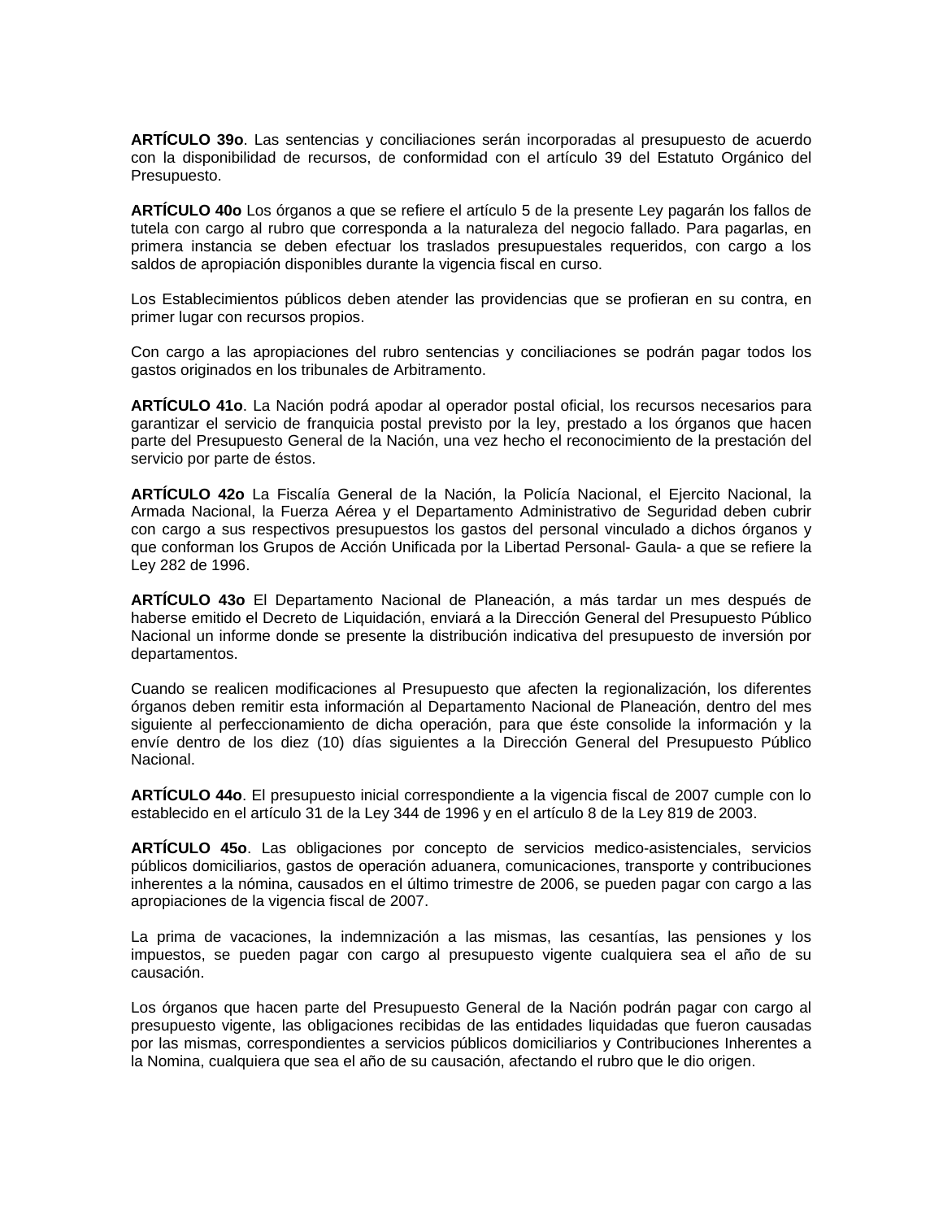**ARTÍCULO 39o**. Las sentencias y conciliaciones serán incorporadas al presupuesto de acuerdo con la disponibilidad de recursos, de conformidad con el artículo 39 del Estatuto Orgánico del Presupuesto.

**ARTÍCULO 40o** Los órganos a que se refiere el artículo 5 de la presente Ley pagarán los fallos de tutela con cargo al rubro que corresponda a la naturaleza del negocio fallado. Para pagarlas, en primera instancia se deben efectuar los traslados presupuestales requeridos, con cargo a los saldos de apropiación disponibles durante la vigencia fiscal en curso.

Los Establecimientos públicos deben atender las providencias que se profieran en su contra, en primer lugar con recursos propios.

Con cargo a las apropiaciones del rubro sentencias y conciliaciones se podrán pagar todos los gastos originados en los tribunales de Arbitramento.

**ARTÍCULO 41o**. La Nación podrá apodar al operador postal oficial, los recursos necesarios para garantizar el servicio de franquicia postal previsto por la ley, prestado a los órganos que hacen parte del Presupuesto General de la Nación, una vez hecho el reconocimiento de la prestación del servicio por parte de éstos.

**ARTÍCULO 42o** La Fiscalía General de la Nación, la Policía Nacional, el Ejercito Nacional, la Armada Nacional, la Fuerza Aérea y el Departamento Administrativo de Seguridad deben cubrir con cargo a sus respectivos presupuestos los gastos del personal vinculado a dichos órganos y que conforman los Grupos de Acción Unificada por la Libertad Personal- Gaula- a que se refiere la Ley 282 de 1996.

**ARTÍCULO 43o** El Departamento Nacional de Planeación, a más tardar un mes después de haberse emitido el Decreto de Liquidación, enviará a la Dirección General del Presupuesto Público Nacional un informe donde se presente la distribución indicativa del presupuesto de inversión por departamentos.

Cuando se realicen modificaciones al Presupuesto que afecten la regionalización, los diferentes órganos deben remitir esta información al Departamento Nacional de Planeación, dentro del mes siguiente al perfeccionamiento de dicha operación, para que éste consolide la información y la envíe dentro de los diez (10) días siguientes a la Dirección General del Presupuesto Público Nacional.

**ARTÍCULO 44o**. El presupuesto inicial correspondiente a la vigencia fiscal de 2007 cumple con lo establecido en el artículo 31 de la Ley 344 de 1996 y en el artículo 8 de la Ley 819 de 2003.

**ARTÍCULO 45o**. Las obligaciones por concepto de servicios medico-asistenciales, servicios públicos domiciliarios, gastos de operación aduanera, comunicaciones, transporte y contribuciones inherentes a la nómina, causados en el último trimestre de 2006, se pueden pagar con cargo a las apropiaciones de la vigencia fiscal de 2007.

La prima de vacaciones, la indemnización a las mismas, las cesantías, las pensiones y los impuestos, se pueden pagar con cargo al presupuesto vigente cualquiera sea el año de su causación.

Los órganos que hacen parte del Presupuesto General de la Nación podrán pagar con cargo al presupuesto vigente, las obligaciones recibidas de las entidades liquidadas que fueron causadas por las mismas, correspondientes a servicios públicos domiciliarios y Contribuciones Inherentes a la Nomina, cualquiera que sea el año de su causación, afectando el rubro que le dio origen.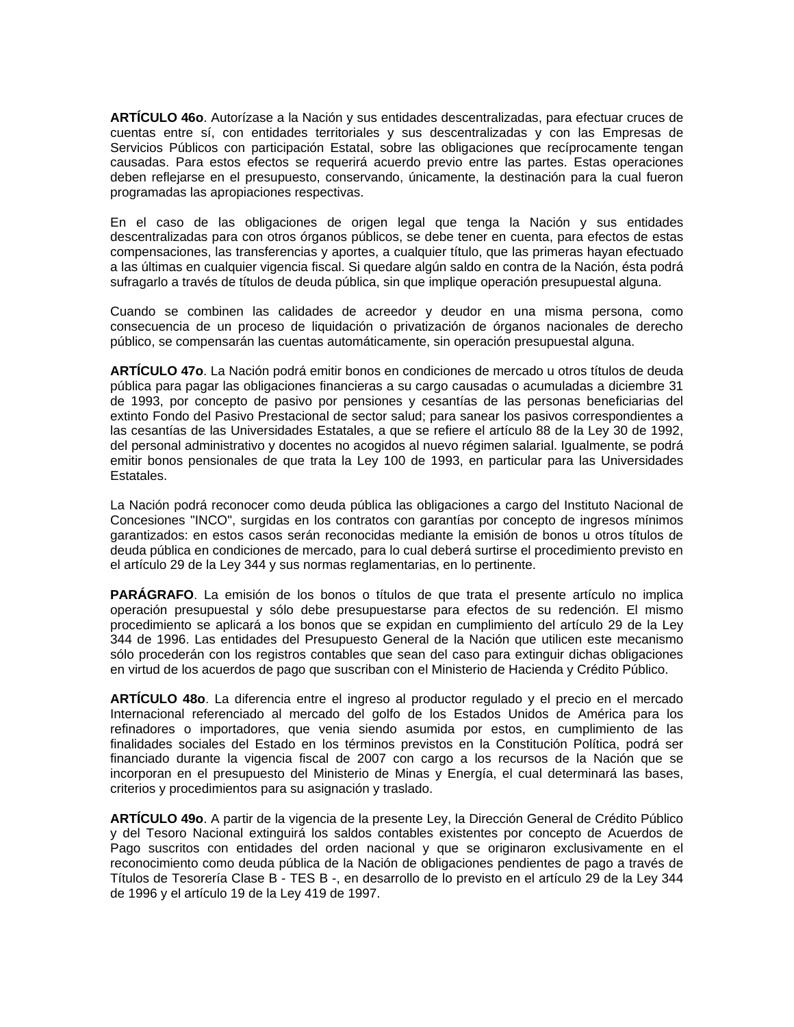**ARTÍCULO 46o**. Autorízase a la Nación y sus entidades descentralizadas, para efectuar cruces de cuentas entre sí, con entidades territoriales y sus descentralizadas y con las Empresas de Servicios Públicos con participación Estatal, sobre las obligaciones que recíprocamente tengan causadas. Para estos efectos se requerirá acuerdo previo entre las partes. Estas operaciones deben reflejarse en el presupuesto, conservando, únicamente, la destinación para la cual fueron programadas las apropiaciones respectivas.

En el caso de las obligaciones de origen legal que tenga la Nación y sus entidades descentralizadas para con otros órganos públicos, se debe tener en cuenta, para efectos de estas compensaciones, las transferencias y aportes, a cualquier título, que las primeras hayan efectuado a las últimas en cualquier vigencia fiscal. Si quedare algún saldo en contra de la Nación, ésta podrá sufragarlo a través de títulos de deuda pública, sin que implique operación presupuestal alguna.

Cuando se combinen las calidades de acreedor y deudor en una misma persona, como consecuencia de un proceso de liquidación o privatización de órganos nacionales de derecho público, se compensarán las cuentas automáticamente, sin operación presupuestal alguna.

**ARTÍCULO 47o**. La Nación podrá emitir bonos en condiciones de mercado u otros títulos de deuda pública para pagar las obligaciones financieras a su cargo causadas o acumuladas a diciembre 31 de 1993, por concepto de pasivo por pensiones y cesantías de las personas beneficiarias del extinto Fondo del Pasivo Prestacional de sector salud; para sanear los pasivos correspondientes a las cesantías de las Universidades Estatales, a que se refiere el artículo 88 de la Ley 30 de 1992, del personal administrativo y docentes no acogidos al nuevo régimen salarial. Igualmente, se podrá emitir bonos pensionales de que trata la Ley 100 de 1993, en particular para las Universidades Estatales.

La Nación podrá reconocer como deuda pública las obligaciones a cargo del Instituto Nacional de Concesiones "INCO", surgidas en los contratos con garantías por concepto de ingresos mínimos garantizados: en estos casos serán reconocidas mediante la emisión de bonos u otros títulos de deuda pública en condiciones de mercado, para lo cual deberá surtirse el procedimiento previsto en el artículo 29 de la Ley 344 y sus normas reglamentarias, en lo pertinente.

**PARÁGRAFO**. La emisión de los bonos o títulos de que trata el presente artículo no implica operación presupuestal y sólo debe presupuestarse para efectos de su redención. El mismo procedimiento se aplicará a los bonos que se expidan en cumplimiento del artículo 29 de la Ley 344 de 1996. Las entidades del Presupuesto General de la Nación que utilicen este mecanismo sólo procederán con los registros contables que sean del caso para extinguir dichas obligaciones en virtud de los acuerdos de pago que suscriban con el Ministerio de Hacienda y Crédito Público.

**ARTÍCULO 48o**. La diferencia entre el ingreso al productor regulado y el precio en el mercado Internacional referenciado al mercado del golfo de los Estados Unidos de América para los refinadores o importadores, que venia siendo asumida por estos, en cumplimiento de las finalidades sociales del Estado en los términos previstos en la Constitución Política, podrá ser financiado durante la vigencia fiscal de 2007 con cargo a los recursos de la Nación que se incorporan en el presupuesto del Ministerio de Minas y Energía, el cual determinará las bases, criterios y procedimientos para su asignación y traslado.

**ARTÍCULO 49o**. A partir de la vigencia de la presente Ley, la Dirección General de Crédito Público y del Tesoro Nacional extinguirá los saldos contables existentes por concepto de Acuerdos de Pago suscritos con entidades del orden nacional y que se originaron exclusivamente en el reconocimiento como deuda pública de la Nación de obligaciones pendientes de pago a través de Títulos de Tesorería Clase B - TES B -, en desarrollo de lo previsto en el artículo 29 de la Ley 344 de 1996 y el artículo 19 de la Ley 419 de 1997.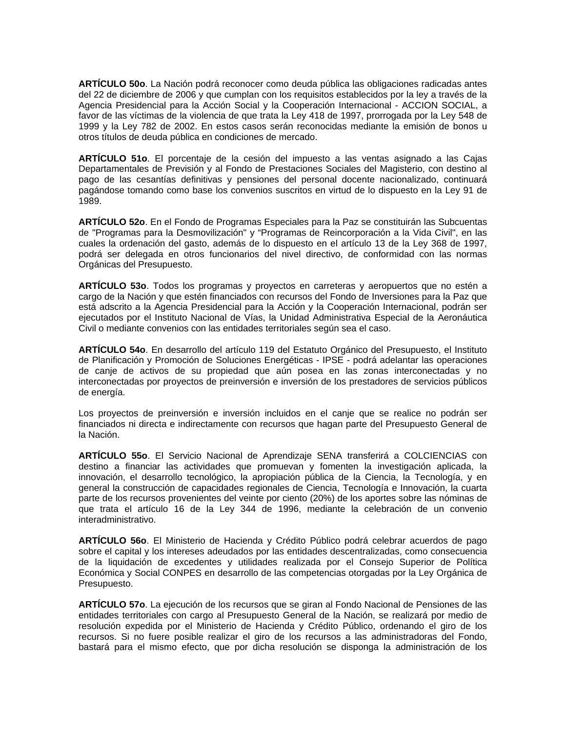**ARTÍCULO 50o**. La Nación podrá reconocer como deuda pública las obligaciones radicadas antes del 22 de diciembre de 2006 y que cumplan con los requisitos establecidos por la ley a través de la Agencia Presidencial para la Acción Social y la Cooperación Internacional - ACCION SOCIAL, a favor de las víctimas de la violencia de que trata la Ley 418 de 1997, prorrogada por la Ley 548 de 1999 y la Ley 782 de 2002. En estos casos serán reconocidas mediante la emisión de bonos u otros títulos de deuda pública en condiciones de mercado.

**ARTÍCULO 51o**. El porcentaje de la cesión del impuesto a las ventas asignado a las Cajas Departamentales de Previsión y al Fondo de Prestaciones Sociales del Magisterio, con destino al pago de las cesantías definitivas y pensiones del personal docente nacionalizado, continuará pagándose tomando como base los convenios suscritos en virtud de lo dispuesto en la Ley 91 de 1989.

**ARTÍCULO 52o**. En el Fondo de Programas Especiales para la Paz se constituirán las Subcuentas de "Programas para la Desmovilización" y "Programas de Reincorporación a la Vida Civil", en las cuales la ordenación del gasto, además de lo dispuesto en el artículo 13 de la Ley 368 de 1997, podrá ser delegada en otros funcionarios del nivel directivo, de conformidad con las normas Orgánicas del Presupuesto.

**ARTÍCULO 53o**. Todos los programas y proyectos en carreteras y aeropuertos que no estén a cargo de la Nación y que estén financiados con recursos del Fondo de Inversiones para la Paz que está adscrito a la Agencia Presidencial para la Acción y la Cooperación Internacional, podrán ser ejecutados por el Instituto Nacional de Vías, la Unidad Administrativa Especial de la Aeronáutica Civil o mediante convenios con las entidades territoriales según sea el caso.

**ARTÍCULO 54o**. En desarrollo del artículo 119 del Estatuto Orgánico del Presupuesto, el Instituto de Planificación y Promoción de Soluciones Energéticas - IPSE - podrá adelantar las operaciones de canje de activos de su propiedad que aún posea en las zonas interconectadas y no interconectadas por proyectos de preinversión e inversión de los prestadores de servicios públicos de energía.

Los proyectos de preinversión e inversión incluidos en el canje que se realice no podrán ser financiados ni directa e indirectamente con recursos que hagan parte del Presupuesto General de la Nación.

**ARTÍCULO 55o**. El Servicio Nacional de Aprendizaje SENA transferirá a COLCIENCIAS con destino a financiar las actividades que promuevan y fomenten la investigación aplicada, la innovación, el desarrollo tecnológico, la apropiación pública de la Ciencia, la Tecnología, y en general la construcción de capacidades regionales de Ciencia, Tecnología e Innovación, la cuarta parte de los recursos provenientes del veinte por ciento (20%) de los aportes sobre las nóminas de que trata el artículo 16 de la Ley 344 de 1996, mediante la celebración de un convenio interadministrativo.

**ARTÍCULO 56o**. El Ministerio de Hacienda y Crédito Público podrá celebrar acuerdos de pago sobre el capital y los intereses adeudados por las entidades descentralizadas, como consecuencia de la liquidación de excedentes y utilidades realizada por el Consejo Superior de Política Económica y Social CONPES en desarrollo de las competencias otorgadas por la Ley Orgánica de Presupuesto.

**ARTÍCULO 57o**. La ejecución de los recursos que se giran al Fondo Nacional de Pensiones de las entidades territoriales con cargo al Presupuesto General de la Nación, se realizará por medio de resolución expedida por el Ministerio de Hacienda y Crédito Público, ordenando el giro de los recursos. Si no fuere posible realizar el giro de los recursos a las administradoras del Fondo, bastará para el mismo efecto, que por dicha resolución se disponga la administración de los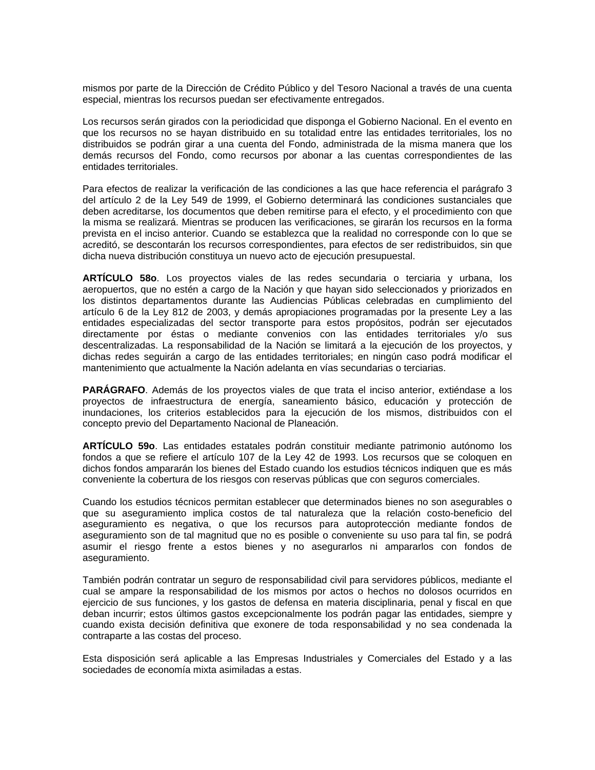mismos por parte de la Dirección de Crédito Público y del Tesoro Nacional a través de una cuenta especial, mientras los recursos puedan ser efectivamente entregados.

Los recursos serán girados con la periodicidad que disponga el Gobierno Nacional. En el evento en que los recursos no se hayan distribuido en su totalidad entre las entidades territoriales, los no distribuidos se podrán girar a una cuenta del Fondo, administrada de la misma manera que los demás recursos del Fondo, como recursos por abonar a las cuentas correspondientes de las entidades territoriales.

Para efectos de realizar la verificación de las condiciones a las que hace referencia el parágrafo 3 del artículo 2 de la Ley 549 de 1999, el Gobierno determinará las condiciones sustanciales que deben acreditarse, los documentos que deben remitirse para el efecto, y el procedimiento con que la misma se realizará. Mientras se producen las verificaciones, se girarán los recursos en la forma prevista en el inciso anterior. Cuando se establezca que la realidad no corresponde con lo que se acreditó, se descontarán los recursos correspondientes, para efectos de ser redistribuidos, sin que dicha nueva distribución constituya un nuevo acto de ejecución presupuestal.

**ARTÍCULO 58o**. Los proyectos viales de las redes secundaria o terciaria y urbana, los aeropuertos, que no estén a cargo de la Nación y que hayan sido seleccionados y priorizados en los distintos departamentos durante las Audiencias Públicas celebradas en cumplimiento del artículo 6 de la Ley 812 de 2003, y demás apropiaciones programadas por la presente Ley a las entidades especializadas del sector transporte para estos propósitos, podrán ser ejecutados directamente por éstas o mediante convenios con las entidades territoriales y/o sus descentralizadas. La responsabilidad de la Nación se limitará a la ejecución de los proyectos, y dichas redes seguirán a cargo de las entidades territoriales; en ningún caso podrá modificar el mantenimiento que actualmente la Nación adelanta en vías secundarias o terciarias.

**PARÁGRAFO**. Además de los proyectos viales de que trata el inciso anterior, extiéndase a los proyectos de infraestructura de energía, saneamiento básico, educación y protección de inundaciones, los criterios establecidos para la ejecución de los mismos, distribuidos con el concepto previo del Departamento Nacional de Planeación.

**ARTÍCULO 59o**. Las entidades estatales podrán constituir mediante patrimonio autónomo los fondos a que se refiere el artículo 107 de la Ley 42 de 1993. Los recursos que se coloquen en dichos fondos ampararán los bienes del Estado cuando los estudios técnicos indiquen que es más conveniente la cobertura de los riesgos con reservas públicas que con seguros comerciales.

Cuando los estudios técnicos permitan establecer que determinados bienes no son asegurables o que su aseguramiento implica costos de tal naturaleza que la relación costo-beneficio del aseguramiento es negativa, o que los recursos para autoprotección mediante fondos de aseguramiento son de tal magnitud que no es posible o conveniente su uso para tal fin, se podrá asumir el riesgo frente a estos bienes y no asegurarlos ni ampararlos con fondos de aseguramiento.

También podrán contratar un seguro de responsabilidad civil para servidores públicos, mediante el cual se ampare la responsabilidad de los mismos por actos o hechos no dolosos ocurridos en ejercicio de sus funciones, y los gastos de defensa en materia disciplinaria, penal y fiscal en que deban incurrir; estos últimos gastos excepcionalmente los podrán pagar las entidades, siempre y cuando exista decisión definitiva que exonere de toda responsabilidad y no sea condenada la contraparte a las costas del proceso.

Esta disposición será aplicable a las Empresas Industriales y Comerciales del Estado y a las sociedades de economía mixta asimiladas a estas.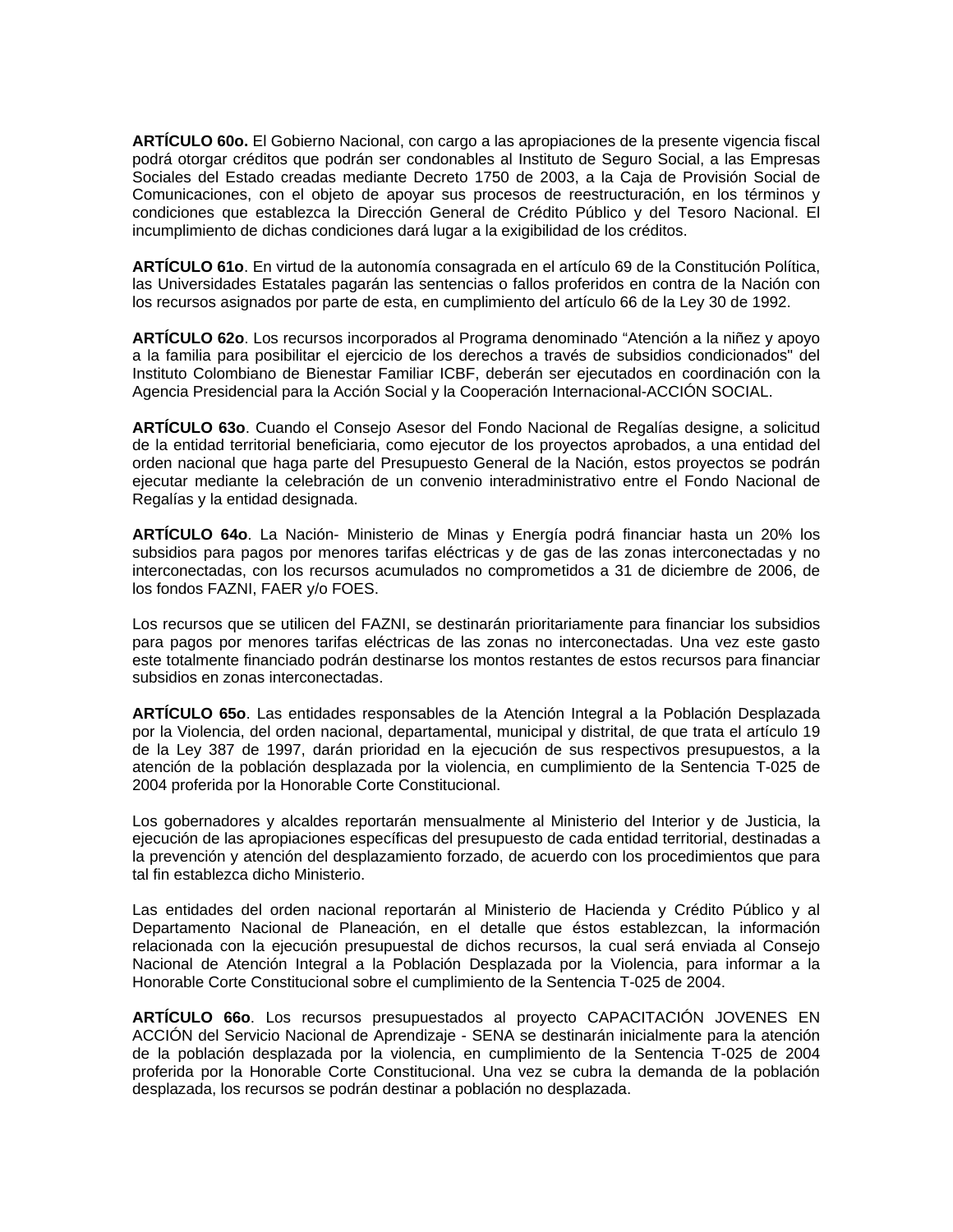**ARTÍCULO 60o.** El Gobierno Nacional, con cargo a las apropiaciones de la presente vigencia fiscal podrá otorgar créditos que podrán ser condonables al Instituto de Seguro Social, a las Empresas Sociales del Estado creadas mediante Decreto 1750 de 2003, a la Caja de Provisión Social de Comunicaciones, con el objeto de apoyar sus procesos de reestructuración, en los términos y condiciones que establezca la Dirección General de Crédito Público y del Tesoro Nacional. El incumplimiento de dichas condiciones dará lugar a la exigibilidad de los créditos.

**ARTÍCULO 61o**. En virtud de la autonomía consagrada en el artículo 69 de la Constitución Política, las Universidades Estatales pagarán las sentencias o fallos proferidos en contra de la Nación con los recursos asignados por parte de esta, en cumplimiento del artículo 66 de la Ley 30 de 1992.

**ARTÍCULO 62o**. Los recursos incorporados al Programa denominado “Atención a la niñez y apoyo a la familia para posibilitar el ejercicio de los derechos a través de subsidios condicionados" del Instituto Colombiano de Bienestar Familiar ICBF, deberán ser ejecutados en coordinación con la Agencia Presidencial para la Acción Social y la Cooperación Internacional-ACCIÓN SOCIAL.

**ARTÍCULO 63o**. Cuando el Consejo Asesor del Fondo Nacional de Regalías designe, a solicitud de la entidad territorial beneficiaria, como ejecutor de los proyectos aprobados, a una entidad del orden nacional que haga parte del Presupuesto General de la Nación, estos proyectos se podrán ejecutar mediante la celebración de un convenio interadministrativo entre el Fondo Nacional de Regalías y la entidad designada.

**ARTÍCULO 64o**. La Nación- Ministerio de Minas y Energía podrá financiar hasta un 20% los subsidios para pagos por menores tarifas eléctricas y de gas de las zonas interconectadas y no interconectadas, con los recursos acumulados no comprometidos a 31 de diciembre de 2006, de los fondos FAZNI, FAER y/o FOES.

Los recursos que se utilicen del FAZNI, se destinarán prioritariamente para financiar los subsidios para pagos por menores tarifas eléctricas de las zonas no interconectadas. Una vez este gasto este totalmente financiado podrán destinarse los montos restantes de estos recursos para financiar subsidios en zonas interconectadas.

**ARTÍCULO 65o**. Las entidades responsables de la Atención Integral a la Población Desplazada por la Violencia, del orden nacional, departamental, municipal y distrital, de que trata el artículo 19 de la Ley 387 de 1997, darán prioridad en la ejecución de sus respectivos presupuestos, a la atención de la población desplazada por la violencia, en cumplimiento de la Sentencia T-025 de 2004 proferida por la Honorable Corte Constitucional.

Los gobernadores y alcaldes reportarán mensualmente al Ministerio del Interior y de Justicia, la ejecución de las apropiaciones específicas del presupuesto de cada entidad territorial, destinadas a la prevención y atención del desplazamiento forzado, de acuerdo con los procedimientos que para tal fin establezca dicho Ministerio.

Las entidades del orden nacional reportarán al Ministerio de Hacienda y Crédito Público y al Departamento Nacional de Planeación, en el detalle que éstos establezcan, la información relacionada con la ejecución presupuestal de dichos recursos, la cual será enviada al Consejo Nacional de Atención Integral a la Población Desplazada por la Violencia, para informar a la Honorable Corte Constitucional sobre el cumplimiento de la Sentencia T-025 de 2004.

**ARTÍCULO 66o**. Los recursos presupuestados al proyecto CAPACITACIÓN JOVENES EN ACCIÓN del Servicio Nacional de Aprendizaje - SENA se destinarán inicialmente para la atención de la población desplazada por la violencia, en cumplimiento de la Sentencia T-025 de 2004 proferida por la Honorable Corte Constitucional. Una vez se cubra la demanda de la población desplazada, los recursos se podrán destinar a población no desplazada.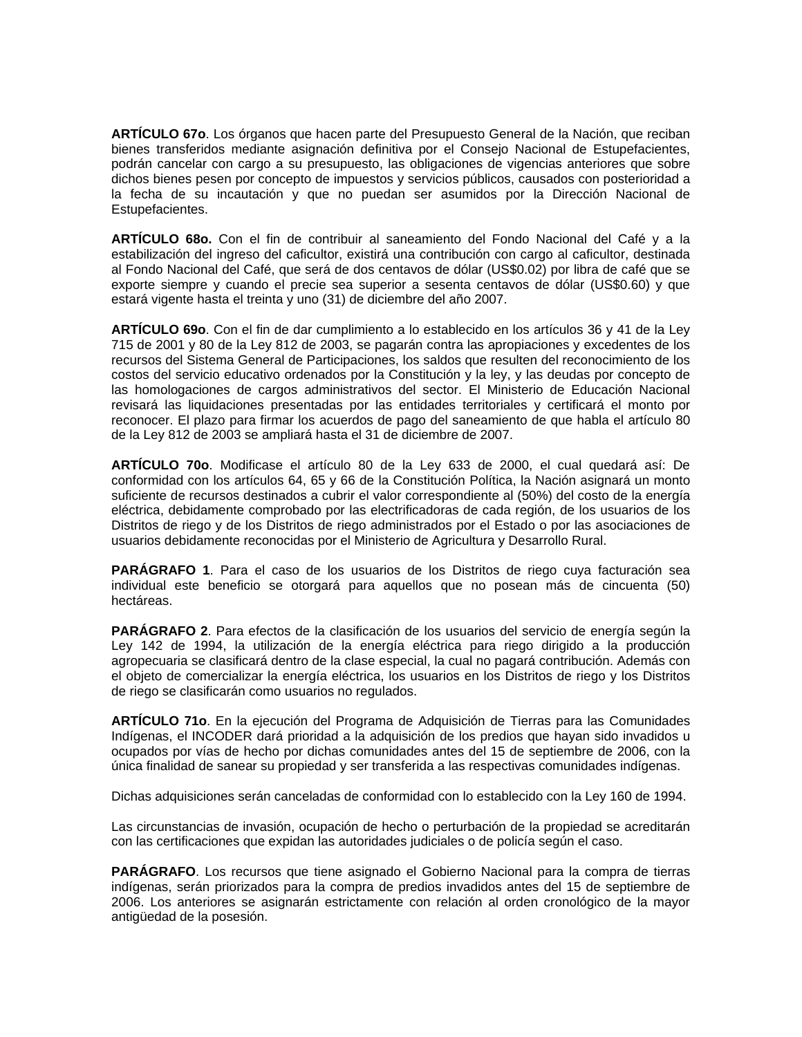**ARTÍCULO 67o**. Los órganos que hacen parte del Presupuesto General de la Nación, que reciban bienes transferidos mediante asignación definitiva por el Consejo Nacional de Estupefacientes, podrán cancelar con cargo a su presupuesto, las obligaciones de vigencias anteriores que sobre dichos bienes pesen por concepto de impuestos y servicios públicos, causados con posterioridad a la fecha de su incautación y que no puedan ser asumidos por la Dirección Nacional de Estupefacientes.

**ARTÍCULO 68o.** Con el fin de contribuir al saneamiento del Fondo Nacional del Café y a la estabilización del ingreso del caficultor, existirá una contribución con cargo al caficultor, destinada al Fondo Nacional del Café, que será de dos centavos de dólar (US$0.02) por libra de café que se exporte siempre y cuando el precie sea superior a sesenta centavos de dólar (US$0.60) y que estará vigente hasta el treinta y uno (31) de diciembre del año 2007.

**ARTÍCULO 69o**. Con el fin de dar cumplimiento a lo establecido en los artículos 36 y 41 de la Ley 715 de 2001 y 80 de la Ley 812 de 2003, se pagarán contra las apropiaciones y excedentes de los recursos del Sistema General de Participaciones, los saldos que resulten del reconocimiento de los costos del servicio educativo ordenados por la Constitución y la ley, y las deudas por concepto de las homologaciones de cargos administrativos del sector. El Ministerio de Educación Nacional revisará las liquidaciones presentadas por las entidades territoriales y certificará el monto por reconocer. El plazo para firmar los acuerdos de pago del saneamiento de que habla el artículo 80 de la Ley 812 de 2003 se ampliará hasta el 31 de diciembre de 2007.

**ARTÍCULO 70o**. Modificase el artículo 80 de la Ley 633 de 2000, el cual quedará así: De conformidad con los artículos 64, 65 y 66 de la Constitución Política, la Nación asignará un monto suficiente de recursos destinados a cubrir el valor correspondiente al (50%) del costo de la energía eléctrica, debidamente comprobado por las electrificadoras de cada región, de los usuarios de los Distritos de riego y de los Distritos de riego administrados por el Estado o por las asociaciones de usuarios debidamente reconocidas por el Ministerio de Agricultura y Desarrollo Rural.

**PARÁGRAFO 1**. Para el caso de los usuarios de los Distritos de riego cuya facturación sea individual este beneficio se otorgará para aquellos que no posean más de cincuenta (50) hectáreas.

**PARÁGRAFO 2**. Para efectos de la clasificación de los usuarios del servicio de energía según la Ley 142 de 1994, la utilización de la energía eléctrica para riego dirigido a la producción agropecuaria se clasificará dentro de la clase especial, la cual no pagará contribución. Además con el objeto de comercializar la energía eléctrica, los usuarios en los Distritos de riego y los Distritos de riego se clasificarán como usuarios no regulados.

**ARTÍCULO 71o**. En la ejecución del Programa de Adquisición de Tierras para las Comunidades Indígenas, el INCODER dará prioridad a la adquisición de los predios que hayan sido invadidos u ocupados por vías de hecho por dichas comunidades antes del 15 de septiembre de 2006, con la única finalidad de sanear su propiedad y ser transferida a las respectivas comunidades indígenas.

Dichas adquisiciones serán canceladas de conformidad con lo establecido con la Ley 160 de 1994.

Las circunstancias de invasión, ocupación de hecho o perturbación de la propiedad se acreditarán con las certificaciones que expidan las autoridades judiciales o de policía según el caso.

**PARÁGRAFO**. Los recursos que tiene asignado el Gobierno Nacional para la compra de tierras indígenas, serán priorizados para la compra de predios invadidos antes del 15 de septiembre de 2006. Los anteriores se asignarán estrictamente con relación al orden cronológico de la mayor antigüedad de la posesión.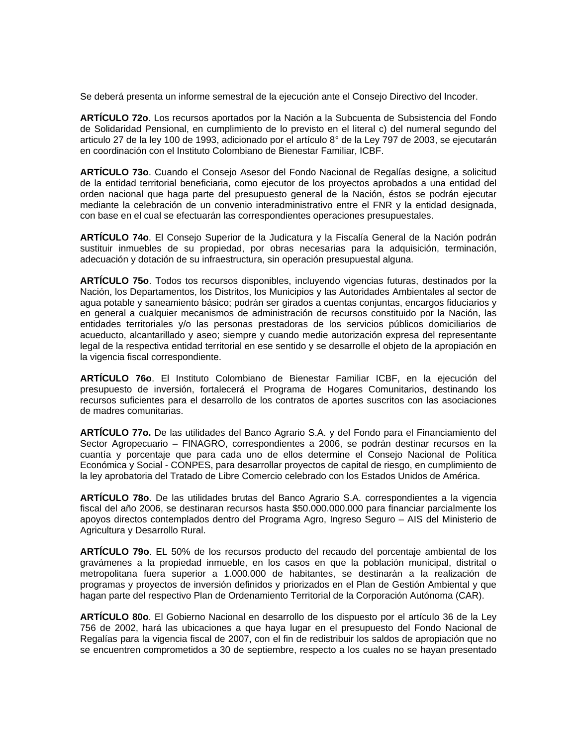Se deberá presenta un informe semestral de la ejecución ante el Consejo Directivo del Incoder.

**ARTÍCULO 72o**. Los recursos aportados por la Nación a la Subcuenta de Subsistencia del Fondo de Solidaridad Pensional, en cumplimiento de lo previsto en el literal c) del numeral segundo del articulo 27 de la ley 100 de 1993, adicionado por el artículo 8° de la Ley 797 de 2003, se ejecutarán en coordinación con el Instituto Colombiano de Bienestar Familiar, ICBF.

**ARTÍCULO 73o**. Cuando el Consejo Asesor del Fondo Nacional de Regalías designe, a solicitud de la entidad territorial beneficiaria, como ejecutor de los proyectos aprobados a una entidad del orden nacional que haga parte del presupuesto general de la Nación, éstos se podrán ejecutar mediante la celebración de un convenio interadministrativo entre el FNR y la entidad designada, con base en el cual se efectuarán las correspondientes operaciones presupuestales.

**ARTÍCULO 74o**. El Consejo Superior de la Judicatura y la Fiscalía General de la Nación podrán sustituir inmuebles de su propiedad, por obras necesarias para la adquisición, terminación, adecuación y dotación de su infraestructura, sin operación presupuestal alguna.

**ARTÍCULO 75o**. Todos tos recursos disponibles, incluyendo vigencias futuras, destinados por la Nación, los Departamentos, los Distritos, los Municipios y las Autoridades Ambientales al sector de agua potable y saneamiento básico; podrán ser girados a cuentas conjuntas, encargos fiduciarios y en general a cualquier mecanismos de administración de recursos constituido por la Nación, las entidades territoriales y/o las personas prestadoras de los servicios públicos domiciliarios de acueducto, alcantarillado y aseo; siempre y cuando medie autorización expresa del representante legal de la respectiva entidad territorial en ese sentido y se desarrolle el objeto de la apropiación en la vigencia fiscal correspondiente.

**ARTÍCULO 76o**. El Instituto Colombiano de Bienestar Familiar ICBF, en la ejecución del presupuesto de inversión, fortalecerá el Programa de Hogares Comunitarios, destinando los recursos suficientes para el desarrollo de los contratos de aportes suscritos con las asociaciones de madres comunitarias.

**ARTÍCULO 77o.** De las utilidades del Banco Agrario S.A. y del Fondo para el Financiamiento del Sector Agropecuario – FINAGRO, correspondientes a 2006, se podrán destinar recursos en la cuantía y porcentaje que para cada uno de ellos determine el Consejo Nacional de Política Económica y Social - CONPES, para desarrollar proyectos de capital de riesgo, en cumplimiento de la ley aprobatoria del Tratado de Libre Comercio celebrado con los Estados Unidos de América.

**ARTÍCULO 78o**. De las utilidades brutas del Banco Agrario S.A. correspondientes a la vigencia fiscal del año 2006, se destinaran recursos hasta $50.000.000.000 para financiar parcialmente los apoyos directos contemplados dentro del Programa Agro, Ingreso Seguro – AIS del Ministerio de Agricultura y Desarrollo Rural.

**ARTÍCULO 79o**. EL 50% de los recursos producto del recaudo del porcentaje ambiental de los gravámenes a la propiedad inmueble, en los casos en que la población municipal, distrital o metropolitana fuera superior a 1.000.000 de habitantes, se destinarán a la realización de programas y proyectos de inversión definidos y priorizados en el Plan de Gestión Ambiental y que hagan parte del respectivo Plan de Ordenamiento Territorial de la Corporación Autónoma (CAR).

**ARTÍCULO 80o**. El Gobierno Nacional en desarrollo de los dispuesto por el artículo 36 de la Ley 756 de 2002, hará las ubicaciones a que haya lugar en el presupuesto del Fondo Nacional de Regalías para la vigencia fiscal de 2007, con el fin de redistribuir los saldos de apropiación que no se encuentren comprometidos a 30 de septiembre, respecto a los cuales no se hayan presentado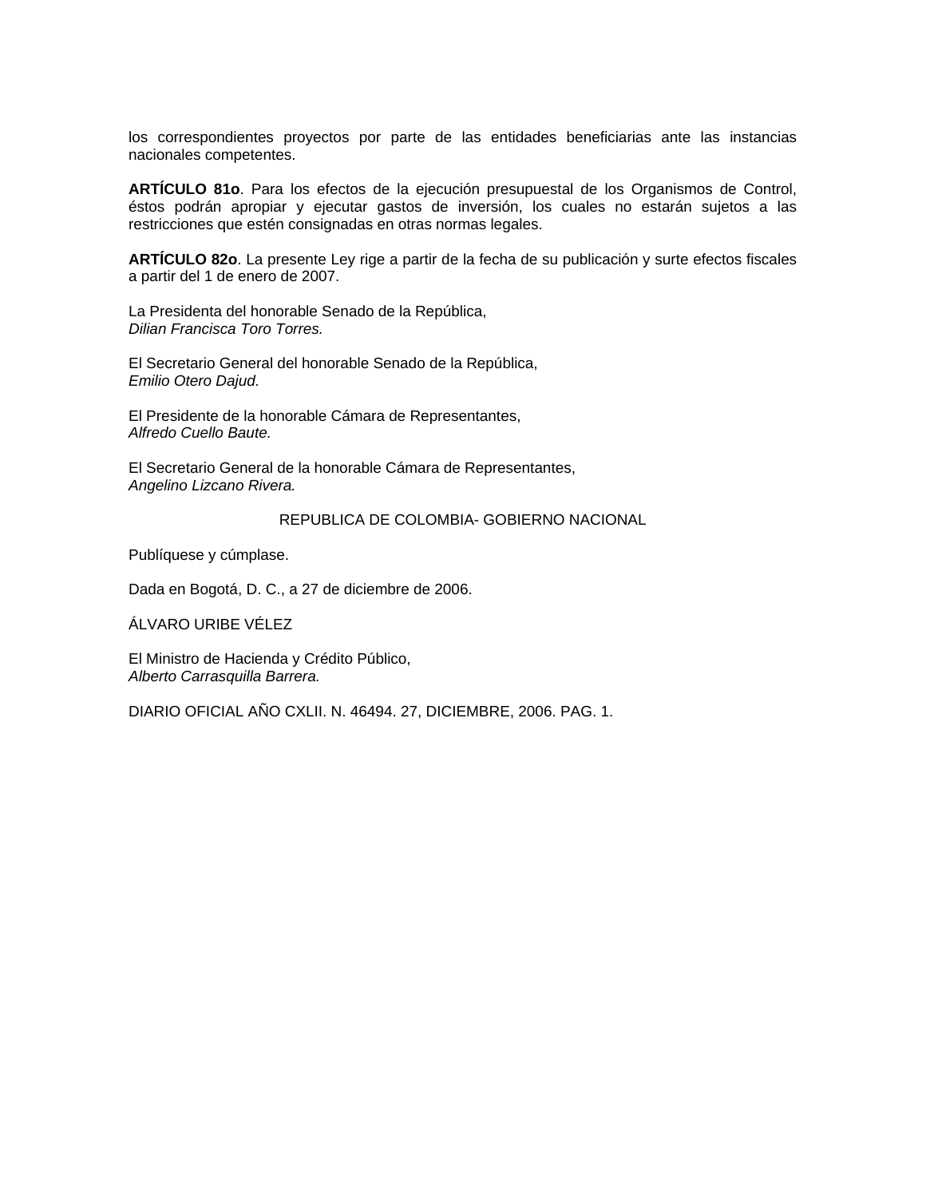los correspondientes proyectos por parte de las entidades beneficiarias ante las instancias nacionales competentes.

**ARTÍCULO 81o**. Para los efectos de la ejecución presupuestal de los Organismos de Control, éstos podrán apropiar y ejecutar gastos de inversión, los cuales no estarán sujetos a las restricciones que estén consignadas en otras normas legales.

**ARTÍCULO 82o**. La presente Ley rige a partir de la fecha de su publicación y surte efectos fiscales a partir del 1 de enero de 2007.

La Presidenta del honorable Senado de la República,
*Dilian Francisca Toro Torres.*

El Secretario General del honorable Senado de la República,
*Emilio Otero Dajud.*

El Presidente de la honorable Cámara de Representantes,
*Alfredo Cuello Baute.*

El Secretario General de la honorable Cámara de Representantes,
*Angelino Lizcano Rivera.*

REPUBLICA DE COLOMBIA- GOBIERNO NACIONAL

Publíquese y cúmplase.

Dada en Bogotá, D. C., a 27 de diciembre de 2006.

ÁLVARO URIBE VÉLEZ

El Ministro de Hacienda y Crédito Público,
*Alberto Carrasquilla Barrera.*

DIARIO OFICIAL AÑO CXLII. N. 46494. 27, DICIEMBRE, 2006. PAG. 1.